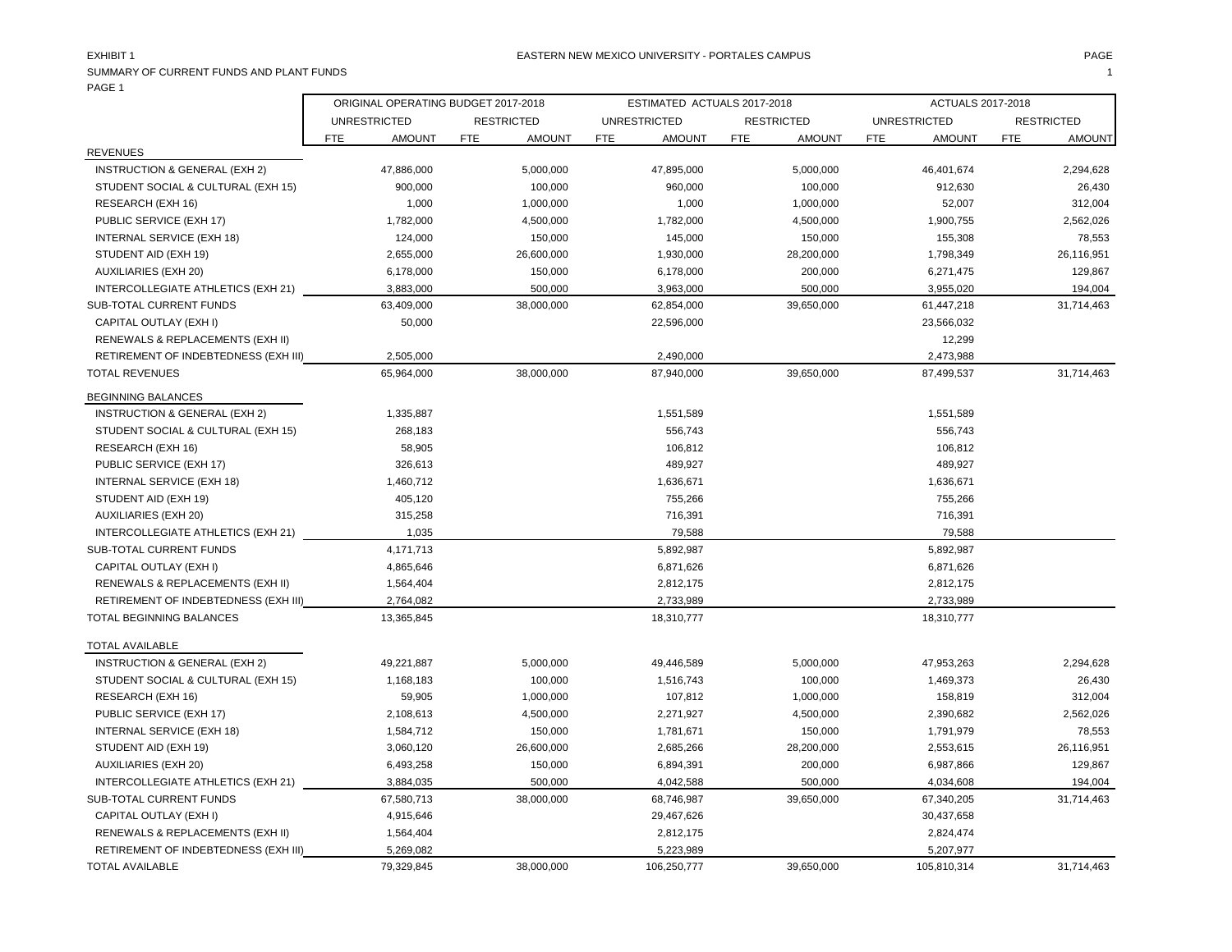EXHIBIT 1

EASTERN NEW MEXICO UNIVERSITY - PORTALES CAMPUS

SUMMARY OF CURRENT FUNDS AND PLANT FUNDS

PAGE 1

| | ORIGINAL OPERATING BUDGET 2017-2018 | | | | ESTIMATED ACTUALS 2017-2018 | | | | ACTUALS 2017-2018 | | | |
|---|---|---|---|---|---|---|---|---|---|---|---|---|
| | UNRESTRICTED | | RESTRICTED | | UNRESTRICTED | | RESTRICTED | | UNRESTRICTED | | RESTRICTED | |
| | FTE | AMOUNT | FTE | AMOUNT | FTE | AMOUNT | FTE | AMOUNT | FTE | AMOUNT | FTE | AMOUNT |
| **REVENUES** | | | | | | | | | | | | |
| INSTRUCTION & GENERAL (EXH 2) | | 47,886,000 | | 5,000,000 | | 47,895,000 | | 5,000,000 | | 46,401,674 | | 2,294,628 |
| STUDENT SOCIAL & CULTURAL (EXH 15) | | 900,000 | | 100,000 | | 960,000 | | 100,000 | | 912,630 | | 26,430 |
| RESEARCH (EXH 16) | | 1,000 | | 1,000,000 | | 1,000 | | 1,000,000 | | 52,007 | | 312,004 |
| PUBLIC SERVICE (EXH 17) | | 1,782,000 | | 4,500,000 | | 1,782,000 | | 4,500,000 | | 1,900,755 | | 2,562,026 |
| INTERNAL SERVICE (EXH 18) | | 124,000 | | 150,000 | | 145,000 | | 150,000 | | 155,308 | | 78,553 |
| STUDENT AID (EXH 19) | | 2,655,000 | | 26,600,000 | | 1,930,000 | | 28,200,000 | | 1,798,349 | | 26,116,951 |
| AUXILIARIES (EXH 20) | | 6,178,000 | | 150,000 | | 6,178,000 | | 200,000 | | 6,271,475 | | 129,867 |
| INTERCOLLEGIATE ATHLETICS (EXH 21) | | 3,883,000 | | 500,000 | | 3,963,000 | | 500,000 | | 3,955,020 | | 194,004 |
| SUB-TOTAL CURRENT FUNDS | | 63,409,000 | | 38,000,000 | | 62,854,000 | | 39,650,000 | | 61,447,218 | | 31,714,463 |
| CAPITAL OUTLAY (EXH I) | | 50,000 | | | | 22,596,000 | | | | 23,566,032 | | |
| RENEWALS & REPLACEMENTS (EXH II) | | | | | | | | | | 12,299 | | |
| RETIREMENT OF INDEBTEDNESS (EXH III) | | 2,505,000 | | | | 2,490,000 | | | | 2,473,988 | | |
| TOTAL REVENUES | | 65,964,000 | | 38,000,000 | | 87,940,000 | | 39,650,000 | | 87,499,537 | | 31,714,463 |
| **BEGINNING BALANCES** | | | | | | | | | | | | |
| INSTRUCTION & GENERAL (EXH 2) | | 1,335,887 | | | | 1,551,589 | | | | 1,551,589 | | |
| STUDENT SOCIAL & CULTURAL (EXH 15) | | 268,183 | | | | 556,743 | | | | 556,743 | | |
| RESEARCH (EXH 16) | | 58,905 | | | | 106,812 | | | | 106,812 | | |
| PUBLIC SERVICE (EXH 17) | | 326,613 | | | | 489,927 | | | | 489,927 | | |
| INTERNAL SERVICE (EXH 18) | | 1,460,712 | | | | 1,636,671 | | | | 1,636,671 | | |
| STUDENT AID (EXH 19) | | 405,120 | | | | 755,266 | | | | 755,266 | | |
| AUXILIARIES (EXH 20) | | 315,258 | | | | 716,391 | | | | 716,391 | | |
| INTERCOLLEGIATE ATHLETICS (EXH 21) | | 1,035 | | | | 79,588 | | | | 79,588 | | |
| SUB-TOTAL CURRENT FUNDS | | 4,171,713 | | | | 5,892,987 | | | | 5,892,987 | | |
| CAPITAL OUTLAY (EXH I) | | 4,865,646 | | | | 6,871,626 | | | | 6,871,626 | | |
| RENEWALS & REPLACEMENTS (EXH II) | | 1,564,404 | | | | 2,812,175 | | | | 2,812,175 | | |
| RETIREMENT OF INDEBTEDNESS (EXH III) | | 2,764,082 | | | | 2,733,989 | | | | 2,733,989 | | |
| TOTAL BEGINNING BALANCES | | 13,365,845 | | | | 18,310,777 | | | | 18,310,777 | | |
| **TOTAL AVAILABLE** | | | | | | | | | | | | |
| INSTRUCTION & GENERAL (EXH 2) | | 49,221,887 | | 5,000,000 | | 49,446,589 | | 5,000,000 | | 47,953,263 | | 2,294,628 |
| STUDENT SOCIAL & CULTURAL (EXH 15) | | 1,168,183 | | 100,000 | | 1,516,743 | | 100,000 | | 1,469,373 | | 26,430 |
| RESEARCH (EXH 16) | | 59,905 | | 1,000,000 | | 107,812 | | 1,000,000 | | 158,819 | | 312,004 |
| PUBLIC SERVICE (EXH 17) | | 2,108,613 | | 4,500,000 | | 2,271,927 | | 4,500,000 | | 2,390,682 | | 2,562,026 |
| INTERNAL SERVICE (EXH 18) | | 1,584,712 | | 150,000 | | 1,781,671 | | 150,000 | | 1,791,979 | | 78,553 |
| STUDENT AID (EXH 19) | | 3,060,120 | | 26,600,000 | | 2,685,266 | | 28,200,000 | | 2,553,615 | | 26,116,951 |
| AUXILIARIES (EXH 20) | | 6,493,258 | | 150,000 | | 6,894,391 | | 200,000 | | 6,987,866 | | 129,867 |
| INTERCOLLEGIATE ATHLETICS (EXH 21) | | 3,884,035 | | 500,000 | | 4,042,588 | | 500,000 | | 4,034,608 | | 194,004 |
| SUB-TOTAL CURRENT FUNDS | | 67,580,713 | | 38,000,000 | | 68,746,987 | | 39,650,000 | | 67,340,205 | | 31,714,463 |
| CAPITAL OUTLAY (EXH I) | | 4,915,646 | | | | 29,467,626 | | | | 30,437,658 | | |
| RENEWALS & REPLACEMENTS (EXH II) | | 1,564,404 | | | | 2,812,175 | | | | 2,824,474 | | |
| RETIREMENT OF INDEBTEDNESS (EXH III) | | 5,269,082 | | | | 5,223,989 | | | | 5,207,977 | | |
| TOTAL AVAILABLE | | 79,329,845 | | 38,000,000 | | 106,250,777 | | 39,650,000 | | 105,810,314 | | 31,714,463 |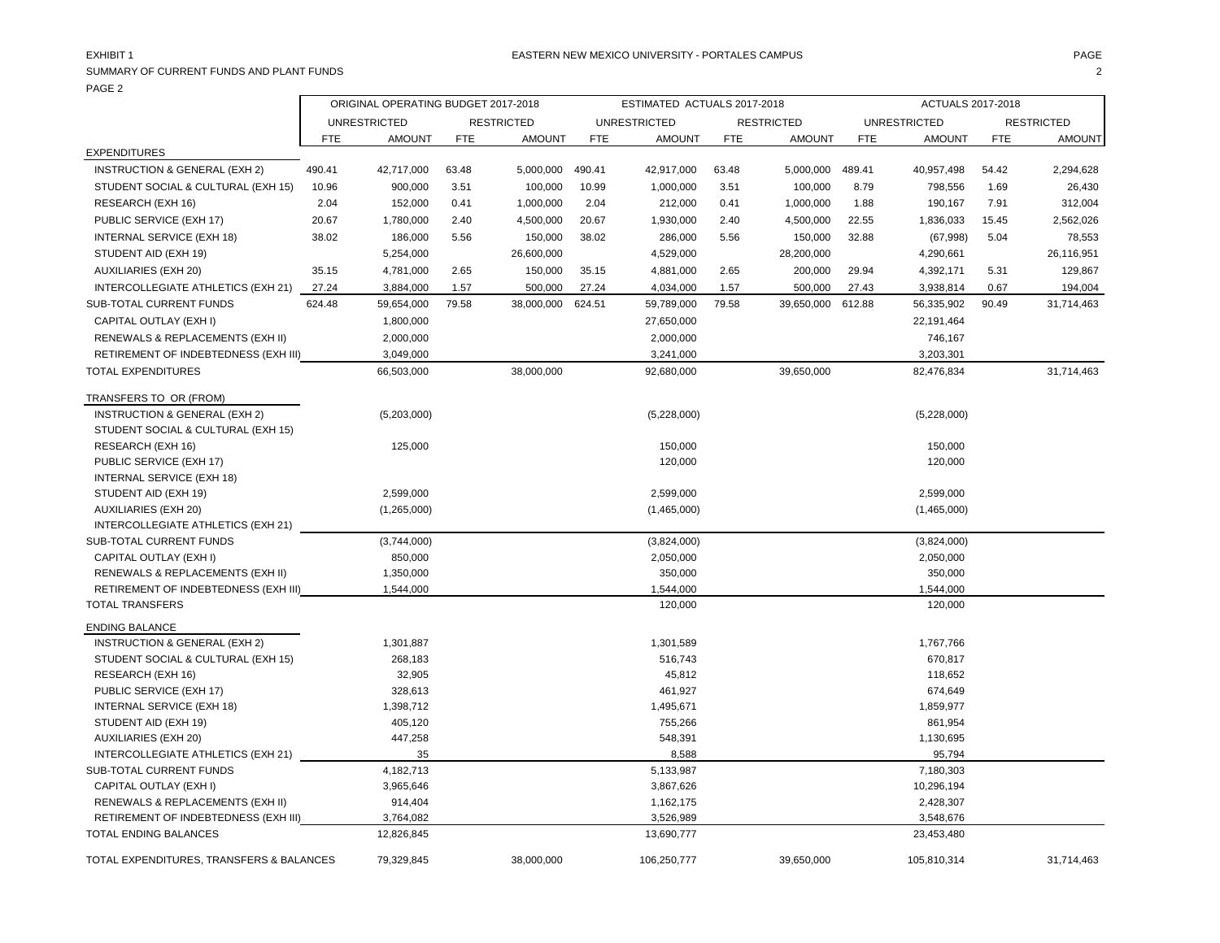EXHIBIT 1

EASTERN NEW MEXICO UNIVERSITY - PORTALES CAMPUS

SUMMARY OF CURRENT FUNDS AND PLANT FUNDS

PAGE 2

| | ORIGINAL OPERATING BUDGET 2017-2018 | | | | ESTIMATED ACTUALS 2017-2018 | | | | ACTUALS 2017-2018 | | | |
|---|---|---|---|---|---|---|---|---|---|---|---|---|
| | UNRESTRICTED | | RESTRICTED | | UNRESTRICTED | | RESTRICTED | | UNRESTRICTED | | RESTRICTED | |
| | FTE | AMOUNT | FTE | AMOUNT | FTE | AMOUNT | FTE | AMOUNT | FTE | AMOUNT | FTE | AMOUNT |
| EXPENDITURES | | | | | | | | | | | | |
| INSTRUCTION & GENERAL (EXH 2) | 490.41 | 42,717,000 | 63.48 | 5,000,000 | 490.41 | 42,917,000 | 63.48 | 5,000,000 | 489.41 | 40,957,498 | 54.42 | 2,294,628 |
| STUDENT SOCIAL & CULTURAL (EXH 15) | 10.96 | 900,000 | 3.51 | 100,000 | 10.99 | 1,000,000 | 3.51 | 100,000 | 8.79 | 798,556 | 1.69 | 26,430 |
| RESEARCH (EXH 16) | 2.04 | 152,000 | 0.41 | 1,000,000 | 2.04 | 212,000 | 0.41 | 1,000,000 | 1.88 | 190,167 | 7.91 | 312,004 |
| PUBLIC SERVICE (EXH 17) | 20.67 | 1,780,000 | 2.40 | 4,500,000 | 20.67 | 1,930,000 | 2.40 | 4,500,000 | 22.55 | 1,836,033 | 15.45 | 2,562,026 |
| INTERNAL SERVICE (EXH 18) | 38.02 | 186,000 | 5.56 | 150,000 | 38.02 | 286,000 | 5.56 | 150,000 | 32.88 | (67,998) | 5.04 | 78,553 |
| STUDENT AID (EXH 19) | | 5,254,000 | | 26,600,000 | | 4,529,000 | | 28,200,000 | | 4,290,661 | | 26,116,951 |
| AUXILIARIES (EXH 20) | 35.15 | 4,781,000 | 2.65 | 150,000 | 35.15 | 4,881,000 | 2.65 | 200,000 | 29.94 | 4,392,171 | 5.31 | 129,867 |
| INTERCOLLEGIATE ATHLETICS (EXH 21) | 27.24 | 3,884,000 | 1.57 | 500,000 | 27.24 | 4,034,000 | 1.57 | 500,000 | 27.43 | 3,938,814 | 0.67 | 194,004 |
| SUB-TOTAL CURRENT FUNDS | 624.48 | 59,654,000 | 79.58 | 38,000,000 | 624.51 | 59,789,000 | 79.58 | 39,650,000 | 612.88 | 56,335,902 | 90.49 | 31,714,463 |
| CAPITAL OUTLAY (EXH I) | | 1,800,000 | | | | 27,650,000 | | | | 22,191,464 | | |
| RENEWALS & REPLACEMENTS (EXH II) | | 2,000,000 | | | | 2,000,000 | | | | 746,167 | | |
| RETIREMENT OF INDEBTEDNESS (EXH III) | | 3,049,000 | | | | 3,241,000 | | | | 3,203,301 | | |
| TOTAL EXPENDITURES | | 66,503,000 | | 38,000,000 | | 92,680,000 | | 39,650,000 | | 82,476,834 | | 31,714,463 |
| TRANSFERS TO OR (FROM) | | | | | | | | | | | | |
| INSTRUCTION & GENERAL (EXH 2) | | (5,203,000) | | | | (5,228,000) | | | | (5,228,000) | | |
| STUDENT SOCIAL & CULTURAL (EXH 15) | | | | | | | | | | | | |
| RESEARCH (EXH 16) | | 125,000 | | | | 150,000 | | | | 150,000 | | |
| PUBLIC SERVICE (EXH 17) | | | | | | 120,000 | | | | 120,000 | | |
| INTERNAL SERVICE (EXH 18) | | | | | | | | | | | | |
| STUDENT AID (EXH 19) | | 2,599,000 | | | | 2,599,000 | | | | 2,599,000 | | |
| AUXILIARIES (EXH 20) | | (1,265,000) | | | | (1,465,000) | | | | (1,465,000) | | |
| INTERCOLLEGIATE ATHLETICS (EXH 21) | | | | | | | | | | | | |
| SUB-TOTAL CURRENT FUNDS | | (3,744,000) | | | | (3,824,000) | | | | (3,824,000) | | |
| CAPITAL OUTLAY (EXH I) | | 850,000 | | | | 2,050,000 | | | | 2,050,000 | | |
| RENEWALS & REPLACEMENTS (EXH II) | | 1,350,000 | | | | 350,000 | | | | 350,000 | | |
| RETIREMENT OF INDEBTEDNESS (EXH III) | | 1,544,000 | | | | 1,544,000 | | | | 1,544,000 | | |
| TOTAL TRANSFERS | | | | | | 120,000 | | | | 120,000 | | |
| ENDING BALANCE | | | | | | | | | | | | |
| INSTRUCTION & GENERAL (EXH 2) | | 1,301,887 | | | | 1,301,589 | | | | 1,767,766 | | |
| STUDENT SOCIAL & CULTURAL (EXH 15) | | 268,183 | | | | 516,743 | | | | 670,817 | | |
| RESEARCH (EXH 16) | | 32,905 | | | | 45,812 | | | | 118,652 | | |
| PUBLIC SERVICE (EXH 17) | | 328,613 | | | | 461,927 | | | | 674,649 | | |
| INTERNAL SERVICE (EXH 18) | | 1,398,712 | | | | 1,495,671 | | | | 1,859,977 | | |
| STUDENT AID (EXH 19) | | 405,120 | | | | 755,266 | | | | 861,954 | | |
| AUXILIARIES (EXH 20) | | 447,258 | | | | 548,391 | | | | 1,130,695 | | |
| INTERCOLLEGIATE ATHLETICS (EXH 21) | | 35 | | | | 8,588 | | | | 95,794 | | |
| SUB-TOTAL CURRENT FUNDS | | 4,182,713 | | | | 5,133,987 | | | | 7,180,303 | | |
| CAPITAL OUTLAY (EXH I) | | 3,965,646 | | | | 3,867,626 | | | | 10,296,194 | | |
| RENEWALS & REPLACEMENTS (EXH II) | | 914,404 | | | | 1,162,175 | | | | 2,428,307 | | |
| RETIREMENT OF INDEBTEDNESS (EXH III) | | 3,764,082 | | | | 3,526,989 | | | | 3,548,676 | | |
| TOTAL ENDING BALANCES | | 12,826,845 | | | | 13,690,777 | | | | 23,453,480 | | |
| TOTAL EXPENDITURES, TRANSFERS & BALANCES | | 79,329,845 | | 38,000,000 | | 106,250,777 | | 39,650,000 | | 105,810,314 | | 31,714,463 |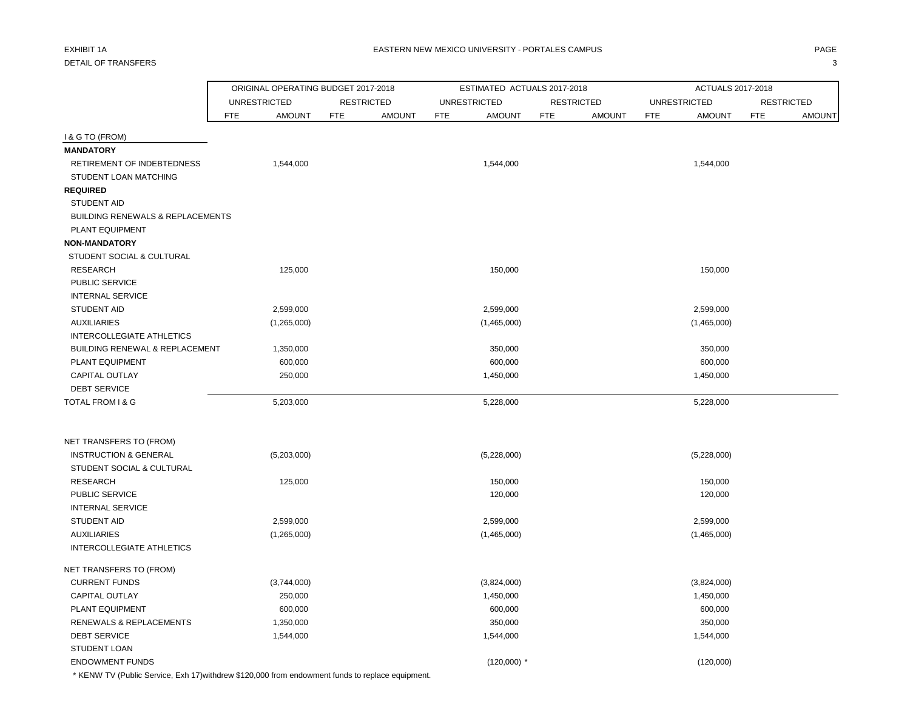EXHIBIT 1A

DETAIL OF TRANSFERS

EASTERN NEW MEXICO UNIVERSITY - PORTALES CAMPUS

| | ORIGINAL OPERATING BUDGET 2017-2018 | | | | ESTIMATED ACTUALS 2017-2018 | | | | ACTUALS 2017-2018 | | | |
|---|---|---|---|---|---|---|---|---|---|---|---|---|
| | UNRESTRICTED | | RESTRICTED | | UNRESTRICTED | | RESTRICTED | | UNRESTRICTED | | RESTRICTED | |
| | FTE | AMOUNT | FTE | AMOUNT | FTE | AMOUNT | FTE | AMOUNT | FTE | AMOUNT | FTE | AMOUNT |
| I & G TO (FROM) | | | | | | | | | | | | |
| **MANDATORY** | | | | | | | | | | | | |
| RETIREMENT OF INDEBTEDNESS | | 1,544,000 | | | | 1,544,000 | | | | 1,544,000 | | |
| STUDENT LOAN MATCHING | | | | | | | | | | | | |
| **REQUIRED** | | | | | | | | | | | | |
| STUDENT AID | | | | | | | | | | | | |
| BUILDING RENEWALS & REPLACEMENTS | | | | | | | | | | | | |
| PLANT EQUIPMENT | | | | | | | | | | | | |
| **NON-MANDATORY** | | | | | | | | | | | | |
| STUDENT SOCIAL & CULTURAL | | | | | | | | | | | | |
| RESEARCH | | 125,000 | | | | 150,000 | | | | 150,000 | | |
| PUBLIC SERVICE | | | | | | | | | | | | |
| INTERNAL SERVICE | | | | | | | | | | | | |
| STUDENT AID | | 2,599,000 | | | | 2,599,000 | | | | 2,599,000 | | |
| AUXILIARIES | | (1,265,000) | | | | (1,465,000) | | | | (1,465,000) | | |
| INTERCOLLEGIATE ATHLETICS | | | | | | | | | | | | |
| BUILDING RENEWAL & REPLACEMENT | | 1,350,000 | | | | 350,000 | | | | 350,000 | | |
| PLANT EQUIPMENT | | 600,000 | | | | 600,000 | | | | 600,000 | | |
| CAPITAL OUTLAY | | 250,000 | | | | 1,450,000 | | | | 1,450,000 | | |
| DEBT SERVICE | | | | | | | | | | | | |
| TOTAL FROM I & G | | 5,203,000 | | | | 5,228,000 | | | | 5,228,000 | | |
| | | | | | | | | | | | | |
| NET TRANSFERS TO (FROM) | | | | | | | | | | | | |
| INSTRUCTION & GENERAL | | (5,203,000) | | | | (5,228,000) | | | | (5,228,000) | | |
| STUDENT SOCIAL & CULTURAL | | | | | | | | | | | | |
| RESEARCH | | 125,000 | | | | 150,000 | | | | 150,000 | | |
| PUBLIC SERVICE | | | | | | 120,000 | | | | 120,000 | | |
| INTERNAL SERVICE | | | | | | | | | | | | |
| STUDENT AID | | 2,599,000 | | | | 2,599,000 | | | | 2,599,000 | | |
| AUXILIARIES | | (1,265,000) | | | | (1,465,000) | | | | (1,465,000) | | |
| INTERCOLLEGIATE ATHLETICS | | | | | | | | | | | | |
| | | | | | | | | | | | | |
| NET TRANSFERS TO (FROM) | | | | | | | | | | | | |
| CURRENT FUNDS | | (3,744,000) | | | | (3,824,000) | | | | (3,824,000) | | |
| CAPITAL OUTLAY | | 250,000 | | | | 1,450,000 | | | | 1,450,000 | | |
| PLANT EQUIPMENT | | 600,000 | | | | 600,000 | | | | 600,000 | | |
| RENEWALS & REPLACEMENTS | | 1,350,000 | | | | 350,000 | | | | 350,000 | | |
| DEBT SERVICE | | 1,544,000 | | | | 1,544,000 | | | | 1,544,000 | | |
| STUDENT LOAN | | | | | | | | | | | | |
| ENDOWMENT FUNDS | | | | | | (120,000) * | | | | (120,000) | | |

* KENW TV (Public Service, Exh 17)withdrew $120,000 from endowment funds to replace equipment.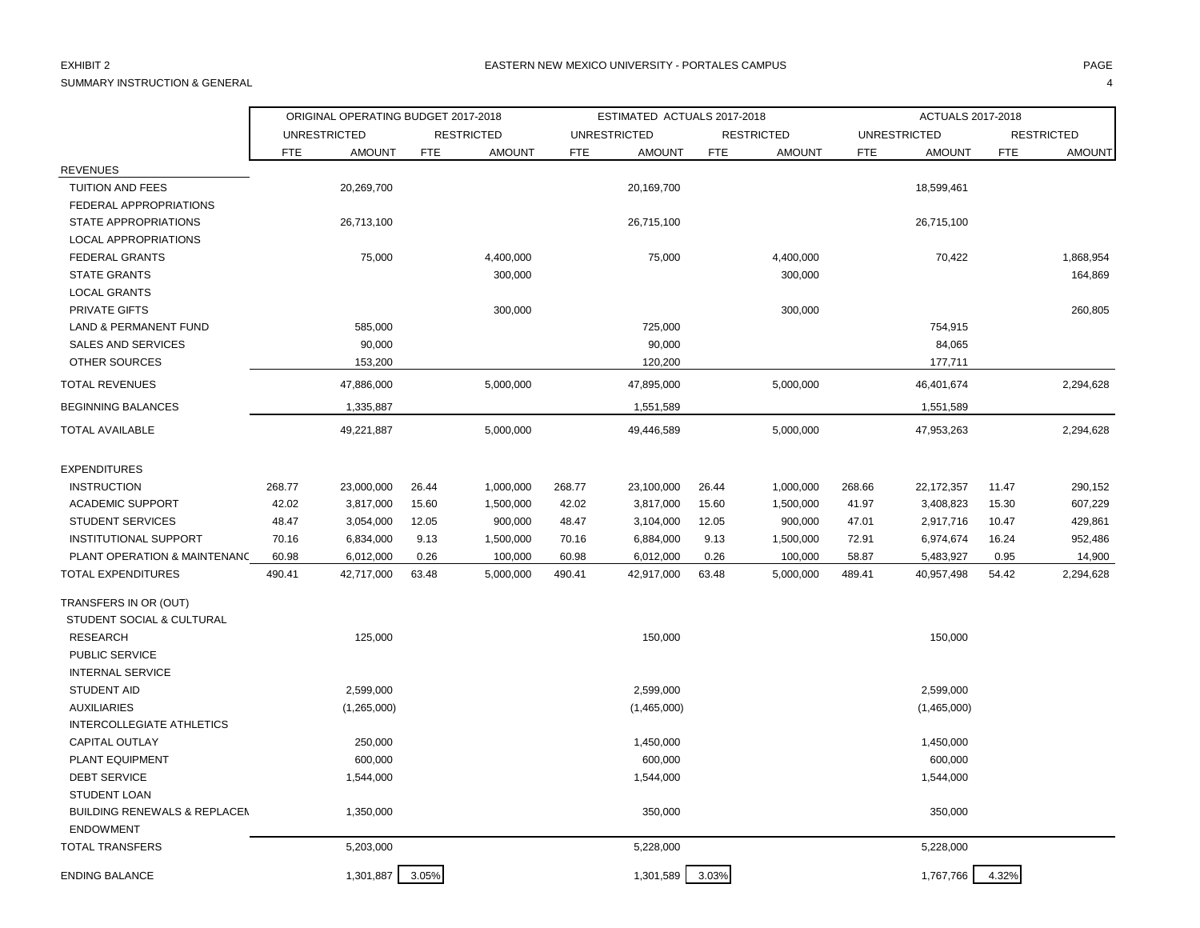EXHIBIT 2

SUMMARY INSTRUCTION & GENERAL

EASTERN NEW MEXICO UNIVERSITY - PORTALES CAMPUS

| | ORIGINAL OPERATING BUDGET 2017-2018 | | | | ESTIMATED ACTUALS 2017-2018 | | | | ACTUALS 2017-2018 | | | |
|---|---|---|---|---|---|---|---|---|---|---|---|---|
| | UNRESTRICTED | | RESTRICTED | | UNRESTRICTED | | RESTRICTED | | UNRESTRICTED | | RESTRICTED | |
| | FTE | AMOUNT | FTE | AMOUNT | FTE | AMOUNT | FTE | AMOUNT | FTE | AMOUNT | FTE | AMOUNT |
| REVENUES | | | | | | | | | | | | |
| TUITION AND FEES | | 20,269,700 | | | | 20,169,700 | | | | 18,599,461 | | |
| FEDERAL APPROPRIATIONS | | | | | | | | | | | | |
| STATE APPROPRIATIONS | | 26,713,100 | | | | 26,715,100 | | | | 26,715,100 | | |
| LOCAL APPROPRIATIONS | | | | | | | | | | | | |
| FEDERAL GRANTS | | 75,000 | | 4,400,000 | | 75,000 | | 4,400,000 | | 70,422 | | 1,868,954 |
| STATE GRANTS | | | | 300,000 | | | | 300,000 | | | | 164,869 |
| LOCAL GRANTS | | | | | | | | | | | | |
| PRIVATE GIFTS | | | | 300,000 | | | | 300,000 | | | | 260,805 |
| LAND & PERMANENT FUND | | 585,000 | | | | 725,000 | | | | 754,915 | | |
| SALES AND SERVICES | | 90,000 | | | | 90,000 | | | | 84,065 | | |
| OTHER SOURCES | | 153,200 | | | | 120,200 | | | | 177,711 | | |
| TOTAL REVENUES | | 47,886,000 | | 5,000,000 | | 47,895,000 | | 5,000,000 | | 46,401,674 | | 2,294,628 |
| BEGINNING BALANCES | | 1,335,887 | | | | 1,551,589 | | | | 1,551,589 | | |
| TOTAL AVAILABLE | | 49,221,887 | | 5,000,000 | | 49,446,589 | | 5,000,000 | | 47,953,263 | | 2,294,628 |
| EXPENDITURES | | | | | | | | | | | | |
| INSTRUCTION | 268.77 | 23,000,000 | 26.44 | 1,000,000 | 268.77 | 23,100,000 | 26.44 | 1,000,000 | 268.66 | 22,172,357 | 11.47 | 290,152 |
| ACADEMIC SUPPORT | 42.02 | 3,817,000 | 15.60 | 1,500,000 | 42.02 | 3,817,000 | 15.60 | 1,500,000 | 41.97 | 3,408,823 | 15.30 | 607,229 |
| STUDENT SERVICES | 48.47 | 3,054,000 | 12.05 | 900,000 | 48.47 | 3,104,000 | 12.05 | 900,000 | 47.01 | 2,917,716 | 10.47 | 429,861 |
| INSTITUTIONAL SUPPORT | 70.16 | 6,834,000 | 9.13 | 1,500,000 | 70.16 | 6,884,000 | 9.13 | 1,500,000 | 72.91 | 6,974,674 | 16.24 | 952,486 |
| PLANT OPERATION & MAINTENANC | 60.98 | 6,012,000 | 0.26 | 100,000 | 60.98 | 6,012,000 | 0.26 | 100,000 | 58.87 | 5,483,927 | 0.95 | 14,900 |
| TOTAL EXPENDITURES | 490.41 | 42,717,000 | 63.48 | 5,000,000 | 490.41 | 42,917,000 | 63.48 | 5,000,000 | 489.41 | 40,957,498 | 54.42 | 2,294,628 |
| TRANSFERS IN OR (OUT) | | | | | | | | | | | | |
| STUDENT SOCIAL & CULTURAL | | | | | | | | | | | | |
| RESEARCH | | 125,000 | | | | 150,000 | | | | 150,000 | | |
| PUBLIC SERVICE | | | | | | | | | | | | |
| INTERNAL SERVICE | | | | | | | | | | | | |
| STUDENT AID | | 2,599,000 | | | | 2,599,000 | | | | 2,599,000 | | |
| AUXILIARIES | | (1,265,000) | | | | (1,465,000) | | | | (1,465,000) | | |
| INTERCOLLEGIATE ATHLETICS | | | | | | | | | | | | |
| CAPITAL OUTLAY | | 250,000 | | | | 1,450,000 | | | | 1,450,000 | | |
| PLANT EQUIPMENT | | 600,000 | | | | 600,000 | | | | 600,000 | | |
| DEBT SERVICE | | 1,544,000 | | | | 1,544,000 | | | | 1,544,000 | | |
| STUDENT LOAN | | | | | | | | | | | | |
| BUILDING RENEWALS & REPLACEN | | 1,350,000 | | | | 350,000 | | | | 350,000 | | |
| ENDOWMENT | | | | | | | | | | | | |
| TOTAL TRANSFERS | | 5,203,000 | | | | 5,228,000 | | | | 5,228,000 | | |
| ENDING BALANCE | | 1,301,887 | 3.05% | | | 1,301,589 | 3.03% | | | 1,767,766 | 4.32% | |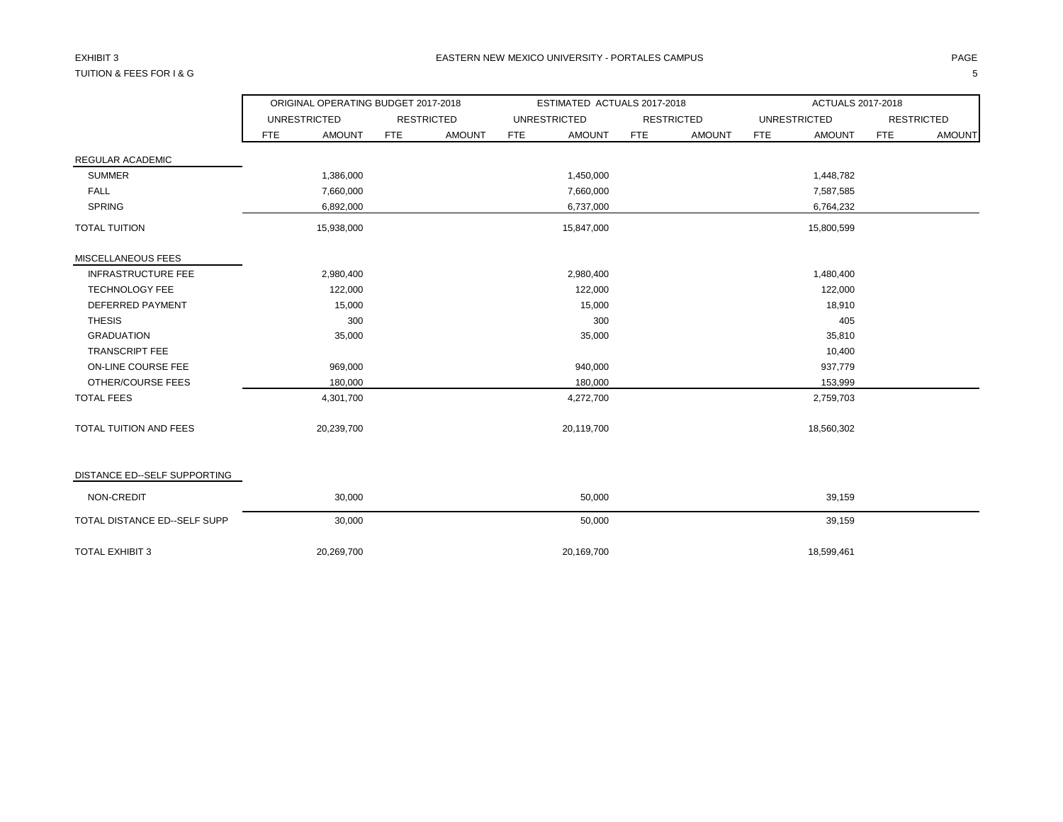EXHIBIT 3

TUITION & FEES FOR I & G

EASTERN NEW MEXICO UNIVERSITY - PORTALES CAMPUS

| | ORIGINAL OPERATING BUDGET 2017-2018 | | | | ESTIMATED ACTUALS 2017-2018 | | | | ACTUALS 2017-2018 | | | |
|---|---|---|---|---|---|---|---|---|---|---|---|---|
| | UNRESTRICTED | | RESTRICTED | | UNRESTRICTED | | RESTRICTED | | UNRESTRICTED | | RESTRICTED | |
| | FTE | AMOUNT | FTE | AMOUNT | FTE | AMOUNT | FTE | AMOUNT | FTE | AMOUNT | FTE | AMOUNT |
| REGULAR ACADEMIC | | | | | | | | | | | | |
| SUMMER | | 1,386,000 | | | | 1,450,000 | | | | 1,448,782 | | |
| FALL | | 7,660,000 | | | | 7,660,000 | | | | 7,587,585 | | |
| SPRING | | 6,892,000 | | | | 6,737,000 | | | | 6,764,232 | | |
| TOTAL TUITION | | 15,938,000 | | | | 15,847,000 | | | | 15,800,599 | | |
| MISCELLANEOUS FEES | | | | | | | | | | | | |
| INFRASTRUCTURE FEE | | 2,980,400 | | | | 2,980,400 | | | | 1,480,400 | | |
| TECHNOLOGY FEE | | 122,000 | | | | 122,000 | | | | 122,000 | | |
| DEFERRED PAYMENT | | 15,000 | | | | 15,000 | | | | 18,910 | | |
| THESIS | | 300 | | | | 300 | | | | 405 | | |
| GRADUATION | | 35,000 | | | | 35,000 | | | | 35,810 | | |
| TRANSCRIPT FEE | | | | | | | | | | 10,400 | | |
| ON-LINE COURSE FEE | | 969,000 | | | | 940,000 | | | | 937,779 | | |
| OTHER/COURSE FEES | | 180,000 | | | | 180,000 | | | | 153,999 | | |
| TOTAL FEES | | 4,301,700 | | | | 4,272,700 | | | | 2,759,703 | | |
| TOTAL TUITION AND FEES | | 20,239,700 | | | | 20,119,700 | | | | 18,560,302 | | |
| DISTANCE ED--SELF SUPPORTING | | | | | | | | | | | | |
| NON-CREDIT | | 30,000 | | | | 50,000 | | | | 39,159 | | |
| TOTAL DISTANCE ED--SELF SUPP | | 30,000 | | | | 50,000 | | | | 39,159 | | |
| TOTAL EXHIBIT 3 | | 20,269,700 | | | | 20,169,700 | | | | 18,599,461 | | |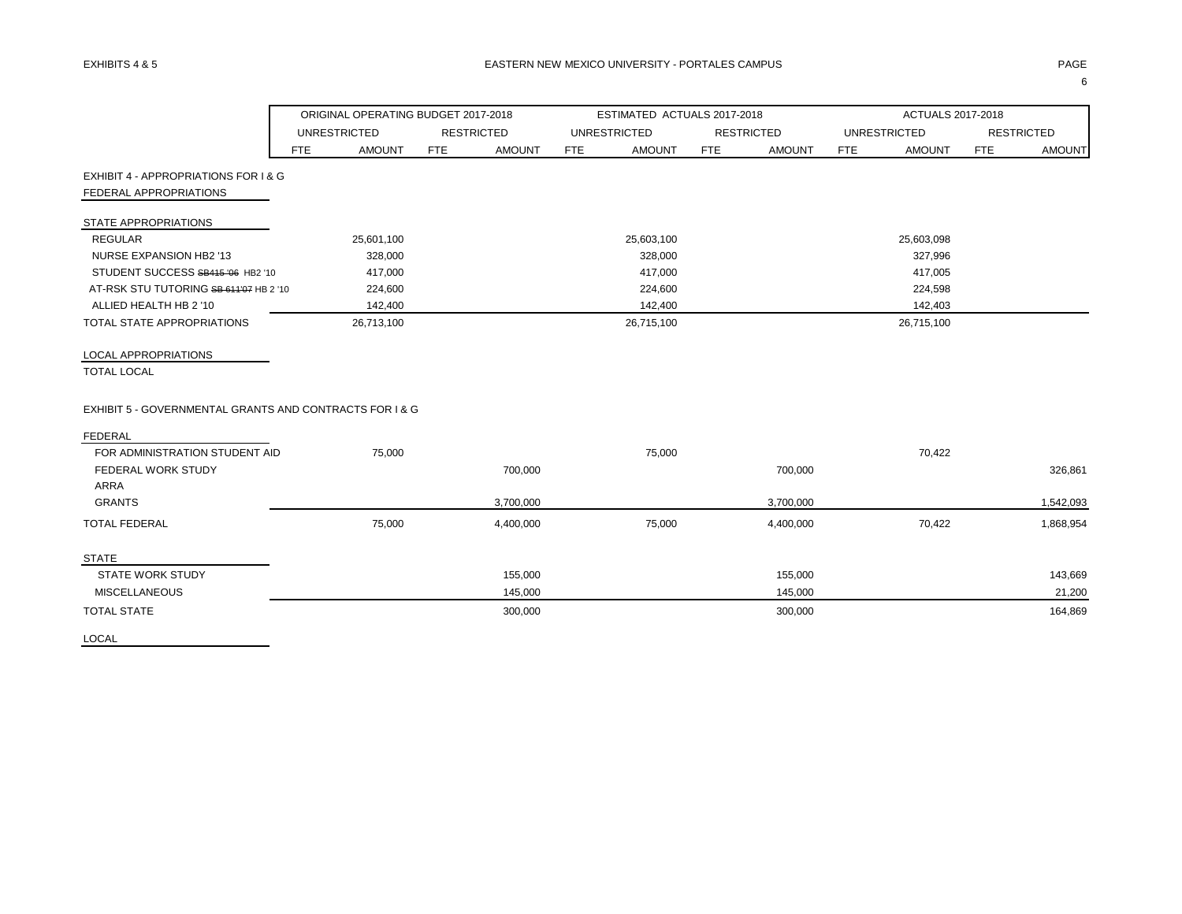EXHIBITS 4 & 5

EASTERN NEW MEXICO UNIVERSITY - PORTALES CAMPUS

| | ORIGINAL OPERATING BUDGET 2017-2018 | | | | ESTIMATED ACTUALS 2017-2018 | | | | ACTUALS 2017-2018 | | | |
|---|---|---|---|---|---|---|---|---|---|---|---|---|
| | UNRESTRICTED | | RESTRICTED | | UNRESTRICTED | | RESTRICTED | | UNRESTRICTED | | RESTRICTED | |
| | FTE | AMOUNT | FTE | AMOUNT | FTE | AMOUNT | FTE | AMOUNT | FTE | AMOUNT | FTE | AMOUNT |
| EXHIBIT 4 - APPROPRIATIONS FOR I & G | | | | | | | | | | | | |
| FEDERAL APPROPRIATIONS | | | | | | | | | | | | |
| STATE APPROPRIATIONS | | | | | | | | | | | | |
| REGULAR | | 25,601,100 | | | | 25,603,100 | | | | 25,603,098 | | |
| NURSE EXPANSION HB2 '13 | | 328,000 | | | | 328,000 | | | | 327,996 | | |
| STUDENT SUCCESS ~~SB415 '06~~ HB2 '10 | | 417,000 | | | | 417,000 | | | | 417,005 | | |
| AT-RSK STU TUTORING ~~SB 611'07~~ HB 2 '10 | | 224,600 | | | | 224,600 | | | | 224,598 | | |
| ALLIED HEALTH HB 2 '10 | | 142,400 | | | | 142,400 | | | | 142,403 | | |
| TOTAL STATE APPROPRIATIONS | | 26,713,100 | | | | 26,715,100 | | | | 26,715,100 | | |
| LOCAL APPROPRIATIONS | | | | | | | | | | | | |
| TOTAL LOCAL | | | | | | | | | | | | |
| EXHIBIT 5 - GOVERNMENTAL GRANTS AND CONTRACTS FOR I & G | | | | | | | | | | | | |
| FEDERAL | | | | | | | | | | | | |
| FOR ADMINISTRATION STUDENT AID | | 75,000 | | | | 75,000 | | | | 70,422 | | |
| FEDERAL WORK STUDY | | | | 700,000 | | | | 700,000 | | | | 326,861 |
| ARRA | | | | | | | | | | | | |
| GRANTS | | | | 3,700,000 | | | | 3,700,000 | | | | 1,542,093 |
| TOTAL FEDERAL | | 75,000 | | 4,400,000 | | 75,000 | | 4,400,000 | | 70,422 | | 1,868,954 |
| STATE | | | | | | | | | | | | |
| STATE WORK STUDY | | | | 155,000 | | | | 155,000 | | | | 143,669 |
| MISCELLANEOUS | | | | 145,000 | | | | 145,000 | | | | 21,200 |
| TOTAL STATE | | | | 300,000 | | | | 300,000 | | | | 164,869 |
| LOCAL | | | | | | | | | | | | |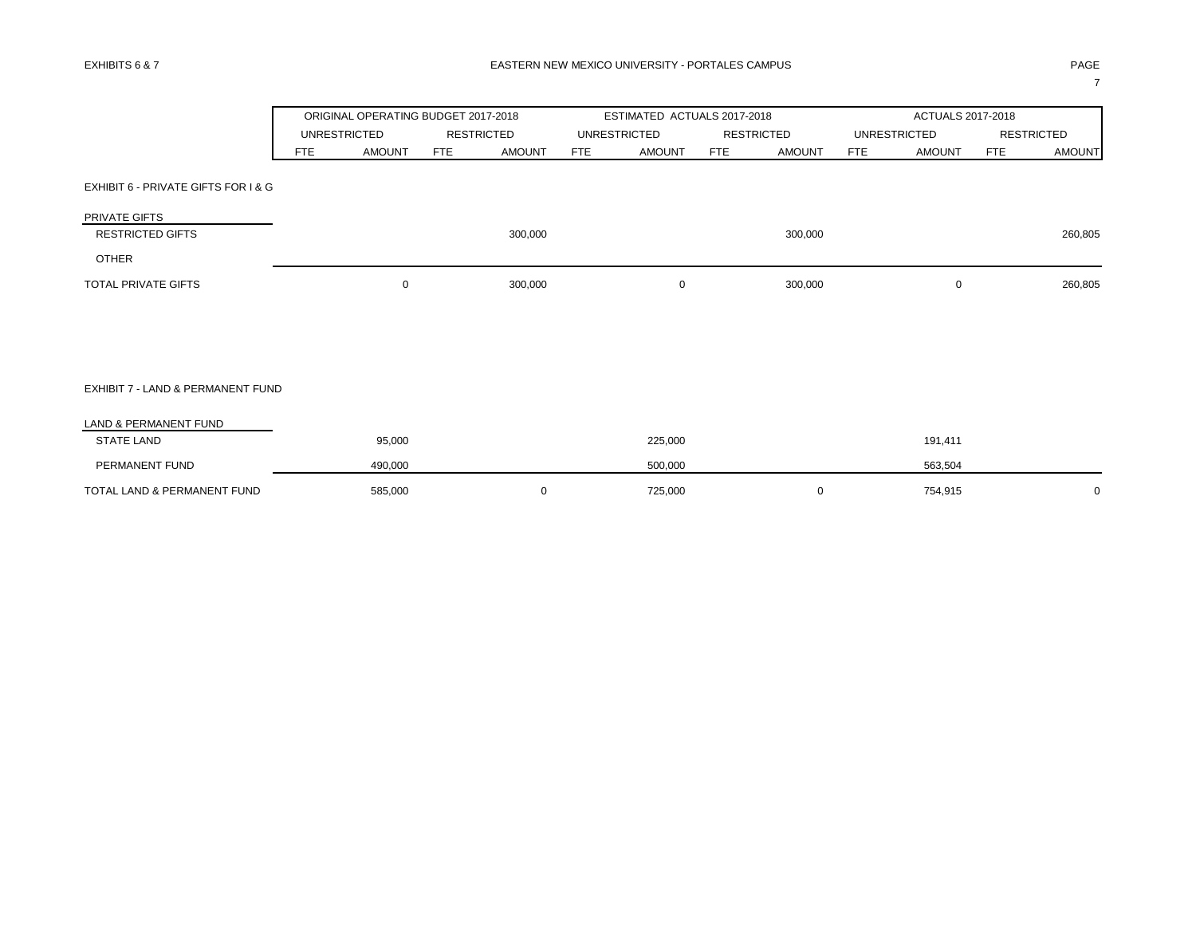EXHIBITS 6 & 7

EASTERN NEW MEXICO UNIVERSITY - PORTALES CAMPUS

| | ORIGINAL OPERATING BUDGET 2017-2018 | | | | ESTIMATED ACTUALS 2017-2018 | | | | ACTUALS 2017-2018 | | | |
|---|---|---|---|---|---|---|---|---|---|---|---|---|
| | UNRESTRICTED | | RESTRICTED | | UNRESTRICTED | | RESTRICTED | | UNRESTRICTED | | RESTRICTED | |
| | FTE | AMOUNT | FTE | AMOUNT | FTE | AMOUNT | FTE | AMOUNT | FTE | AMOUNT | FTE | AMOUNT |
| **EXHIBIT 6 - PRIVATE GIFTS FOR I & G** | | | | | | | | | | | | |
| PRIVATE GIFTS | | | | | | | | | | | | |
| RESTRICTED GIFTS | | | | 300,000 | | | | 300,000 | | | | 260,805 |
| OTHER | | | | | | | | | | | | |
| TOTAL PRIVATE GIFTS | | 0 | | 300,000 | | 0 | | 300,000 | | 0 | | 260,805 |
| **EXHIBIT 7 - LAND & PERMANENT FUND** | | | | | | | | | | | | |
| LAND & PERMANENT FUND | | | | | | | | | | | | |
| STATE LAND | | 95,000 | | | | 225,000 | | | | 191,411 | | |
| PERMANENT FUND | | 490,000 | | | | 500,000 | | | | 563,504 | | |
| TOTAL LAND & PERMANENT FUND | | 585,000 | | 0 | | 725,000 | | 0 | | 754,915 | | 0 |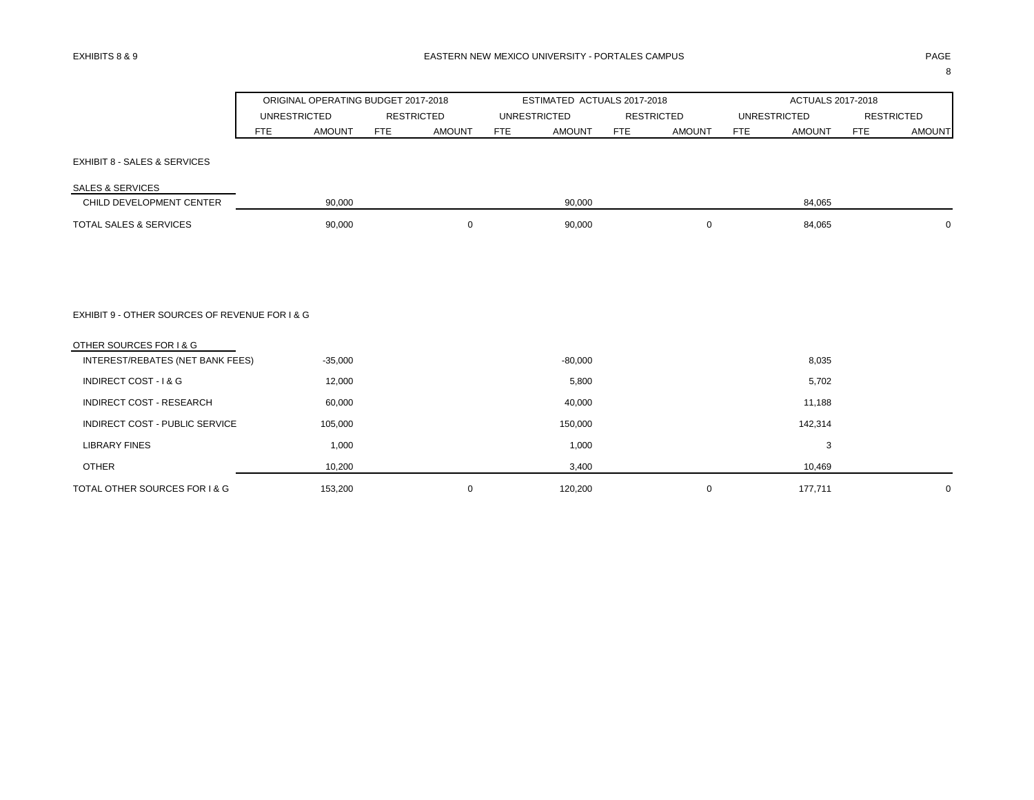EXHIBITS 8 & 9

# EASTERN NEW MEXICO UNIVERSITY - PORTALES CAMPUS

| | ORIGINAL OPERATING BUDGET 2017-2018 | | | | ESTIMATED ACTUALS 2017-2018 | | | | ACTUALS 2017-2018 | | | |
|---|---|---|---|---|---|---|---|---|---|---|---|---|
| | UNRESTRICTED | | RESTRICTED | | UNRESTRICTED | | RESTRICTED | | UNRESTRICTED | | RESTRICTED | |
| | FTE | AMOUNT | FTE | AMOUNT | FTE | AMOUNT | FTE | AMOUNT | FTE | AMOUNT | FTE | AMOUNT |
| **EXHIBIT 8 - SALES & SERVICES** | | | | | | | | | | | | |
| SALES & SERVICES | | | | | | | | | | | | |
| CHILD DEVELOPMENT CENTER | | 90,000 | | | | 90,000 | | | | 84,065 | | |
| TOTAL SALES & SERVICES | | 90,000 | | 0 | | 90,000 | | 0 | | 84,065 | | 0 |
| **EXHIBIT 9 - OTHER SOURCES OF REVENUE FOR I & G** | | | | | | | | | | | | |
| OTHER SOURCES FOR I & G | | | | | | | | | | | | |
| INTEREST/REBATES (NET BANK FEES) | | -35,000 | | | | -80,000 | | | | 8,035 | | |
| INDIRECT COST - I & G | | 12,000 | | | | 5,800 | | | | 5,702 | | |
| INDIRECT COST - RESEARCH | | 60,000 | | | | 40,000 | | | | 11,188 | | |
| INDIRECT COST - PUBLIC SERVICE | | 105,000 | | | | 150,000 | | | | 142,314 | | |
| LIBRARY FINES | | 1,000 | | | | 1,000 | | | | 3 | | |
| OTHER | | 10,200 | | | | 3,400 | | | | 10,469 | | |
| TOTAL OTHER SOURCES FOR I & G | | 153,200 | | 0 | | 120,200 | | 0 | | 177,711 | | 0 |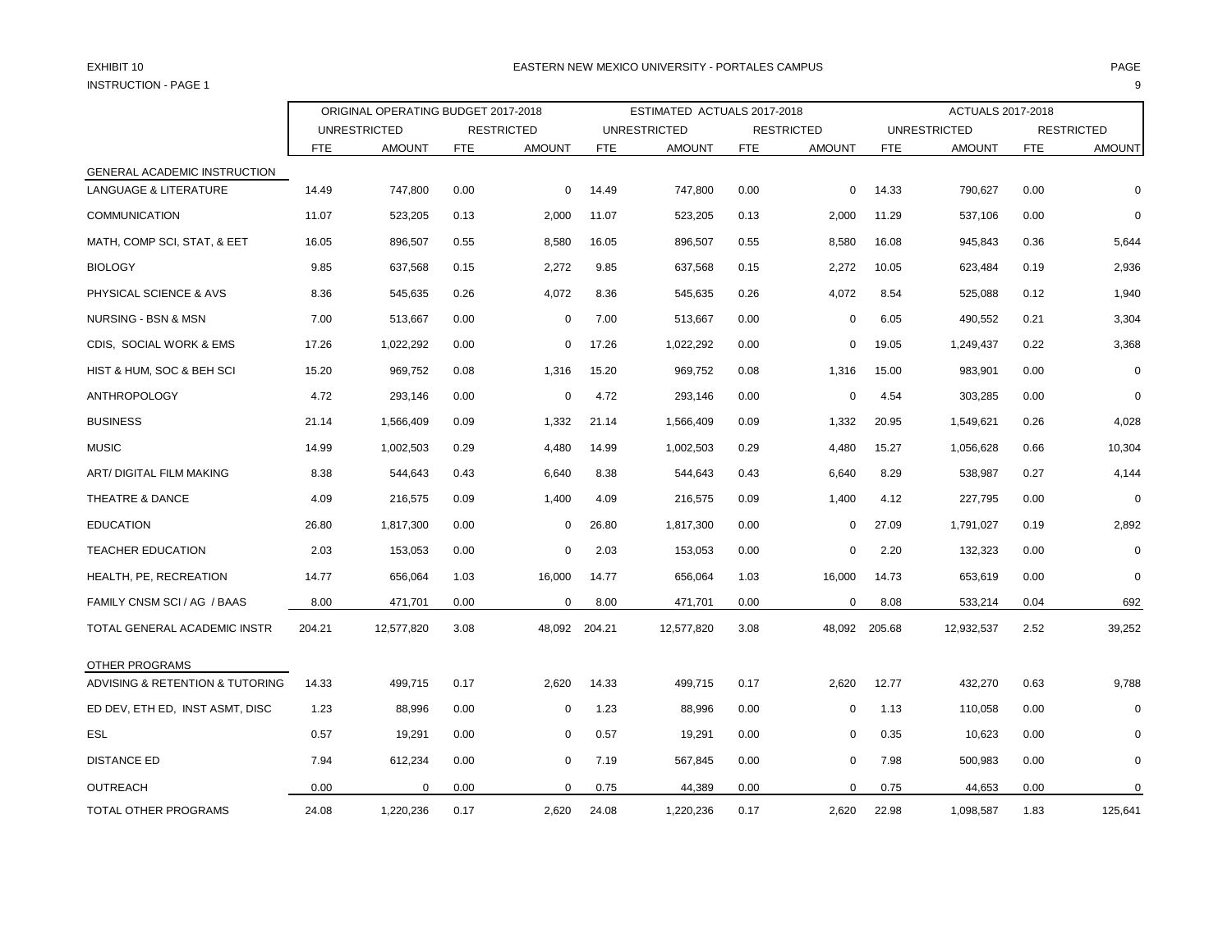EXHIBIT 10

INSTRUCTION - PAGE 1

EASTERN NEW MEXICO UNIVERSITY - PORTALES CAMPUS

| | ORIGINAL OPERATING BUDGET 2017-2018 | | | | ESTIMATED ACTUALS 2017-2018 | | | | ACTUALS 2017-2018 | | | |
|---|---|---|---|---|---|---|---|---|---|---|---|---|
| | UNRESTRICTED | | RESTRICTED | | UNRESTRICTED | | RESTRICTED | | UNRESTRICTED | | RESTRICTED | |
| | FTE | AMOUNT | FTE | AMOUNT | FTE | AMOUNT | FTE | AMOUNT | FTE | AMOUNT | FTE | AMOUNT |
| GENERAL ACADEMIC INSTRUCTION | | | | | | | | | | | | |
| LANGUAGE & LITERATURE | 14.49 | 747,800 | 0.00 | 0 | 14.49 | 747,800 | 0.00 | 0 | 14.33 | 790,627 | 0.00 | 0 |
| COMMUNICATION | 11.07 | 523,205 | 0.13 | 2,000 | 11.07 | 523,205 | 0.13 | 2,000 | 11.29 | 537,106 | 0.00 | 0 |
| MATH, COMP SCI, STAT, & EET | 16.05 | 896,507 | 0.55 | 8,580 | 16.05 | 896,507 | 0.55 | 8,580 | 16.08 | 945,843 | 0.36 | 5,644 |
| BIOLOGY | 9.85 | 637,568 | 0.15 | 2,272 | 9.85 | 637,568 | 0.15 | 2,272 | 10.05 | 623,484 | 0.19 | 2,936 |
| PHYSICAL SCIENCE & AVS | 8.36 | 545,635 | 0.26 | 4,072 | 8.36 | 545,635 | 0.26 | 4,072 | 8.54 | 525,088 | 0.12 | 1,940 |
| NURSING - BSN & MSN | 7.00 | 513,667 | 0.00 | 0 | 7.00 | 513,667 | 0.00 | 0 | 6.05 | 490,552 | 0.21 | 3,304 |
| CDIS, SOCIAL WORK & EMS | 17.26 | 1,022,292 | 0.00 | 0 | 17.26 | 1,022,292 | 0.00 | 0 | 19.05 | 1,249,437 | 0.22 | 3,368 |
| HIST & HUM, SOC & BEH SCI | 15.20 | 969,752 | 0.08 | 1,316 | 15.20 | 969,752 | 0.08 | 1,316 | 15.00 | 983,901 | 0.00 | 0 |
| ANTHROPOLOGY | 4.72 | 293,146 | 0.00 | 0 | 4.72 | 293,146 | 0.00 | 0 | 4.54 | 303,285 | 0.00 | 0 |
| BUSINESS | 21.14 | 1,566,409 | 0.09 | 1,332 | 21.14 | 1,566,409 | 0.09 | 1,332 | 20.95 | 1,549,621 | 0.26 | 4,028 |
| MUSIC | 14.99 | 1,002,503 | 0.29 | 4,480 | 14.99 | 1,002,503 | 0.29 | 4,480 | 15.27 | 1,056,628 | 0.66 | 10,304 |
| ART/ DIGITAL FILM MAKING | 8.38 | 544,643 | 0.43 | 6,640 | 8.38 | 544,643 | 0.43 | 6,640 | 8.29 | 538,987 | 0.27 | 4,144 |
| THEATRE & DANCE | 4.09 | 216,575 | 0.09 | 1,400 | 4.09 | 216,575 | 0.09 | 1,400 | 4.12 | 227,795 | 0.00 | 0 |
| EDUCATION | 26.80 | 1,817,300 | 0.00 | 0 | 26.80 | 1,817,300 | 0.00 | 0 | 27.09 | 1,791,027 | 0.19 | 2,892 |
| TEACHER EDUCATION | 2.03 | 153,053 | 0.00 | 0 | 2.03 | 153,053 | 0.00 | 0 | 2.20 | 132,323 | 0.00 | 0 |
| HEALTH, PE, RECREATION | 14.77 | 656,064 | 1.03 | 16,000 | 14.77 | 656,064 | 1.03 | 16,000 | 14.73 | 653,619 | 0.00 | 0 |
| FAMILY CNSM SCI / AG / BAAS | 8.00 | 471,701 | 0.00 | 0 | 8.00 | 471,701 | 0.00 | 0 | 8.08 | 533,214 | 0.04 | 692 |
| TOTAL GENERAL ACADEMIC INSTR | 204.21 | 12,577,820 | 3.08 | 48,092 | 204.21 | 12,577,820 | 3.08 | 48,092 | 205.68 | 12,932,537 | 2.52 | 39,252 |
| OTHER PROGRAMS | | | | | | | | | | | | |
| ADVISING & RETENTION & TUTORING | 14.33 | 499,715 | 0.17 | 2,620 | 14.33 | 499,715 | 0.17 | 2,620 | 12.77 | 432,270 | 0.63 | 9,788 |
| ED DEV, ETH ED, INST ASMT, DISC | 1.23 | 88,996 | 0.00 | 0 | 1.23 | 88,996 | 0.00 | 0 | 1.13 | 110,058 | 0.00 | 0 |
| ESL | 0.57 | 19,291 | 0.00 | 0 | 0.57 | 19,291 | 0.00 | 0 | 0.35 | 10,623 | 0.00 | 0 |
| DISTANCE ED | 7.94 | 612,234 | 0.00 | 0 | 7.19 | 567,845 | 0.00 | 0 | 7.98 | 500,983 | 0.00 | 0 |
| OUTREACH | 0.00 | 0 | 0.00 | 0 | 0.75 | 44,389 | 0.00 | 0 | 0.75 | 44,653 | 0.00 | 0 |
| TOTAL OTHER PROGRAMS | 24.08 | 1,220,236 | 0.17 | 2,620 | 24.08 | 1,220,236 | 0.17 | 2,620 | 22.98 | 1,098,587 | 1.83 | 125,641 |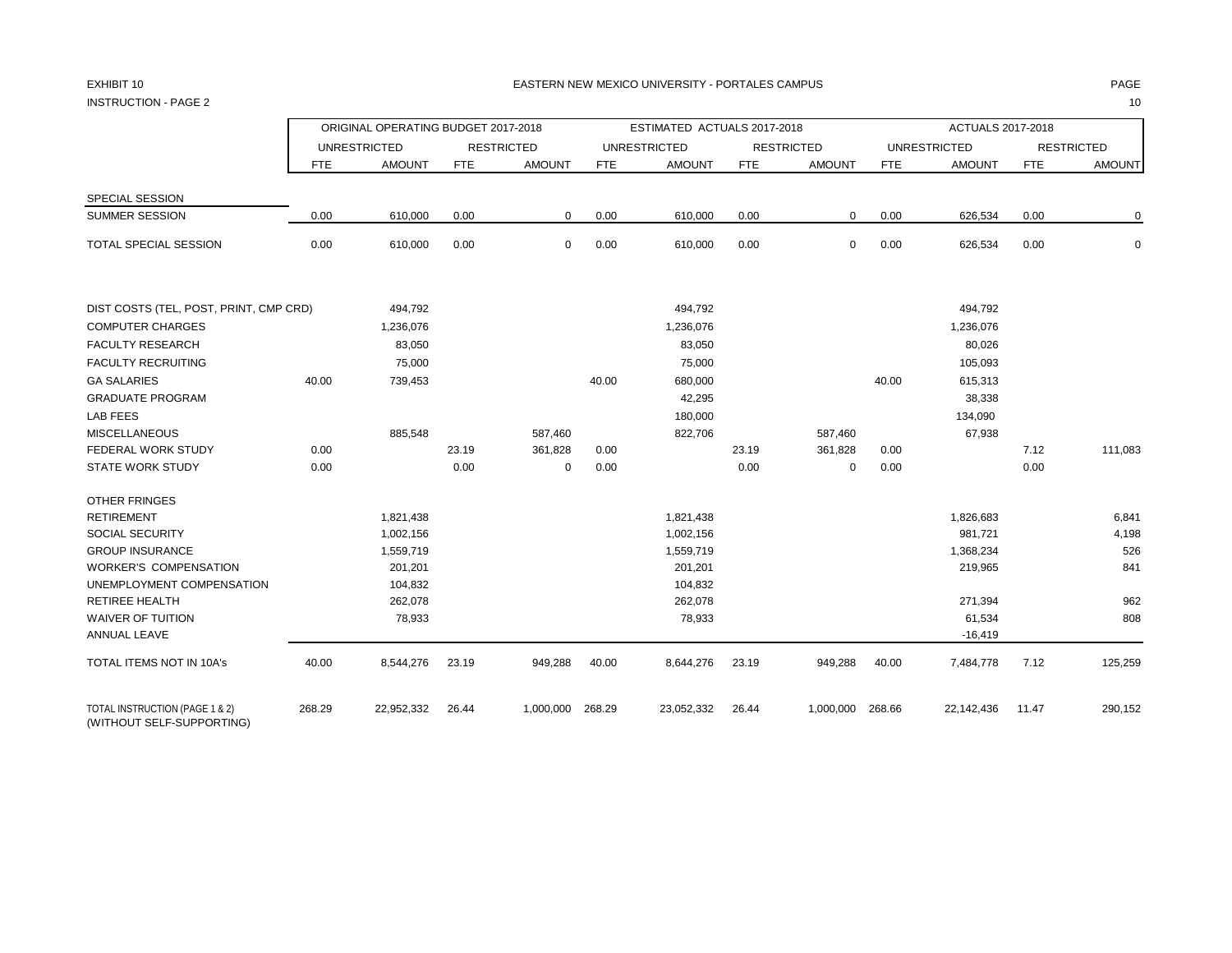EXHIBIT 10

INSTRUCTION - PAGE 2

EASTERN NEW MEXICO UNIVERSITY - PORTALES CAMPUS

| | ORIGINAL OPERATING BUDGET 2017-2018 | | | | ESTIMATED ACTUALS 2017-2018 | | | | ACTUALS 2017-2018 | | | |
|---|---|---|---|---|---|---|---|---|---|---|---|---|
| | UNRESTRICTED | | RESTRICTED | | UNRESTRICTED | | RESTRICTED | | UNRESTRICTED | | RESTRICTED | |
| | FTE | AMOUNT | FTE | AMOUNT | FTE | AMOUNT | FTE | AMOUNT | FTE | AMOUNT | FTE | AMOUNT |
| SPECIAL SESSION | | | | | | | | | | | | |
| SUMMER SESSION | 0.00 | 610,000 | 0.00 | 0 | 0.00 | 610,000 | 0.00 | 0 | 0.00 | 626,534 | 0.00 | 0 |
| TOTAL SPECIAL SESSION | 0.00 | 610,000 | 0.00 | 0 | 0.00 | 610,000 | 0.00 | 0 | 0.00 | 626,534 | 0.00 | 0 |
| DIST COSTS (TEL, POST, PRINT, CMP CRD) | | 494,792 | | | | 494,792 | | | | 494,792 | | |
| COMPUTER CHARGES | | 1,236,076 | | | | 1,236,076 | | | | 1,236,076 | | |
| FACULTY RESEARCH | | 83,050 | | | | 83,050 | | | | 80,026 | | |
| FACULTY RECRUITING | | 75,000 | | | | 75,000 | | | | 105,093 | | |
| GA SALARIES | 40.00 | 739,453 | | | 40.00 | 680,000 | | | 40.00 | 615,313 | | |
| GRADUATE PROGRAM | | | | | | 42,295 | | | | 38,338 | | |
| LAB FEES | | | | | | 180,000 | | | | 134,090 | | |
| MISCELLANEOUS | | 885,548 | | 587,460 | | 822,706 | | 587,460 | | 67,938 | | |
| FEDERAL WORK STUDY | 0.00 | | 23.19 | 361,828 | 0.00 | | 23.19 | 361,828 | 0.00 | | 7.12 | 111,083 |
| STATE WORK STUDY | 0.00 | | 0.00 | 0 | 0.00 | | 0.00 | 0 | 0.00 | | 0.00 | |
| OTHER FRINGES | | | | | | | | | | | | |
| RETIREMENT | | 1,821,438 | | | | 1,821,438 | | | | 1,826,683 | | 6,841 |
| SOCIAL SECURITY | | 1,002,156 | | | | 1,002,156 | | | | 981,721 | | 4,198 |
| GROUP INSURANCE | | 1,559,719 | | | | 1,559,719 | | | | 1,368,234 | | 526 |
| WORKER'S COMPENSATION | | 201,201 | | | | 201,201 | | | | 219,965 | | 841 |
| UNEMPLOYMENT COMPENSATION | | 104,832 | | | | 104,832 | | | | | | |
| RETIREE HEALTH | | 262,078 | | | | 262,078 | | | | 271,394 | | 962 |
| WAIVER OF TUITION | | 78,933 | | | | 78,933 | | | | 61,534 | | 808 |
| ANNUAL LEAVE | | | | | | | | | | -16,419 | | |
| TOTAL ITEMS NOT IN 10A's | 40.00 | 8,544,276 | 23.19 | 949,288 | 40.00 | 8,644,276 | 23.19 | 949,288 | 40.00 | 7,484,778 | 7.12 | 125,259 |
| TOTAL INSTRUCTION (PAGE 1 & 2) (WITHOUT SELF-SUPPORTING) | 268.29 | 22,952,332 | 26.44 | 1,000,000 | 268.29 | 23,052,332 | 26.44 | 1,000,000 | 268.66 | 22,142,436 | 11.47 | 290,152 |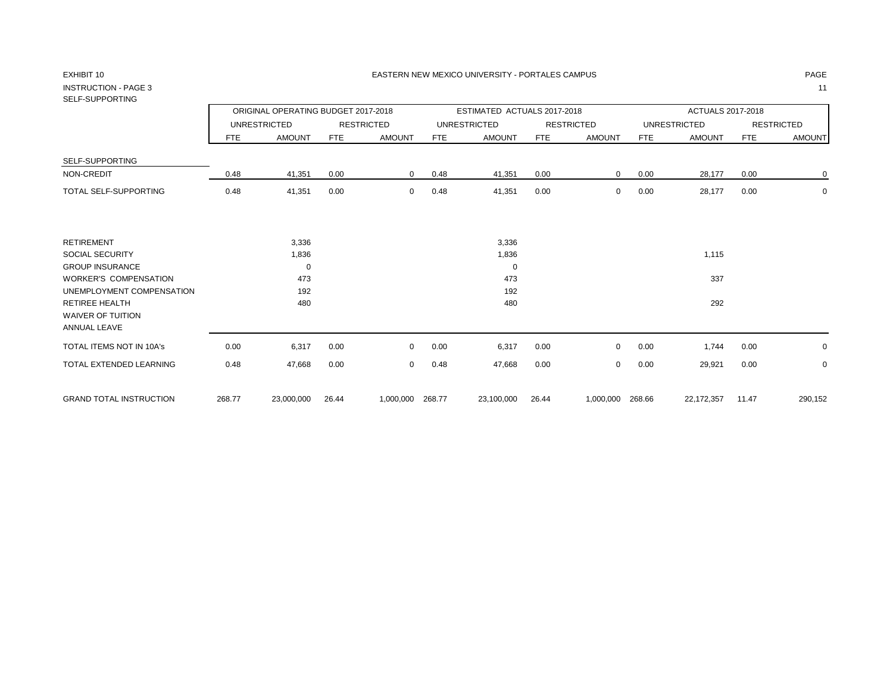EXHIBIT 10

EASTERN NEW MEXICO UNIVERSITY - PORTALES CAMPUS

INSTRUCTION - PAGE 3

SELF-SUPPORTING

| | ORIGINAL OPERATING BUDGET 2017-2018 | | | | ESTIMATED ACTUALS 2017-2018 | | | | ACTUALS 2017-2018 | | | |
|---|---|---|---|---|---|---|---|---|---|---|---|---|
| | UNRESTRICTED | | RESTRICTED | | UNRESTRICTED | | RESTRICTED | | UNRESTRICTED | | RESTRICTED | |
| | FTE | AMOUNT | FTE | AMOUNT | FTE | AMOUNT | FTE | AMOUNT | FTE | AMOUNT | FTE | AMOUNT |
| SELF-SUPPORTING | | | | | | | | | | | | |
| NON-CREDIT | 0.48 | 41,351 | 0.00 | 0 | 0.48 | 41,351 | 0.00 | 0 | 0.00 | 28,177 | 0.00 | 0 |
| TOTAL SELF-SUPPORTING | 0.48 | 41,351 | 0.00 | 0 | 0.48 | 41,351 | 0.00 | 0 | 0.00 | 28,177 | 0.00 | 0 |
| RETIREMENT | | 3,336 | | | | 3,336 | | | | | | |
| SOCIAL SECURITY | | 1,836 | | | | 1,836 | | | | 1,115 | | |
| GROUP INSURANCE | | 0 | | | | 0 | | | | | | |
| WORKER'S COMPENSATION | | 473 | | | | 473 | | | | 337 | | |
| UNEMPLOYMENT COMPENSATION | | 192 | | | | 192 | | | | | | |
| RETIREE HEALTH | | 480 | | | | 480 | | | | 292 | | |
| WAIVER OF TUITION | | | | | | | | | | | | |
| ANNUAL LEAVE | | | | | | | | | | | | |
| TOTAL ITEMS NOT IN 10A's | 0.00 | 6,317 | 0.00 | 0 | 0.00 | 6,317 | 0.00 | 0 | 0.00 | 1,744 | 0.00 | 0 |
| TOTAL EXTENDED LEARNING | 0.48 | 47,668 | 0.00 | 0 | 0.48 | 47,668 | 0.00 | 0 | 0.00 | 29,921 | 0.00 | 0 |
| GRAND TOTAL INSTRUCTION | 268.77 | 23,000,000 | 26.44 | 1,000,000 | 268.77 | 23,100,000 | 26.44 | 1,000,000 | 268.66 | 22,172,357 | 11.47 | 290,152 |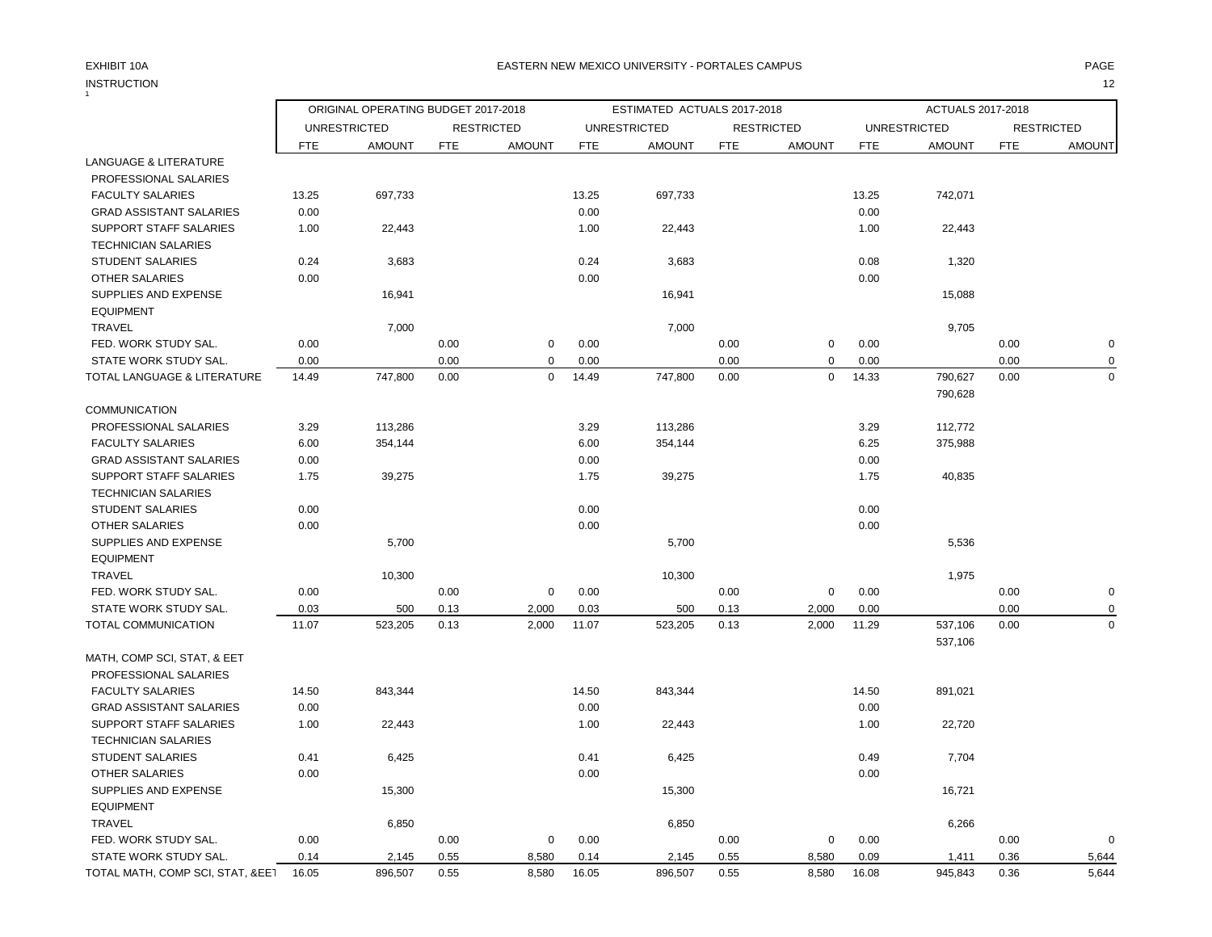EXHIBIT 10A

INSTRUCTION

EASTERN NEW MEXICO UNIVERSITY - PORTALES CAMPUS

| | ORIGINAL OPERATING BUDGET 2017-2018 | | | | ESTIMATED ACTUALS 2017-2018 | | | | ACTUALS 2017-2018 | | | |
|---|---|---|---|---|---|---|---|---|---|---|---|---|
| | UNRESTRICTED | | RESTRICTED | | UNRESTRICTED | | RESTRICTED | | UNRESTRICTED | | RESTRICTED | |
| | FTE | AMOUNT | FTE | AMOUNT | FTE | AMOUNT | FTE | AMOUNT | FTE | AMOUNT | FTE | AMOUNT |
| LANGUAGE & LITERATURE | | | | | | | | | | | | |
| PROFESSIONAL SALARIES | | | | | | | | | | | | |
| FACULTY SALARIES | 13.25 | 697,733 | | | 13.25 | 697,733 | | | 13.25 | 742,071 | | |
| GRAD ASSISTANT SALARIES | 0.00 | | | | 0.00 | | | | 0.00 | | | |
| SUPPORT STAFF SALARIES | 1.00 | 22,443 | | | 1.00 | 22,443 | | | 1.00 | 22,443 | | |
| TECHNICIAN SALARIES | | | | | | | | | | | | |
| STUDENT SALARIES | 0.24 | 3,683 | | | 0.24 | 3,683 | | | 0.08 | 1,320 | | |
| OTHER SALARIES | 0.00 | | | | 0.00 | | | | 0.00 | | | |
| SUPPLIES AND EXPENSE | | 16,941 | | | | 16,941 | | | | 15,088 | | |
| EQUIPMENT | | | | | | | | | | | | |
| TRAVEL | | 7,000 | | | | 7,000 | | | | 9,705 | | |
| FED. WORK STUDY SAL. | 0.00 | | 0.00 | 0 | 0.00 | | 0.00 | 0 | 0.00 | | 0.00 | 0 |
| STATE WORK STUDY SAL. | 0.00 | | 0.00 | 0 | 0.00 | | 0.00 | 0 | 0.00 | | 0.00 | 0 |
| TOTAL LANGUAGE & LITERATURE | 14.49 | 747,800 | 0.00 | 0 | 14.49 | 747,800 | 0.00 | 0 | 14.33 | 790,627 | 0.00 | 0 |
| | | | | | | | | | | 790,628 | | |
| COMMUNICATION | | | | | | | | | | | | |
| PROFESSIONAL SALARIES | 3.29 | 113,286 | | | 3.29 | 113,286 | | | 3.29 | 112,772 | | |
| FACULTY SALARIES | 6.00 | 354,144 | | | 6.00 | 354,144 | | | 6.25 | 375,988 | | |
| GRAD ASSISTANT SALARIES | 0.00 | | | | 0.00 | | | | 0.00 | | | |
| SUPPORT STAFF SALARIES | 1.75 | 39,275 | | | 1.75 | 39,275 | | | 1.75 | 40,835 | | |
| TECHNICIAN SALARIES | | | | | | | | | | | | |
| STUDENT SALARIES | 0.00 | | | | 0.00 | | | | 0.00 | | | |
| OTHER SALARIES | 0.00 | | | | 0.00 | | | | 0.00 | | | |
| SUPPLIES AND EXPENSE | | 5,700 | | | | 5,700 | | | | 5,536 | | |
| EQUIPMENT | | | | | | | | | | | | |
| TRAVEL | | 10,300 | | | | 10,300 | | | | 1,975 | | |
| FED. WORK STUDY SAL. | 0.00 | | 0.00 | 0 | 0.00 | | 0.00 | 0 | 0.00 | | 0.00 | 0 |
| STATE WORK STUDY SAL. | 0.03 | 500 | 0.13 | 2,000 | 0.03 | 500 | 0.13 | 2,000 | 0.00 | | 0.00 | 0 |
| TOTAL COMMUNICATION | 11.07 | 523,205 | 0.13 | 2,000 | 11.07 | 523,205 | 0.13 | 2,000 | 11.29 | 537,106 | 0.00 | 0 |
| | | | | | | | | | | 537,106 | | |
| MATH, COMP SCI, STAT, & EET | | | | | | | | | | | | |
| PROFESSIONAL SALARIES | | | | | | | | | | | | |
| FACULTY SALARIES | 14.50 | 843,344 | | | 14.50 | 843,344 | | | 14.50 | 891,021 | | |
| GRAD ASSISTANT SALARIES | 0.00 | | | | 0.00 | | | | 0.00 | | | |
| SUPPORT STAFF SALARIES | 1.00 | 22,443 | | | 1.00 | 22,443 | | | 1.00 | 22,720 | | |
| TECHNICIAN SALARIES | | | | | | | | | | | | |
| STUDENT SALARIES | 0.41 | 6,425 | | | 0.41 | 6,425 | | | 0.49 | 7,704 | | |
| OTHER SALARIES | 0.00 | | | | 0.00 | | | | 0.00 | | | |
| SUPPLIES AND EXPENSE | | 15,300 | | | | 15,300 | | | | 16,721 | | |
| EQUIPMENT | | | | | | | | | | | | |
| TRAVEL | | 6,850 | | | | 6,850 | | | | 6,266 | | |
| FED. WORK STUDY SAL. | 0.00 | | 0.00 | 0 | 0.00 | | 0.00 | 0 | 0.00 | | 0.00 | 0 |
| STATE WORK STUDY SAL. | 0.14 | 2,145 | 0.55 | 8,580 | 0.14 | 2,145 | 0.55 | 8,580 | 0.09 | 1,411 | 0.36 | 5,644 |
| TOTAL MATH, COMP SCI, STAT, &EET | 16.05 | 896,507 | 0.55 | 8,580 | 16.05 | 896,507 | 0.55 | 8,580 | 16.08 | 945,843 | 0.36 | 5,644 |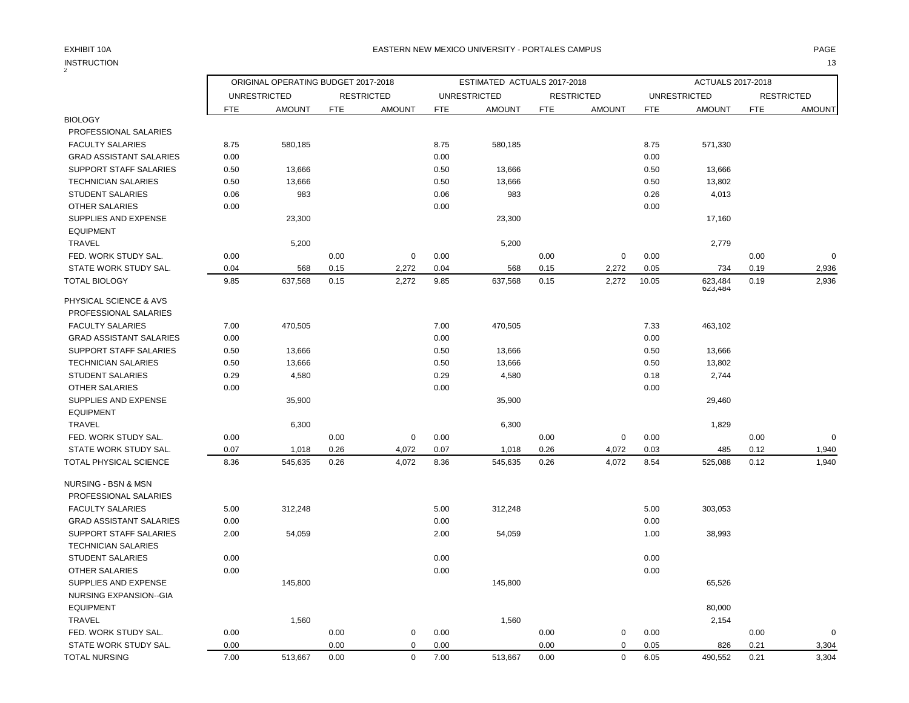EXHIBIT 10A

INSTRUCTION

EASTERN NEW MEXICO UNIVERSITY - PORTALES CAMPUS

| | ORIGINAL OPERATING BUDGET 2017-2018 | | | | ESTIMATED ACTUALS 2017-2018 | | | | ACTUALS 2017-2018 | | | |
|---|---|---|---|---|---|---|---|---|---|---|---|---|
| | UNRESTRICTED | | RESTRICTED | | UNRESTRICTED | | RESTRICTED | | UNRESTRICTED | | RESTRICTED | |
| | FTE | AMOUNT | FTE | AMOUNT | FTE | AMOUNT | FTE | AMOUNT | FTE | AMOUNT | FTE | AMOUNT |
| BIOLOGY | | | | | | | | | | | | |
| PROFESSIONAL SALARIES | | | | | | | | | | | | |
| FACULTY SALARIES | 8.75 | 580,185 | | | 8.75 | 580,185 | | | 8.75 | 571,330 | | |
| GRAD ASSISTANT SALARIES | 0.00 | | | | 0.00 | | | | 0.00 | | | |
| SUPPORT STAFF SALARIES | 0.50 | 13,666 | | | 0.50 | 13,666 | | | 0.50 | 13,666 | | |
| TECHNICIAN SALARIES | 0.50 | 13,666 | | | 0.50 | 13,666 | | | 0.50 | 13,802 | | |
| STUDENT SALARIES | 0.06 | 983 | | | 0.06 | 983 | | | 0.26 | 4,013 | | |
| OTHER SALARIES | 0.00 | | | | 0.00 | | | | 0.00 | | | |
| SUPPLIES AND EXPENSE | | 23,300 | | | | 23,300 | | | | 17,160 | | |
| EQUIPMENT | | | | | | | | | | | | |
| TRAVEL | | 5,200 | | | | 5,200 | | | | 2,779 | | |
| FED. WORK STUDY SAL. | 0.00 | | 0.00 | 0 | 0.00 | | 0.00 | 0 | 0.00 | | 0.00 | 0 |
| STATE WORK STUDY SAL. | 0.04 | 568 | 0.15 | 2,272 | 0.04 | 568 | 0.15 | 2,272 | 0.05 | 734 | 0.19 | 2,936 |
| TOTAL BIOLOGY | 9.85 | 637,568 | 0.15 | 2,272 | 9.85 | 637,568 | 0.15 | 2,272 | 10.05 | 623,484 | 0.19 | 2,936 |
| PHYSICAL SCIENCE & AVS | | | | | | | | | | | | |
| PROFESSIONAL SALARIES | | | | | | | | | | | | |
| FACULTY SALARIES | 7.00 | 470,505 | | | 7.00 | 470,505 | | | 7.33 | 463,102 | | |
| GRAD ASSISTANT SALARIES | 0.00 | | | | 0.00 | | | | 0.00 | | | |
| SUPPORT STAFF SALARIES | 0.50 | 13,666 | | | 0.50 | 13,666 | | | 0.50 | 13,666 | | |
| TECHNICIAN SALARIES | 0.50 | 13,666 | | | 0.50 | 13,666 | | | 0.50 | 13,802 | | |
| STUDENT SALARIES | 0.29 | 4,580 | | | 0.29 | 4,580 | | | 0.18 | 2,744 | | |
| OTHER SALARIES | 0.00 | | | | 0.00 | | | | 0.00 | | | |
| SUPPLIES AND EXPENSE | | 35,900 | | | | 35,900 | | | | 29,460 | | |
| EQUIPMENT | | | | | | | | | | | | |
| TRAVEL | | 6,300 | | | | 6,300 | | | | 1,829 | | |
| FED. WORK STUDY SAL. | 0.00 | | 0.00 | 0 | 0.00 | | 0.00 | 0 | 0.00 | | 0.00 | 0 |
| STATE WORK STUDY SAL. | 0.07 | 1,018 | 0.26 | 4,072 | 0.07 | 1,018 | 0.26 | 4,072 | 0.03 | 485 | 0.12 | 1,940 |
| TOTAL PHYSICAL SCIENCE | 8.36 | 545,635 | 0.26 | 4,072 | 8.36 | 545,635 | 0.26 | 4,072 | 8.54 | 525,088 | 0.12 | 1,940 |
| NURSING - BSN & MSN | | | | | | | | | | | | |
| PROFESSIONAL SALARIES | | | | | | | | | | | | |
| FACULTY SALARIES | 5.00 | 312,248 | | | 5.00 | 312,248 | | | 5.00 | 303,053 | | |
| GRAD ASSISTANT SALARIES | 0.00 | | | | 0.00 | | | | 0.00 | | | |
| SUPPORT STAFF SALARIES | 2.00 | 54,059 | | | 2.00 | 54,059 | | | 1.00 | 38,993 | | |
| TECHNICIAN SALARIES | | | | | | | | | | | | |
| STUDENT SALARIES | 0.00 | | | | 0.00 | | | | 0.00 | | | |
| OTHER SALARIES | 0.00 | | | | 0.00 | | | | 0.00 | | | |
| SUPPLIES AND EXPENSE | | 145,800 | | | | 145,800 | | | | 65,526 | | |
| NURSING EXPANSION--GIA | | | | | | | | | | | | |
| EQUIPMENT | | | | | | | | | | 80,000 | | |
| TRAVEL | | 1,560 | | | | 1,560 | | | | 2,154 | | |
| FED. WORK STUDY SAL. | 0.00 | | 0.00 | 0 | 0.00 | | 0.00 | 0 | 0.00 | | 0.00 | 0 |
| STATE WORK STUDY SAL. | 0.00 | | 0.00 | 0 | 0.00 | | 0.00 | 0 | 0.05 | 826 | 0.21 | 3,304 |
| TOTAL NURSING | 7.00 | 513,667 | 0.00 | 0 | 7.00 | 513,667 | 0.00 | 0 | 6.05 | 490,552 | 0.21 | 3,304 |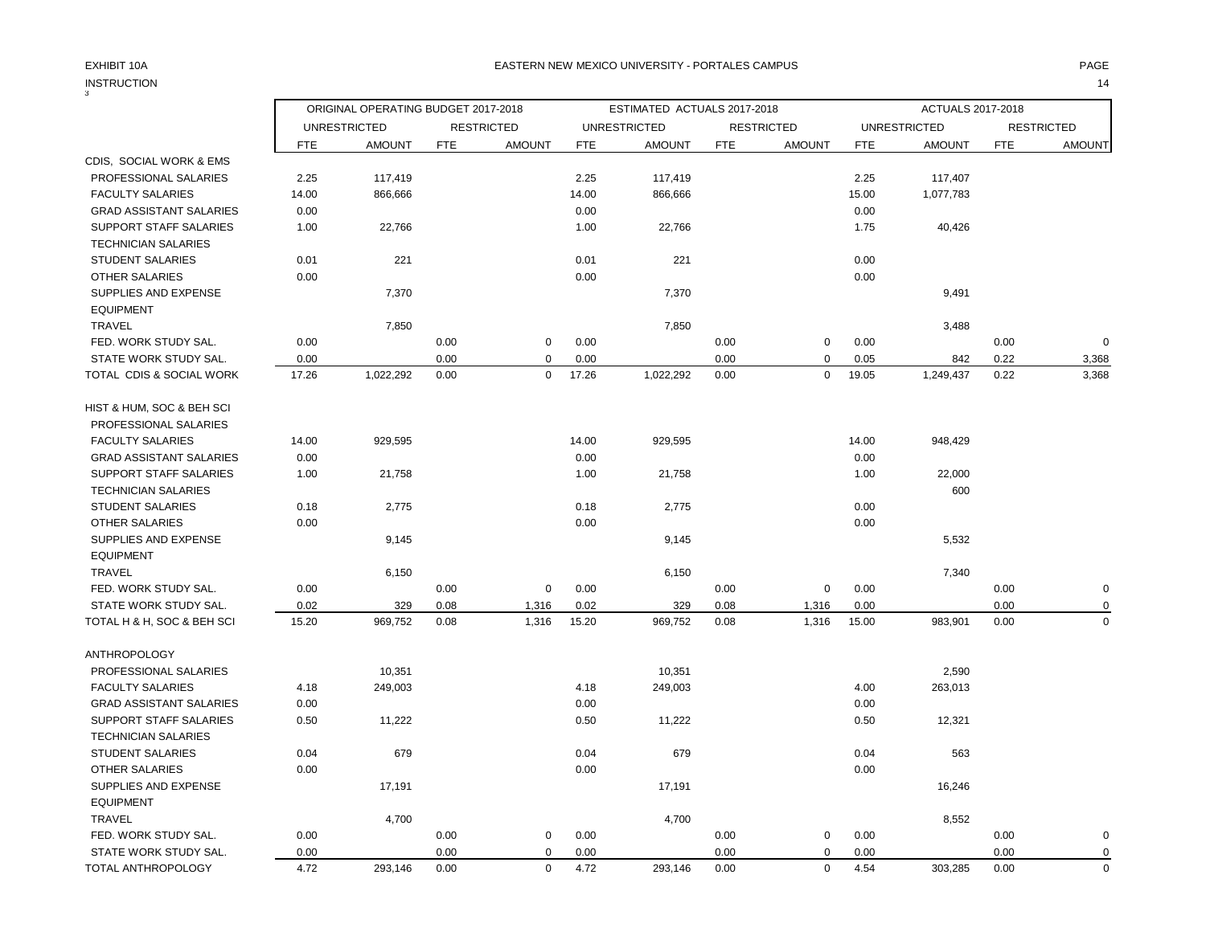EXHIBIT 10A

INSTRUCTION

# EASTERN NEW MEXICO UNIVERSITY - PORTALES CAMPUS

| | ORIGINAL OPERATING BUDGET 2017-2018 | | | | ESTIMATED ACTUALS 2017-2018 | | | | ACTUALS 2017-2018 | | | |
|---|---|---|---|---|---|---|---|---|---|---|---|---|
| | UNRESTRICTED | | RESTRICTED | | UNRESTRICTED | | RESTRICTED | | UNRESTRICTED | | RESTRICTED | |
| | FTE | AMOUNT | FTE | AMOUNT | FTE | AMOUNT | FTE | AMOUNT | FTE | AMOUNT | FTE | AMOUNT |
| CDIS, SOCIAL WORK & EMS | | | | | | | | | | | | |
| PROFESSIONAL SALARIES | 2.25 | 117,419 | | | 2.25 | 117,419 | | | 2.25 | 117,407 | | |
| FACULTY SALARIES | 14.00 | 866,666 | | | 14.00 | 866,666 | | | 15.00 | 1,077,783 | | |
| GRAD ASSISTANT SALARIES | 0.00 | | | | 0.00 | | | | 0.00 | | | |
| SUPPORT STAFF SALARIES | 1.00 | 22,766 | | | 1.00 | 22,766 | | | 1.75 | 40,426 | | |
| TECHNICIAN SALARIES | | | | | | | | | | | | |
| STUDENT SALARIES | 0.01 | 221 | | | 0.01 | 221 | | | 0.00 | | | |
| OTHER SALARIES | 0.00 | | | | 0.00 | | | | 0.00 | | | |
| SUPPLIES AND EXPENSE | | 7,370 | | | | 7,370 | | | | 9,491 | | |
| EQUIPMENT | | | | | | | | | | | | |
| TRAVEL | | 7,850 | | | | 7,850 | | | | 3,488 | | |
| FED. WORK STUDY SAL. | 0.00 | | 0.00 | 0 | 0.00 | | 0.00 | 0 | 0.00 | | 0.00 | 0 |
| STATE WORK STUDY SAL. | 0.00 | | 0.00 | 0 | 0.00 | | 0.00 | 0 | 0.05 | 842 | 0.22 | 3,368 |
| TOTAL CDIS & SOCIAL WORK | 17.26 | 1,022,292 | 0.00 | 0 | 17.26 | 1,022,292 | 0.00 | 0 | 19.05 | 1,249,437 | 0.22 | 3,368 |
| HIST & HUM, SOC & BEH SCI | | | | | | | | | | | | |
| PROFESSIONAL SALARIES | | | | | | | | | | | | |
| FACULTY SALARIES | 14.00 | 929,595 | | | 14.00 | 929,595 | | | 14.00 | 948,429 | | |
| GRAD ASSISTANT SALARIES | 0.00 | | | | 0.00 | | | | 0.00 | | | |
| SUPPORT STAFF SALARIES | 1.00 | 21,758 | | | 1.00 | 21,758 | | | 1.00 | 22,000 | | |
| TECHNICIAN SALARIES | | | | | | | | | | 600 | | |
| STUDENT SALARIES | 0.18 | 2,775 | | | 0.18 | 2,775 | | | 0.00 | | | |
| OTHER SALARIES | 0.00 | | | | 0.00 | | | | 0.00 | | | |
| SUPPLIES AND EXPENSE | | 9,145 | | | | 9,145 | | | | 5,532 | | |
| EQUIPMENT | | | | | | | | | | | | |
| TRAVEL | | 6,150 | | | | 6,150 | | | | 7,340 | | |
| FED. WORK STUDY SAL. | 0.00 | | 0.00 | 0 | 0.00 | | 0.00 | 0 | 0.00 | | 0.00 | 0 |
| STATE WORK STUDY SAL. | 0.02 | 329 | 0.08 | 1,316 | 0.02 | 329 | 0.08 | 1,316 | 0.00 | | 0.00 | 0 |
| TOTAL H & H, SOC & BEH SCI | 15.20 | 969,752 | 0.08 | 1,316 | 15.20 | 969,752 | 0.08 | 1,316 | 15.00 | 983,901 | 0.00 | 0 |
| ANTHROPOLOGY | | | | | | | | | | | | |
| PROFESSIONAL SALARIES | | 10,351 | | | | 10,351 | | | | 2,590 | | |
| FACULTY SALARIES | 4.18 | 249,003 | | | 4.18 | 249,003 | | | 4.00 | 263,013 | | |
| GRAD ASSISTANT SALARIES | 0.00 | | | | 0.00 | | | | 0.00 | | | |
| SUPPORT STAFF SALARIES | 0.50 | 11,222 | | | 0.50 | 11,222 | | | 0.50 | 12,321 | | |
| TECHNICIAN SALARIES | | | | | | | | | | | | |
| STUDENT SALARIES | 0.04 | 679 | | | 0.04 | 679 | | | 0.04 | 563 | | |
| OTHER SALARIES | 0.00 | | | | 0.00 | | | | 0.00 | | | |
| SUPPLIES AND EXPENSE | | 17,191 | | | | 17,191 | | | | 16,246 | | |
| EQUIPMENT | | | | | | | | | | | | |
| TRAVEL | | 4,700 | | | | 4,700 | | | | 8,552 | | |
| FED. WORK STUDY SAL. | 0.00 | | 0.00 | 0 | 0.00 | | 0.00 | 0 | 0.00 | | 0.00 | 0 |
| STATE WORK STUDY SAL. | 0.00 | | 0.00 | 0 | 0.00 | | 0.00 | 0 | 0.00 | | 0.00 | 0 |
| TOTAL ANTHROPOLOGY | 4.72 | 293,146 | 0.00 | 0 | 4.72 | 293,146 | 0.00 | 0 | 4.54 | 303,285 | 0.00 | 0 |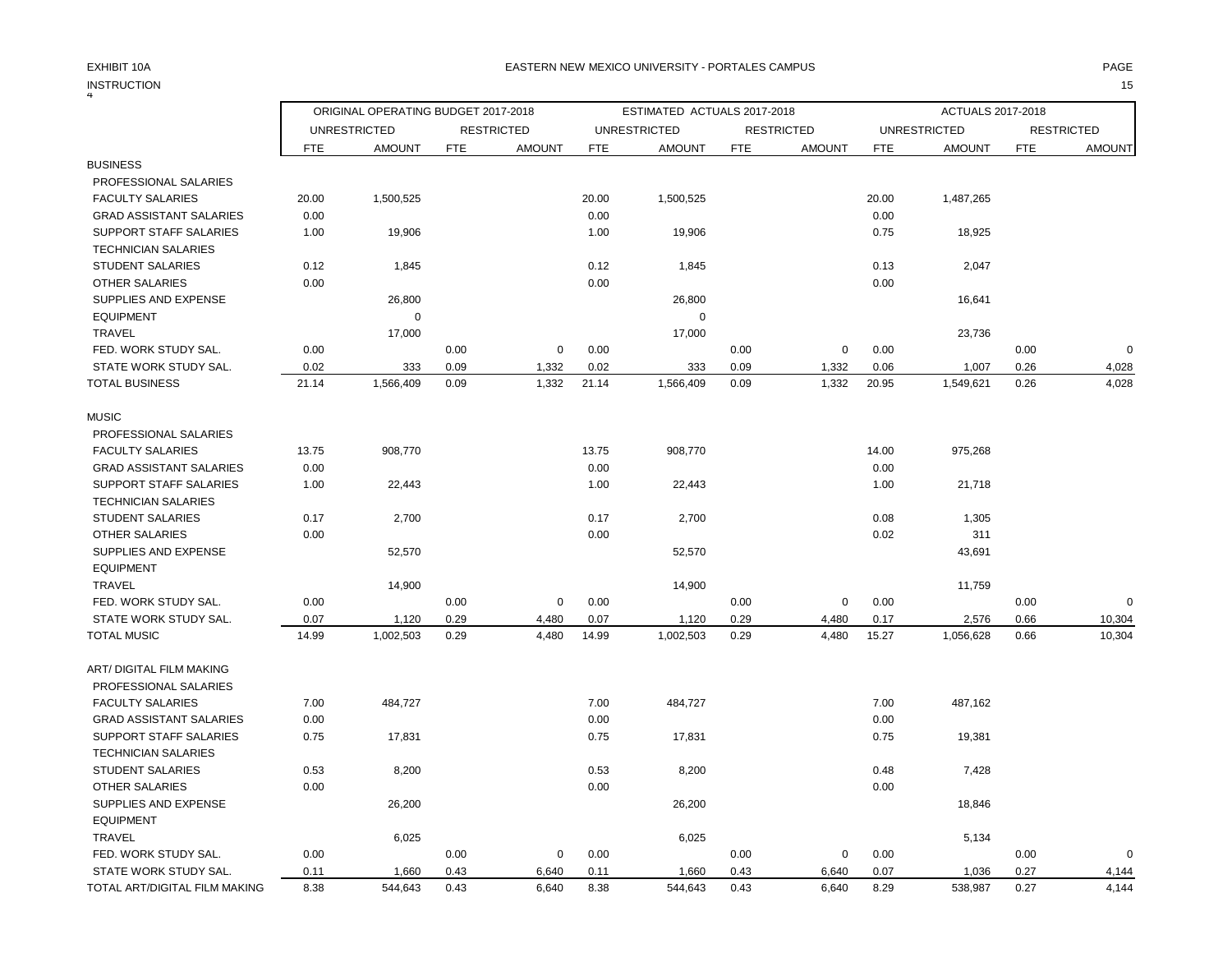EXHIBIT 10A

EASTERN NEW MEXICO UNIVERSITY - PORTALES CAMPUS

INSTRUCTION

| | ORIGINAL OPERATING BUDGET 2017-2018 | | | | ESTIMATED ACTUALS 2017-2018 | | | | ACTUALS 2017-2018 | | | |
|---|---|---|---|---|---|---|---|---|---|---|---|---|
| | UNRESTRICTED | | RESTRICTED | | UNRESTRICTED | | RESTRICTED | | UNRESTRICTED | | RESTRICTED | |
| | FTE | AMOUNT | FTE | AMOUNT | FTE | AMOUNT | FTE | AMOUNT | FTE | AMOUNT | FTE | AMOUNT |
| BUSINESS | | | | | | | | | | | | |
| PROFESSIONAL SALARIES | | | | | | | | | | | | |
| FACULTY SALARIES | 20.00 | 1,500,525 | | | 20.00 | 1,500,525 | | | 20.00 | 1,487,265 | | |
| GRAD ASSISTANT SALARIES | 0.00 | | | | 0.00 | | | | 0.00 | | | |
| SUPPORT STAFF SALARIES | 1.00 | 19,906 | | | 1.00 | 19,906 | | | 0.75 | 18,925 | | |
| TECHNICIAN SALARIES | | | | | | | | | | | | |
| STUDENT SALARIES | 0.12 | 1,845 | | | 0.12 | 1,845 | | | 0.13 | 2,047 | | |
| OTHER SALARIES | 0.00 | | | | 0.00 | | | | 0.00 | | | |
| SUPPLIES AND EXPENSE | | 26,800 | | | | 26,800 | | | | 16,641 | | |
| EQUIPMENT | | 0 | | | | 0 | | | | | | |
| TRAVEL | | 17,000 | | | | 17,000 | | | | 23,736 | | |
| FED. WORK STUDY SAL. | 0.00 | | 0.00 | 0 | 0.00 | | 0.00 | 0 | 0.00 | | 0.00 | 0 |
| STATE WORK STUDY SAL. | 0.02 | 333 | 0.09 | 1,332 | 0.02 | 333 | 0.09 | 1,332 | 0.06 | 1,007 | 0.26 | 4,028 |
| TOTAL BUSINESS | 21.14 | 1,566,409 | 0.09 | 1,332 | 21.14 | 1,566,409 | 0.09 | 1,332 | 20.95 | 1,549,621 | 0.26 | 4,028 |
| | | | | | | | | | | | | |
| MUSIC | | | | | | | | | | | | |
| PROFESSIONAL SALARIES | | | | | | | | | | | | |
| FACULTY SALARIES | 13.75 | 908,770 | | | 13.75 | 908,770 | | | 14.00 | 975,268 | | |
| GRAD ASSISTANT SALARIES | 0.00 | | | | 0.00 | | | | 0.00 | | | |
| SUPPORT STAFF SALARIES | 1.00 | 22,443 | | | 1.00 | 22,443 | | | 1.00 | 21,718 | | |
| TECHNICIAN SALARIES | | | | | | | | | | | | |
| STUDENT SALARIES | 0.17 | 2,700 | | | 0.17 | 2,700 | | | 0.08 | 1,305 | | |
| OTHER SALARIES | 0.00 | | | | 0.00 | | | | 0.02 | 311 | | |
| SUPPLIES AND EXPENSE | | 52,570 | | | | 52,570 | | | | 43,691 | | |
| EQUIPMENT | | | | | | | | | | | | |
| TRAVEL | | 14,900 | | | | 14,900 | | | | 11,759 | | |
| FED. WORK STUDY SAL. | 0.00 | | 0.00 | 0 | 0.00 | | 0.00 | 0 | 0.00 | | 0.00 | 0 |
| STATE WORK STUDY SAL. | 0.07 | 1,120 | 0.29 | 4,480 | 0.07 | 1,120 | 0.29 | 4,480 | 0.17 | 2,576 | 0.66 | 10,304 |
| TOTAL MUSIC | 14.99 | 1,002,503 | 0.29 | 4,480 | 14.99 | 1,002,503 | 0.29 | 4,480 | 15.27 | 1,056,628 | 0.66 | 10,304 |
| | | | | | | | | | | | | |
| ART/ DIGITAL FILM MAKING | | | | | | | | | | | | |
| PROFESSIONAL SALARIES | | | | | | | | | | | | |
| FACULTY SALARIES | 7.00 | 484,727 | | | 7.00 | 484,727 | | | 7.00 | 487,162 | | |
| GRAD ASSISTANT SALARIES | 0.00 | | | | 0.00 | | | | 0.00 | | | |
| SUPPORT STAFF SALARIES | 0.75 | 17,831 | | | 0.75 | 17,831 | | | 0.75 | 19,381 | | |
| TECHNICIAN SALARIES | | | | | | | | | | | | |
| STUDENT SALARIES | 0.53 | 8,200 | | | 0.53 | 8,200 | | | 0.48 | 7,428 | | |
| OTHER SALARIES | 0.00 | | | | 0.00 | | | | 0.00 | | | |
| SUPPLIES AND EXPENSE | | 26,200 | | | | 26,200 | | | | 18,846 | | |
| EQUIPMENT | | | | | | | | | | | | |
| TRAVEL | | 6,025 | | | | 6,025 | | | | 5,134 | | |
| FED. WORK STUDY SAL. | 0.00 | | 0.00 | 0 | 0.00 | | 0.00 | 0 | 0.00 | | 0.00 | 0 |
| STATE WORK STUDY SAL. | 0.11 | 1,660 | 0.43 | 6,640 | 0.11 | 1,660 | 0.43 | 6,640 | 0.07 | 1,036 | 0.27 | 4,144 |
| TOTAL ART/DIGITAL FILM MAKING | 8.38 | 544,643 | 0.43 | 6,640 | 8.38 | 544,643 | 0.43 | 6,640 | 8.29 | 538,987 | 0.27 | 4,144 |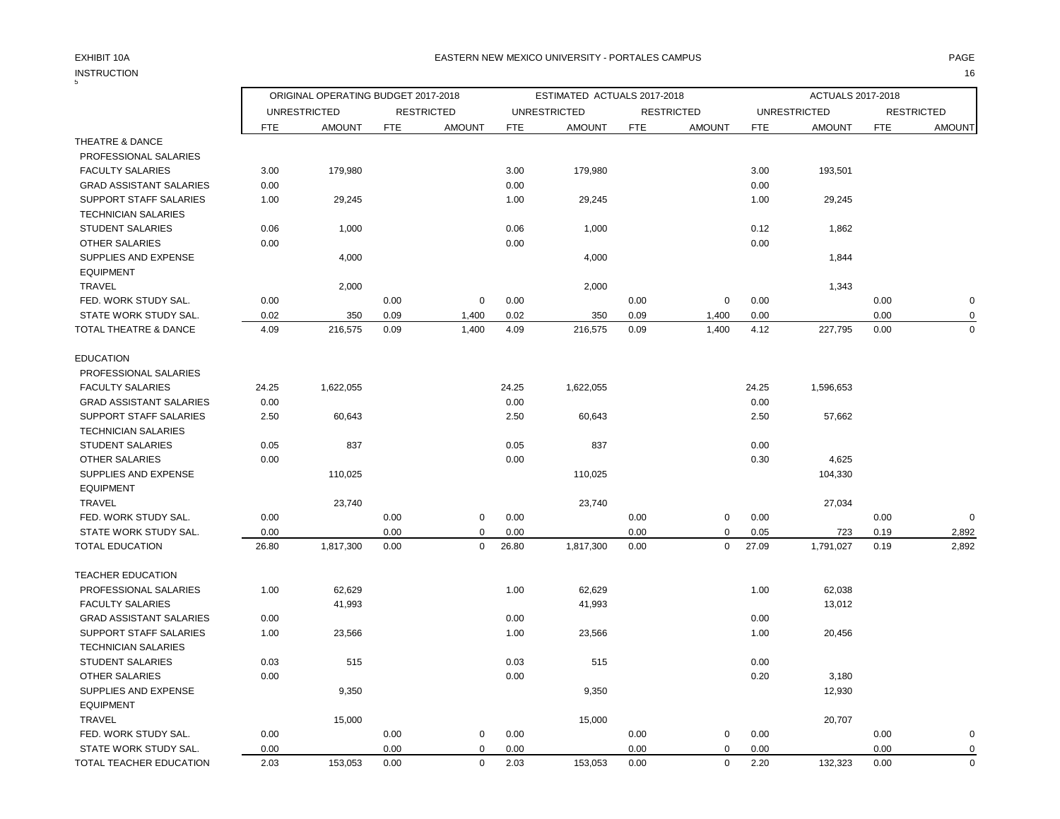EXHIBIT 10A

INSTRUCTION

EASTERN NEW MEXICO UNIVERSITY - PORTALES CAMPUS

| | ORIGINAL OPERATING BUDGET 2017-2018 | | | | ESTIMATED ACTUALS 2017-2018 | | | | ACTUALS 2017-2018 | | | |
|---|---|---|---|---|---|---|---|---|---|---|---|---|
| | UNRESTRICTED | | RESTRICTED | | UNRESTRICTED | | RESTRICTED | | UNRESTRICTED | | RESTRICTED | |
| | FTE | AMOUNT | FTE | AMOUNT | FTE | AMOUNT | FTE | AMOUNT | FTE | AMOUNT | FTE | AMOUNT |
| THEATRE & DANCE | | | | | | | | | | | | |
| PROFESSIONAL SALARIES | | | | | | | | | | | | |
| FACULTY SALARIES | 3.00 | 179,980 | | | 3.00 | 179,980 | | | 3.00 | 193,501 | | |
| GRAD ASSISTANT SALARIES | 0.00 | | | | 0.00 | | | | 0.00 | | | |
| SUPPORT STAFF SALARIES | 1.00 | 29,245 | | | 1.00 | 29,245 | | | 1.00 | 29,245 | | |
| TECHNICIAN SALARIES | | | | | | | | | | | | |
| STUDENT SALARIES | 0.06 | 1,000 | | | 0.06 | 1,000 | | | 0.12 | 1,862 | | |
| OTHER SALARIES | 0.00 | | | | 0.00 | | | | 0.00 | | | |
| SUPPLIES AND EXPENSE | | 4,000 | | | | 4,000 | | | | 1,844 | | |
| EQUIPMENT | | | | | | | | | | | | |
| TRAVEL | | 2,000 | | | | 2,000 | | | | 1,343 | | |
| FED. WORK STUDY SAL. | 0.00 | | 0.00 | 0 | 0.00 | | 0.00 | 0 | 0.00 | | 0.00 | 0 |
| STATE WORK STUDY SAL. | 0.02 | 350 | 0.09 | 1,400 | 0.02 | 350 | 0.09 | 1,400 | 0.00 | | 0.00 | 0 |
| TOTAL THEATRE & DANCE | 4.09 | 216,575 | 0.09 | 1,400 | 4.09 | 216,575 | 0.09 | 1,400 | 4.12 | 227,795 | 0.00 | 0 |
| EDUCATION | | | | | | | | | | | | |
| PROFESSIONAL SALARIES | | | | | | | | | | | | |
| FACULTY SALARIES | 24.25 | 1,622,055 | | | 24.25 | 1,622,055 | | | 24.25 | 1,596,653 | | |
| GRAD ASSISTANT SALARIES | 0.00 | | | | 0.00 | | | | 0.00 | | | |
| SUPPORT STAFF SALARIES | 2.50 | 60,643 | | | 2.50 | 60,643 | | | 2.50 | 57,662 | | |
| TECHNICIAN SALARIES | | | | | | | | | | | | |
| STUDENT SALARIES | 0.05 | 837 | | | 0.05 | 837 | | | 0.00 | | | |
| OTHER SALARIES | 0.00 | | | | 0.00 | | | | 0.30 | 4,625 | | |
| SUPPLIES AND EXPENSE | | 110,025 | | | | 110,025 | | | | 104,330 | | |
| EQUIPMENT | | | | | | | | | | | | |
| TRAVEL | | 23,740 | | | | 23,740 | | | | 27,034 | | |
| FED. WORK STUDY SAL. | 0.00 | | 0.00 | 0 | 0.00 | | 0.00 | 0 | 0.00 | | 0.00 | 0 |
| STATE WORK STUDY SAL. | 0.00 | | 0.00 | 0 | 0.00 | | 0.00 | 0 | 0.05 | 723 | 0.19 | 2,892 |
| TOTAL EDUCATION | 26.80 | 1,817,300 | 0.00 | 0 | 26.80 | 1,817,300 | 0.00 | 0 | 27.09 | 1,791,027 | 0.19 | 2,892 |
| TEACHER EDUCATION | | | | | | | | | | | | |
| PROFESSIONAL SALARIES | 1.00 | 62,629 | | | 1.00 | 62,629 | | | 1.00 | 62,038 | | |
| FACULTY SALARIES | | 41,993 | | | | 41,993 | | | | 13,012 | | |
| GRAD ASSISTANT SALARIES | 0.00 | | | | 0.00 | | | | 0.00 | | | |
| SUPPORT STAFF SALARIES | 1.00 | 23,566 | | | 1.00 | 23,566 | | | 1.00 | 20,456 | | |
| TECHNICIAN SALARIES | | | | | | | | | | | | |
| STUDENT SALARIES | 0.03 | 515 | | | 0.03 | 515 | | | 0.00 | | | |
| OTHER SALARIES | 0.00 | | | | 0.00 | | | | 0.20 | 3,180 | | |
| SUPPLIES AND EXPENSE | | 9,350 | | | | 9,350 | | | | 12,930 | | |
| EQUIPMENT | | | | | | | | | | | | |
| TRAVEL | | 15,000 | | | | 15,000 | | | | 20,707 | | |
| FED. WORK STUDY SAL. | 0.00 | | 0.00 | 0 | 0.00 | | 0.00 | 0 | 0.00 | | 0.00 | 0 |
| STATE WORK STUDY SAL. | 0.00 | | 0.00 | 0 | 0.00 | | 0.00 | 0 | 0.00 | | 0.00 | 0 |
| TOTAL TEACHER EDUCATION | 2.03 | 153,053 | 0.00 | 0 | 2.03 | 153,053 | 0.00 | 0 | 2.20 | 132,323 | 0.00 | 0 |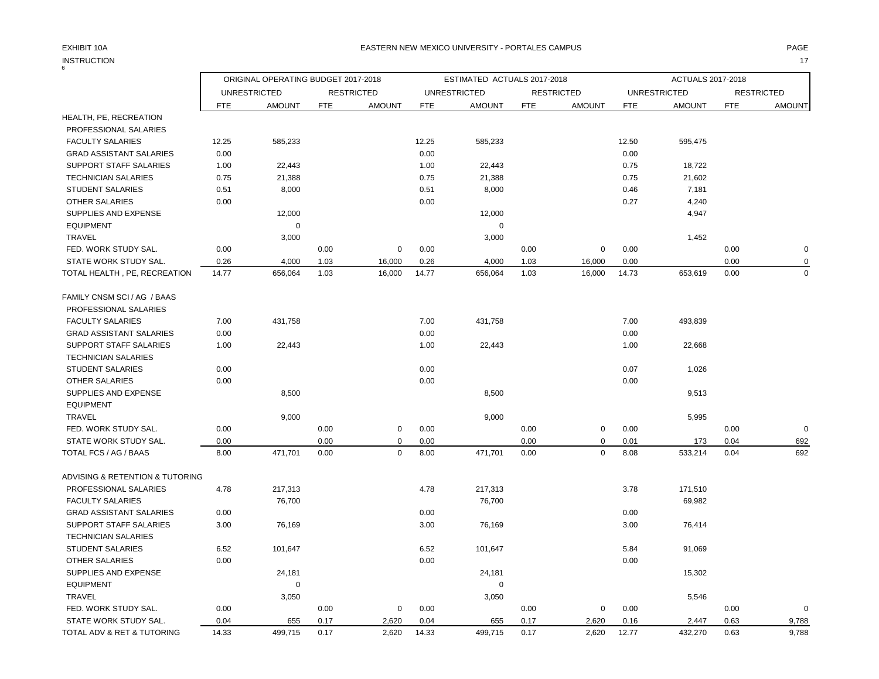EXHIBIT 10A

INSTRUCTION

EASTERN NEW MEXICO UNIVERSITY - PORTALES CAMPUS

| | ORIGINAL OPERATING BUDGET 2017-2018 | | | | ESTIMATED ACTUALS 2017-2018 | | | | ACTUALS 2017-2018 | | | |
|---|---|---|---|---|---|---|---|---|---|---|---|---|
| | UNRESTRICTED | | RESTRICTED | | UNRESTRICTED | | RESTRICTED | | UNRESTRICTED | | RESTRICTED | |
| | FTE | AMOUNT | FTE | AMOUNT | FTE | AMOUNT | FTE | AMOUNT | FTE | AMOUNT | FTE | AMOUNT |
| HEALTH, PE, RECREATION | | | | | | | | | | | | |
| PROFESSIONAL SALARIES | | | | | | | | | | | | |
| FACULTY SALARIES | 12.25 | 585,233 | | | 12.25 | 585,233 | | | 12.50 | 595,475 | | |
| GRAD ASSISTANT SALARIES | 0.00 | | | | 0.00 | | | | 0.00 | | | |
| SUPPORT STAFF SALARIES | 1.00 | 22,443 | | | 1.00 | 22,443 | | | 0.75 | 18,722 | | |
| TECHNICIAN SALARIES | 0.75 | 21,388 | | | 0.75 | 21,388 | | | 0.75 | 21,602 | | |
| STUDENT SALARIES | 0.51 | 8,000 | | | 0.51 | 8,000 | | | 0.46 | 7,181 | | |
| OTHER SALARIES | 0.00 | | | | 0.00 | | | | 0.27 | 4,240 | | |
| SUPPLIES AND EXPENSE | | 12,000 | | | | 12,000 | | | | 4,947 | | |
| EQUIPMENT | | 0 | | | | 0 | | | | | | |
| TRAVEL | | 3,000 | | | | 3,000 | | | | 1,452 | | |
| FED. WORK STUDY SAL. | 0.00 | | 0.00 | 0 | 0.00 | | 0.00 | 0 | 0.00 | | 0.00 | 0 |
| STATE WORK STUDY SAL. | 0.26 | 4,000 | 1.03 | 16,000 | 0.26 | 4,000 | 1.03 | 16,000 | 0.00 | | 0.00 | 0 |
| TOTAL HEALTH , PE, RECREATION | 14.77 | 656,064 | 1.03 | 16,000 | 14.77 | 656,064 | 1.03 | 16,000 | 14.73 | 653,619 | 0.00 | 0 |
| | | | | | | | | | | | | |
| FAMILY CNSM SCI / AG / BAAS | | | | | | | | | | | | |
| PROFESSIONAL SALARIES | | | | | | | | | | | | |
| FACULTY SALARIES | 7.00 | 431,758 | | | 7.00 | 431,758 | | | 7.00 | 493,839 | | |
| GRAD ASSISTANT SALARIES | 0.00 | | | | 0.00 | | | | 0.00 | | | |
| SUPPORT STAFF SALARIES | 1.00 | 22,443 | | | 1.00 | 22,443 | | | 1.00 | 22,668 | | |
| TECHNICIAN SALARIES | | | | | | | | | | | | |
| STUDENT SALARIES | 0.00 | | | | 0.00 | | | | 0.07 | 1,026 | | |
| OTHER SALARIES | 0.00 | | | | 0.00 | | | | 0.00 | | | |
| SUPPLIES AND EXPENSE | | 8,500 | | | | 8,500 | | | | 9,513 | | |
| EQUIPMENT | | | | | | | | | | | | |
| TRAVEL | | 9,000 | | | | 9,000 | | | | 5,995 | | |
| FED. WORK STUDY SAL. | 0.00 | | 0.00 | 0 | 0.00 | | 0.00 | 0 | 0.00 | | 0.00 | 0 |
| STATE WORK STUDY SAL. | 0.00 | | 0.00 | 0 | 0.00 | | 0.00 | 0 | 0.01 | 173 | 0.04 | 692 |
| TOTAL FCS / AG / BAAS | 8.00 | 471,701 | 0.00 | 0 | 8.00 | 471,701 | 0.00 | 0 | 8.08 | 533,214 | 0.04 | 692 |
| | | | | | | | | | | | | |
| ADVISING & RETENTION & TUTORING | | | | | | | | | | | | |
| PROFESSIONAL SALARIES | 4.78 | 217,313 | | | 4.78 | 217,313 | | | 3.78 | 171,510 | | |
| FACULTY SALARIES | | 76,700 | | | | 76,700 | | | | 69,982 | | |
| GRAD ASSISTANT SALARIES | 0.00 | | | | 0.00 | | | | 0.00 | | | |
| SUPPORT STAFF SALARIES | 3.00 | 76,169 | | | 3.00 | 76,169 | | | 3.00 | 76,414 | | |
| TECHNICIAN SALARIES | | | | | | | | | | | | |
| STUDENT SALARIES | 6.52 | 101,647 | | | 6.52 | 101,647 | | | 5.84 | 91,069 | | |
| OTHER SALARIES | 0.00 | | | | 0.00 | | | | 0.00 | | | |
| SUPPLIES AND EXPENSE | | 24,181 | | | | 24,181 | | | | 15,302 | | |
| EQUIPMENT | | 0 | | | | 0 | | | | | | |
| TRAVEL | | 3,050 | | | | 3,050 | | | | 5,546 | | |
| FED. WORK STUDY SAL. | 0.00 | | 0.00 | 0 | 0.00 | | 0.00 | 0 | 0.00 | | 0.00 | 0 |
| STATE WORK STUDY SAL. | 0.04 | 655 | 0.17 | 2,620 | 0.04 | 655 | 0.17 | 2,620 | 0.16 | 2,447 | 0.63 | 9,788 |
| TOTAL ADV & RET & TUTORING | 14.33 | 499,715 | 0.17 | 2,620 | 14.33 | 499,715 | 0.17 | 2,620 | 12.77 | 432,270 | 0.63 | 9,788 |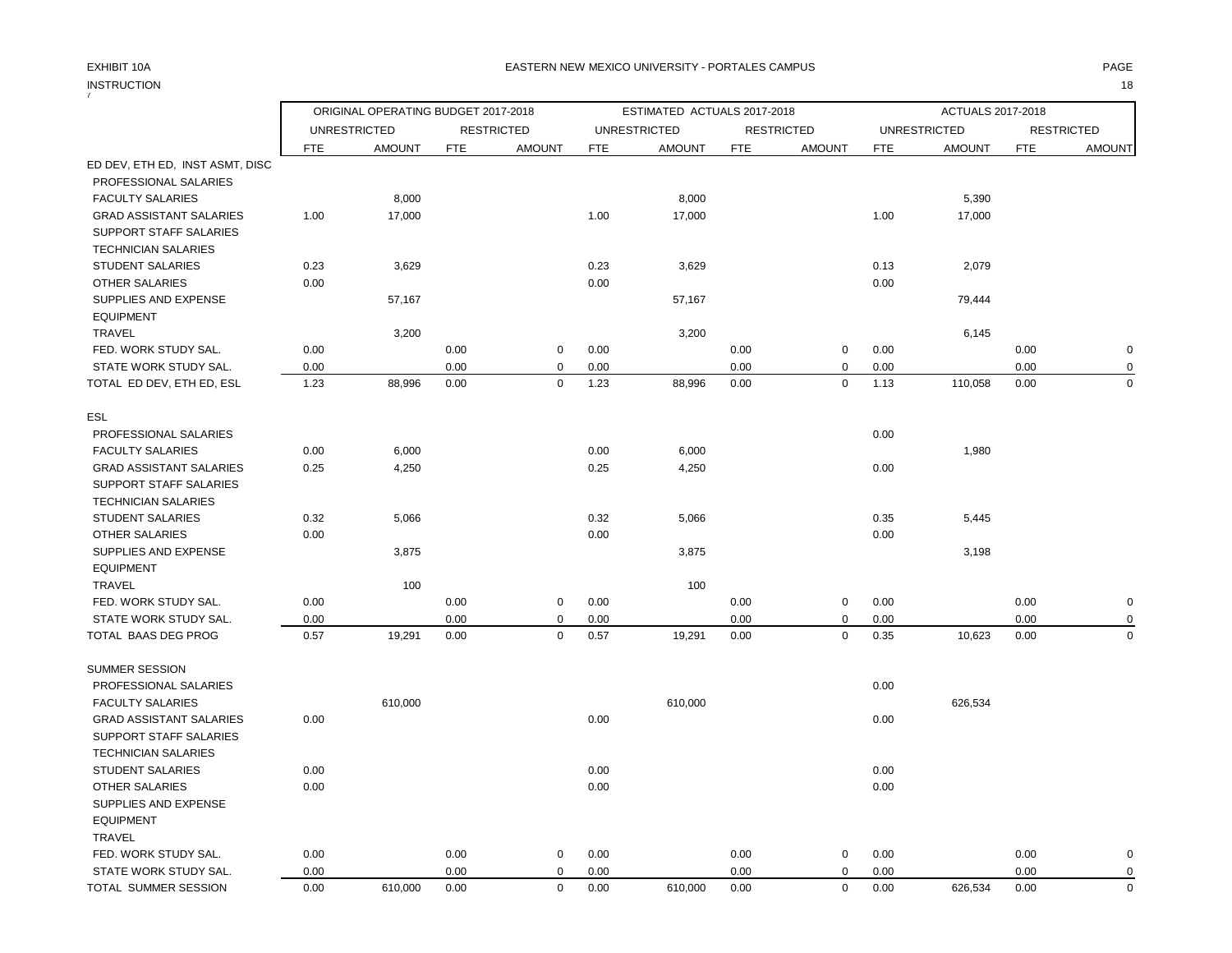EXHIBIT 10A

EASTERN NEW MEXICO UNIVERSITY - PORTALES CAMPUS

INSTRUCTION

| | ORIGINAL OPERATING BUDGET 2017-2018 | | | | ESTIMATED ACTUALS 2017-2018 | | | | ACTUALS 2017-2018 | | | |
|---|---|---|---|---|---|---|---|---|---|---|---|---|
| | UNRESTRICTED | | RESTRICTED | | UNRESTRICTED | | RESTRICTED | | UNRESTRICTED | | RESTRICTED | |
| | FTE | AMOUNT | FTE | AMOUNT | FTE | AMOUNT | FTE | AMOUNT | FTE | AMOUNT | FTE | AMOUNT |
| ED DEV, ETH ED, INST ASMT, DISC | | | | | | | | | | | | |
| PROFESSIONAL SALARIES | | | | | | | | | | | | |
| FACULTY SALARIES | | 8,000 | | | | 8,000 | | | | 5,390 | | |
| GRAD ASSISTANT SALARIES | 1.00 | 17,000 | | | 1.00 | 17,000 | | | 1.00 | 17,000 | | |
| SUPPORT STAFF SALARIES | | | | | | | | | | | | |
| TECHNICIAN SALARIES | | | | | | | | | | | | |
| STUDENT SALARIES | 0.23 | 3,629 | | | 0.23 | 3,629 | | | 0.13 | 2,079 | | |
| OTHER SALARIES | 0.00 | | | | 0.00 | | | | 0.00 | | | |
| SUPPLIES AND EXPENSE | | 57,167 | | | | 57,167 | | | | 79,444 | | |
| EQUIPMENT | | | | | | | | | | | | |
| TRAVEL | | 3,200 | | | | 3,200 | | | | 6,145 | | |
| FED. WORK STUDY SAL. | 0.00 | | 0.00 | 0 | 0.00 | | 0.00 | 0 | 0.00 | | 0.00 | 0 |
| STATE WORK STUDY SAL. | 0.00 | | 0.00 | 0 | 0.00 | | 0.00 | 0 | 0.00 | | 0.00 | 0 |
| TOTAL ED DEV, ETH ED, ESL | 1.23 | 88,996 | 0.00 | 0 | 1.23 | 88,996 | 0.00 | 0 | 1.13 | 110,058 | 0.00 | 0 |
| ESL | | | | | | | | | | | | |
| PROFESSIONAL SALARIES | | | | | | | | | 0.00 | | | |
| FACULTY SALARIES | 0.00 | 6,000 | | | 0.00 | 6,000 | | | | 1,980 | | |
| GRAD ASSISTANT SALARIES | 0.25 | 4,250 | | | 0.25 | 4,250 | | | 0.00 | | | |
| SUPPORT STAFF SALARIES | | | | | | | | | | | | |
| TECHNICIAN SALARIES | | | | | | | | | | | | |
| STUDENT SALARIES | 0.32 | 5,066 | | | 0.32 | 5,066 | | | 0.35 | 5,445 | | |
| OTHER SALARIES | 0.00 | | | | 0.00 | | | | 0.00 | | | |
| SUPPLIES AND EXPENSE | | 3,875 | | | | 3,875 | | | | 3,198 | | |
| EQUIPMENT | | | | | | | | | | | | |
| TRAVEL | | 100 | | | | 100 | | | | | | |
| FED. WORK STUDY SAL. | 0.00 | | 0.00 | 0 | 0.00 | | 0.00 | 0 | 0.00 | | 0.00 | 0 |
| STATE WORK STUDY SAL. | 0.00 | | 0.00 | 0 | 0.00 | | 0.00 | 0 | 0.00 | | 0.00 | 0 |
| TOTAL BAAS DEG PROG | 0.57 | 19,291 | 0.00 | 0 | 0.57 | 19,291 | 0.00 | 0 | 0.35 | 10,623 | 0.00 | 0 |
| SUMMER SESSION | | | | | | | | | | | | |
| PROFESSIONAL SALARIES | | | | | | | | | 0.00 | | | |
| FACULTY SALARIES | | 610,000 | | | | 610,000 | | | | 626,534 | | |
| GRAD ASSISTANT SALARIES | 0.00 | | | | 0.00 | | | | 0.00 | | | |
| SUPPORT STAFF SALARIES | | | | | | | | | | | | |
| TECHNICIAN SALARIES | | | | | | | | | | | | |
| STUDENT SALARIES | 0.00 | | | | 0.00 | | | | 0.00 | | | |
| OTHER SALARIES | 0.00 | | | | 0.00 | | | | 0.00 | | | |
| SUPPLIES AND EXPENSE | | | | | | | | | | | | |
| EQUIPMENT | | | | | | | | | | | | |
| TRAVEL | | | | | | | | | | | | |
| FED. WORK STUDY SAL. | 0.00 | | 0.00 | 0 | 0.00 | | 0.00 | 0 | 0.00 | | 0.00 | 0 |
| STATE WORK STUDY SAL. | 0.00 | | 0.00 | 0 | 0.00 | | 0.00 | 0 | 0.00 | | 0.00 | 0 |
| TOTAL SUMMER SESSION | 0.00 | 610,000 | 0.00 | 0 | 0.00 | 610,000 | 0.00 | 0 | 0.00 | 626,534 | 0.00 | 0 |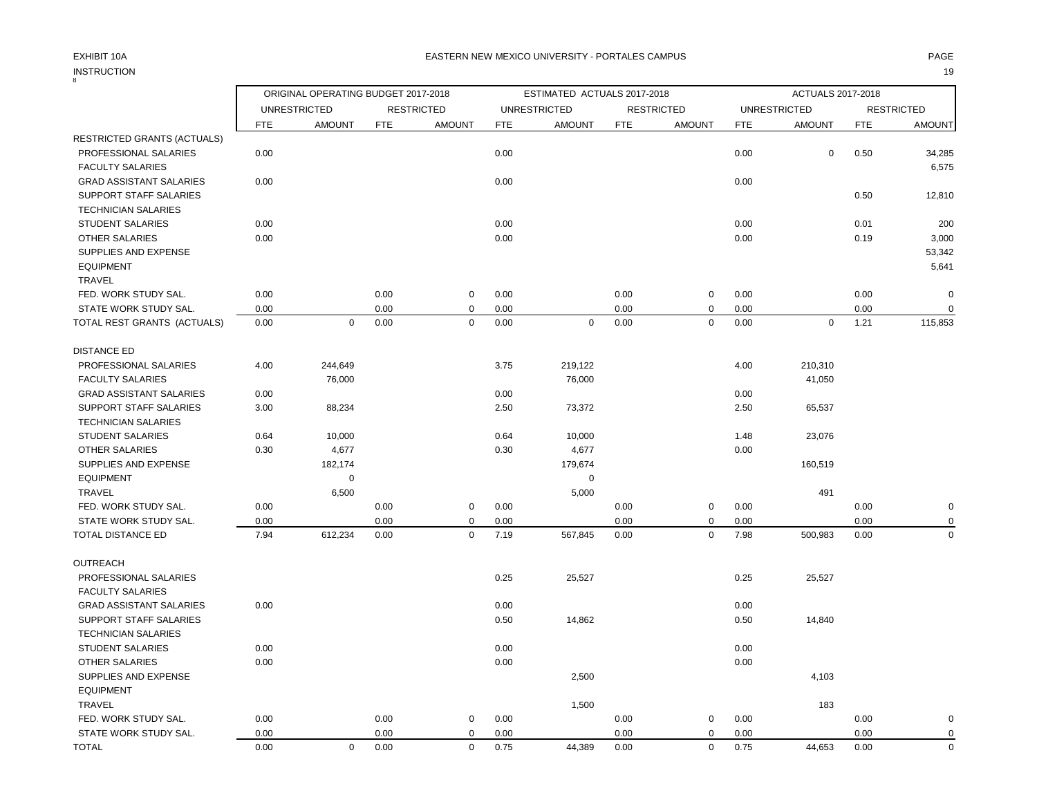EXHIBIT 10A

INSTRUCTION

EASTERN NEW MEXICO UNIVERSITY - PORTALES CAMPUS

| | ORIGINAL OPERATING BUDGET 2017-2018 | | | | ESTIMATED ACTUALS 2017-2018 | | | | ACTUALS 2017-2018 | | | |
|---|---|---|---|---|---|---|---|---|---|---|---|---|
| | UNRESTRICTED | | RESTRICTED | | UNRESTRICTED | | RESTRICTED | | UNRESTRICTED | | RESTRICTED | |
| | FTE | AMOUNT | FTE | AMOUNT | FTE | AMOUNT | FTE | AMOUNT | FTE | AMOUNT | FTE | AMOUNT |
| RESTRICTED GRANTS (ACTUALS) | | | | | | | | | | | | |
| PROFESSIONAL SALARIES | 0.00 | | | | 0.00 | | | | 0.00 | 0 | 0.50 | 34,285 |
| FACULTY SALARIES | | | | | | | | | | | | 6,575 |
| GRAD ASSISTANT SALARIES | 0.00 | | | | 0.00 | | | | 0.00 | | | |
| SUPPORT STAFF SALARIES | | | | | | | | | | | 0.50 | 12,810 |
| TECHNICIAN SALARIES | | | | | | | | | | | | |
| STUDENT SALARIES | 0.00 | | | | 0.00 | | | | 0.00 | | 0.01 | 200 |
| OTHER SALARIES | 0.00 | | | | 0.00 | | | | 0.00 | | 0.19 | 3,000 |
| SUPPLIES AND EXPENSE | | | | | | | | | | | | 53,342 |
| EQUIPMENT | | | | | | | | | | | | 5,641 |
| TRAVEL | | | | | | | | | | | | |
| FED. WORK STUDY SAL. | 0.00 | | 0.00 | 0 | 0.00 | | 0.00 | 0 | 0.00 | | 0.00 | 0 |
| STATE WORK STUDY SAL. | 0.00 | | 0.00 | 0 | 0.00 | | 0.00 | 0 | 0.00 | | 0.00 | 0 |
| TOTAL REST GRANTS (ACTUALS) | 0.00 | 0 | 0.00 | 0 | 0.00 | 0 | 0.00 | 0 | 0.00 | 0 | 1.21 | 115,853 |
| | | | | | | | | | | | | |
| DISTANCE ED | | | | | | | | | | | | |
| PROFESSIONAL SALARIES | 4.00 | 244,649 | | | 3.75 | 219,122 | | | 4.00 | 210,310 | | |
| FACULTY SALARIES | | 76,000 | | | | 76,000 | | | | 41,050 | | |
| GRAD ASSISTANT SALARIES | 0.00 | | | | 0.00 | | | | 0.00 | | | |
| SUPPORT STAFF SALARIES | 3.00 | 88,234 | | | 2.50 | 73,372 | | | 2.50 | 65,537 | | |
| TECHNICIAN SALARIES | | | | | | | | | | | | |
| STUDENT SALARIES | 0.64 | 10,000 | | | 0.64 | 10,000 | | | 1.48 | 23,076 | | |
| OTHER SALARIES | 0.30 | 4,677 | | | 0.30 | 4,677 | | | 0.00 | | | |
| SUPPLIES AND EXPENSE | | 182,174 | | | | 179,674 | | | | 160,519 | | |
| EQUIPMENT | | 0 | | | | 0 | | | | | | |
| TRAVEL | | 6,500 | | | | 5,000 | | | | 491 | | |
| FED. WORK STUDY SAL. | 0.00 | | 0.00 | 0 | 0.00 | | 0.00 | 0 | 0.00 | | 0.00 | 0 |
| STATE WORK STUDY SAL. | 0.00 | | 0.00 | 0 | 0.00 | | 0.00 | 0 | 0.00 | | 0.00 | 0 |
| TOTAL DISTANCE ED | 7.94 | 612,234 | 0.00 | 0 | 7.19 | 567,845 | 0.00 | 0 | 7.98 | 500,983 | 0.00 | 0 |
| | | | | | | | | | | | | |
| OUTREACH | | | | | | | | | | | | |
| PROFESSIONAL SALARIES | | | | | 0.25 | 25,527 | | | 0.25 | 25,527 | | |
| FACULTY SALARIES | | | | | | | | | | | | |
| GRAD ASSISTANT SALARIES | 0.00 | | | | 0.00 | | | | 0.00 | | | |
| SUPPORT STAFF SALARIES | | | | | 0.50 | 14,862 | | | 0.50 | 14,840 | | |
| TECHNICIAN SALARIES | | | | | | | | | | | | |
| STUDENT SALARIES | 0.00 | | | | 0.00 | | | | 0.00 | | | |
| OTHER SALARIES | 0.00 | | | | 0.00 | | | | 0.00 | | | |
| SUPPLIES AND EXPENSE | | | | | | 2,500 | | | | 4,103 | | |
| EQUIPMENT | | | | | | | | | | | | |
| TRAVEL | | | | | | 1,500 | | | | 183 | | |
| FED. WORK STUDY SAL. | 0.00 | | 0.00 | 0 | 0.00 | | 0.00 | 0 | 0.00 | | 0.00 | 0 |
| STATE WORK STUDY SAL. | 0.00 | | 0.00 | 0 | 0.00 | | 0.00 | 0 | 0.00 | | 0.00 | 0 |
| TOTAL | 0.00 | 0 | 0.00 | 0 | 0.75 | 44,389 | 0.00 | 0 | 0.75 | 44,653 | 0.00 | 0 |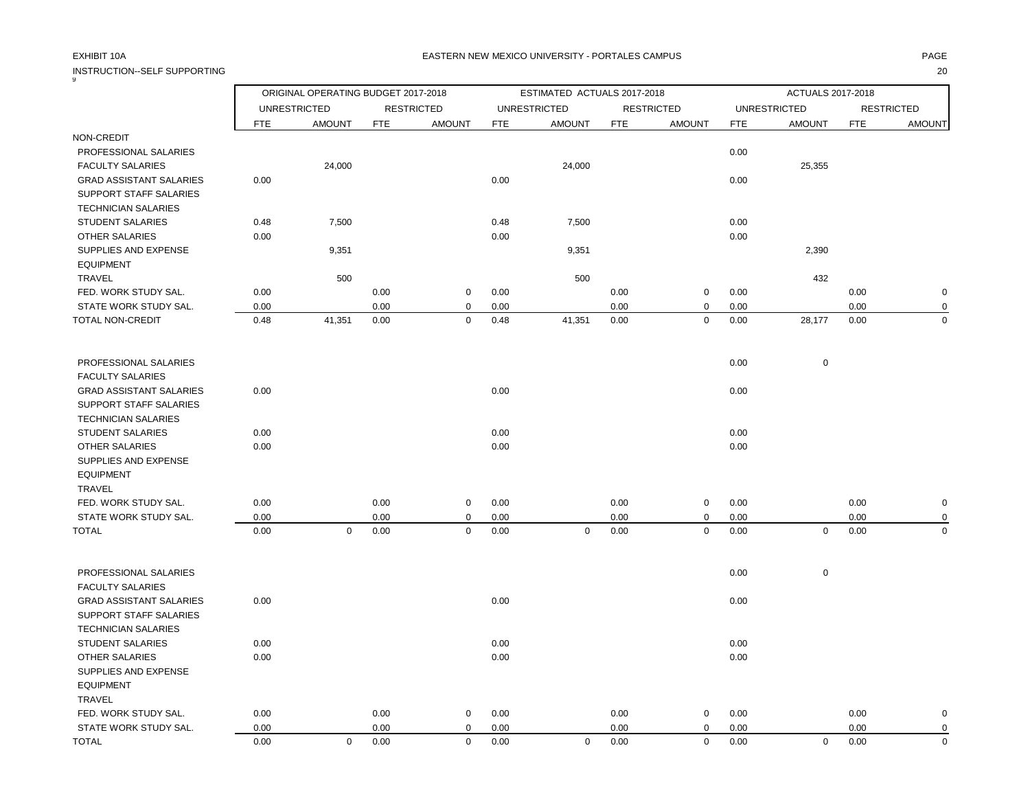EXHIBIT 10A

EASTERN NEW MEXICO UNIVERSITY - PORTALES CAMPUS

INSTRUCTION--SELF SUPPORTING

| | ORIGINAL OPERATING BUDGET 2017-2018 | | | | ESTIMATED ACTUALS 2017-2018 | | | | ACTUALS 2017-2018 | | | |
|---|---|---|---|---|---|---|---|---|---|---|---|---|
| | UNRESTRICTED | | RESTRICTED | | UNRESTRICTED | | RESTRICTED | | UNRESTRICTED | | RESTRICTED | |
| | FTE | AMOUNT | FTE | AMOUNT | FTE | AMOUNT | FTE | AMOUNT | FTE | AMOUNT | FTE | AMOUNT |
| NON-CREDIT | | | | | | | | | | | | |
| PROFESSIONAL SALARIES | | | | | | | | | 0.00 | | | |
| FACULTY SALARIES | | 24,000 | | | | 24,000 | | | | 25,355 | | |
| GRAD ASSISTANT SALARIES | 0.00 | | | | 0.00 | | | | 0.00 | | | |
| SUPPORT STAFF SALARIES | | | | | | | | | | | | |
| TECHNICIAN SALARIES | | | | | | | | | | | | |
| STUDENT SALARIES | 0.48 | 7,500 | | | 0.48 | 7,500 | | | 0.00 | | | |
| OTHER SALARIES | 0.00 | | | | 0.00 | | | | 0.00 | | | |
| SUPPLIES AND EXPENSE | | 9,351 | | | | 9,351 | | | | 2,390 | | |
| EQUIPMENT | | | | | | | | | | | | |
| TRAVEL | | 500 | | | | 500 | | | | 432 | | |
| FED. WORK STUDY SAL. | 0.00 | | 0.00 | 0 | 0.00 | | 0.00 | 0 | 0.00 | | 0.00 | 0 |
| STATE WORK STUDY SAL. | 0.00 | | 0.00 | 0 | 0.00 | | 0.00 | 0 | 0.00 | | 0.00 | 0 |
| TOTAL NON-CREDIT | 0.48 | 41,351 | 0.00 | 0 | 0.48 | 41,351 | 0.00 | 0 | 0.00 | 28,177 | 0.00 | 0 |
| | | | | | | | | | | | | |
| PROFESSIONAL SALARIES | | | | | | | | | 0.00 | 0 | | |
| FACULTY SALARIES | | | | | | | | | | | | |
| GRAD ASSISTANT SALARIES | 0.00 | | | | 0.00 | | | | 0.00 | | | |
| SUPPORT STAFF SALARIES | | | | | | | | | | | | |
| TECHNICIAN SALARIES | | | | | | | | | | | | |
| STUDENT SALARIES | 0.00 | | | | 0.00 | | | | 0.00 | | | |
| OTHER SALARIES | 0.00 | | | | 0.00 | | | | 0.00 | | | |
| SUPPLIES AND EXPENSE | | | | | | | | | | | | |
| EQUIPMENT | | | | | | | | | | | | |
| TRAVEL | | | | | | | | | | | | |
| FED. WORK STUDY SAL. | 0.00 | | 0.00 | 0 | 0.00 | | 0.00 | 0 | 0.00 | | 0.00 | 0 |
| STATE WORK STUDY SAL. | 0.00 | | 0.00 | 0 | 0.00 | | 0.00 | 0 | 0.00 | | 0.00 | 0 |
| TOTAL | 0.00 | 0 | 0.00 | 0 | 0.00 | 0 | 0.00 | 0 | 0.00 | 0 | 0.00 | 0 |
| | | | | | | | | | | | | |
| PROFESSIONAL SALARIES | | | | | | | | | 0.00 | 0 | | |
| FACULTY SALARIES | | | | | | | | | | | | |
| GRAD ASSISTANT SALARIES | 0.00 | | | | 0.00 | | | | 0.00 | | | |
| SUPPORT STAFF SALARIES | | | | | | | | | | | | |
| TECHNICIAN SALARIES | | | | | | | | | | | | |
| STUDENT SALARIES | 0.00 | | | | 0.00 | | | | 0.00 | | | |
| OTHER SALARIES | 0.00 | | | | 0.00 | | | | 0.00 | | | |
| SUPPLIES AND EXPENSE | | | | | | | | | | | | |
| EQUIPMENT | | | | | | | | | | | | |
| TRAVEL | | | | | | | | | | | | |
| FED. WORK STUDY SAL. | 0.00 | | 0.00 | 0 | 0.00 | | 0.00 | 0 | 0.00 | | 0.00 | 0 |
| STATE WORK STUDY SAL. | 0.00 | | 0.00 | 0 | 0.00 | | 0.00 | 0 | 0.00 | | 0.00 | 0 |
| TOTAL | 0.00 | 0 | 0.00 | 0 | 0.00 | 0 | 0.00 | 0 | 0.00 | 0 | 0.00 | 0 |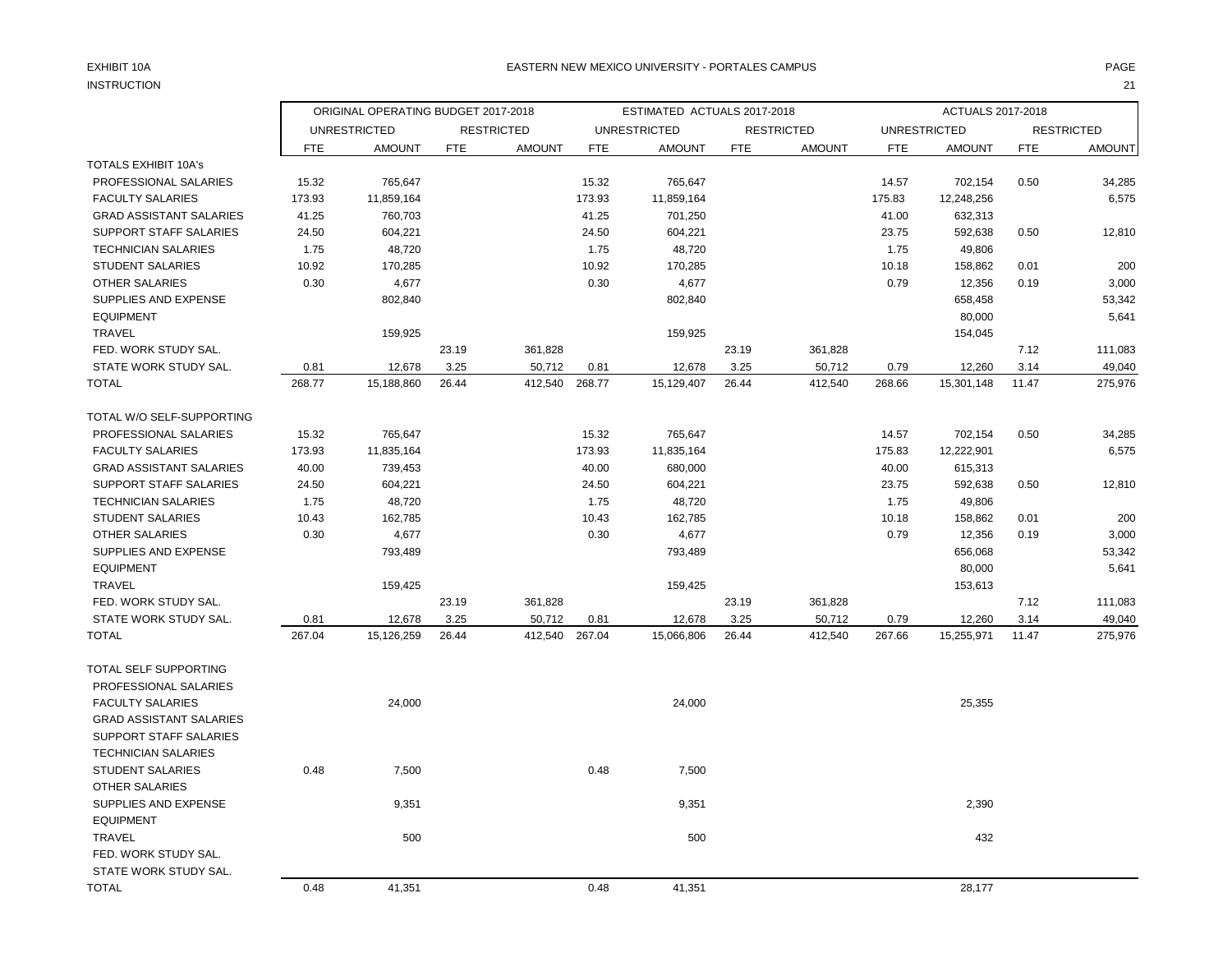EXHIBIT 10A

INSTRUCTION

EASTERN NEW MEXICO UNIVERSITY - PORTALES CAMPUS

| | ORIGINAL OPERATING BUDGET 2017-2018 | | | | ESTIMATED ACTUALS 2017-2018 | | | | ACTUALS 2017-2018 | | | |
|---|---|---|---|---|---|---|---|---|---|---|---|---|
| | UNRESTRICTED | | RESTRICTED | | UNRESTRICTED | | RESTRICTED | | UNRESTRICTED | | RESTRICTED | |
| | FTE | AMOUNT | FTE | AMOUNT | FTE | AMOUNT | FTE | AMOUNT | FTE | AMOUNT | FTE | AMOUNT |
| TOTALS EXHIBIT 10A's | | | | | | | | | | | | |
| PROFESSIONAL SALARIES | 15.32 | 765,647 | | | 15.32 | 765,647 | | | 14.57 | 702,154 | 0.50 | 34,285 |
| FACULTY SALARIES | 173.93 | 11,859,164 | | | 173.93 | 11,859,164 | | | 175.83 | 12,248,256 | | 6,575 |
| GRAD ASSISTANT SALARIES | 41.25 | 760,703 | | | 41.25 | 701,250 | | | 41.00 | 632,313 | | |
| SUPPORT STAFF SALARIES | 24.50 | 604,221 | | | 24.50 | 604,221 | | | 23.75 | 592,638 | 0.50 | 12,810 |
| TECHNICIAN SALARIES | 1.75 | 48,720 | | | 1.75 | 48,720 | | | 1.75 | 49,806 | | |
| STUDENT SALARIES | 10.92 | 170,285 | | | 10.92 | 170,285 | | | 10.18 | 158,862 | 0.01 | 200 |
| OTHER SALARIES | 0.30 | 4,677 | | | 0.30 | 4,677 | | | 0.79 | 12,356 | 0.19 | 3,000 |
| SUPPLIES AND EXPENSE | | 802,840 | | | | 802,840 | | | | 658,458 | | 53,342 |
| EQUIPMENT | | | | | | | | | | 80,000 | | 5,641 |
| TRAVEL | | 159,925 | | | | 159,925 | | | | 154,045 | | |
| FED. WORK STUDY SAL. | | | 23.19 | 361,828 | | | 23.19 | 361,828 | | | 7.12 | 111,083 |
| STATE WORK STUDY SAL. | 0.81 | 12,678 | 3.25 | 50,712 | 0.81 | 12,678 | 3.25 | 50,712 | 0.79 | 12,260 | 3.14 | 49,040 |
| TOTAL | 268.77 | 15,188,860 | 26.44 | 412,540 | 268.77 | 15,129,407 | 26.44 | 412,540 | 268.66 | 15,301,148 | 11.47 | 275,976 |
| TOTAL W/O SELF-SUPPORTING | | | | | | | | | | | | |
| PROFESSIONAL SALARIES | 15.32 | 765,647 | | | 15.32 | 765,647 | | | 14.57 | 702,154 | 0.50 | 34,285 |
| FACULTY SALARIES | 173.93 | 11,835,164 | | | 173.93 | 11,835,164 | | | 175.83 | 12,222,901 | | 6,575 |
| GRAD ASSISTANT SALARIES | 40.00 | 739,453 | | | 40.00 | 680,000 | | | 40.00 | 615,313 | | |
| SUPPORT STAFF SALARIES | 24.50 | 604,221 | | | 24.50 | 604,221 | | | 23.75 | 592,638 | 0.50 | 12,810 |
| TECHNICIAN SALARIES | 1.75 | 48,720 | | | 1.75 | 48,720 | | | 1.75 | 49,806 | | |
| STUDENT SALARIES | 10.43 | 162,785 | | | 10.43 | 162,785 | | | 10.18 | 158,862 | 0.01 | 200 |
| OTHER SALARIES | 0.30 | 4,677 | | | 0.30 | 4,677 | | | 0.79 | 12,356 | 0.19 | 3,000 |
| SUPPLIES AND EXPENSE | | 793,489 | | | | 793,489 | | | | 656,068 | | 53,342 |
| EQUIPMENT | | | | | | | | | | 80,000 | | 5,641 |
| TRAVEL | | 159,425 | | | | 159,425 | | | | 153,613 | | |
| FED. WORK STUDY SAL. | | | 23.19 | 361,828 | | | 23.19 | 361,828 | | | 7.12 | 111,083 |
| STATE WORK STUDY SAL. | 0.81 | 12,678 | 3.25 | 50,712 | 0.81 | 12,678 | 3.25 | 50,712 | 0.79 | 12,260 | 3.14 | 49,040 |
| TOTAL | 267.04 | 15,126,259 | 26.44 | 412,540 | 267.04 | 15,066,806 | 26.44 | 412,540 | 267.66 | 15,255,971 | 11.47 | 275,976 |
| TOTAL SELF SUPPORTING | | | | | | | | | | | | |
| PROFESSIONAL SALARIES | | | | | | | | | | | | |
| FACULTY SALARIES | | 24,000 | | | | 24,000 | | | | 25,355 | | |
| GRAD ASSISTANT SALARIES | | | | | | | | | | | | |
| SUPPORT STAFF SALARIES | | | | | | | | | | | | |
| TECHNICIAN SALARIES | | | | | | | | | | | | |
| STUDENT SALARIES | 0.48 | 7,500 | | | 0.48 | 7,500 | | | | | | |
| OTHER SALARIES | | | | | | | | | | | | |
| SUPPLIES AND EXPENSE | | 9,351 | | | | 9,351 | | | | 2,390 | | |
| EQUIPMENT | | | | | | | | | | | | |
| TRAVEL | | 500 | | | | 500 | | | | 432 | | |
| FED. WORK STUDY SAL. | | | | | | | | | | | | |
| STATE WORK STUDY SAL. | | | | | | | | | | | | |
| TOTAL | 0.48 | 41,351 | | | 0.48 | 41,351 | | | | 28,177 | | |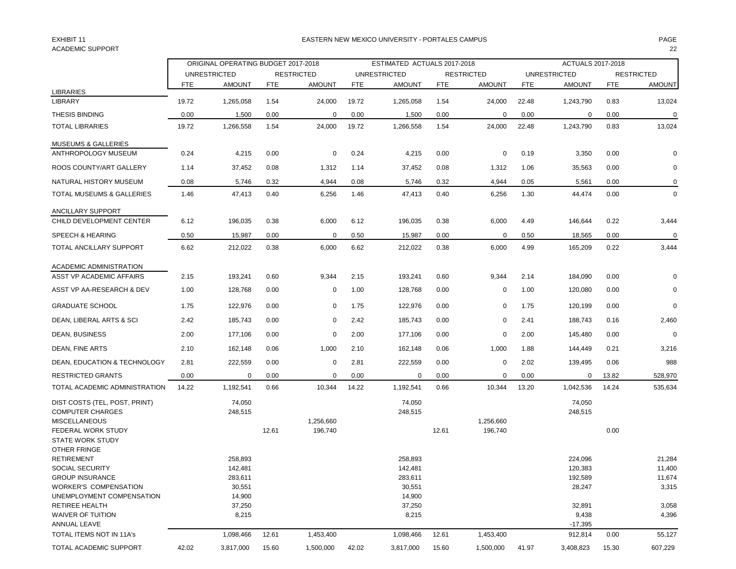EXHIBIT 11
ACADEMIC SUPPORT

EASTERN NEW MEXICO UNIVERSITY - PORTALES CAMPUS

| | ORIGINAL OPERATING BUDGET 2017-2018 | | | | ESTIMATED ACTUALS 2017-2018 | | | | ACTUALS 2017-2018 | | | |
|---|---|---|---|---|---|---|---|---|---|---|---|---|
| | UNRESTRICTED | | RESTRICTED | | UNRESTRICTED | | RESTRICTED | | UNRESTRICTED | | RESTRICTED | |
| | FTE | AMOUNT | FTE | AMOUNT | FTE | AMOUNT | FTE | AMOUNT | FTE | AMOUNT | FTE | AMOUNT |
| LIBRARIES | | | | | | | | | | | | |
| LIBRARY | 19.72 | 1,265,058 | 1.54 | 24,000 | 19.72 | 1,265,058 | 1.54 | 24,000 | 22.48 | 1,243,790 | 0.83 | 13,024 |
| THESIS BINDING | 0.00 | 1,500 | 0.00 | 0 | 0.00 | 1,500 | 0.00 | 0 | 0.00 | 0 | 0.00 | 0 |
| TOTAL LIBRARIES | 19.72 | 1,266,558 | 1.54 | 24,000 | 19.72 | 1,266,558 | 1.54 | 24,000 | 22.48 | 1,243,790 | 0.83 | 13,024 |
| MUSEUMS & GALLERIES | | | | | | | | | | | | |
| ANTHROPOLOGY MUSEUM | 0.24 | 4,215 | 0.00 | 0 | 0.24 | 4,215 | 0.00 | 0 | 0.19 | 3,350 | 0.00 | 0 |
| ROOS COUNTY/ART GALLERY | 1.14 | 37,452 | 0.08 | 1,312 | 1.14 | 37,452 | 0.08 | 1,312 | 1.06 | 35,563 | 0.00 | 0 |
| NATURAL HISTORY MUSEUM | 0.08 | 5,746 | 0.32 | 4,944 | 0.08 | 5,746 | 0.32 | 4,944 | 0.05 | 5,561 | 0.00 | 0 |
| TOTAL MUSEUMS & GALLERIES | 1.46 | 47,413 | 0.40 | 6,256 | 1.46 | 47,413 | 0.40 | 6,256 | 1.30 | 44,474 | 0.00 | 0 |
| ANCILLARY SUPPORT | | | | | | | | | | | | |
| CHILD DEVELOPMENT CENTER | 6.12 | 196,035 | 0.38 | 6,000 | 6.12 | 196,035 | 0.38 | 6,000 | 4.49 | 146,644 | 0.22 | 3,444 |
| SPEECH & HEARING | 0.50 | 15,987 | 0.00 | 0 | 0.50 | 15,987 | 0.00 | 0 | 0.50 | 18,565 | 0.00 | 0 |
| TOTAL ANCILLARY SUPPORT | 6.62 | 212,022 | 0.38 | 6,000 | 6.62 | 212,022 | 0.38 | 6,000 | 4.99 | 165,209 | 0.22 | 3,444 |
| ACADEMIC ADMINISTRATION | | | | | | | | | | | | |
| ASST VP ACADEMIC AFFAIRS | 2.15 | 193,241 | 0.60 | 9,344 | 2.15 | 193,241 | 0.60 | 9,344 | 2.14 | 184,090 | 0.00 | 0 |
| ASST VP AA-RESEARCH & DEV | 1.00 | 128,768 | 0.00 | 0 | 1.00 | 128,768 | 0.00 | 0 | 1.00 | 120,080 | 0.00 | 0 |
| GRADUATE SCHOOL | 1.75 | 122,976 | 0.00 | 0 | 1.75 | 122,976 | 0.00 | 0 | 1.75 | 120,199 | 0.00 | 0 |
| DEAN, LIBERAL ARTS & SCI | 2.42 | 185,743 | 0.00 | 0 | 2.42 | 185,743 | 0.00 | 0 | 2.41 | 188,743 | 0.16 | 2,460 |
| DEAN, BUSINESS | 2.00 | 177,106 | 0.00 | 0 | 2.00 | 177,106 | 0.00 | 0 | 2.00 | 145,480 | 0.00 | 0 |
| DEAN, FINE ARTS | 2.10 | 162,148 | 0.06 | 1,000 | 2.10 | 162,148 | 0.06 | 1,000 | 1.88 | 144,449 | 0.21 | 3,216 |
| DEAN, EDUCATION & TECHNOLOGY | 2.81 | 222,559 | 0.00 | 0 | 2.81 | 222,559 | 0.00 | 0 | 2.02 | 139,495 | 0.06 | 988 |
| RESTRICTED GRANTS | 0.00 | 0 | 0.00 | 0 | 0.00 | 0 | 0.00 | 0 | 0.00 | 0 | 13.82 | 528,970 |
| TOTAL ACADEMIC ADMINISTRATION | 14.22 | 1,192,541 | 0.66 | 10,344 | 14.22 | 1,192,541 | 0.66 | 10,344 | 13.20 | 1,042,536 | 14.24 | 535,634 |
| DIST COSTS (TEL, POST, PRINT) | | 74,050 | | | | 74,050 | | | | 74,050 | | |
| COMPUTER CHARGES | | 248,515 | | | | 248,515 | | | | 248,515 | | |
| MISCELLANEOUS | | | | 1,256,660 | | | | 1,256,660 | | | | |
| FEDERAL WORK STUDY | | | 12.61 | 196,740 | | | 12.61 | 196,740 | | | 0.00 | |
| STATE WORK STUDY | | | | | | | | | | | | |
| OTHER FRINGE | | | | | | | | | | | | |
| RETIREMENT | | 258,893 | | | | 258,893 | | | | 224,096 | | 21,284 |
| SOCIAL SECURITY | | 142,481 | | | | 142,481 | | | | 120,383 | | 11,400 |
| GROUP INSURANCE | | 283,611 | | | | 283,611 | | | | 192,589 | | 11,674 |
| WORKER'S COMPENSATION | | 30,551 | | | | 30,551 | | | | 28,247 | | 3,315 |
| UNEMPLOYMENT COMPENSATION | | 14,900 | | | | 14,900 | | | | | | |
| RETIREE HEALTH | | 37,250 | | | | 37,250 | | | | 32,891 | | 3,058 |
| WAIVER OF TUITION | | 8,215 | | | | 8,215 | | | | 9,438 | | 4,396 |
| ANNUAL LEAVE | | | | | | | | | | -17,395 | | |
| TOTAL ITEMS NOT IN 11A's | | 1,098,466 | 12.61 | 1,453,400 | | 1,098,466 | 12.61 | 1,453,400 | | 912,814 | 0.00 | 55,127 |
| TOTAL ACADEMIC SUPPORT | 42.02 | 3,817,000 | 15.60 | 1,500,000 | 42.02 | 3,817,000 | 15.60 | 1,500,000 | 41.97 | 3,408,823 | 15.30 | 607,229 |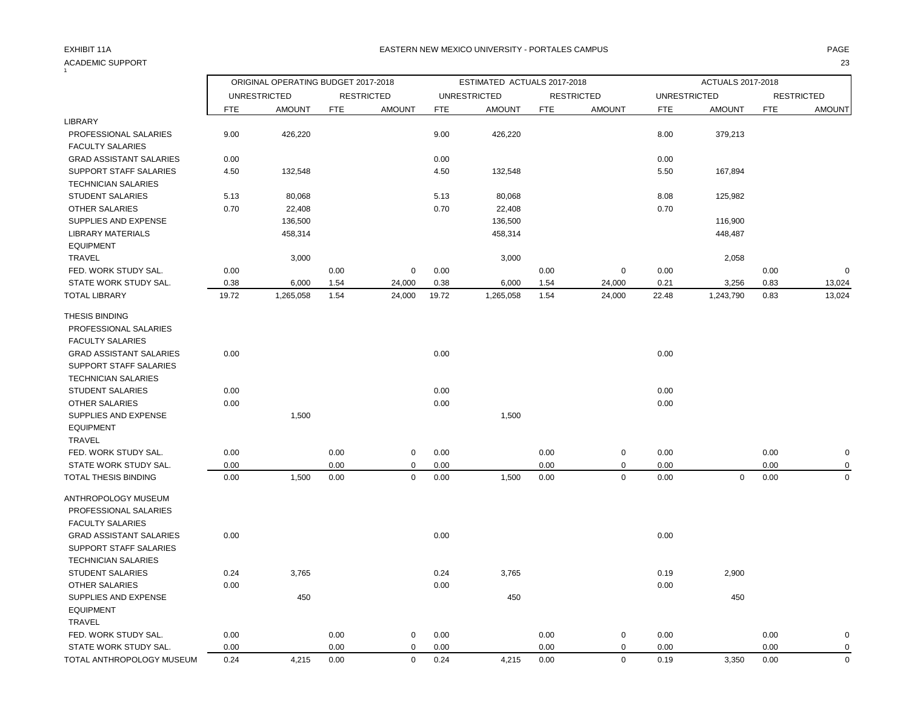EXHIBIT 11A

ACADEMIC SUPPORT

EASTERN NEW MEXICO UNIVERSITY - PORTALES CAMPUS

| | ORIGINAL OPERATING BUDGET 2017-2018 | | | | ESTIMATED ACTUALS 2017-2018 | | | | ACTUALS 2017-2018 | | | |
|---|---|---|---|---|---|---|---|---|---|---|---|---|
| | UNRESTRICTED | | RESTRICTED | | UNRESTRICTED | | RESTRICTED | | UNRESTRICTED | | RESTRICTED | |
| | FTE | AMOUNT | FTE | AMOUNT | FTE | AMOUNT | FTE | AMOUNT | FTE | AMOUNT | FTE | AMOUNT |
| LIBRARY | | | | | | | | | | | | |
| PROFESSIONAL SALARIES | 9.00 | 426,220 | | | 9.00 | 426,220 | | | 8.00 | 379,213 | | |
| FACULTY SALARIES | | | | | | | | | | | | |
| GRAD ASSISTANT SALARIES | 0.00 | | | | 0.00 | | | | 0.00 | | | |
| SUPPORT STAFF SALARIES | 4.50 | 132,548 | | | 4.50 | 132,548 | | | 5.50 | 167,894 | | |
| TECHNICIAN SALARIES | | | | | | | | | | | | |
| STUDENT SALARIES | 5.13 | 80,068 | | | 5.13 | 80,068 | | | 8.08 | 125,982 | | |
| OTHER SALARIES | 0.70 | 22,408 | | | 0.70 | 22,408 | | | 0.70 | | | |
| SUPPLIES AND EXPENSE | | 136,500 | | | | 136,500 | | | | 116,900 | | |
| LIBRARY MATERIALS | | 458,314 | | | | 458,314 | | | | 448,487 | | |
| EQUIPMENT | | | | | | | | | | | | |
| TRAVEL | | 3,000 | | | | 3,000 | | | | 2,058 | | |
| FED. WORK STUDY SAL. | 0.00 | | 0.00 | 0 | 0.00 | | 0.00 | 0 | 0.00 | | 0.00 | 0 |
| STATE WORK STUDY SAL. | 0.38 | 6,000 | 1.54 | 24,000 | 0.38 | 6,000 | 1.54 | 24,000 | 0.21 | 3,256 | 0.83 | 13,024 |
| TOTAL LIBRARY | 19.72 | 1,265,058 | 1.54 | 24,000 | 19.72 | 1,265,058 | 1.54 | 24,000 | 22.48 | 1,243,790 | 0.83 | 13,024 |
| THESIS BINDING | | | | | | | | | | | | |
| PROFESSIONAL SALARIES | | | | | | | | | | | | |
| FACULTY SALARIES | | | | | | | | | | | | |
| GRAD ASSISTANT SALARIES | 0.00 | | | | 0.00 | | | | 0.00 | | | |
| SUPPORT STAFF SALARIES | | | | | | | | | | | | |
| TECHNICIAN SALARIES | | | | | | | | | | | | |
| STUDENT SALARIES | 0.00 | | | | 0.00 | | | | 0.00 | | | |
| OTHER SALARIES | 0.00 | | | | 0.00 | | | | 0.00 | | | |
| SUPPLIES AND EXPENSE | | 1,500 | | | | 1,500 | | | | | | |
| EQUIPMENT | | | | | | | | | | | | |
| TRAVEL | | | | | | | | | | | | |
| FED. WORK STUDY SAL. | 0.00 | | 0.00 | 0 | 0.00 | | 0.00 | 0 | 0.00 | | 0.00 | 0 |
| STATE WORK STUDY SAL. | 0.00 | | 0.00 | 0 | 0.00 | | 0.00 | 0 | 0.00 | | 0.00 | 0 |
| TOTAL THESIS BINDING | 0.00 | 1,500 | 0.00 | 0 | 0.00 | 1,500 | 0.00 | 0 | 0.00 | 0 | 0.00 | 0 |
| ANTHROPOLOGY MUSEUM | | | | | | | | | | | | |
| PROFESSIONAL SALARIES | | | | | | | | | | | | |
| FACULTY SALARIES | | | | | | | | | | | | |
| GRAD ASSISTANT SALARIES | 0.00 | | | | 0.00 | | | | 0.00 | | | |
| SUPPORT STAFF SALARIES | | | | | | | | | | | | |
| TECHNICIAN SALARIES | | | | | | | | | | | | |
| STUDENT SALARIES | 0.24 | 3,765 | | | 0.24 | 3,765 | | | 0.19 | 2,900 | | |
| OTHER SALARIES | 0.00 | | | | 0.00 | | | | 0.00 | | | |
| SUPPLIES AND EXPENSE | | 450 | | | | 450 | | | | 450 | | |
| EQUIPMENT | | | | | | | | | | | | |
| TRAVEL | | | | | | | | | | | | |
| FED. WORK STUDY SAL. | 0.00 | | 0.00 | 0 | 0.00 | | 0.00 | 0 | 0.00 | | 0.00 | 0 |
| STATE WORK STUDY SAL. | 0.00 | | 0.00 | 0 | 0.00 | | 0.00 | 0 | 0.00 | | 0.00 | 0 |
| TOTAL ANTHROPOLOGY MUSEUM | 0.24 | 4,215 | 0.00 | 0 | 0.24 | 4,215 | 0.00 | 0 | 0.19 | 3,350 | 0.00 | 0 |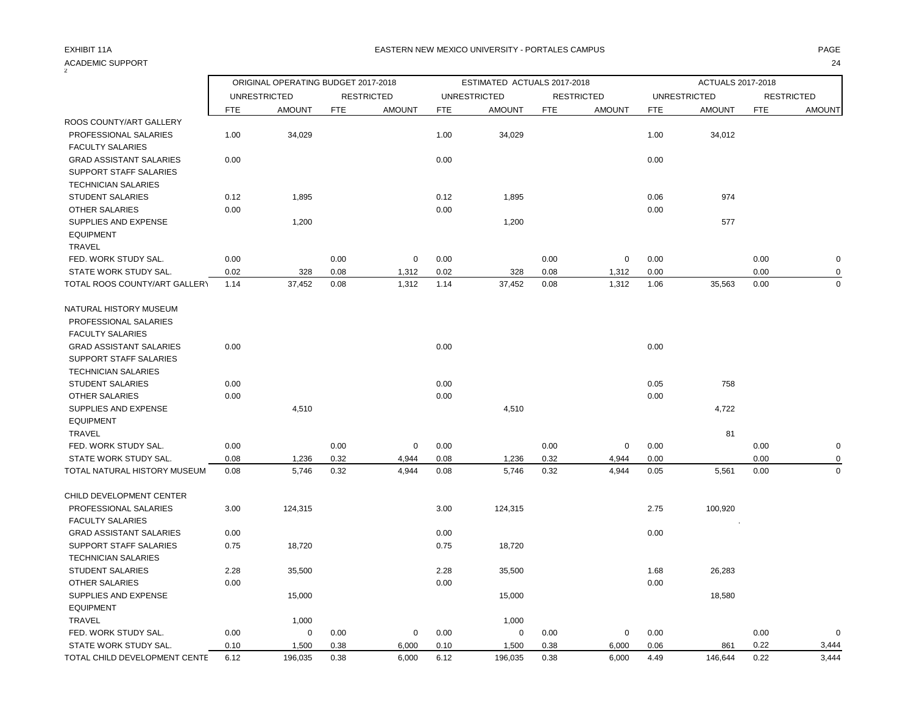EXHIBIT 11A

ACADEMIC SUPPORT

EASTERN NEW MEXICO UNIVERSITY - PORTALES CAMPUS

| | ORIGINAL OPERATING BUDGET 2017-2018 | | | | ESTIMATED ACTUALS 2017-2018 | | | | ACTUALS 2017-2018 | | | |
|---|---|---|---|---|---|---|---|---|---|---|---|---|
| | UNRESTRICTED | | RESTRICTED | | UNRESTRICTED | | RESTRICTED | | UNRESTRICTED | | RESTRICTED | |
| | FTE | AMOUNT | FTE | AMOUNT | FTE | AMOUNT | FTE | AMOUNT | FTE | AMOUNT | FTE | AMOUNT |
| ROOS COUNTY/ART GALLERY | | | | | | | | | | | | |
| PROFESSIONAL SALARIES | 1.00 | 34,029 | | | 1.00 | 34,029 | | | 1.00 | 34,012 | | |
| FACULTY SALARIES | | | | | | | | | | | | |
| GRAD ASSISTANT SALARIES | 0.00 | | | | 0.00 | | | | 0.00 | | | |
| SUPPORT STAFF SALARIES | | | | | | | | | | | | |
| TECHNICIAN SALARIES | | | | | | | | | | | | |
| STUDENT SALARIES | 0.12 | 1,895 | | | 0.12 | 1,895 | | | 0.06 | 974 | | |
| OTHER SALARIES | 0.00 | | | | 0.00 | | | | 0.00 | | | |
| SUPPLIES AND EXPENSE | | 1,200 | | | | 1,200 | | | | 577 | | |
| EQUIPMENT | | | | | | | | | | | | |
| TRAVEL | | | | | | | | | | | | |
| FED. WORK STUDY SAL. | 0.00 | | 0.00 | 0 | 0.00 | | 0.00 | 0 | 0.00 | | 0.00 | 0 |
| STATE WORK STUDY SAL. | 0.02 | 328 | 0.08 | 1,312 | 0.02 | 328 | 0.08 | 1,312 | 0.00 | | 0.00 | 0 |
| TOTAL ROOS COUNTY/ART GALLERY | 1.14 | 37,452 | 0.08 | 1,312 | 1.14 | 37,452 | 0.08 | 1,312 | 1.06 | 35,563 | 0.00 | 0 |
| NATURAL HISTORY MUSEUM | | | | | | | | | | | | |
| PROFESSIONAL SALARIES | | | | | | | | | | | | |
| FACULTY SALARIES | | | | | | | | | | | | |
| GRAD ASSISTANT SALARIES | 0.00 | | | | 0.00 | | | | 0.00 | | | |
| SUPPORT STAFF SALARIES | | | | | | | | | | | | |
| TECHNICIAN SALARIES | | | | | | | | | | | | |
| STUDENT SALARIES | 0.00 | | | | 0.00 | | | | 0.05 | 758 | | |
| OTHER SALARIES | 0.00 | | | | 0.00 | | | | 0.00 | | | |
| SUPPLIES AND EXPENSE | | 4,510 | | | | 4,510 | | | | 4,722 | | |
| EQUIPMENT | | | | | | | | | | | | |
| TRAVEL | | | | | | | | | | 81 | | |
| FED. WORK STUDY SAL. | 0.00 | | 0.00 | 0 | 0.00 | | 0.00 | 0 | 0.00 | | 0.00 | 0 |
| STATE WORK STUDY SAL. | 0.08 | 1,236 | 0.32 | 4,944 | 0.08 | 1,236 | 0.32 | 4,944 | 0.00 | | 0.00 | 0 |
| TOTAL NATURAL HISTORY MUSEUM | 0.08 | 5,746 | 0.32 | 4,944 | 0.08 | 5,746 | 0.32 | 4,944 | 0.05 | 5,561 | 0.00 | 0 |
| CHILD DEVELOPMENT CENTER | | | | | | | | | | | | |
| PROFESSIONAL SALARIES | 3.00 | 124,315 | | | 3.00 | 124,315 | | | 2.75 | 100,920 | | |
| FACULTY SALARIES | | | | | | | | | | | | |
| GRAD ASSISTANT SALARIES | 0.00 | | | | 0.00 | | | | 0.00 | | | |
| SUPPORT STAFF SALARIES | 0.75 | 18,720 | | | 0.75 | 18,720 | | | | | | |
| TECHNICIAN SALARIES | | | | | | | | | | | | |
| STUDENT SALARIES | 2.28 | 35,500 | | | 2.28 | 35,500 | | | 1.68 | 26,283 | | |
| OTHER SALARIES | 0.00 | | | | 0.00 | | | | 0.00 | | | |
| SUPPLIES AND EXPENSE | | 15,000 | | | | 15,000 | | | | 18,580 | | |
| EQUIPMENT | | | | | | | | | | | | |
| TRAVEL | | 1,000 | | | | 1,000 | | | | | | |
| FED. WORK STUDY SAL. | 0.00 | 0 | 0.00 | 0 | 0.00 | 0 | 0.00 | 0 | 0.00 | | 0.00 | 0 |
| STATE WORK STUDY SAL. | 0.10 | 1,500 | 0.38 | 6,000 | 0.10 | 1,500 | 0.38 | 6,000 | 0.06 | 861 | 0.22 | 3,444 |
| TOTAL CHILD DEVELOPMENT CENTE | 6.12 | 196,035 | 0.38 | 6,000 | 6.12 | 196,035 | 0.38 | 6,000 | 4.49 | 146,644 | 0.22 | 3,444 |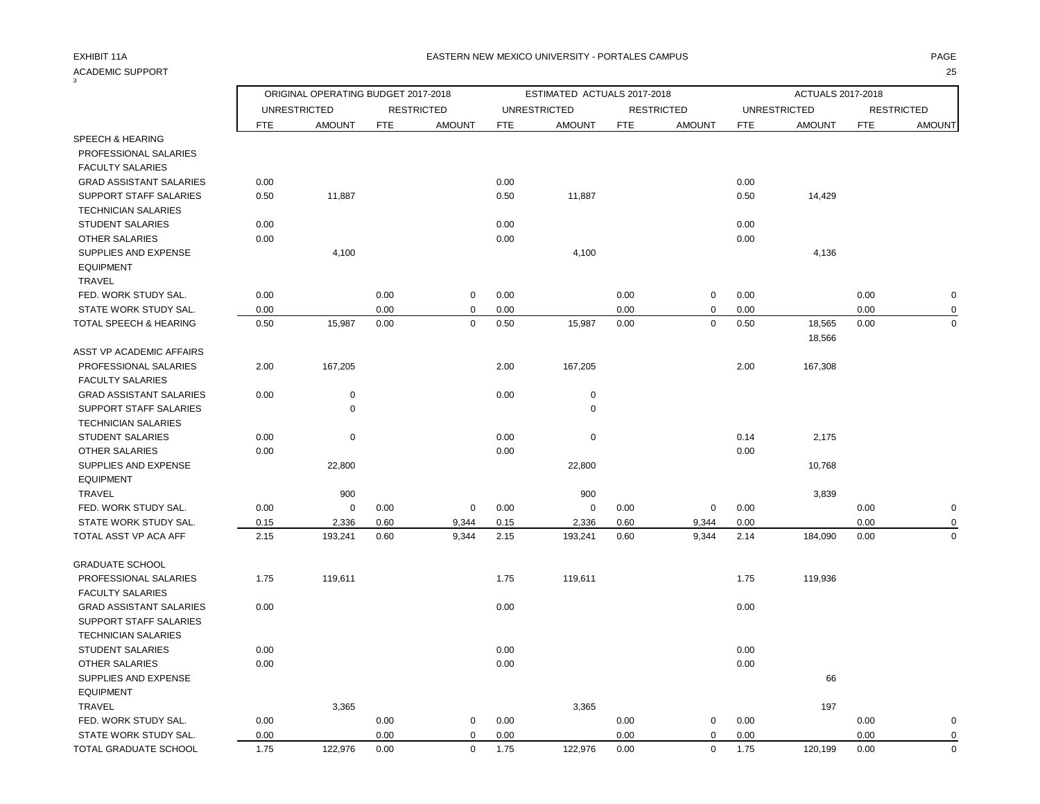EXHIBIT 11A

EASTERN NEW MEXICO UNIVERSITY - PORTALES CAMPUS

ACADEMIC SUPPORT

| | ORIGINAL OPERATING BUDGET 2017-2018 | | | | ESTIMATED ACTUALS 2017-2018 | | | | ACTUALS 2017-2018 | | | |
|---|---|---|---|---|---|---|---|---|---|---|---|---|
| | UNRESTRICTED | | RESTRICTED | | UNRESTRICTED | | RESTRICTED | | UNRESTRICTED | | RESTRICTED | |
| | FTE | AMOUNT | FTE | AMOUNT | FTE | AMOUNT | FTE | AMOUNT | FTE | AMOUNT | FTE | AMOUNT |
| SPEECH & HEARING | | | | | | | | | | | | |
| PROFESSIONAL SALARIES | | | | | | | | | | | | |
| FACULTY SALARIES | | | | | | | | | | | | |
| GRAD ASSISTANT SALARIES | 0.00 | | | | 0.00 | | | | 0.00 | | | |
| SUPPORT STAFF SALARIES | 0.50 | 11,887 | | | 0.50 | 11,887 | | | 0.50 | 14,429 | | |
| TECHNICIAN SALARIES | | | | | | | | | | | | |
| STUDENT SALARIES | 0.00 | | | | 0.00 | | | | 0.00 | | | |
| OTHER SALARIES | 0.00 | | | | 0.00 | | | | 0.00 | | | |
| SUPPLIES AND EXPENSE | | 4,100 | | | | 4,100 | | | | 4,136 | | |
| EQUIPMENT | | | | | | | | | | | | |
| TRAVEL | | | | | | | | | | | | |
| FED. WORK STUDY SAL. | 0.00 | | 0.00 | 0 | 0.00 | | 0.00 | 0 | 0.00 | | 0.00 | 0 |
| STATE WORK STUDY SAL. | 0.00 | | 0.00 | 0 | 0.00 | | 0.00 | 0 | 0.00 | | 0.00 | 0 |
| TOTAL SPEECH & HEARING | 0.50 | 15,987 | 0.00 | 0 | 0.50 | 15,987 | 0.00 | 0 | 0.50 | 18,565 | 0.00 | 0 |
| | | | | | | | | | | 18,566 | | |
| ASST VP ACADEMIC AFFAIRS | | | | | | | | | | | | |
| PROFESSIONAL SALARIES | 2.00 | 167,205 | | | 2.00 | 167,205 | | | 2.00 | 167,308 | | |
| FACULTY SALARIES | | | | | | | | | | | | |
| GRAD ASSISTANT SALARIES | 0.00 | 0 | | | 0.00 | 0 | | | | | | |
| SUPPORT STAFF SALARIES | | 0 | | | | 0 | | | | | | |
| TECHNICIAN SALARIES | | | | | | | | | | | | |
| STUDENT SALARIES | 0.00 | 0 | | | 0.00 | 0 | | | 0.14 | 2,175 | | |
| OTHER SALARIES | 0.00 | | | | 0.00 | | | | 0.00 | | | |
| SUPPLIES AND EXPENSE | | 22,800 | | | | 22,800 | | | | 10,768 | | |
| EQUIPMENT | | | | | | | | | | | | |
| TRAVEL | | 900 | | | | 900 | | | | 3,839 | | |
| FED. WORK STUDY SAL. | 0.00 | 0 | 0.00 | 0 | 0.00 | 0 | 0.00 | 0 | 0.00 | | 0.00 | 0 |
| STATE WORK STUDY SAL. | 0.15 | 2,336 | 0.60 | 9,344 | 0.15 | 2,336 | 0.60 | 9,344 | 0.00 | | 0.00 | 0 |
| TOTAL ASST VP ACA AFF | 2.15 | 193,241 | 0.60 | 9,344 | 2.15 | 193,241 | 0.60 | 9,344 | 2.14 | 184,090 | 0.00 | 0 |
| GRADUATE SCHOOL | | | | | | | | | | | | |
| PROFESSIONAL SALARIES | 1.75 | 119,611 | | | 1.75 | 119,611 | | | 1.75 | 119,936 | | |
| FACULTY SALARIES | | | | | | | | | | | | |
| GRAD ASSISTANT SALARIES | 0.00 | | | | 0.00 | | | | 0.00 | | | |
| SUPPORT STAFF SALARIES | | | | | | | | | | | | |
| TECHNICIAN SALARIES | | | | | | | | | | | | |
| STUDENT SALARIES | 0.00 | | | | 0.00 | | | | 0.00 | | | |
| OTHER SALARIES | 0.00 | | | | 0.00 | | | | 0.00 | | | |
| SUPPLIES AND EXPENSE | | | | | | | | | | 66 | | |
| EQUIPMENT | | | | | | | | | | | | |
| TRAVEL | | 3,365 | | | | 3,365 | | | | 197 | | |
| FED. WORK STUDY SAL. | 0.00 | | 0.00 | 0 | 0.00 | | 0.00 | 0 | 0.00 | | 0.00 | 0 |
| STATE WORK STUDY SAL. | 0.00 | | 0.00 | 0 | 0.00 | | 0.00 | 0 | 0.00 | | 0.00 | 0 |
| TOTAL GRADUATE SCHOOL | 1.75 | 122,976 | 0.00 | 0 | 1.75 | 122,976 | 0.00 | 0 | 1.75 | 120,199 | 0.00 | 0 |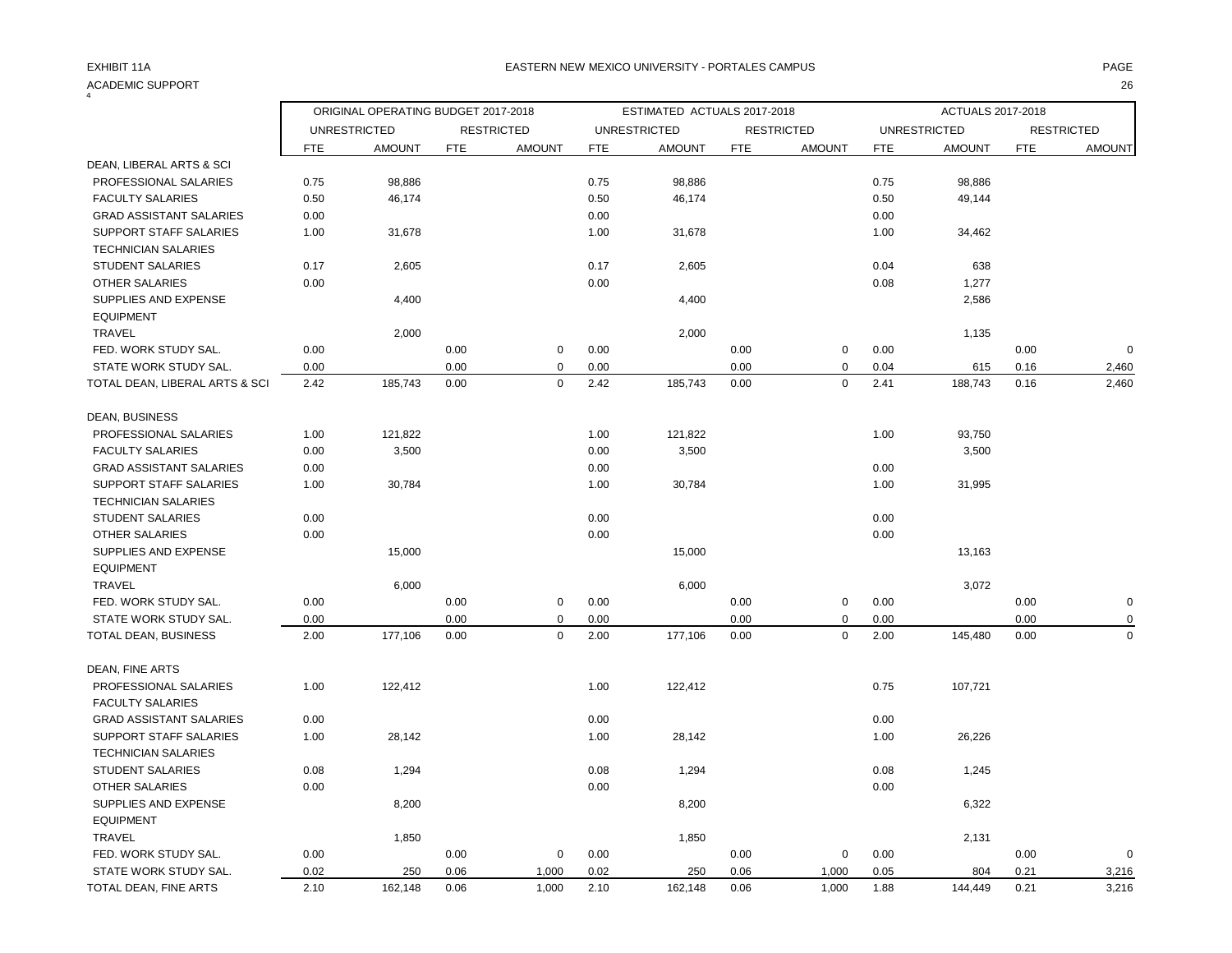EXHIBIT 11A

ACADEMIC SUPPORT

EASTERN NEW MEXICO UNIVERSITY - PORTALES CAMPUS

| | ORIGINAL OPERATING BUDGET 2017-2018 | | | | ESTIMATED ACTUALS 2017-2018 | | | | ACTUALS 2017-2018 | | | |
|---|---|---|---|---|---|---|---|---|---|---|---|---|
| | UNRESTRICTED | | RESTRICTED | | UNRESTRICTED | | RESTRICTED | | UNRESTRICTED | | RESTRICTED | |
| | FTE | AMOUNT | FTE | AMOUNT | FTE | AMOUNT | FTE | AMOUNT | FTE | AMOUNT | FTE | AMOUNT |
| DEAN, LIBERAL ARTS & SCI | | | | | | | | | | | | |
| PROFESSIONAL SALARIES | 0.75 | 98,886 | | | 0.75 | 98,886 | | | 0.75 | 98,886 | | |
| FACULTY SALARIES | 0.50 | 46,174 | | | 0.50 | 46,174 | | | 0.50 | 49,144 | | |
| GRAD ASSISTANT SALARIES | 0.00 | | | | 0.00 | | | | 0.00 | | | |
| SUPPORT STAFF SALARIES | 1.00 | 31,678 | | | 1.00 | 31,678 | | | 1.00 | 34,462 | | |
| TECHNICIAN SALARIES | | | | | | | | | | | | |
| STUDENT SALARIES | 0.17 | 2,605 | | | 0.17 | 2,605 | | | 0.04 | 638 | | |
| OTHER SALARIES | 0.00 | | | | 0.00 | | | | 0.08 | 1,277 | | |
| SUPPLIES AND EXPENSE | | 4,400 | | | | 4,400 | | | | 2,586 | | |
| EQUIPMENT | | | | | | | | | | | | |
| TRAVEL | | 2,000 | | | | 2,000 | | | | 1,135 | | |
| FED. WORK STUDY SAL. | 0.00 | | 0.00 | 0 | 0.00 | | 0.00 | 0 | 0.00 | | 0.00 | 0 |
| STATE WORK STUDY SAL. | 0.00 | | 0.00 | 0 | 0.00 | | 0.00 | 0 | 0.04 | 615 | 0.16 | 2,460 |
| TOTAL DEAN, LIBERAL ARTS & SCI | 2.42 | 185,743 | 0.00 | 0 | 2.42 | 185,743 | 0.00 | 0 | 2.41 | 188,743 | 0.16 | 2,460 |
| DEAN, BUSINESS | | | | | | | | | | | | |
| PROFESSIONAL SALARIES | 1.00 | 121,822 | | | 1.00 | 121,822 | | | 1.00 | 93,750 | | |
| FACULTY SALARIES | 0.00 | 3,500 | | | 0.00 | 3,500 | | | | 3,500 | | |
| GRAD ASSISTANT SALARIES | 0.00 | | | | 0.00 | | | | 0.00 | | | |
| SUPPORT STAFF SALARIES | 1.00 | 30,784 | | | 1.00 | 30,784 | | | 1.00 | 31,995 | | |
| TECHNICIAN SALARIES | | | | | | | | | | | | |
| STUDENT SALARIES | 0.00 | | | | 0.00 | | | | 0.00 | | | |
| OTHER SALARIES | 0.00 | | | | 0.00 | | | | 0.00 | | | |
| SUPPLIES AND EXPENSE | | 15,000 | | | | 15,000 | | | | 13,163 | | |
| EQUIPMENT | | | | | | | | | | | | |
| TRAVEL | | 6,000 | | | | 6,000 | | | | 3,072 | | |
| FED. WORK STUDY SAL. | 0.00 | | 0.00 | 0 | 0.00 | | 0.00 | 0 | 0.00 | | 0.00 | 0 |
| STATE WORK STUDY SAL. | 0.00 | | 0.00 | 0 | 0.00 | | 0.00 | 0 | 0.00 | | 0.00 | 0 |
| TOTAL DEAN, BUSINESS | 2.00 | 177,106 | 0.00 | 0 | 2.00 | 177,106 | 0.00 | 0 | 2.00 | 145,480 | 0.00 | 0 |
| DEAN, FINE ARTS | | | | | | | | | | | | |
| PROFESSIONAL SALARIES | 1.00 | 122,412 | | | 1.00 | 122,412 | | | 0.75 | 107,721 | | |
| FACULTY SALARIES | | | | | | | | | | | | |
| GRAD ASSISTANT SALARIES | 0.00 | | | | 0.00 | | | | 0.00 | | | |
| SUPPORT STAFF SALARIES | 1.00 | 28,142 | | | 1.00 | 28,142 | | | 1.00 | 26,226 | | |
| TECHNICIAN SALARIES | | | | | | | | | | | | |
| STUDENT SALARIES | 0.08 | 1,294 | | | 0.08 | 1,294 | | | 0.08 | 1,245 | | |
| OTHER SALARIES | 0.00 | | | | 0.00 | | | | 0.00 | | | |
| SUPPLIES AND EXPENSE | | 8,200 | | | | 8,200 | | | | 6,322 | | |
| EQUIPMENT | | | | | | | | | | | | |
| TRAVEL | | 1,850 | | | | 1,850 | | | | 2,131 | | |
| FED. WORK STUDY SAL. | 0.00 | | 0.00 | 0 | 0.00 | | 0.00 | 0 | 0.00 | | 0.00 | 0 |
| STATE WORK STUDY SAL. | 0.02 | 250 | 0.06 | 1,000 | 0.02 | 250 | 0.06 | 1,000 | 0.05 | 804 | 0.21 | 3,216 |
| TOTAL DEAN, FINE ARTS | 2.10 | 162,148 | 0.06 | 1,000 | 2.10 | 162,148 | 0.06 | 1,000 | 1.88 | 144,449 | 0.21 | 3,216 |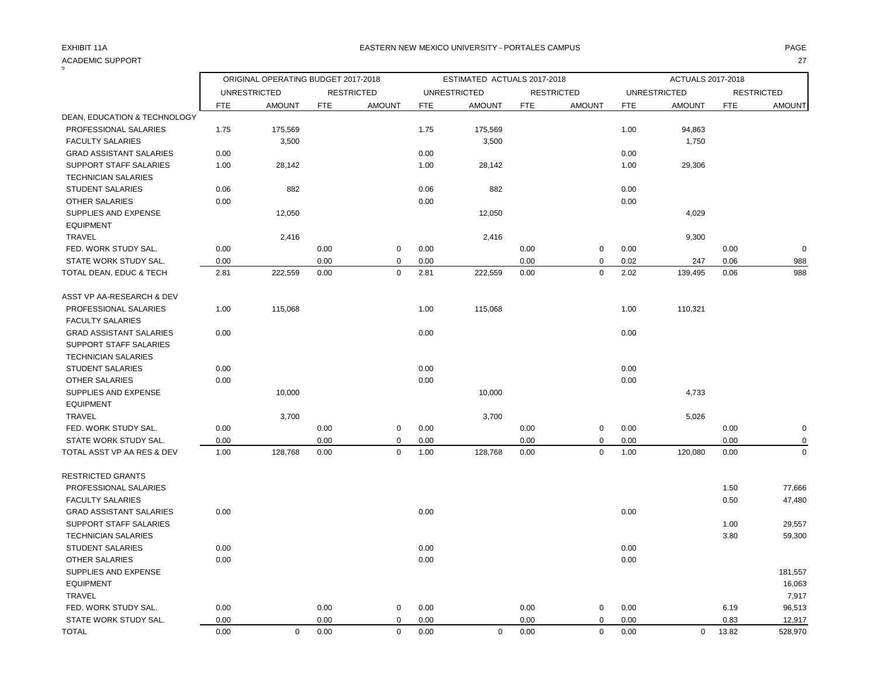EXHIBIT 11A

EASTERN NEW MEXICO UNIVERSITY - PORTALES CAMPUS

ACADEMIC SUPPORT

| | ORIGINAL OPERATING BUDGET 2017-2018 | | | | ESTIMATED ACTUALS 2017-2018 | | | | ACTUALS 2017-2018 | | | |
|---|---|---|---|---|---|---|---|---|---|---|---|---|
| | UNRESTRICTED | | RESTRICTED | | UNRESTRICTED | | RESTRICTED | | UNRESTRICTED | | RESTRICTED | |
| | FTE | AMOUNT | FTE | AMOUNT | FTE | AMOUNT | FTE | AMOUNT | FTE | AMOUNT | FTE | AMOUNT |
| DEAN, EDUCATION & TECHNOLOGY | | | | | | | | | | | | |
| PROFESSIONAL SALARIES | 1.75 | 175,569 | | | 1.75 | 175,569 | | | 1.00 | 94,863 | | |
| FACULTY SALARIES | | 3,500 | | | | 3,500 | | | | 1,750 | | |
| GRAD ASSISTANT SALARIES | 0.00 | | | | 0.00 | | | | 0.00 | | | |
| SUPPORT STAFF SALARIES | 1.00 | 28,142 | | | 1.00 | 28,142 | | | 1.00 | 29,306 | | |
| TECHNICIAN SALARIES | | | | | | | | | | | | |
| STUDENT SALARIES | 0.06 | 882 | | | 0.06 | 882 | | | 0.00 | | | |
| OTHER SALARIES | 0.00 | | | | 0.00 | | | | 0.00 | | | |
| SUPPLIES AND EXPENSE | | 12,050 | | | | 12,050 | | | | 4,029 | | |
| EQUIPMENT | | | | | | | | | | | | |
| TRAVEL | | 2,416 | | | | 2,416 | | | | 9,300 | | |
| FED. WORK STUDY SAL. | 0.00 | | 0.00 | 0 | 0.00 | | 0.00 | 0 | 0.00 | | 0.00 | 0 |
| STATE WORK STUDY SAL. | 0.00 | | 0.00 | 0 | 0.00 | | 0.00 | 0 | 0.02 | 247 | 0.06 | 988 |
| TOTAL DEAN, EDUC & TECH | 2.81 | 222,559 | 0.00 | 0 | 2.81 | 222,559 | 0.00 | 0 | 2.02 | 139,495 | 0.06 | 988 |
| ASST VP AA-RESEARCH & DEV | | | | | | | | | | | | |
| PROFESSIONAL SALARIES | 1.00 | 115,068 | | | 1.00 | 115,068 | | | 1.00 | 110,321 | | |
| FACULTY SALARIES | | | | | | | | | | | | |
| GRAD ASSISTANT SALARIES | 0.00 | | | | 0.00 | | | | 0.00 | | | |
| SUPPORT STAFF SALARIES | | | | | | | | | | | | |
| TECHNICIAN SALARIES | | | | | | | | | | | | |
| STUDENT SALARIES | 0.00 | | | | 0.00 | | | | 0.00 | | | |
| OTHER SALARIES | 0.00 | | | | 0.00 | | | | 0.00 | | | |
| SUPPLIES AND EXPENSE | | 10,000 | | | | 10,000 | | | | 4,733 | | |
| EQUIPMENT | | | | | | | | | | | | |
| TRAVEL | | 3,700 | | | | 3,700 | | | | 5,026 | | |
| FED. WORK STUDY SAL. | 0.00 | | 0.00 | 0 | 0.00 | | 0.00 | 0 | 0.00 | | 0.00 | 0 |
| STATE WORK STUDY SAL. | 0.00 | | 0.00 | 0 | 0.00 | | 0.00 | 0 | 0.00 | | 0.00 | 0 |
| TOTAL ASST VP AA RES & DEV | 1.00 | 128,768 | 0.00 | 0 | 1.00 | 128,768 | 0.00 | 0 | 1.00 | 120,080 | 0.00 | 0 |
| RESTRICTED GRANTS | | | | | | | | | | | | |
| PROFESSIONAL SALARIES | | | | | | | | | | | 1.50 | 77,666 |
| FACULTY SALARIES | | | | | | | | | | | 0.50 | 47,480 |
| GRAD ASSISTANT SALARIES | 0.00 | | | | 0.00 | | | | 0.00 | | | |
| SUPPORT STAFF SALARIES | | | | | | | | | | | 1.00 | 29,557 |
| TECHNICIAN SALARIES | | | | | | | | | | | 3.80 | 59,300 |
| STUDENT SALARIES | 0.00 | | | | 0.00 | | | | 0.00 | | | |
| OTHER SALARIES | 0.00 | | | | 0.00 | | | | 0.00 | | | |
| SUPPLIES AND EXPENSE | | | | | | | | | | | | 181,557 |
| EQUIPMENT | | | | | | | | | | | | 16,063 |
| TRAVEL | | | | | | | | | | | | 7,917 |
| FED. WORK STUDY SAL. | 0.00 | | 0.00 | 0 | 0.00 | | 0.00 | 0 | 0.00 | | 6.19 | 96,513 |
| STATE WORK STUDY SAL. | 0.00 | | 0.00 | 0 | 0.00 | | 0.00 | 0 | 0.00 | | 0.83 | 12,917 |
| TOTAL | 0.00 | 0 | 0.00 | 0 | 0.00 | 0 | 0.00 | 0 | 0.00 | 0 | 13.82 | 528,970 |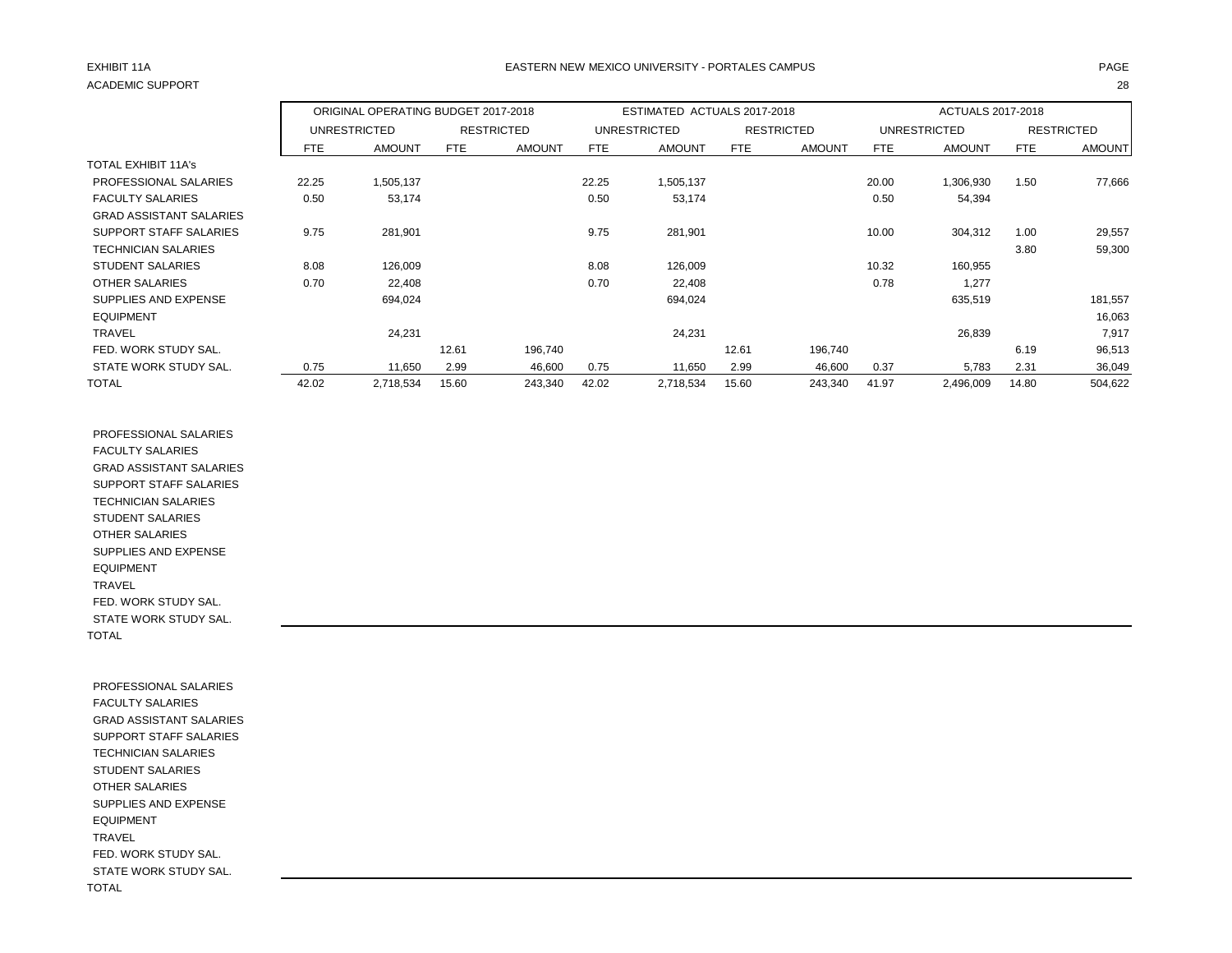EXHIBIT 11A

EASTERN NEW MEXICO UNIVERSITY - PORTALES CAMPUS

ACADEMIC SUPPORT

| | ORIGINAL OPERATING BUDGET 2017-2018 | | | | ESTIMATED ACTUALS 2017-2018 | | | | ACTUALS 2017-2018 | | | |
|---|---|---|---|---|---|---|---|---|---|---|---|---|
| | UNRESTRICTED | | RESTRICTED | | UNRESTRICTED | | RESTRICTED | | UNRESTRICTED | | RESTRICTED | |
| | FTE | AMOUNT | FTE | AMOUNT | FTE | AMOUNT | FTE | AMOUNT | FTE | AMOUNT | FTE | AMOUNT |
| TOTAL EXHIBIT 11A's | | | | | | | | | | | | |
| PROFESSIONAL SALARIES | 22.25 | 1,505,137 | | | 22.25 | 1,505,137 | | | 20.00 | 1,306,930 | 1.50 | 77,666 |
| FACULTY SALARIES | 0.50 | 53,174 | | | 0.50 | 53,174 | | | 0.50 | 54,394 | | |
| GRAD ASSISTANT SALARIES | | | | | | | | | | | | |
| SUPPORT STAFF SALARIES | 9.75 | 281,901 | | | 9.75 | 281,901 | | | 10.00 | 304,312 | 1.00 | 29,557 |
| TECHNICIAN SALARIES | | | | | | | | | | | 3.80 | 59,300 |
| STUDENT SALARIES | 8.08 | 126,009 | | | 8.08 | 126,009 | | | 10.32 | 160,955 | | |
| OTHER SALARIES | 0.70 | 22,408 | | | 0.70 | 22,408 | | | 0.78 | 1,277 | | |
| SUPPLIES AND EXPENSE | | 694,024 | | | | 694,024 | | | | 635,519 | | 181,557 |
| EQUIPMENT | | | | | | | | | | | | 16,063 |
| TRAVEL | | 24,231 | | | | 24,231 | | | | 26,839 | | 7,917 |
| FED. WORK STUDY SAL. | | | 12.61 | 196,740 | | | 12.61 | 196,740 | | | 6.19 | 96,513 |
| STATE WORK STUDY SAL. | 0.75 | 11,650 | 2.99 | 46,600 | 0.75 | 11,650 | 2.99 | 46,600 | 0.37 | 5,783 | 2.31 | 36,049 |
| TOTAL | 42.02 | 2,718,534 | 15.60 | 243,340 | 42.02 | 2,718,534 | 15.60 | 243,340 | 41.97 | 2,496,009 | 14.80 | 504,622 |

| | | | | | | | | | | | | |
|---|---|---|---|---|---|---|---|---|---|---|---|---|
| PROFESSIONAL SALARIES | | | | | | | | | | | | |
| FACULTY SALARIES | | | | | | | | | | | | |
| GRAD ASSISTANT SALARIES | | | | | | | | | | | | |
| SUPPORT STAFF SALARIES | | | | | | | | | | | | |
| TECHNICIAN SALARIES | | | | | | | | | | | | |
| STUDENT SALARIES | | | | | | | | | | | | |
| OTHER SALARIES | | | | | | | | | | | | |
| SUPPLIES AND EXPENSE | | | | | | | | | | | | |
| EQUIPMENT | | | | | | | | | | | | |
| TRAVEL | | | | | | | | | | | | |
| FED. WORK STUDY SAL. | | | | | | | | | | | | |
| STATE WORK STUDY SAL. | | | | | | | | | | | | |
| TOTAL | | | | | | | | | | | | |

| | | | | | | | | | | | | |
|---|---|---|---|---|---|---|---|---|---|---|---|---|
| PROFESSIONAL SALARIES | | | | | | | | | | | | |
| FACULTY SALARIES | | | | | | | | | | | | |
| GRAD ASSISTANT SALARIES | | | | | | | | | | | | |
| SUPPORT STAFF SALARIES | | | | | | | | | | | | |
| TECHNICIAN SALARIES | | | | | | | | | | | | |
| STUDENT SALARIES | | | | | | | | | | | | |
| OTHER SALARIES | | | | | | | | | | | | |
| SUPPLIES AND EXPENSE | | | | | | | | | | | | |
| EQUIPMENT | | | | | | | | | | | | |
| TRAVEL | | | | | | | | | | | | |
| FED. WORK STUDY SAL. | | | | | | | | | | | | |
| STATE WORK STUDY SAL. | | | | | | | | | | | | |
| TOTAL | | | | | | | | | | | | |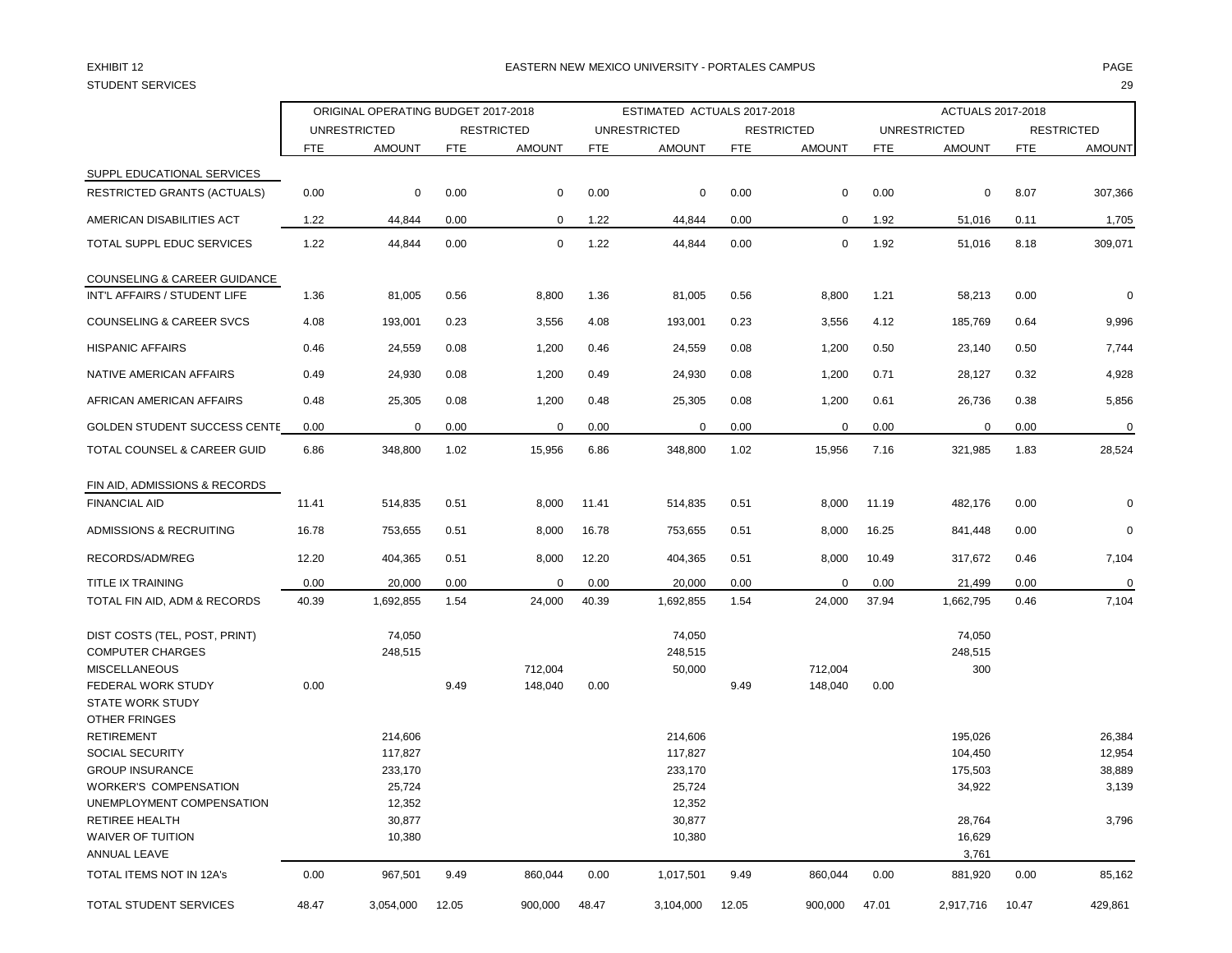EXHIBIT 12

EASTERN NEW MEXICO UNIVERSITY - PORTALES CAMPUS

STUDENT SERVICES

| | ORIGINAL OPERATING BUDGET 2017-2018 | | | | ESTIMATED ACTUALS 2017-2018 | | | | ACTUALS 2017-2018 | | | |
|---|---|---|---|---|---|---|---|---|---|---|---|---|
| | UNRESTRICTED | | RESTRICTED | | UNRESTRICTED | | RESTRICTED | | UNRESTRICTED | | RESTRICTED | |
| | FTE | AMOUNT | FTE | AMOUNT | FTE | AMOUNT | FTE | AMOUNT | FTE | AMOUNT | FTE | AMOUNT |
| SUPPL EDUCATIONAL SERVICES | | | | | | | | | | | | |
| RESTRICTED GRANTS (ACTUALS) | 0.00 | 0 | 0.00 | 0 | 0.00 | 0 | 0.00 | 0 | 0.00 | 0 | 8.07 | 307,366 |
| AMERICAN DISABILITIES ACT | 1.22 | 44,844 | 0.00 | 0 | 1.22 | 44,844 | 0.00 | 0 | 1.92 | 51,016 | 0.11 | 1,705 |
| TOTAL SUPPL EDUC SERVICES | 1.22 | 44,844 | 0.00 | 0 | 1.22 | 44,844 | 0.00 | 0 | 1.92 | 51,016 | 8.18 | 309,071 |
| COUNSELING & CAREER GUIDANCE | | | | | | | | | | | | |
| INT'L AFFAIRS / STUDENT LIFE | 1.36 | 81,005 | 0.56 | 8,800 | 1.36 | 81,005 | 0.56 | 8,800 | 1.21 | 58,213 | 0.00 | 0 |
| COUNSELING & CAREER SVCS | 4.08 | 193,001 | 0.23 | 3,556 | 4.08 | 193,001 | 0.23 | 3,556 | 4.12 | 185,769 | 0.64 | 9,996 |
| HISPANIC AFFAIRS | 0.46 | 24,559 | 0.08 | 1,200 | 0.46 | 24,559 | 0.08 | 1,200 | 0.50 | 23,140 | 0.50 | 7,744 |
| NATIVE AMERICAN AFFAIRS | 0.49 | 24,930 | 0.08 | 1,200 | 0.49 | 24,930 | 0.08 | 1,200 | 0.71 | 28,127 | 0.32 | 4,928 |
| AFRICAN AMERICAN AFFAIRS | 0.48 | 25,305 | 0.08 | 1,200 | 0.48 | 25,305 | 0.08 | 1,200 | 0.61 | 26,736 | 0.38 | 5,856 |
| GOLDEN STUDENT SUCCESS CENTE | 0.00 | 0 | 0.00 | 0 | 0.00 | 0 | 0.00 | 0 | 0.00 | 0 | 0.00 | 0 |
| TOTAL COUNSEL & CAREER GUID | 6.86 | 348,800 | 1.02 | 15,956 | 6.86 | 348,800 | 1.02 | 15,956 | 7.16 | 321,985 | 1.83 | 28,524 |
| FIN AID, ADMISSIONS & RECORDS | | | | | | | | | | | | |
| FINANCIAL AID | 11.41 | 514,835 | 0.51 | 8,000 | 11.41 | 514,835 | 0.51 | 8,000 | 11.19 | 482,176 | 0.00 | 0 |
| ADMISSIONS & RECRUITING | 16.78 | 753,655 | 0.51 | 8,000 | 16.78 | 753,655 | 0.51 | 8,000 | 16.25 | 841,448 | 0.00 | 0 |
| RECORDS/ADM/REG | 12.20 | 404,365 | 0.51 | 8,000 | 12.20 | 404,365 | 0.51 | 8,000 | 10.49 | 317,672 | 0.46 | 7,104 |
| TITLE IX TRAINING | 0.00 | 20,000 | 0.00 | 0 | 0.00 | 20,000 | 0.00 | 0 | 0.00 | 21,499 | 0.00 | 0 |
| TOTAL FIN AID, ADM & RECORDS | 40.39 | 1,692,855 | 1.54 | 24,000 | 40.39 | 1,692,855 | 1.54 | 24,000 | 37.94 | 1,662,795 | 0.46 | 7,104 |
| DIST COSTS (TEL, POST, PRINT) | | 74,050 | | | | 74,050 | | | | 74,050 | | |
| COMPUTER CHARGES | | 248,515 | | | | 248,515 | | | | 248,515 | | |
| MISCELLANEOUS | | | | 712,004 | | 50,000 | | 712,004 | | 300 | | |
| FEDERAL WORK STUDY | 0.00 | | 9.49 | 148,040 | 0.00 | | 9.49 | 148,040 | 0.00 | | | |
| STATE WORK STUDY | | | | | | | | | | | | |
| OTHER FRINGES | | | | | | | | | | | | |
| RETIREMENT | | 214,606 | | | | 214,606 | | | | 195,026 | | 26,384 |
| SOCIAL SECURITY | | 117,827 | | | | 117,827 | | | | 104,450 | | 12,954 |
| GROUP INSURANCE | | 233,170 | | | | 233,170 | | | | 175,503 | | 38,889 |
| WORKER'S COMPENSATION | | 25,724 | | | | 25,724 | | | | 34,922 | | 3,139 |
| UNEMPLOYMENT COMPENSATION | | 12,352 | | | | 12,352 | | | | | | |
| RETIREE HEALTH | | 30,877 | | | | 30,877 | | | | 28,764 | | 3,796 |
| WAIVER OF TUITION | | 10,380 | | | | 10,380 | | | | 16,629 | | |
| ANNUAL LEAVE | | | | | | | | | | 3,761 | | |
| TOTAL ITEMS NOT IN 12A's | 0.00 | 967,501 | 9.49 | 860,044 | 0.00 | 1,017,501 | 9.49 | 860,044 | 0.00 | 881,920 | 0.00 | 85,162 |
| TOTAL STUDENT SERVICES | 48.47 | 3,054,000 | 12.05 | 900,000 | 48.47 | 3,104,000 | 12.05 | 900,000 | 47.01 | 2,917,716 | 10.47 | 429,861 |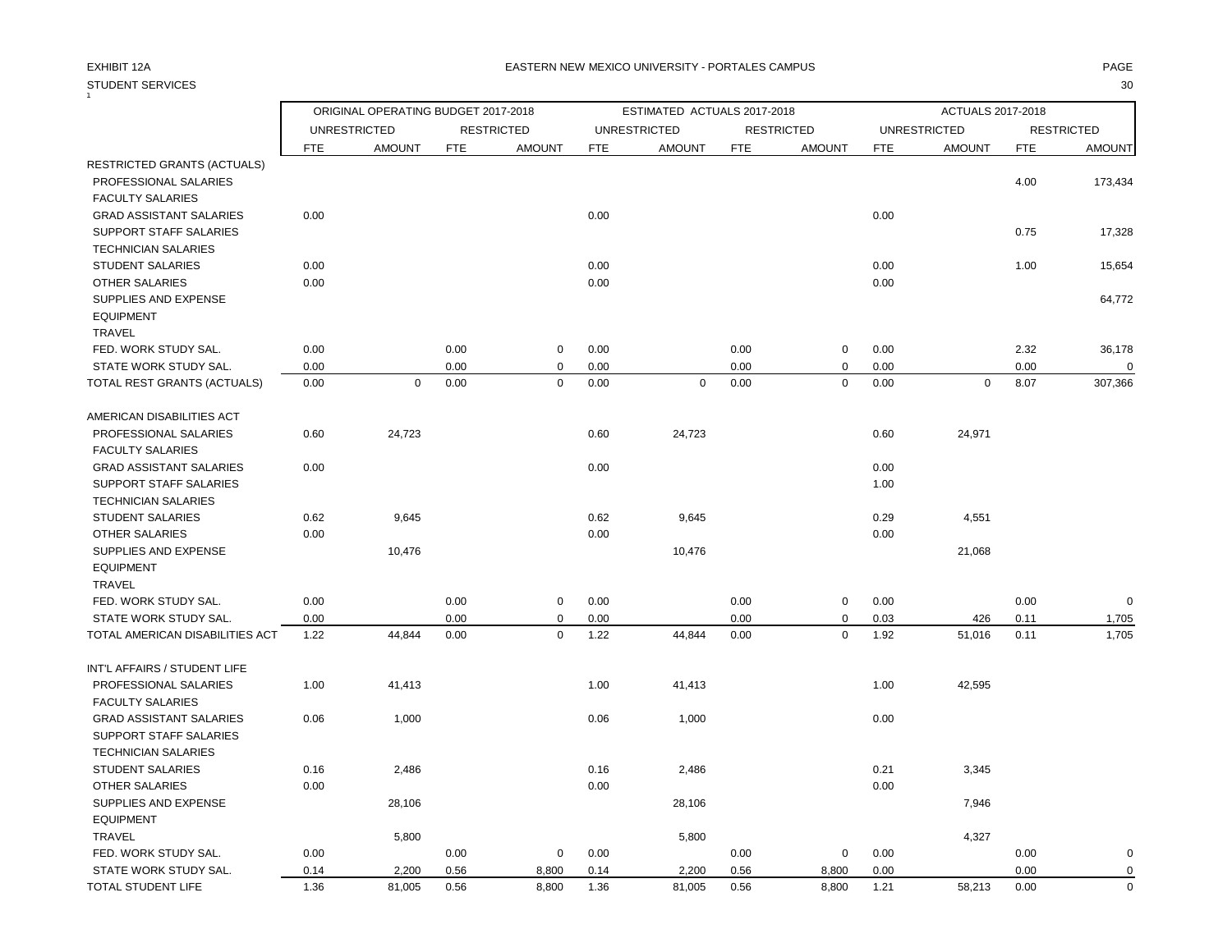EXHIBIT 12A

EASTERN NEW MEXICO UNIVERSITY - PORTALES CAMPUS

STUDENT SERVICES

| | ORIGINAL OPERATING BUDGET 2017-2018 | | | | ESTIMATED ACTUALS 2017-2018 | | | | ACTUALS 2017-2018 | | | |
|---|---|---|---|---|---|---|---|---|---|---|---|---|
| | UNRESTRICTED | | RESTRICTED | | UNRESTRICTED | | RESTRICTED | | UNRESTRICTED | | RESTRICTED | |
| | FTE | AMOUNT | FTE | AMOUNT | FTE | AMOUNT | FTE | AMOUNT | FTE | AMOUNT | FTE | AMOUNT |
| RESTRICTED GRANTS (ACTUALS) | | | | | | | | | | | | |
| PROFESSIONAL SALARIES | | | | | | | | | | | 4.00 | 173,434 |
| FACULTY SALARIES | | | | | | | | | | | | |
| GRAD ASSISTANT SALARIES | 0.00 | | | | 0.00 | | | | 0.00 | | | |
| SUPPORT STAFF SALARIES | | | | | | | | | | | 0.75 | 17,328 |
| TECHNICIAN SALARIES | | | | | | | | | | | | |
| STUDENT SALARIES | 0.00 | | | | 0.00 | | | | 0.00 | | 1.00 | 15,654 |
| OTHER SALARIES | 0.00 | | | | 0.00 | | | | 0.00 | | | |
| SUPPLIES AND EXPENSE | | | | | | | | | | | | 64,772 |
| EQUIPMENT | | | | | | | | | | | | |
| TRAVEL | | | | | | | | | | | | |
| FED. WORK STUDY SAL. | 0.00 | | 0.00 | 0 | 0.00 | | 0.00 | 0 | 0.00 | | 2.32 | 36,178 |
| STATE WORK STUDY SAL. | 0.00 | | 0.00 | 0 | 0.00 | | 0.00 | 0 | 0.00 | | 0.00 | 0 |
| TOTAL REST GRANTS (ACTUALS) | 0.00 | 0 | 0.00 | 0 | 0.00 | 0 | 0.00 | 0 | 0.00 | 0 | 8.07 | 307,366 |
| | | | | | | | | | | | | |
| AMERICAN DISABILITIES ACT | | | | | | | | | | | | |
| PROFESSIONAL SALARIES | 0.60 | 24,723 | | | 0.60 | 24,723 | | | 0.60 | 24,971 | | |
| FACULTY SALARIES | | | | | | | | | | | | |
| GRAD ASSISTANT SALARIES | 0.00 | | | | 0.00 | | | | 0.00 | | | |
| SUPPORT STAFF SALARIES | | | | | | | | | 1.00 | | | |
| TECHNICIAN SALARIES | | | | | | | | | | | | |
| STUDENT SALARIES | 0.62 | 9,645 | | | 0.62 | 9,645 | | | 0.29 | 4,551 | | |
| OTHER SALARIES | 0.00 | | | | 0.00 | | | | 0.00 | | | |
| SUPPLIES AND EXPENSE | | 10,476 | | | | 10,476 | | | | 21,068 | | |
| EQUIPMENT | | | | | | | | | | | | |
| TRAVEL | | | | | | | | | | | | |
| FED. WORK STUDY SAL. | 0.00 | | 0.00 | 0 | 0.00 | | 0.00 | 0 | 0.00 | | 0.00 | 0 |
| STATE WORK STUDY SAL. | 0.00 | | 0.00 | 0 | 0.00 | | 0.00 | 0 | 0.03 | 426 | 0.11 | 1,705 |
| TOTAL AMERICAN DISABILITIES ACT | 1.22 | 44,844 | 0.00 | 0 | 1.22 | 44,844 | 0.00 | 0 | 1.92 | 51,016 | 0.11 | 1,705 |
| | | | | | | | | | | | | |
| INT'L AFFAIRS / STUDENT LIFE | | | | | | | | | | | | |
| PROFESSIONAL SALARIES | 1.00 | 41,413 | | | 1.00 | 41,413 | | | 1.00 | 42,595 | | |
| FACULTY SALARIES | | | | | | | | | | | | |
| GRAD ASSISTANT SALARIES | 0.06 | 1,000 | | | 0.06 | 1,000 | | | 0.00 | | | |
| SUPPORT STAFF SALARIES | | | | | | | | | | | | |
| TECHNICIAN SALARIES | | | | | | | | | | | | |
| STUDENT SALARIES | 0.16 | 2,486 | | | 0.16 | 2,486 | | | 0.21 | 3,345 | | |
| OTHER SALARIES | 0.00 | | | | 0.00 | | | | 0.00 | | | |
| SUPPLIES AND EXPENSE | | 28,106 | | | | 28,106 | | | | 7,946 | | |
| EQUIPMENT | | | | | | | | | | | | |
| TRAVEL | | 5,800 | | | | 5,800 | | | | 4,327 | | |
| FED. WORK STUDY SAL. | 0.00 | | 0.00 | 0 | 0.00 | | 0.00 | 0 | 0.00 | | 0.00 | 0 |
| STATE WORK STUDY SAL. | 0.14 | 2,200 | 0.56 | 8,800 | 0.14 | 2,200 | 0.56 | 8,800 | 0.00 | | 0.00 | 0 |
| TOTAL STUDENT LIFE | 1.36 | 81,005 | 0.56 | 8,800 | 1.36 | 81,005 | 0.56 | 8,800 | 1.21 | 58,213 | 0.00 | 0 |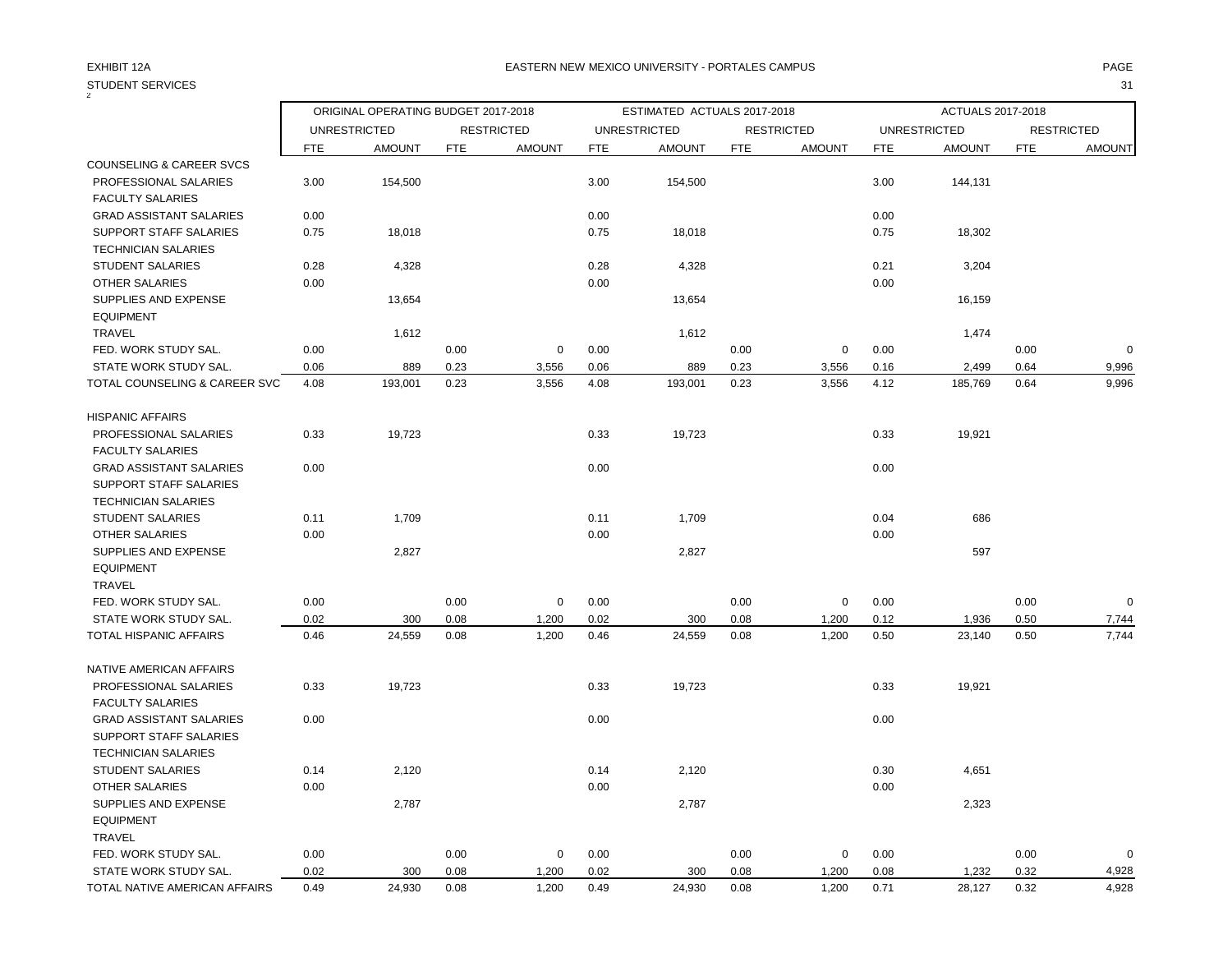EXHIBIT 12A

EASTERN NEW MEXICO UNIVERSITY - PORTALES CAMPUS

STUDENT SERVICES

| | ORIGINAL OPERATING BUDGET 2017-2018 | | | | ESTIMATED ACTUALS 2017-2018 | | | | ACTUALS 2017-2018 | | | |
|---|---|---|---|---|---|---|---|---|---|---|---|---|
| | UNRESTRICTED | | RESTRICTED | | UNRESTRICTED | | RESTRICTED | | UNRESTRICTED | | RESTRICTED | |
| | FTE | AMOUNT | FTE | AMOUNT | FTE | AMOUNT | FTE | AMOUNT | FTE | AMOUNT | FTE | AMOUNT |
| COUNSELING & CAREER SVCS | | | | | | | | | | | | |
| PROFESSIONAL SALARIES | 3.00 | 154,500 | | | 3.00 | 154,500 | | | 3.00 | 144,131 | | |
| FACULTY SALARIES | | | | | | | | | | | | |
| GRAD ASSISTANT SALARIES | 0.00 | | | | 0.00 | | | | 0.00 | | | |
| SUPPORT STAFF SALARIES | 0.75 | 18,018 | | | 0.75 | 18,018 | | | 0.75 | 18,302 | | |
| TECHNICIAN SALARIES | | | | | | | | | | | | |
| STUDENT SALARIES | 0.28 | 4,328 | | | 0.28 | 4,328 | | | 0.21 | 3,204 | | |
| OTHER SALARIES | 0.00 | | | | 0.00 | | | | 0.00 | | | |
| SUPPLIES AND EXPENSE | | 13,654 | | | | 13,654 | | | | 16,159 | | |
| EQUIPMENT | | | | | | | | | | | | |
| TRAVEL | | 1,612 | | | | 1,612 | | | | 1,474 | | |
| FED. WORK STUDY SAL. | 0.00 | | 0.00 | 0 | 0.00 | | 0.00 | 0 | 0.00 | | 0.00 | 0 |
| STATE WORK STUDY SAL. | 0.06 | 889 | 0.23 | 3,556 | 0.06 | 889 | 0.23 | 3,556 | 0.16 | 2,499 | 0.64 | 9,996 |
| TOTAL COUNSELING & CAREER SVC | 4.08 | 193,001 | 0.23 | 3,556 | 4.08 | 193,001 | 0.23 | 3,556 | 4.12 | 185,769 | 0.64 | 9,996 |
| | | | | | | | | | | | | |
| HISPANIC AFFAIRS | | | | | | | | | | | | |
| PROFESSIONAL SALARIES | 0.33 | 19,723 | | | 0.33 | 19,723 | | | 0.33 | 19,921 | | |
| FACULTY SALARIES | | | | | | | | | | | | |
| GRAD ASSISTANT SALARIES | 0.00 | | | | 0.00 | | | | 0.00 | | | |
| SUPPORT STAFF SALARIES | | | | | | | | | | | | |
| TECHNICIAN SALARIES | | | | | | | | | | | | |
| STUDENT SALARIES | 0.11 | 1,709 | | | 0.11 | 1,709 | | | 0.04 | 686 | | |
| OTHER SALARIES | 0.00 | | | | 0.00 | | | | 0.00 | | | |
| SUPPLIES AND EXPENSE | | 2,827 | | | | 2,827 | | | | 597 | | |
| EQUIPMENT | | | | | | | | | | | | |
| TRAVEL | | | | | | | | | | | | |
| FED. WORK STUDY SAL. | 0.00 | | 0.00 | 0 | 0.00 | | 0.00 | 0 | 0.00 | | 0.00 | 0 |
| STATE WORK STUDY SAL. | 0.02 | 300 | 0.08 | 1,200 | 0.02 | 300 | 0.08 | 1,200 | 0.12 | 1,936 | 0.50 | 7,744 |
| TOTAL HISPANIC AFFAIRS | 0.46 | 24,559 | 0.08 | 1,200 | 0.46 | 24,559 | 0.08 | 1,200 | 0.50 | 23,140 | 0.50 | 7,744 |
| | | | | | | | | | | | | |
| NATIVE AMERICAN AFFAIRS | | | | | | | | | | | | |
| PROFESSIONAL SALARIES | 0.33 | 19,723 | | | 0.33 | 19,723 | | | 0.33 | 19,921 | | |
| FACULTY SALARIES | | | | | | | | | | | | |
| GRAD ASSISTANT SALARIES | 0.00 | | | | 0.00 | | | | 0.00 | | | |
| SUPPORT STAFF SALARIES | | | | | | | | | | | | |
| TECHNICIAN SALARIES | | | | | | | | | | | | |
| STUDENT SALARIES | 0.14 | 2,120 | | | 0.14 | 2,120 | | | 0.30 | 4,651 | | |
| OTHER SALARIES | 0.00 | | | | 0.00 | | | | 0.00 | | | |
| SUPPLIES AND EXPENSE | | 2,787 | | | | 2,787 | | | | 2,323 | | |
| EQUIPMENT | | | | | | | | | | | | |
| TRAVEL | | | | | | | | | | | | |
| FED. WORK STUDY SAL. | 0.00 | | 0.00 | 0 | 0.00 | | 0.00 | 0 | 0.00 | | 0.00 | 0 |
| STATE WORK STUDY SAL. | 0.02 | 300 | 0.08 | 1,200 | 0.02 | 300 | 0.08 | 1,200 | 0.08 | 1,232 | 0.32 | 4,928 |
| TOTAL NATIVE AMERICAN AFFAIRS | 0.49 | 24,930 | 0.08 | 1,200 | 0.49 | 24,930 | 0.08 | 1,200 | 0.71 | 28,127 | 0.32 | 4,928 |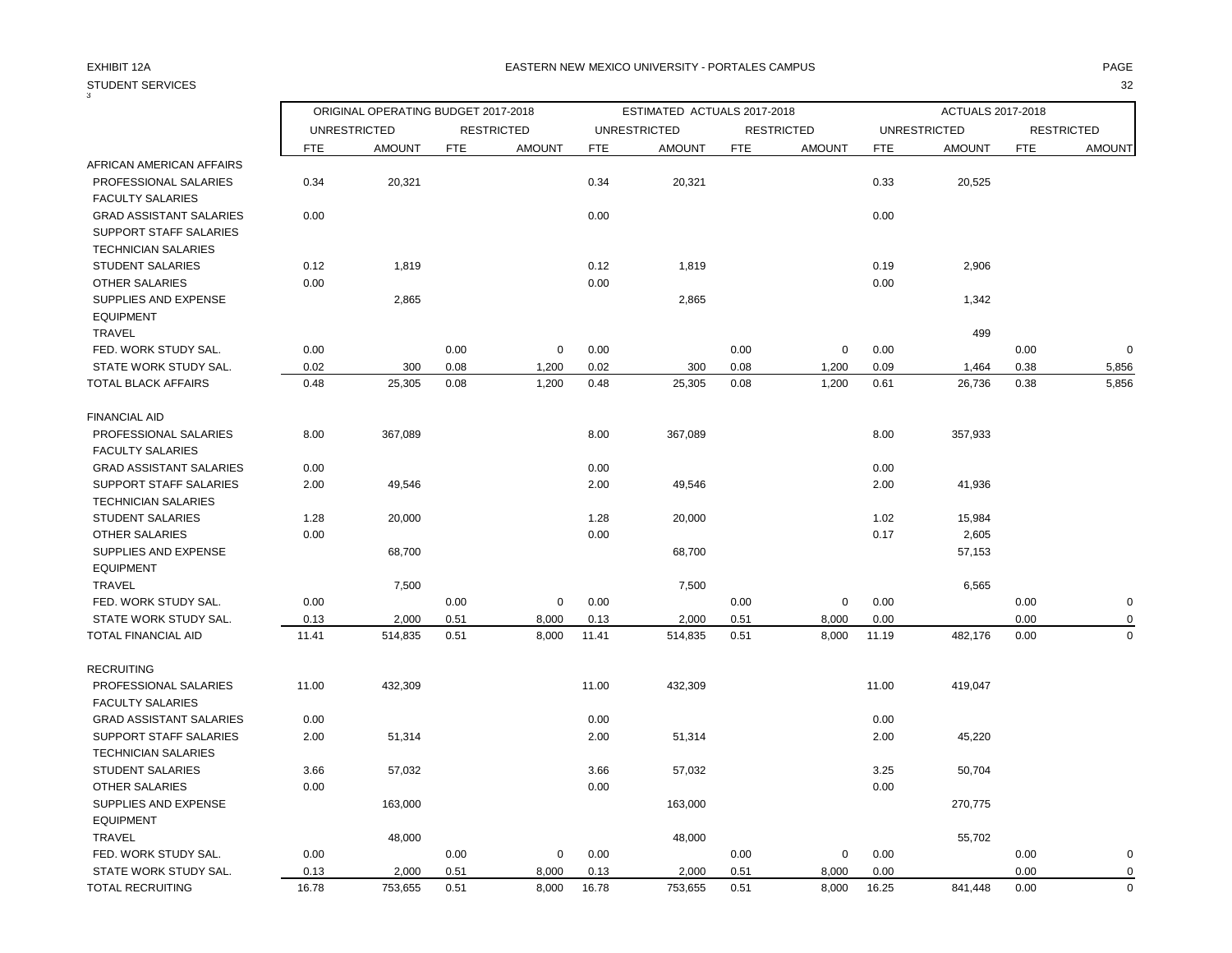EXHIBIT 12A

EASTERN NEW MEXICO UNIVERSITY - PORTALES CAMPUS

STUDENT SERVICES

| | ORIGINAL OPERATING BUDGET 2017-2018 | | | | ESTIMATED ACTUALS 2017-2018 | | | | ACTUALS 2017-2018 | | | |
|---|---|---|---|---|---|---|---|---|---|---|---|---|
| | UNRESTRICTED | | RESTRICTED | | UNRESTRICTED | | RESTRICTED | | UNRESTRICTED | | RESTRICTED | |
| | FTE | AMOUNT | FTE | AMOUNT | FTE | AMOUNT | FTE | AMOUNT | FTE | AMOUNT | FTE | AMOUNT |
| AFRICAN AMERICAN AFFAIRS | | | | | | | | | | | | |
| PROFESSIONAL SALARIES | 0.34 | 20,321 | | | 0.34 | 20,321 | | | 0.33 | 20,525 | | |
| FACULTY SALARIES | | | | | | | | | | | | |
| GRAD ASSISTANT SALARIES | 0.00 | | | | 0.00 | | | | 0.00 | | | |
| SUPPORT STAFF SALARIES | | | | | | | | | | | | |
| TECHNICIAN SALARIES | | | | | | | | | | | | |
| STUDENT SALARIES | 0.12 | 1,819 | | | 0.12 | 1,819 | | | 0.19 | 2,906 | | |
| OTHER SALARIES | 0.00 | | | | 0.00 | | | | 0.00 | | | |
| SUPPLIES AND EXPENSE | | 2,865 | | | | 2,865 | | | | 1,342 | | |
| EQUIPMENT | | | | | | | | | | | | |
| TRAVEL | | | | | | | | | | 499 | | |
| FED. WORK STUDY SAL. | 0.00 | | 0.00 | 0 | 0.00 | | 0.00 | 0 | 0.00 | | 0.00 | 0 |
| STATE WORK STUDY SAL. | 0.02 | 300 | 0.08 | 1,200 | 0.02 | 300 | 0.08 | 1,200 | 0.09 | 1,464 | 0.38 | 5,856 |
| TOTAL BLACK AFFAIRS | 0.48 | 25,305 | 0.08 | 1,200 | 0.48 | 25,305 | 0.08 | 1,200 | 0.61 | 26,736 | 0.38 | 5,856 |
| | | | | | | | | | | | | |
| FINANCIAL AID | | | | | | | | | | | | |
| PROFESSIONAL SALARIES | 8.00 | 367,089 | | | 8.00 | 367,089 | | | 8.00 | 357,933 | | |
| FACULTY SALARIES | | | | | | | | | | | | |
| GRAD ASSISTANT SALARIES | 0.00 | | | | 0.00 | | | | 0.00 | | | |
| SUPPORT STAFF SALARIES | 2.00 | 49,546 | | | 2.00 | 49,546 | | | 2.00 | 41,936 | | |
| TECHNICIAN SALARIES | | | | | | | | | | | | |
| STUDENT SALARIES | 1.28 | 20,000 | | | 1.28 | 20,000 | | | 1.02 | 15,984 | | |
| OTHER SALARIES | 0.00 | | | | 0.00 | | | | 0.17 | 2,605 | | |
| SUPPLIES AND EXPENSE | | 68,700 | | | | 68,700 | | | | 57,153 | | |
| EQUIPMENT | | | | | | | | | | | | |
| TRAVEL | | 7,500 | | | | 7,500 | | | | 6,565 | | |
| FED. WORK STUDY SAL. | 0.00 | | 0.00 | 0 | 0.00 | | 0.00 | 0 | 0.00 | | 0.00 | 0 |
| STATE WORK STUDY SAL. | 0.13 | 2,000 | 0.51 | 8,000 | 0.13 | 2,000 | 0.51 | 8,000 | 0.00 | | 0.00 | 0 |
| TOTAL FINANCIAL AID | 11.41 | 514,835 | 0.51 | 8,000 | 11.41 | 514,835 | 0.51 | 8,000 | 11.19 | 482,176 | 0.00 | 0 |
| | | | | | | | | | | | | |
| RECRUITING | | | | | | | | | | | | |
| PROFESSIONAL SALARIES | 11.00 | 432,309 | | | 11.00 | 432,309 | | | 11.00 | 419,047 | | |
| FACULTY SALARIES | | | | | | | | | | | | |
| GRAD ASSISTANT SALARIES | 0.00 | | | | 0.00 | | | | 0.00 | | | |
| SUPPORT STAFF SALARIES | 2.00 | 51,314 | | | 2.00 | 51,314 | | | 2.00 | 45,220 | | |
| TECHNICIAN SALARIES | | | | | | | | | | | | |
| STUDENT SALARIES | 3.66 | 57,032 | | | 3.66 | 57,032 | | | 3.25 | 50,704 | | |
| OTHER SALARIES | 0.00 | | | | 0.00 | | | | 0.00 | | | |
| SUPPLIES AND EXPENSE | | 163,000 | | | | 163,000 | | | | 270,775 | | |
| EQUIPMENT | | | | | | | | | | | | |
| TRAVEL | | 48,000 | | | | 48,000 | | | | 55,702 | | |
| FED. WORK STUDY SAL. | 0.00 | | 0.00 | 0 | 0.00 | | 0.00 | 0 | 0.00 | | 0.00 | 0 |
| STATE WORK STUDY SAL. | 0.13 | 2,000 | 0.51 | 8,000 | 0.13 | 2,000 | 0.51 | 8,000 | 0.00 | | 0.00 | 0 |
| TOTAL RECRUITING | 16.78 | 753,655 | 0.51 | 8,000 | 16.78 | 753,655 | 0.51 | 8,000 | 16.25 | 841,448 | 0.00 | 0 |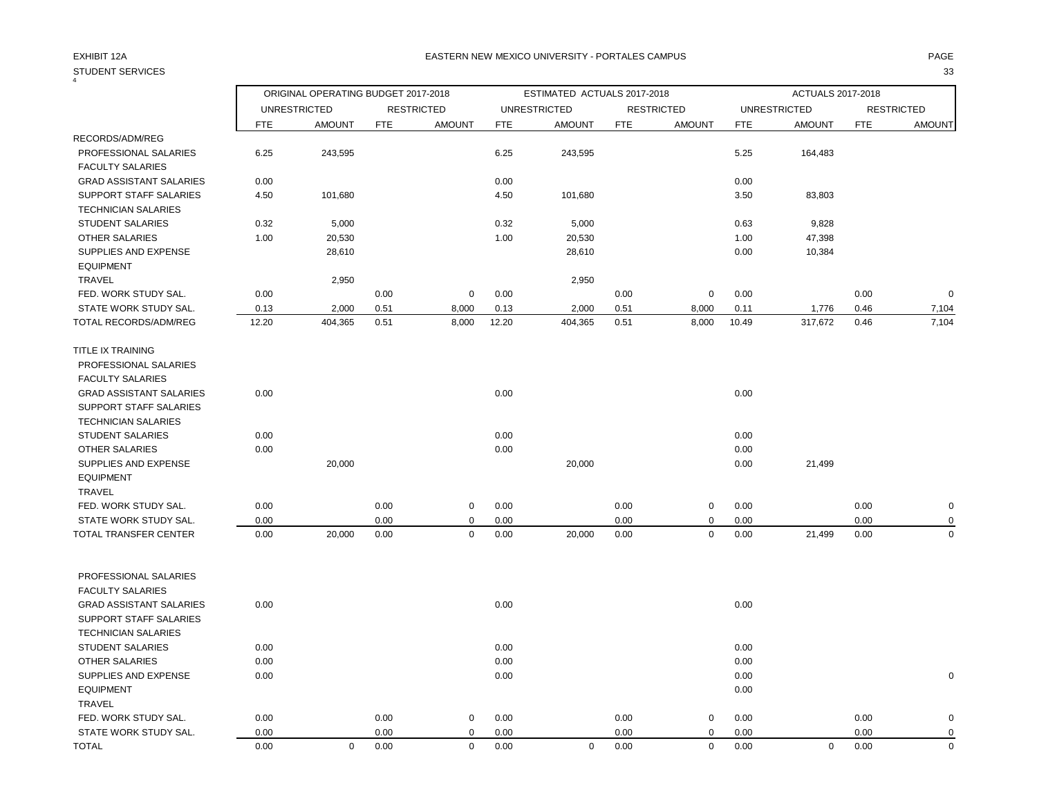EXHIBIT 12A

EASTERN NEW MEXICO UNIVERSITY - PORTALES CAMPUS

STUDENT SERVICES

| | ORIGINAL OPERATING BUDGET 2017-2018 | | | | ESTIMATED ACTUALS 2017-2018 | | | | ACTUALS 2017-2018 | | | |
|---|---|---|---|---|---|---|---|---|---|---|---|---|
| | UNRESTRICTED | | RESTRICTED | | UNRESTRICTED | | RESTRICTED | | UNRESTRICTED | | RESTRICTED | |
| | FTE | AMOUNT | FTE | AMOUNT | FTE | AMOUNT | FTE | AMOUNT | FTE | AMOUNT | FTE | AMOUNT |
| RECORDS/ADM/REG | | | | | | | | | | | | |
| PROFESSIONAL SALARIES | 6.25 | 243,595 | | | 6.25 | 243,595 | | | 5.25 | 164,483 | | |
| FACULTY SALARIES | | | | | | | | | | | | |
| GRAD ASSISTANT SALARIES | 0.00 | | | | 0.00 | | | | 0.00 | | | |
| SUPPORT STAFF SALARIES | 4.50 | 101,680 | | | 4.50 | 101,680 | | | 3.50 | 83,803 | | |
| TECHNICIAN SALARIES | | | | | | | | | | | | |
| STUDENT SALARIES | 0.32 | 5,000 | | | 0.32 | 5,000 | | | 0.63 | 9,828 | | |
| OTHER SALARIES | 1.00 | 20,530 | | | 1.00 | 20,530 | | | 1.00 | 47,398 | | |
| SUPPLIES AND EXPENSE | | 28,610 | | | | 28,610 | | | 0.00 | 10,384 | | |
| EQUIPMENT | | | | | | | | | | | | |
| TRAVEL | | 2,950 | | | | 2,950 | | | | | | |
| FED. WORK STUDY SAL. | 0.00 | | 0.00 | 0 | 0.00 | | 0.00 | 0 | 0.00 | | 0.00 | 0 |
| STATE WORK STUDY SAL. | 0.13 | 2,000 | 0.51 | 8,000 | 0.13 | 2,000 | 0.51 | 8,000 | 0.11 | 1,776 | 0.46 | 7,104 |
| TOTAL RECORDS/ADM/REG | 12.20 | 404,365 | 0.51 | 8,000 | 12.20 | 404,365 | 0.51 | 8,000 | 10.49 | 317,672 | 0.46 | 7,104 |
| | | | | | | | | | | | | |
| TITLE IX TRAINING | | | | | | | | | | | | |
| PROFESSIONAL SALARIES | | | | | | | | | | | | |
| FACULTY SALARIES | | | | | | | | | | | | |
| GRAD ASSISTANT SALARIES | 0.00 | | | | 0.00 | | | | 0.00 | | | |
| SUPPORT STAFF SALARIES | | | | | | | | | | | | |
| TECHNICIAN SALARIES | | | | | | | | | | | | |
| STUDENT SALARIES | 0.00 | | | | 0.00 | | | | 0.00 | | | |
| OTHER SALARIES | 0.00 | | | | 0.00 | | | | 0.00 | | | |
| SUPPLIES AND EXPENSE | | 20,000 | | | | 20,000 | | | 0.00 | 21,499 | | |
| EQUIPMENT | | | | | | | | | | | | |
| TRAVEL | | | | | | | | | | | | |
| FED. WORK STUDY SAL. | 0.00 | | 0.00 | 0 | 0.00 | | 0.00 | 0 | 0.00 | | 0.00 | 0 |
| STATE WORK STUDY SAL. | 0.00 | | 0.00 | 0 | 0.00 | | 0.00 | 0 | 0.00 | | 0.00 | 0 |
| TOTAL TRANSFER CENTER | 0.00 | 20,000 | 0.00 | 0 | 0.00 | 20,000 | 0.00 | 0 | 0.00 | 21,499 | 0.00 | 0 |
| | | | | | | | | | | | | |
| PROFESSIONAL SALARIES | | | | | | | | | | | | |
| FACULTY SALARIES | | | | | | | | | | | | |
| GRAD ASSISTANT SALARIES | 0.00 | | | | 0.00 | | | | 0.00 | | | |
| SUPPORT STAFF SALARIES | | | | | | | | | | | | |
| TECHNICIAN SALARIES | | | | | | | | | | | | |
| STUDENT SALARIES | 0.00 | | | | 0.00 | | | | 0.00 | | | |
| OTHER SALARIES | 0.00 | | | | 0.00 | | | | 0.00 | | | |
| SUPPLIES AND EXPENSE | 0.00 | | | | 0.00 | | | | 0.00 | | | 0 |
| EQUIPMENT | | | | | | | | | 0.00 | | | |
| TRAVEL | | | | | | | | | | | | |
| FED. WORK STUDY SAL. | 0.00 | | 0.00 | 0 | 0.00 | | 0.00 | 0 | 0.00 | | 0.00 | 0 |
| STATE WORK STUDY SAL. | 0.00 | | 0.00 | 0 | 0.00 | | 0.00 | 0 | 0.00 | | 0.00 | 0 |
| TOTAL | 0.00 | 0 | 0.00 | 0 | 0.00 | 0 | 0.00 | 0 | 0.00 | 0 | 0.00 | 0 |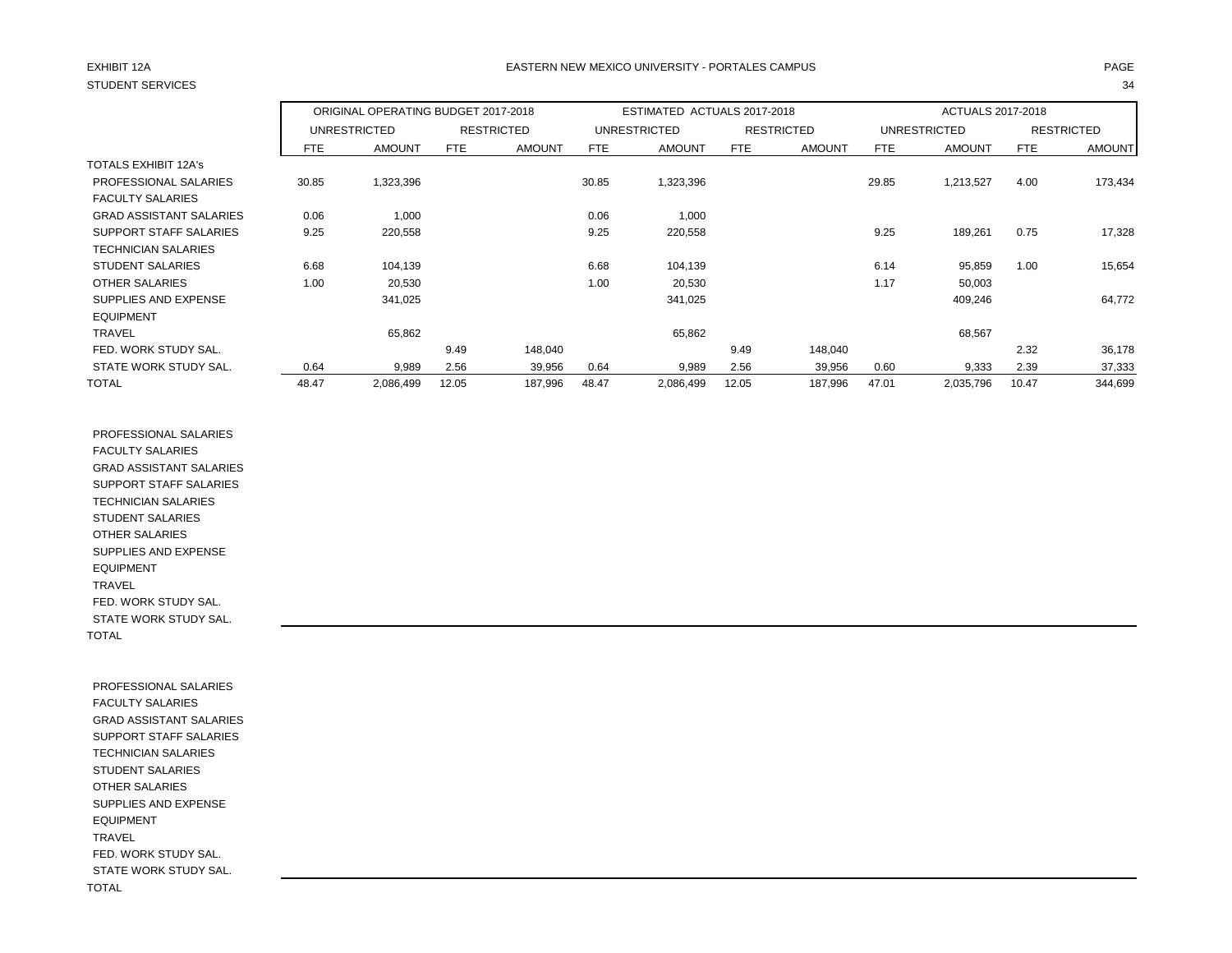EXHIBIT 12A

STUDENT SERVICES

EASTERN NEW MEXICO UNIVERSITY - PORTALES CAMPUS

| | ORIGINAL OPERATING BUDGET 2017-2018 | | | | ESTIMATED ACTUALS 2017-2018 | | | | ACTUALS 2017-2018 | | | |
|---|---|---|---|---|---|---|---|---|---|---|---|---|
| | UNRESTRICTED | | RESTRICTED | | UNRESTRICTED | | RESTRICTED | | UNRESTRICTED | | RESTRICTED | |
| | FTE | AMOUNT | FTE | AMOUNT | FTE | AMOUNT | FTE | AMOUNT | FTE | AMOUNT | FTE | AMOUNT |
| TOTALS EXHIBIT 12A's | | | | | | | | | | | | |
| PROFESSIONAL SALARIES | 30.85 | 1,323,396 | | | 30.85 | 1,323,396 | | | 29.85 | 1,213,527 | 4.00 | 173,434 |
| FACULTY SALARIES | | | | | | | | | | | | |
| GRAD ASSISTANT SALARIES | 0.06 | 1,000 | | | 0.06 | 1,000 | | | | | | |
| SUPPORT STAFF SALARIES | 9.25 | 220,558 | | | 9.25 | 220,558 | | | 9.25 | 189,261 | 0.75 | 17,328 |
| TECHNICIAN SALARIES | | | | | | | | | | | | |
| STUDENT SALARIES | 6.68 | 104,139 | | | 6.68 | 104,139 | | | 6.14 | 95,859 | 1.00 | 15,654 |
| OTHER SALARIES | 1.00 | 20,530 | | | 1.00 | 20,530 | | | 1.17 | 50,003 | | |
| SUPPLIES AND EXPENSE | | 341,025 | | | | 341,025 | | | | 409,246 | | 64,772 |
| EQUIPMENT | | | | | | | | | | | | |
| TRAVEL | | 65,862 | | | | 65,862 | | | | 68,567 | | |
| FED. WORK STUDY SAL. | | | 9.49 | 148,040 | | | 9.49 | 148,040 | | | 2.32 | 36,178 |
| STATE WORK STUDY SAL. | 0.64 | 9,989 | 2.56 | 39,956 | 0.64 | 9,989 | 2.56 | 39,956 | 0.60 | 9,333 | 2.39 | 37,333 |
| TOTAL | 48.47 | 2,086,499 | 12.05 | 187,996 | 48.47 | 2,086,499 | 12.05 | 187,996 | 47.01 | 2,035,796 | 10.47 | 344,699 |
| | | | | | | | | | | | | |
| PROFESSIONAL SALARIES | | | | | | | | | | | | |
| FACULTY SALARIES | | | | | | | | | | | | |
| GRAD ASSISTANT SALARIES | | | | | | | | | | | | |
| SUPPORT STAFF SALARIES | | | | | | | | | | | | |
| TECHNICIAN SALARIES | | | | | | | | | | | | |
| STUDENT SALARIES | | | | | | | | | | | | |
| OTHER SALARIES | | | | | | | | | | | | |
| SUPPLIES AND EXPENSE | | | | | | | | | | | | |
| EQUIPMENT | | | | | | | | | | | | |
| TRAVEL | | | | | | | | | | | | |
| FED. WORK STUDY SAL. | | | | | | | | | | | | |
| STATE WORK STUDY SAL. | | | | | | | | | | | | |
| TOTAL | | | | | | | | | | | | |
| | | | | | | | | | | | | |
| PROFESSIONAL SALARIES | | | | | | | | | | | | |
| FACULTY SALARIES | | | | | | | | | | | | |
| GRAD ASSISTANT SALARIES | | | | | | | | | | | | |
| SUPPORT STAFF SALARIES | | | | | | | | | | | | |
| TECHNICIAN SALARIES | | | | | | | | | | | | |
| STUDENT SALARIES | | | | | | | | | | | | |
| OTHER SALARIES | | | | | | | | | | | | |
| SUPPLIES AND EXPENSE | | | | | | | | | | | | |
| EQUIPMENT | | | | | | | | | | | | |
| TRAVEL | | | | | | | | | | | | |
| FED. WORK STUDY SAL. | | | | | | | | | | | | |
| STATE WORK STUDY SAL. | | | | | | | | | | | | |
| TOTAL | | | | | | | | | | | | |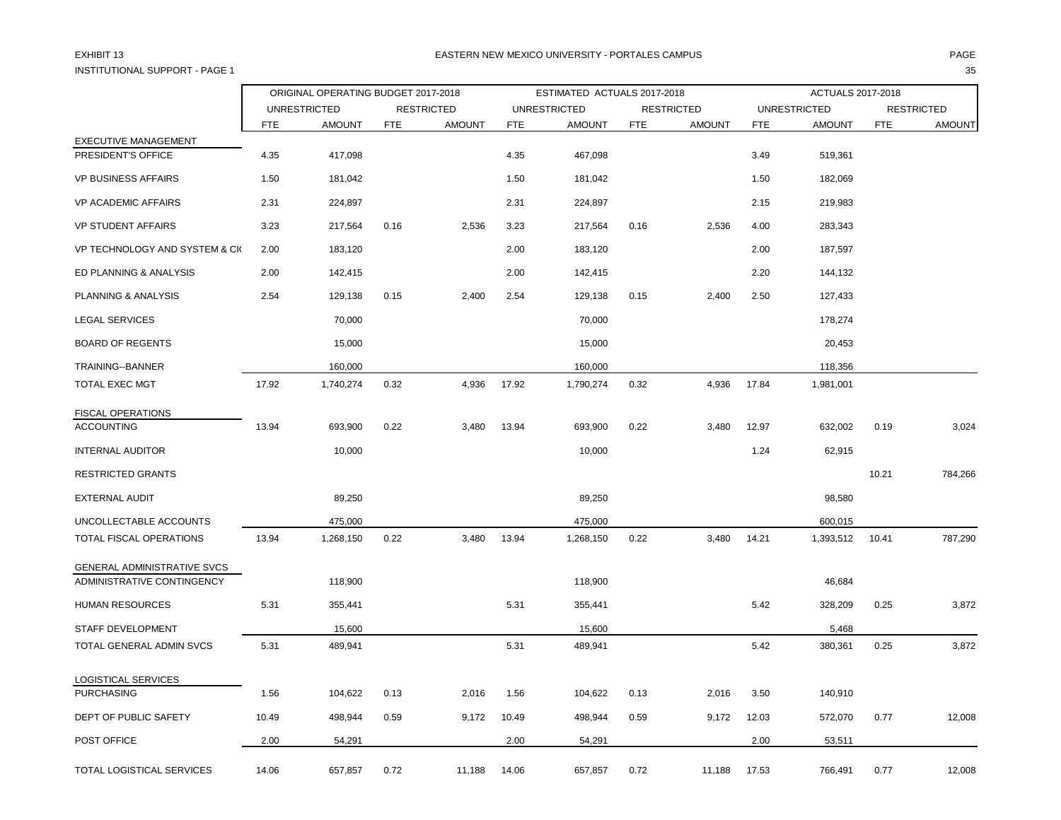EXHIBIT 13

INSTITUTIONAL SUPPORT - PAGE 1

EASTERN NEW MEXICO UNIVERSITY - PORTALES CAMPUS

| | ORIGINAL OPERATING BUDGET 2017-2018 | | | | ESTIMATED ACTUALS 2017-2018 | | | | ACTUALS 2017-2018 | | | |
|---|---|---|---|---|---|---|---|---|---|---|---|---|
| | UNRESTRICTED | | RESTRICTED | | UNRESTRICTED | | RESTRICTED | | UNRESTRICTED | | RESTRICTED | |
| | FTE | AMOUNT | FTE | AMOUNT | FTE | AMOUNT | FTE | AMOUNT | FTE | AMOUNT | FTE | AMOUNT |
| EXECUTIVE MANAGEMENT | | | | | | | | | | | | |
| PRESIDENT'S OFFICE | 4.35 | 417,098 | | | 4.35 | 467,098 | | | 3.49 | 519,361 | | |
| VP BUSINESS AFFAIRS | 1.50 | 181,042 | | | 1.50 | 181,042 | | | 1.50 | 182,069 | | |
| VP ACADEMIC AFFAIRS | 2.31 | 224,897 | | | 2.31 | 224,897 | | | 2.15 | 219,983 | | |
| VP STUDENT AFFAIRS | 3.23 | 217,564 | 0.16 | 2,536 | 3.23 | 217,564 | 0.16 | 2,536 | 4.00 | 283,343 | | |
| VP TECHNOLOGY AND SYSTEM & CI( | 2.00 | 183,120 | | | 2.00 | 183,120 | | | 2.00 | 187,597 | | |
| ED PLANNING & ANALYSIS | 2.00 | 142,415 | | | 2.00 | 142,415 | | | 2.20 | 144,132 | | |
| PLANNING & ANALYSIS | 2.54 | 129,138 | 0.15 | 2,400 | 2.54 | 129,138 | 0.15 | 2,400 | 2.50 | 127,433 | | |
| LEGAL SERVICES | | 70,000 | | | | 70,000 | | | | 178,274 | | |
| BOARD OF REGENTS | | 15,000 | | | | 15,000 | | | | 20,453 | | |
| TRAINING--BANNER | | 160,000 | | | | 160,000 | | | | 118,356 | | |
| TOTAL EXEC MGT | 17.92 | 1,740,274 | 0.32 | 4,936 | 17.92 | 1,790,274 | 0.32 | 4,936 | 17.84 | 1,981,001 | | |
| FISCAL OPERATIONS | | | | | | | | | | | | |
| ACCOUNTING | 13.94 | 693,900 | 0.22 | 3,480 | 13.94 | 693,900 | 0.22 | 3,480 | 12.97 | 632,002 | 0.19 | 3,024 |
| INTERNAL AUDITOR | | 10,000 | | | | 10,000 | | | 1.24 | 62,915 | | |
| RESTRICTED GRANTS | | | | | | | | | | | 10.21 | 784,266 |
| EXTERNAL AUDIT | | 89,250 | | | | 89,250 | | | | 98,580 | | |
| UNCOLLECTABLE ACCOUNTS | | 475,000 | | | | 475,000 | | | | 600,015 | | |
| TOTAL FISCAL OPERATIONS | 13.94 | 1,268,150 | 0.22 | 3,480 | 13.94 | 1,268,150 | 0.22 | 3,480 | 14.21 | 1,393,512 | 10.41 | 787,290 |
| GENERAL ADMINISTRATIVE SVCS | | | | | | | | | | | | |
| ADMINISTRATIVE CONTINGENCY | | 118,900 | | | | 118,900 | | | | 46,684 | | |
| HUMAN RESOURCES | 5.31 | 355,441 | | | 5.31 | 355,441 | | | 5.42 | 328,209 | 0.25 | 3,872 |
| STAFF DEVELOPMENT | | 15,600 | | | | 15,600 | | | | 5,468 | | |
| TOTAL GENERAL ADMIN SVCS | 5.31 | 489,941 | | | 5.31 | 489,941 | | | 5.42 | 380,361 | 0.25 | 3,872 |
| LOGISTICAL SERVICES | | | | | | | | | | | | |
| PURCHASING | 1.56 | 104,622 | 0.13 | 2,016 | 1.56 | 104,622 | 0.13 | 2,016 | 3.50 | 140,910 | | |
| DEPT OF PUBLIC SAFETY | 10.49 | 498,944 | 0.59 | 9,172 | 10.49 | 498,944 | 0.59 | 9,172 | 12.03 | 572,070 | 0.77 | 12,008 |
| POST OFFICE | 2.00 | 54,291 | | | 2.00 | 54,291 | | | 2.00 | 53,511 | | |
| TOTAL LOGISTICAL SERVICES | 14.06 | 657,857 | 0.72 | 11,188 | 14.06 | 657,857 | 0.72 | 11,188 | 17.53 | 766,491 | 0.77 | 12,008 |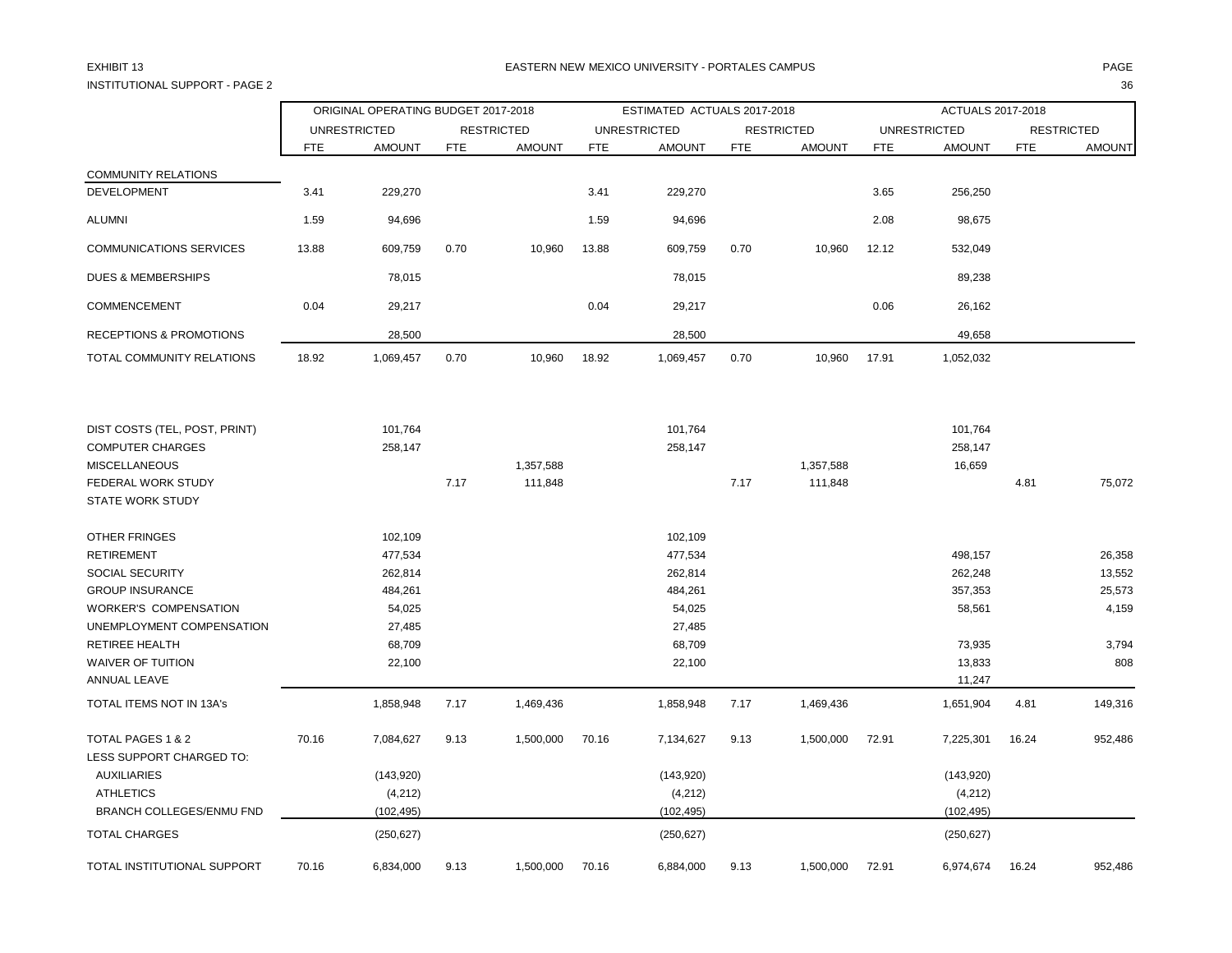EXHIBIT 13

EASTERN NEW MEXICO UNIVERSITY - PORTALES CAMPUS

INSTITUTIONAL SUPPORT - PAGE 2

| | ORIGINAL OPERATING BUDGET 2017-2018 | | | | ESTIMATED ACTUALS 2017-2018 | | | | ACTUALS 2017-2018 | | | |
|---|---|---|---|---|---|---|---|---|---|---|---|---|
| | UNRESTRICTED | | RESTRICTED | | UNRESTRICTED | | RESTRICTED | | UNRESTRICTED | | RESTRICTED | |
| | FTE | AMOUNT | FTE | AMOUNT | FTE | AMOUNT | FTE | AMOUNT | FTE | AMOUNT | FTE | AMOUNT |
| COMMUNITY RELATIONS | | | | | | | | | | | | |
| DEVELOPMENT | 3.41 | 229,270 | | | 3.41 | 229,270 | | | 3.65 | 256,250 | | |
| ALUMNI | 1.59 | 94,696 | | | 1.59 | 94,696 | | | 2.08 | 98,675 | | |
| COMMUNICATIONS SERVICES | 13.88 | 609,759 | 0.70 | 10,960 | 13.88 | 609,759 | 0.70 | 10,960 | 12.12 | 532,049 | | |
| DUES & MEMBERSHIPS | | 78,015 | | | | 78,015 | | | | 89,238 | | |
| COMMENCEMENT | 0.04 | 29,217 | | | 0.04 | 29,217 | | | 0.06 | 26,162 | | |
| RECEPTIONS & PROMOTIONS | | 28,500 | | | | 28,500 | | | | 49,658 | | |
| TOTAL COMMUNITY RELATIONS | 18.92 | 1,069,457 | 0.70 | 10,960 | 18.92 | 1,069,457 | 0.70 | 10,960 | 17.91 | 1,052,032 | | |
| DIST COSTS (TEL, POST, PRINT) | | 101,764 | | | | 101,764 | | | | 101,764 | | |
| COMPUTER CHARGES | | 258,147 | | | | 258,147 | | | | 258,147 | | |
| MISCELLANEOUS | | | | 1,357,588 | | | | 1,357,588 | | 16,659 | | |
| FEDERAL WORK STUDY | | | 7.17 | 111,848 | | | 7.17 | 111,848 | | | 4.81 | 75,072 |
| STATE WORK STUDY | | | | | | | | | | | | |
| OTHER FRINGES | | 102,109 | | | | 102,109 | | | | | | |
| RETIREMENT | | 477,534 | | | | 477,534 | | | | 498,157 | | 26,358 |
| SOCIAL SECURITY | | 262,814 | | | | 262,814 | | | | 262,248 | | 13,552 |
| GROUP INSURANCE | | 484,261 | | | | 484,261 | | | | 357,353 | | 25,573 |
| WORKER'S COMPENSATION | | 54,025 | | | | 54,025 | | | | 58,561 | | 4,159 |
| UNEMPLOYMENT COMPENSATION | | 27,485 | | | | 27,485 | | | | | | |
| RETIREE HEALTH | | 68,709 | | | | 68,709 | | | | 73,935 | | 3,794 |
| WAIVER OF TUITION | | 22,100 | | | | 22,100 | | | | 13,833 | | 808 |
| ANNUAL LEAVE | | | | | | | | | | 11,247 | | |
| TOTAL ITEMS NOT IN 13A's | | 1,858,948 | 7.17 | 1,469,436 | | 1,858,948 | 7.17 | 1,469,436 | | 1,651,904 | 4.81 | 149,316 |
| TOTAL PAGES 1 & 2 | 70.16 | 7,084,627 | 9.13 | 1,500,000 | 70.16 | 7,134,627 | 9.13 | 1,500,000 | 72.91 | 7,225,301 | 16.24 | 952,486 |
| LESS SUPPORT CHARGED TO: | | | | | | | | | | | | |
| AUXILIARIES | | (143,920) | | | | (143,920) | | | | (143,920) | | |
| ATHLETICS | | (4,212) | | | | (4,212) | | | | (4,212) | | |
| BRANCH COLLEGES/ENMU FND | | (102,495) | | | | (102,495) | | | | (102,495) | | |
| TOTAL CHARGES | | (250,627) | | | | (250,627) | | | | (250,627) | | |
| TOTAL INSTITUTIONAL SUPPORT | 70.16 | 6,834,000 | 9.13 | 1,500,000 | 70.16 | 6,884,000 | 9.13 | 1,500,000 | 72.91 | 6,974,674 | 16.24 | 952,486 |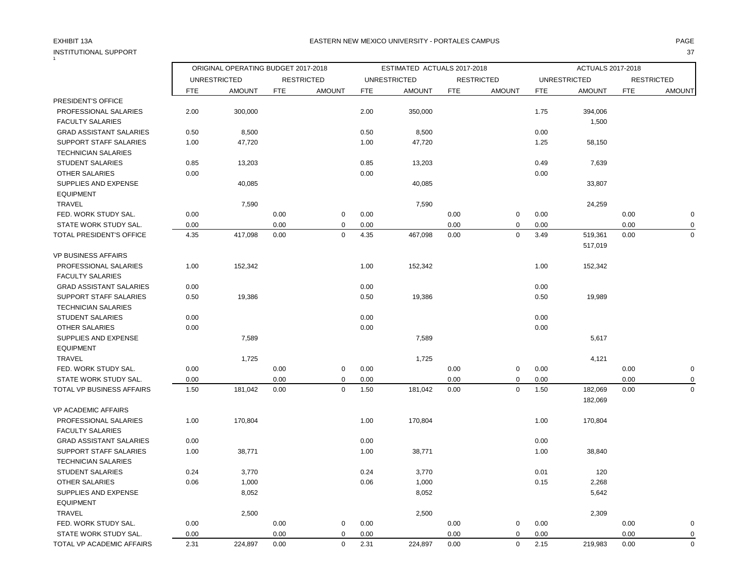EXHIBIT 13A

INSTITUTIONAL SUPPORT

EASTERN NEW MEXICO UNIVERSITY - PORTALES CAMPUS

| | ORIGINAL OPERATING BUDGET 2017-2018 | | | | ESTIMATED ACTUALS 2017-2018 | | | | ACTUALS 2017-2018 | | | |
|---|---|---|---|---|---|---|---|---|---|---|---|---|
| | UNRESTRICTED | | RESTRICTED | | UNRESTRICTED | | RESTRICTED | | UNRESTRICTED | | RESTRICTED | |
| | FTE | AMOUNT | FTE | AMOUNT | FTE | AMOUNT | FTE | AMOUNT | FTE | AMOUNT | FTE | AMOUNT |
| PRESIDENT'S OFFICE | | | | | | | | | | | | |
| PROFESSIONAL SALARIES | 2.00 | 300,000 | | | 2.00 | 350,000 | | | 1.75 | 394,006 | | |
| FACULTY SALARIES | | | | | | | | | | 1,500 | | |
| GRAD ASSISTANT SALARIES | 0.50 | 8,500 | | | 0.50 | 8,500 | | | 0.00 | | | |
| SUPPORT STAFF SALARIES | 1.00 | 47,720 | | | 1.00 | 47,720 | | | 1.25 | 58,150 | | |
| TECHNICIAN SALARIES | | | | | | | | | | | | |
| STUDENT SALARIES | 0.85 | 13,203 | | | 0.85 | 13,203 | | | 0.49 | 7,639 | | |
| OTHER SALARIES | 0.00 | | | | 0.00 | | | | 0.00 | | | |
| SUPPLIES AND EXPENSE | | 40,085 | | | | 40,085 | | | | 33,807 | | |
| EQUIPMENT | | | | | | | | | | | | |
| TRAVEL | | 7,590 | | | | 7,590 | | | | 24,259 | | |
| FED. WORK STUDY SAL. | 0.00 | | 0.00 | 0 | 0.00 | | 0.00 | 0 | 0.00 | | 0.00 | 0 |
| STATE WORK STUDY SAL. | 0.00 | | 0.00 | 0 | 0.00 | | 0.00 | 0 | 0.00 | | 0.00 | 0 |
| TOTAL PRESIDENT'S OFFICE | 4.35 | 417,098 | 0.00 | 0 | 4.35 | 467,098 | 0.00 | 0 | 3.49 | 519,361 | 0.00 | 0 |
| | | | | | | | | | | 517,019 | | |
| VP BUSINESS AFFAIRS | | | | | | | | | | | | |
| PROFESSIONAL SALARIES | 1.00 | 152,342 | | | 1.00 | 152,342 | | | 1.00 | 152,342 | | |
| FACULTY SALARIES | | | | | | | | | | | | |
| GRAD ASSISTANT SALARIES | 0.00 | | | | 0.00 | | | | 0.00 | | | |
| SUPPORT STAFF SALARIES | 0.50 | 19,386 | | | 0.50 | 19,386 | | | 0.50 | 19,989 | | |
| TECHNICIAN SALARIES | | | | | | | | | | | | |
| STUDENT SALARIES | 0.00 | | | | 0.00 | | | | 0.00 | | | |
| OTHER SALARIES | 0.00 | | | | 0.00 | | | | 0.00 | | | |
| SUPPLIES AND EXPENSE | | 7,589 | | | | 7,589 | | | | 5,617 | | |
| EQUIPMENT | | | | | | | | | | | | |
| TRAVEL | | 1,725 | | | | 1,725 | | | | 4,121 | | |
| FED. WORK STUDY SAL. | 0.00 | | 0.00 | 0 | 0.00 | | 0.00 | 0 | 0.00 | | 0.00 | 0 |
| STATE WORK STUDY SAL. | 0.00 | | 0.00 | 0 | 0.00 | | 0.00 | 0 | 0.00 | | 0.00 | 0 |
| TOTAL VP BUSINESS AFFAIRS | 1.50 | 181,042 | 0.00 | 0 | 1.50 | 181,042 | 0.00 | 0 | 1.50 | 182,069 | 0.00 | 0 |
| | | | | | | | | | | 182,069 | | |
| VP ACADEMIC AFFAIRS | | | | | | | | | | | | |
| PROFESSIONAL SALARIES | 1.00 | 170,804 | | | 1.00 | 170,804 | | | 1.00 | 170,804 | | |
| FACULTY SALARIES | | | | | | | | | | | | |
| GRAD ASSISTANT SALARIES | 0.00 | | | | 0.00 | | | | 0.00 | | | |
| SUPPORT STAFF SALARIES | 1.00 | 38,771 | | | 1.00 | 38,771 | | | 1.00 | 38,840 | | |
| TECHNICIAN SALARIES | | | | | | | | | | | | |
| STUDENT SALARIES | 0.24 | 3,770 | | | 0.24 | 3,770 | | | 0.01 | 120 | | |
| OTHER SALARIES | 0.06 | 1,000 | | | 0.06 | 1,000 | | | 0.15 | 2,268 | | |
| SUPPLIES AND EXPENSE | | 8,052 | | | | 8,052 | | | | 5,642 | | |
| EQUIPMENT | | | | | | | | | | | | |
| TRAVEL | | 2,500 | | | | 2,500 | | | | 2,309 | | |
| FED. WORK STUDY SAL. | 0.00 | | 0.00 | 0 | 0.00 | | 0.00 | 0 | 0.00 | | 0.00 | 0 |
| STATE WORK STUDY SAL. | 0.00 | | 0.00 | 0 | 0.00 | | 0.00 | 0 | 0.00 | | 0.00 | 0 |
| TOTAL VP ACADEMIC AFFAIRS | 2.31 | 224,897 | 0.00 | 0 | 2.31 | 224,897 | 0.00 | 0 | 2.15 | 219,983 | 0.00 | 0 |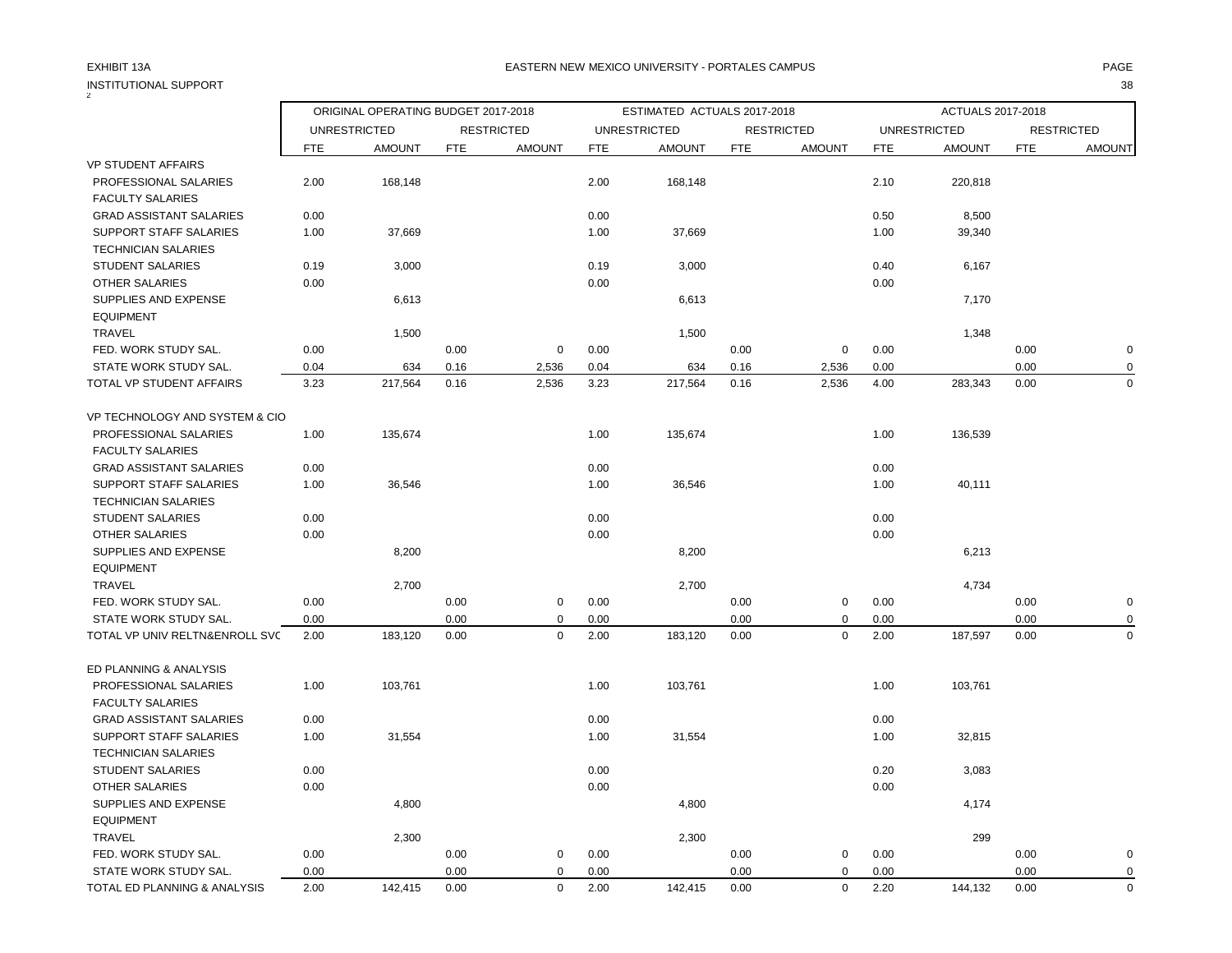EXHIBIT 13A

EASTERN NEW MEXICO UNIVERSITY - PORTALES CAMPUS

INSTITUTIONAL SUPPORT

| | ORIGINAL OPERATING BUDGET 2017-2018 | | | | ESTIMATED ACTUALS 2017-2018 | | | | ACTUALS 2017-2018 | | | |
|---|---|---|---|---|---|---|---|---|---|---|---|---|
| | UNRESTRICTED | | RESTRICTED | | UNRESTRICTED | | RESTRICTED | | UNRESTRICTED | | RESTRICTED | |
| | FTE | AMOUNT | FTE | AMOUNT | FTE | AMOUNT | FTE | AMOUNT | FTE | AMOUNT | FTE | AMOUNT |
| VP STUDENT AFFAIRS | | | | | | | | | | | | |
| PROFESSIONAL SALARIES | 2.00 | 168,148 | | | 2.00 | 168,148 | | | 2.10 | 220,818 | | |
| FACULTY SALARIES | | | | | | | | | | | | |
| GRAD ASSISTANT SALARIES | 0.00 | | | | 0.00 | | | | 0.50 | 8,500 | | |
| SUPPORT STAFF SALARIES | 1.00 | 37,669 | | | 1.00 | 37,669 | | | 1.00 | 39,340 | | |
| TECHNICIAN SALARIES | | | | | | | | | | | | |
| STUDENT SALARIES | 0.19 | 3,000 | | | 0.19 | 3,000 | | | 0.40 | 6,167 | | |
| OTHER SALARIES | 0.00 | | | | 0.00 | | | | 0.00 | | | |
| SUPPLIES AND EXPENSE | | 6,613 | | | | 6,613 | | | | 7,170 | | |
| EQUIPMENT | | | | | | | | | | | | |
| TRAVEL | | 1,500 | | | | 1,500 | | | | 1,348 | | |
| FED. WORK STUDY SAL. | 0.00 | | 0.00 | 0 | 0.00 | | 0.00 | 0 | 0.00 | | 0.00 | 0 |
| STATE WORK STUDY SAL. | 0.04 | 634 | 0.16 | 2,536 | 0.04 | 634 | 0.16 | 2,536 | 0.00 | | 0.00 | 0 |
| TOTAL VP STUDENT AFFAIRS | 3.23 | 217,564 | 0.16 | 2,536 | 3.23 | 217,564 | 0.16 | 2,536 | 4.00 | 283,343 | 0.00 | 0 |
| VP TECHNOLOGY AND SYSTEM & CIO | | | | | | | | | | | | |
| PROFESSIONAL SALARIES | 1.00 | 135,674 | | | 1.00 | 135,674 | | | 1.00 | 136,539 | | |
| FACULTY SALARIES | | | | | | | | | | | | |
| GRAD ASSISTANT SALARIES | 0.00 | | | | 0.00 | | | | 0.00 | | | |
| SUPPORT STAFF SALARIES | 1.00 | 36,546 | | | 1.00 | 36,546 | | | 1.00 | 40,111 | | |
| TECHNICIAN SALARIES | | | | | | | | | | | | |
| STUDENT SALARIES | 0.00 | | | | 0.00 | | | | 0.00 | | | |
| OTHER SALARIES | 0.00 | | | | 0.00 | | | | 0.00 | | | |
| SUPPLIES AND EXPENSE | | 8,200 | | | | 8,200 | | | | 6,213 | | |
| EQUIPMENT | | | | | | | | | | | | |
| TRAVEL | | 2,700 | | | | 2,700 | | | | 4,734 | | |
| FED. WORK STUDY SAL. | 0.00 | | 0.00 | 0 | 0.00 | | 0.00 | 0 | 0.00 | | 0.00 | 0 |
| STATE WORK STUDY SAL. | 0.00 | | 0.00 | 0 | 0.00 | | 0.00 | 0 | 0.00 | | 0.00 | 0 |
| TOTAL VP UNIV RELTN&ENROLL SVC | 2.00 | 183,120 | 0.00 | 0 | 2.00 | 183,120 | 0.00 | 0 | 2.00 | 187,597 | 0.00 | 0 |
| ED PLANNING & ANALYSIS | | | | | | | | | | | | |
| PROFESSIONAL SALARIES | 1.00 | 103,761 | | | 1.00 | 103,761 | | | 1.00 | 103,761 | | |
| FACULTY SALARIES | | | | | | | | | | | | |
| GRAD ASSISTANT SALARIES | 0.00 | | | | 0.00 | | | | 0.00 | | | |
| SUPPORT STAFF SALARIES | 1.00 | 31,554 | | | 1.00 | 31,554 | | | 1.00 | 32,815 | | |
| TECHNICIAN SALARIES | | | | | | | | | | | | |
| STUDENT SALARIES | 0.00 | | | | 0.00 | | | | 0.20 | 3,083 | | |
| OTHER SALARIES | 0.00 | | | | 0.00 | | | | 0.00 | | | |
| SUPPLIES AND EXPENSE | | 4,800 | | | | 4,800 | | | | 4,174 | | |
| EQUIPMENT | | | | | | | | | | | | |
| TRAVEL | | 2,300 | | | | 2,300 | | | | 299 | | |
| FED. WORK STUDY SAL. | 0.00 | | 0.00 | 0 | 0.00 | | 0.00 | 0 | 0.00 | | 0.00 | 0 |
| STATE WORK STUDY SAL. | 0.00 | | 0.00 | 0 | 0.00 | | 0.00 | 0 | 0.00 | | 0.00 | 0 |
| TOTAL ED PLANNING & ANALYSIS | 2.00 | 142,415 | 0.00 | 0 | 2.00 | 142,415 | 0.00 | 0 | 2.20 | 144,132 | 0.00 | 0 |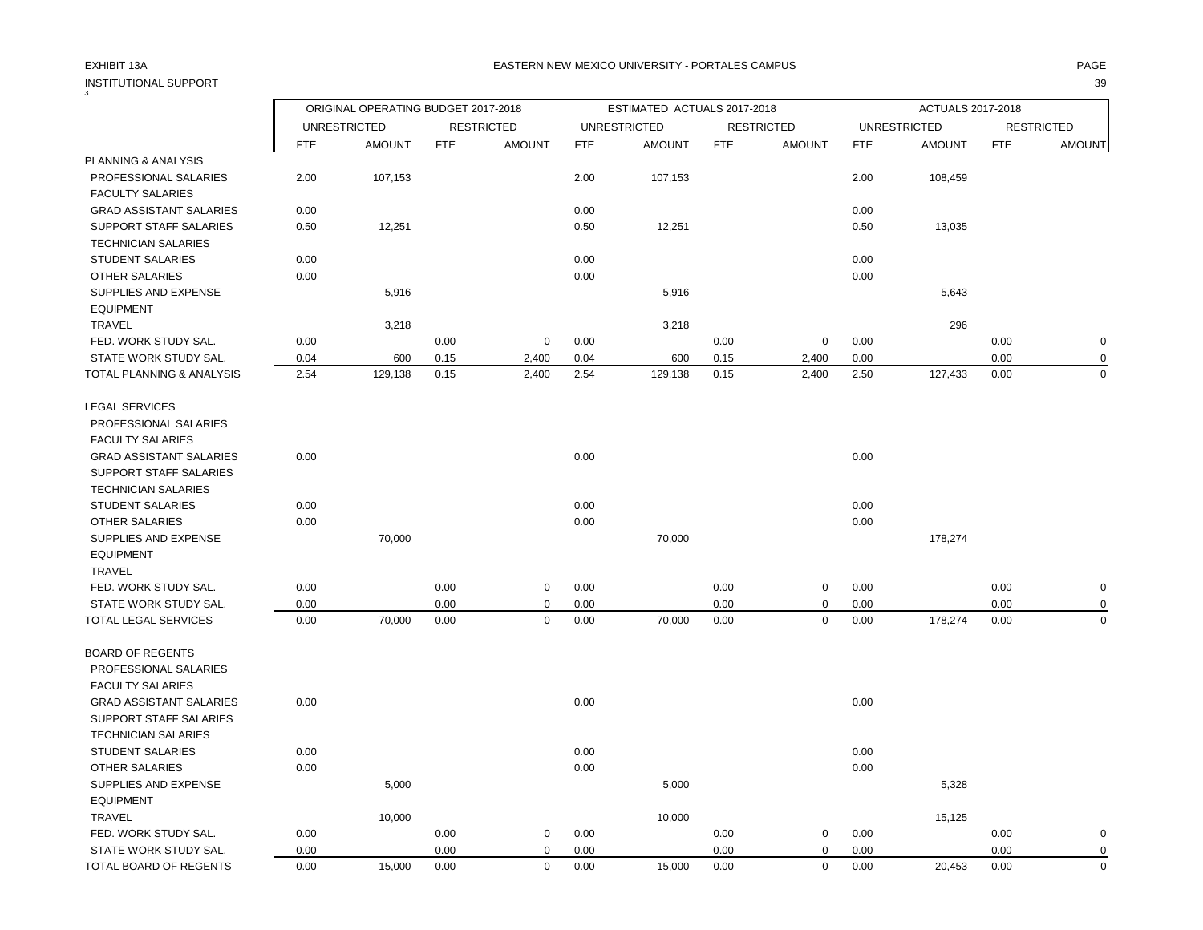EXHIBIT 13A

INSTITUTIONAL SUPPORT

EASTERN NEW MEXICO UNIVERSITY - PORTALES CAMPUS

| | ORIGINAL OPERATING BUDGET 2017-2018 | | | | ESTIMATED ACTUALS 2017-2018 | | | | ACTUALS 2017-2018 | | | |
|---|---|---|---|---|---|---|---|---|---|---|---|---|
| | UNRESTRICTED | | RESTRICTED | | UNRESTRICTED | | RESTRICTED | | UNRESTRICTED | | RESTRICTED | |
| | FTE | AMOUNT | FTE | AMOUNT | FTE | AMOUNT | FTE | AMOUNT | FTE | AMOUNT | FTE | AMOUNT |
| PLANNING & ANALYSIS | | | | | | | | | | | | |
| PROFESSIONAL SALARIES | 2.00 | 107,153 | | | 2.00 | 107,153 | | | 2.00 | 108,459 | | |
| FACULTY SALARIES | | | | | | | | | | | | |
| GRAD ASSISTANT SALARIES | 0.00 | | | | 0.00 | | | | 0.00 | | | |
| SUPPORT STAFF SALARIES | 0.50 | 12,251 | | | 0.50 | 12,251 | | | 0.50 | 13,035 | | |
| TECHNICIAN SALARIES | | | | | | | | | | | | |
| STUDENT SALARIES | 0.00 | | | | 0.00 | | | | 0.00 | | | |
| OTHER SALARIES | 0.00 | | | | 0.00 | | | | 0.00 | | | |
| SUPPLIES AND EXPENSE | | 5,916 | | | | 5,916 | | | | 5,643 | | |
| EQUIPMENT | | | | | | | | | | | | |
| TRAVEL | | 3,218 | | | | 3,218 | | | | 296 | | |
| FED. WORK STUDY SAL. | 0.00 | | 0.00 | 0 | 0.00 | | 0.00 | 0 | 0.00 | | 0.00 | 0 |
| STATE WORK STUDY SAL. | 0.04 | 600 | 0.15 | 2,400 | 0.04 | 600 | 0.15 | 2,400 | 0.00 | | 0.00 | 0 |
| TOTAL PLANNING & ANALYSIS | 2.54 | 129,138 | 0.15 | 2,400 | 2.54 | 129,138 | 0.15 | 2,400 | 2.50 | 127,433 | 0.00 | 0 |
| LEGAL SERVICES | | | | | | | | | | | | |
| PROFESSIONAL SALARIES | | | | | | | | | | | | |
| FACULTY SALARIES | | | | | | | | | | | | |
| GRAD ASSISTANT SALARIES | 0.00 | | | | 0.00 | | | | 0.00 | | | |
| SUPPORT STAFF SALARIES | | | | | | | | | | | | |
| TECHNICIAN SALARIES | | | | | | | | | | | | |
| STUDENT SALARIES | 0.00 | | | | 0.00 | | | | 0.00 | | | |
| OTHER SALARIES | 0.00 | | | | 0.00 | | | | 0.00 | | | |
| SUPPLIES AND EXPENSE | | 70,000 | | | | 70,000 | | | | 178,274 | | |
| EQUIPMENT | | | | | | | | | | | | |
| TRAVEL | | | | | | | | | | | | |
| FED. WORK STUDY SAL. | 0.00 | | 0.00 | 0 | 0.00 | | 0.00 | 0 | 0.00 | | 0.00 | 0 |
| STATE WORK STUDY SAL. | 0.00 | | 0.00 | 0 | 0.00 | | 0.00 | 0 | 0.00 | | 0.00 | 0 |
| TOTAL LEGAL SERVICES | 0.00 | 70,000 | 0.00 | 0 | 0.00 | 70,000 | 0.00 | 0 | 0.00 | 178,274 | 0.00 | 0 |
| BOARD OF REGENTS | | | | | | | | | | | | |
| PROFESSIONAL SALARIES | | | | | | | | | | | | |
| FACULTY SALARIES | | | | | | | | | | | | |
| GRAD ASSISTANT SALARIES | 0.00 | | | | 0.00 | | | | 0.00 | | | |
| SUPPORT STAFF SALARIES | | | | | | | | | | | | |
| TECHNICIAN SALARIES | | | | | | | | | | | | |
| STUDENT SALARIES | 0.00 | | | | 0.00 | | | | 0.00 | | | |
| OTHER SALARIES | 0.00 | | | | 0.00 | | | | 0.00 | | | |
| SUPPLIES AND EXPENSE | | 5,000 | | | | 5,000 | | | | 5,328 | | |
| EQUIPMENT | | | | | | | | | | | | |
| TRAVEL | | 10,000 | | | | 10,000 | | | | 15,125 | | |
| FED. WORK STUDY SAL. | 0.00 | | 0.00 | 0 | 0.00 | | 0.00 | 0 | 0.00 | | 0.00 | 0 |
| STATE WORK STUDY SAL. | 0.00 | | 0.00 | 0 | 0.00 | | 0.00 | 0 | 0.00 | | 0.00 | 0 |
| TOTAL BOARD OF REGENTS | 0.00 | 15,000 | 0.00 | 0 | 0.00 | 15,000 | 0.00 | 0 | 0.00 | 20,453 | 0.00 | 0 |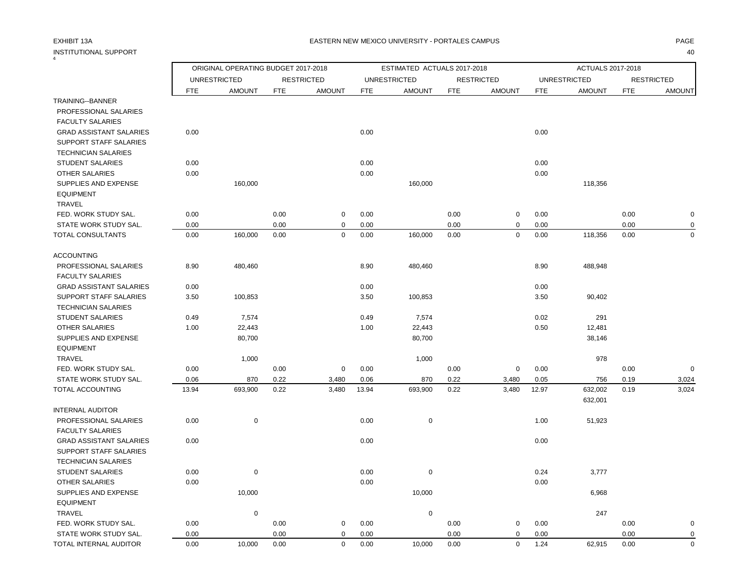EXHIBIT 13A

EASTERN NEW MEXICO UNIVERSITY - PORTALES CAMPUS

INSTITUTIONAL SUPPORT

| | ORIGINAL OPERATING BUDGET 2017-2018 | | | | ESTIMATED ACTUALS 2017-2018 | | | | ACTUALS 2017-2018 | | | |
|---|---|---|---|---|---|---|---|---|---|---|---|---|
| | UNRESTRICTED | | RESTRICTED | | UNRESTRICTED | | RESTRICTED | | UNRESTRICTED | | RESTRICTED | |
| | FTE | AMOUNT | FTE | AMOUNT | FTE | AMOUNT | FTE | AMOUNT | FTE | AMOUNT | FTE | AMOUNT |
| TRAINING--BANNER | | | | | | | | | | | | |
| PROFESSIONAL SALARIES | | | | | | | | | | | | |
| FACULTY SALARIES | | | | | | | | | | | | |
| GRAD ASSISTANT SALARIES | 0.00 | | | | 0.00 | | | | 0.00 | | | |
| SUPPORT STAFF SALARIES | | | | | | | | | | | | |
| TECHNICIAN SALARIES | | | | | | | | | | | | |
| STUDENT SALARIES | 0.00 | | | | 0.00 | | | | 0.00 | | | |
| OTHER SALARIES | 0.00 | | | | 0.00 | | | | 0.00 | | | |
| SUPPLIES AND EXPENSE | | 160,000 | | | | 160,000 | | | | 118,356 | | |
| EQUIPMENT | | | | | | | | | | | | |
| TRAVEL | | | | | | | | | | | | |
| FED. WORK STUDY SAL. | 0.00 | | 0.00 | 0 | 0.00 | | 0.00 | 0 | 0.00 | | 0.00 | 0 |
| STATE WORK STUDY SAL. | 0.00 | | 0.00 | 0 | 0.00 | | 0.00 | 0 | 0.00 | | 0.00 | 0 |
| TOTAL CONSULTANTS | 0.00 | 160,000 | 0.00 | 0 | 0.00 | 160,000 | 0.00 | 0 | 0.00 | 118,356 | 0.00 | 0 |
| | | | | | | | | | | | | |
| ACCOUNTING | | | | | | | | | | | | |
| PROFESSIONAL SALARIES | 8.90 | 480,460 | | | 8.90 | 480,460 | | | 8.90 | 488,948 | | |
| FACULTY SALARIES | | | | | | | | | | | | |
| GRAD ASSISTANT SALARIES | 0.00 | | | | 0.00 | | | | 0.00 | | | |
| SUPPORT STAFF SALARIES | 3.50 | 100,853 | | | 3.50 | 100,853 | | | 3.50 | 90,402 | | |
| TECHNICIAN SALARIES | | | | | | | | | | | | |
| STUDENT SALARIES | 0.49 | 7,574 | | | 0.49 | 7,574 | | | 0.02 | 291 | | |
| OTHER SALARIES | 1.00 | 22,443 | | | 1.00 | 22,443 | | | 0.50 | 12,481 | | |
| SUPPLIES AND EXPENSE | | 80,700 | | | | 80,700 | | | | 38,146 | | |
| EQUIPMENT | | | | | | | | | | | | |
| TRAVEL | | 1,000 | | | | 1,000 | | | | 978 | | |
| FED. WORK STUDY SAL. | 0.00 | | 0.00 | 0 | 0.00 | | 0.00 | 0 | 0.00 | | 0.00 | 0 |
| STATE WORK STUDY SAL. | 0.06 | 870 | 0.22 | 3,480 | 0.06 | 870 | 0.22 | 3,480 | 0.05 | 756 | 0.19 | 3,024 |
| TOTAL ACCOUNTING | 13.94 | 693,900 | 0.22 | 3,480 | 13.94 | 693,900 | 0.22 | 3,480 | 12.97 | 632,002 | 0.19 | 3,024 |
| | | | | | | | | | | 632,001 | | |
| INTERNAL AUDITOR | | | | | | | | | | | | |
| PROFESSIONAL SALARIES | 0.00 | 0 | | | 0.00 | 0 | | | 1.00 | 51,923 | | |
| FACULTY SALARIES | | | | | | | | | | | | |
| GRAD ASSISTANT SALARIES | 0.00 | | | | 0.00 | | | | 0.00 | | | |
| SUPPORT STAFF SALARIES | | | | | | | | | | | | |
| TECHNICIAN SALARIES | | | | | | | | | | | | |
| STUDENT SALARIES | 0.00 | 0 | | | 0.00 | 0 | | | 0.24 | 3,777 | | |
| OTHER SALARIES | 0.00 | | | | 0.00 | | | | 0.00 | | | |
| SUPPLIES AND EXPENSE | | 10,000 | | | | 10,000 | | | | 6,968 | | |
| EQUIPMENT | | | | | | | | | | | | |
| TRAVEL | | 0 | | | | 0 | | | | 247 | | |
| FED. WORK STUDY SAL. | 0.00 | | 0.00 | 0 | 0.00 | | 0.00 | 0 | 0.00 | | 0.00 | 0 |
| STATE WORK STUDY SAL. | 0.00 | | 0.00 | 0 | 0.00 | | 0.00 | 0 | 0.00 | | 0.00 | 0 |
| TOTAL INTERNAL AUDITOR | 0.00 | 10,000 | 0.00 | 0 | 0.00 | 10,000 | 0.00 | 0 | 1.24 | 62,915 | 0.00 | 0 |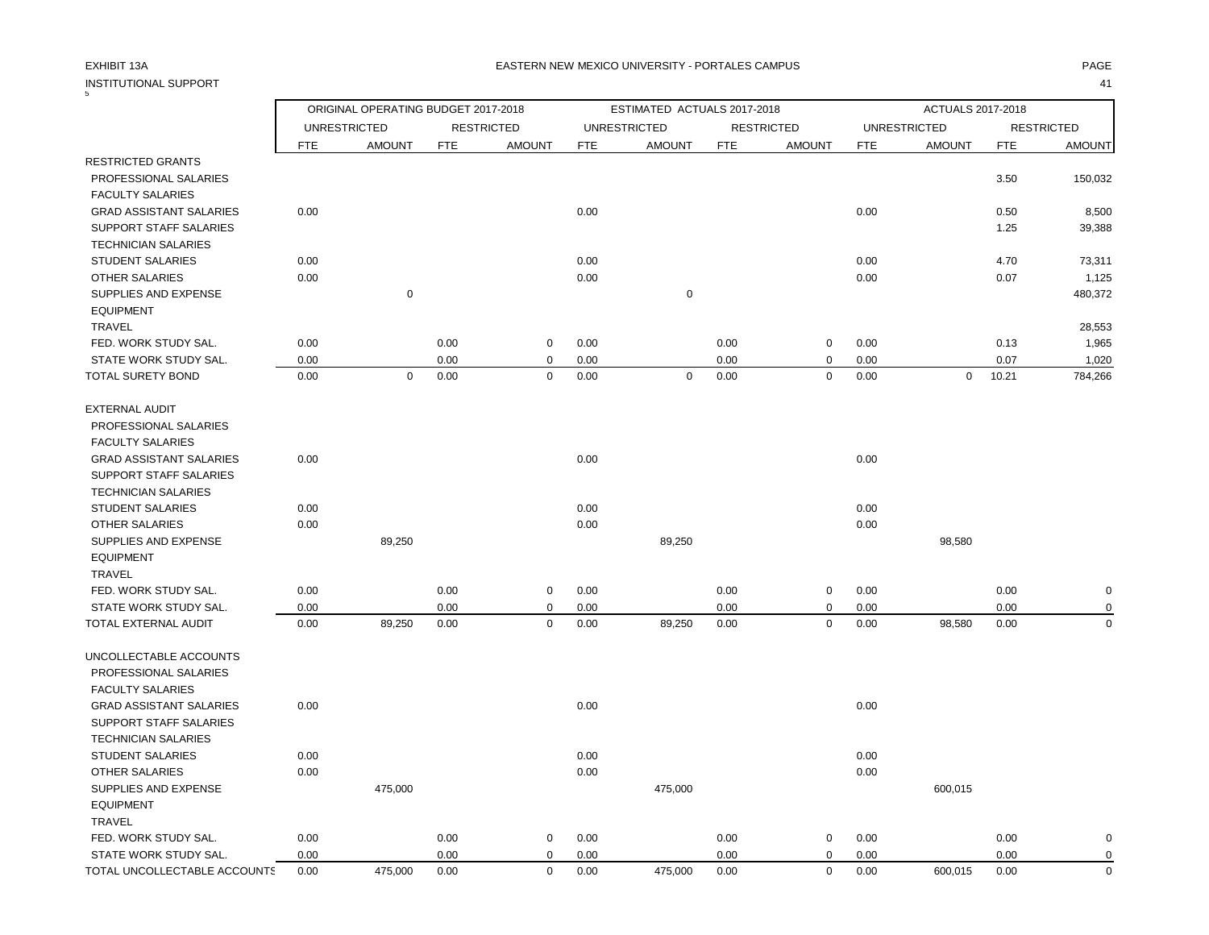EXHIBIT 13A

EASTERN NEW MEXICO UNIVERSITY - PORTALES CAMPUS

INSTITUTIONAL SUPPORT

| | ORIGINAL OPERATING BUDGET 2017-2018 | | | | ESTIMATED ACTUALS 2017-2018 | | | | ACTUALS 2017-2018 | | | |
|---|---|---|---|---|---|---|---|---|---|---|---|---|
| | UNRESTRICTED | | RESTRICTED | | UNRESTRICTED | | RESTRICTED | | UNRESTRICTED | | RESTRICTED | |
| | FTE | AMOUNT | FTE | AMOUNT | FTE | AMOUNT | FTE | AMOUNT | FTE | AMOUNT | FTE | AMOUNT |
| RESTRICTED GRANTS | | | | | | | | | | | | |
| PROFESSIONAL SALARIES | | | | | | | | | | | 3.50 | 150,032 |
| FACULTY SALARIES | | | | | | | | | | | | |
| GRAD ASSISTANT SALARIES | 0.00 | | | | 0.00 | | | | 0.00 | | 0.50 | 8,500 |
| SUPPORT STAFF SALARIES | | | | | | | | | | | 1.25 | 39,388 |
| TECHNICIAN SALARIES | | | | | | | | | | | | |
| STUDENT SALARIES | 0.00 | | | | 0.00 | | | | 0.00 | | 4.70 | 73,311 |
| OTHER SALARIES | 0.00 | | | | 0.00 | | | | 0.00 | | 0.07 | 1,125 |
| SUPPLIES AND EXPENSE | | 0 | | | | 0 | | | | | | 480,372 |
| EQUIPMENT | | | | | | | | | | | | |
| TRAVEL | | | | | | | | | | | | 28,553 |
| FED. WORK STUDY SAL. | 0.00 | | 0.00 | 0 | 0.00 | | 0.00 | 0 | 0.00 | | 0.13 | 1,965 |
| STATE WORK STUDY SAL. | 0.00 | | 0.00 | 0 | 0.00 | | 0.00 | 0 | 0.00 | | 0.07 | 1,020 |
| TOTAL SURETY BOND | 0.00 | 0 | 0.00 | 0 | 0.00 | 0 | 0.00 | 0 | 0.00 | 0 | 10.21 | 784,266 |
| | | | | | | | | | | | | |
| EXTERNAL AUDIT | | | | | | | | | | | | |
| PROFESSIONAL SALARIES | | | | | | | | | | | | |
| FACULTY SALARIES | | | | | | | | | | | | |
| GRAD ASSISTANT SALARIES | 0.00 | | | | 0.00 | | | | 0.00 | | | |
| SUPPORT STAFF SALARIES | | | | | | | | | | | | |
| TECHNICIAN SALARIES | | | | | | | | | | | | |
| STUDENT SALARIES | 0.00 | | | | 0.00 | | | | 0.00 | | | |
| OTHER SALARIES | 0.00 | | | | 0.00 | | | | 0.00 | | | |
| SUPPLIES AND EXPENSE | | 89,250 | | | | 89,250 | | | | 98,580 | | |
| EQUIPMENT | | | | | | | | | | | | |
| TRAVEL | | | | | | | | | | | | |
| FED. WORK STUDY SAL. | 0.00 | | 0.00 | 0 | 0.00 | | 0.00 | 0 | 0.00 | | 0.00 | 0 |
| STATE WORK STUDY SAL. | 0.00 | | 0.00 | 0 | 0.00 | | 0.00 | 0 | 0.00 | | 0.00 | 0 |
| TOTAL EXTERNAL AUDIT | 0.00 | 89,250 | 0.00 | 0 | 0.00 | 89,250 | 0.00 | 0 | 0.00 | 98,580 | 0.00 | 0 |
| | | | | | | | | | | | | |
| UNCOLLECTABLE ACCOUNTS | | | | | | | | | | | | |
| PROFESSIONAL SALARIES | | | | | | | | | | | | |
| FACULTY SALARIES | | | | | | | | | | | | |
| GRAD ASSISTANT SALARIES | 0.00 | | | | 0.00 | | | | 0.00 | | | |
| SUPPORT STAFF SALARIES | | | | | | | | | | | | |
| TECHNICIAN SALARIES | | | | | | | | | | | | |
| STUDENT SALARIES | 0.00 | | | | 0.00 | | | | 0.00 | | | |
| OTHER SALARIES | 0.00 | | | | 0.00 | | | | 0.00 | | | |
| SUPPLIES AND EXPENSE | | 475,000 | | | | 475,000 | | | | 600,015 | | |
| EQUIPMENT | | | | | | | | | | | | |
| TRAVEL | | | | | | | | | | | | |
| FED. WORK STUDY SAL. | 0.00 | | 0.00 | 0 | 0.00 | | 0.00 | 0 | 0.00 | | 0.00 | 0 |
| STATE WORK STUDY SAL. | 0.00 | | 0.00 | 0 | 0.00 | | 0.00 | 0 | 0.00 | | 0.00 | 0 |
| TOTAL UNCOLLECTABLE ACCOUNTS | 0.00 | 475,000 | 0.00 | 0 | 0.00 | 475,000 | 0.00 | 0 | 0.00 | 600,015 | 0.00 | 0 |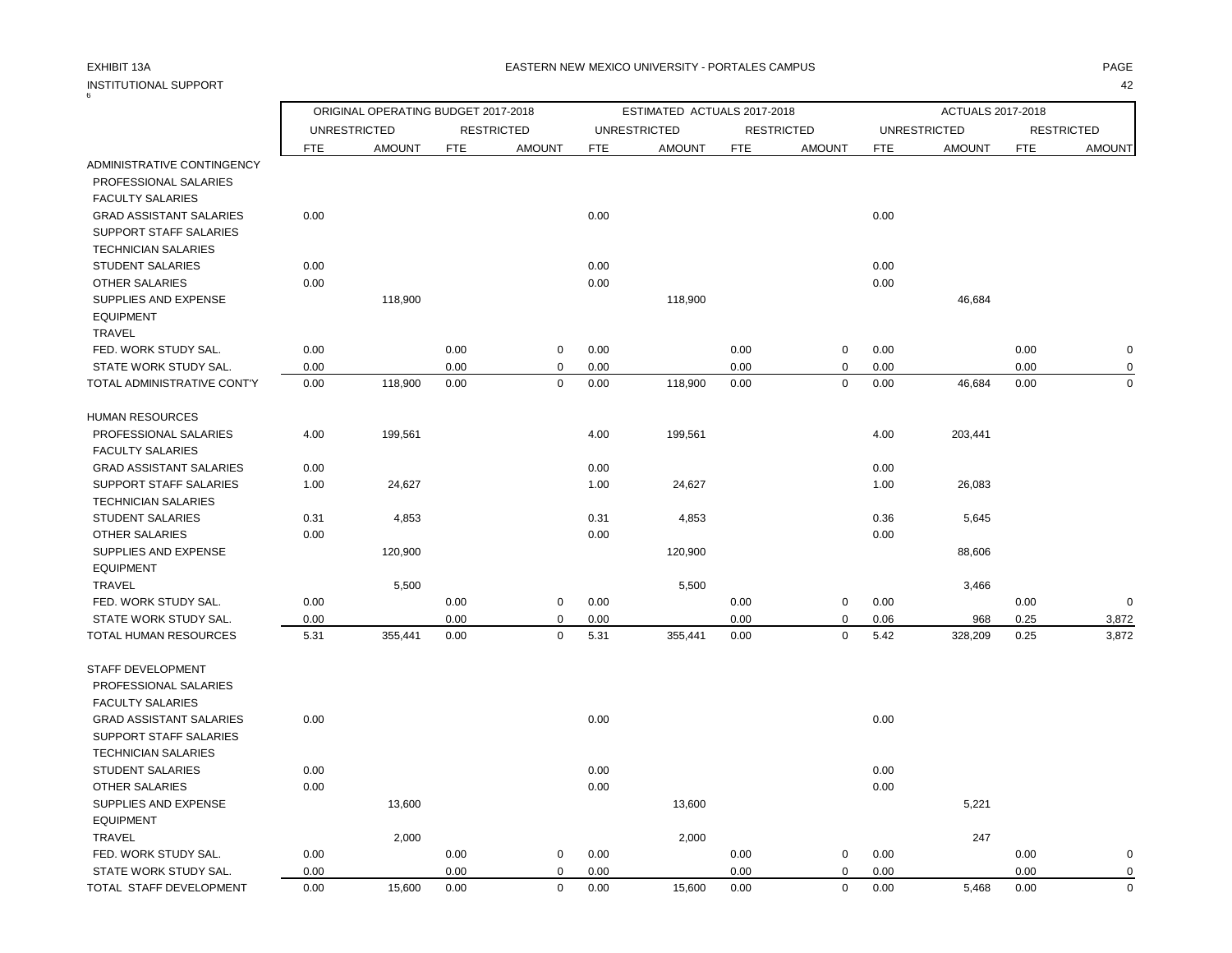EXHIBIT 13A

EASTERN NEW MEXICO UNIVERSITY - PORTALES CAMPUS

INSTITUTIONAL SUPPORT

| | ORIGINAL OPERATING BUDGET 2017-2018 | | | | ESTIMATED ACTUALS 2017-2018 | | | | ACTUALS 2017-2018 | | | |
|---|---|---|---|---|---|---|---|---|---|---|---|---|
| | UNRESTRICTED | | RESTRICTED | | UNRESTRICTED | | RESTRICTED | | UNRESTRICTED | | RESTRICTED | |
| | FTE | AMOUNT | FTE | AMOUNT | FTE | AMOUNT | FTE | AMOUNT | FTE | AMOUNT | FTE | AMOUNT |
| ADMINISTRATIVE CONTINGENCY | | | | | | | | | | | | |
| PROFESSIONAL SALARIES | | | | | | | | | | | | |
| FACULTY SALARIES | | | | | | | | | | | | |
| GRAD ASSISTANT SALARIES | 0.00 | | | | 0.00 | | | | 0.00 | | | |
| SUPPORT STAFF SALARIES | | | | | | | | | | | | |
| TECHNICIAN SALARIES | | | | | | | | | | | | |
| STUDENT SALARIES | 0.00 | | | | 0.00 | | | | 0.00 | | | |
| OTHER SALARIES | 0.00 | | | | 0.00 | | | | 0.00 | | | |
| SUPPLIES AND EXPENSE | | 118,900 | | | | 118,900 | | | | 46,684 | | |
| EQUIPMENT | | | | | | | | | | | | |
| TRAVEL | | | | | | | | | | | | |
| FED. WORK STUDY SAL. | 0.00 | | 0.00 | 0 | 0.00 | | 0.00 | 0 | 0.00 | | 0.00 | 0 |
| STATE WORK STUDY SAL. | 0.00 | | 0.00 | 0 | 0.00 | | 0.00 | 0 | 0.00 | | 0.00 | 0 |
| TOTAL ADMINISTRATIVE CONT'Y | 0.00 | 118,900 | 0.00 | 0 | 0.00 | 118,900 | 0.00 | 0 | 0.00 | 46,684 | 0.00 | 0 |
| HUMAN RESOURCES | | | | | | | | | | | | |
| PROFESSIONAL SALARIES | 4.00 | 199,561 | | | 4.00 | 199,561 | | | 4.00 | 203,441 | | |
| FACULTY SALARIES | | | | | | | | | | | | |
| GRAD ASSISTANT SALARIES | 0.00 | | | | 0.00 | | | | 0.00 | | | |
| SUPPORT STAFF SALARIES | 1.00 | 24,627 | | | 1.00 | 24,627 | | | 1.00 | 26,083 | | |
| TECHNICIAN SALARIES | | | | | | | | | | | | |
| STUDENT SALARIES | 0.31 | 4,853 | | | 0.31 | 4,853 | | | 0.36 | 5,645 | | |
| OTHER SALARIES | 0.00 | | | | 0.00 | | | | 0.00 | | | |
| SUPPLIES AND EXPENSE | | 120,900 | | | | 120,900 | | | | 88,606 | | |
| EQUIPMENT | | | | | | | | | | | | |
| TRAVEL | | 5,500 | | | | 5,500 | | | | 3,466 | | |
| FED. WORK STUDY SAL. | 0.00 | | 0.00 | 0 | 0.00 | | 0.00 | 0 | 0.00 | | 0.00 | 0 |
| STATE WORK STUDY SAL. | 0.00 | | 0.00 | 0 | 0.00 | | 0.00 | 0 | 0.06 | 968 | 0.25 | 3,872 |
| TOTAL HUMAN RESOURCES | 5.31 | 355,441 | 0.00 | 0 | 5.31 | 355,441 | 0.00 | 0 | 5.42 | 328,209 | 0.25 | 3,872 |
| STAFF DEVELOPMENT | | | | | | | | | | | | |
| PROFESSIONAL SALARIES | | | | | | | | | | | | |
| FACULTY SALARIES | | | | | | | | | | | | |
| GRAD ASSISTANT SALARIES | 0.00 | | | | 0.00 | | | | 0.00 | | | |
| SUPPORT STAFF SALARIES | | | | | | | | | | | | |
| TECHNICIAN SALARIES | | | | | | | | | | | | |
| STUDENT SALARIES | 0.00 | | | | 0.00 | | | | 0.00 | | | |
| OTHER SALARIES | 0.00 | | | | 0.00 | | | | 0.00 | | | |
| SUPPLIES AND EXPENSE | | 13,600 | | | | 13,600 | | | | 5,221 | | |
| EQUIPMENT | | | | | | | | | | | | |
| TRAVEL | | 2,000 | | | | 2,000 | | | | 247 | | |
| FED. WORK STUDY SAL. | 0.00 | | 0.00 | 0 | 0.00 | | 0.00 | 0 | 0.00 | | 0.00 | 0 |
| STATE WORK STUDY SAL. | 0.00 | | 0.00 | 0 | 0.00 | | 0.00 | 0 | 0.00 | | 0.00 | 0 |
| TOTAL STAFF DEVELOPMENT | 0.00 | 15,600 | 0.00 | 0 | 0.00 | 15,600 | 0.00 | 0 | 0.00 | 5,468 | 0.00 | 0 |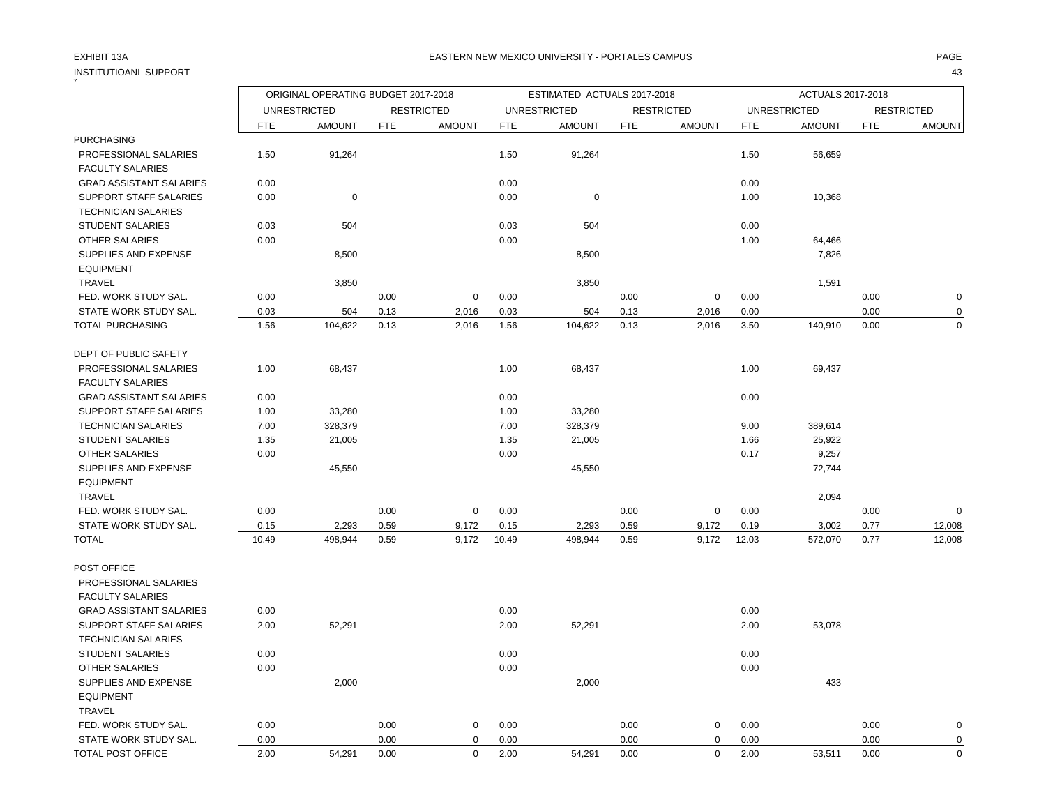EXHIBIT 13A

INSTITUTIOANL SUPPORT

EASTERN NEW MEXICO UNIVERSITY - PORTALES CAMPUS

| | ORIGINAL OPERATING BUDGET 2017-2018 | | | | ESTIMATED ACTUALS 2017-2018 | | | | ACTUALS 2017-2018 | | | |
|---|---|---|---|---|---|---|---|---|---|---|---|---|
| | UNRESTRICTED | | RESTRICTED | | UNRESTRICTED | | RESTRICTED | | UNRESTRICTED | | RESTRICTED | |
| | FTE | AMOUNT | FTE | AMOUNT | FTE | AMOUNT | FTE | AMOUNT | FTE | AMOUNT | FTE | AMOUNT |
| PURCHASING | | | | | | | | | | | | |
| PROFESSIONAL SALARIES | 1.50 | 91,264 | | | 1.50 | 91,264 | | | 1.50 | 56,659 | | |
| FACULTY SALARIES | | | | | | | | | | | | |
| GRAD ASSISTANT SALARIES | 0.00 | | | | 0.00 | | | | 0.00 | | | |
| SUPPORT STAFF SALARIES | 0.00 | 0 | | | 0.00 | 0 | | | 1.00 | 10,368 | | |
| TECHNICIAN SALARIES | | | | | | | | | | | | |
| STUDENT SALARIES | 0.03 | 504 | | | 0.03 | 504 | | | 0.00 | | | |
| OTHER SALARIES | 0.00 | | | | 0.00 | | | | 1.00 | 64,466 | | |
| SUPPLIES AND EXPENSE | | 8,500 | | | | 8,500 | | | | 7,826 | | |
| EQUIPMENT | | | | | | | | | | | | |
| TRAVEL | | 3,850 | | | | 3,850 | | | | 1,591 | | |
| FED. WORK STUDY SAL. | 0.00 | | 0.00 | 0 | 0.00 | | 0.00 | 0 | 0.00 | | 0.00 | 0 |
| STATE WORK STUDY SAL. | 0.03 | 504 | 0.13 | 2,016 | 0.03 | 504 | 0.13 | 2,016 | 0.00 | | 0.00 | 0 |
| TOTAL PURCHASING | 1.56 | 104,622 | 0.13 | 2,016 | 1.56 | 104,622 | 0.13 | 2,016 | 3.50 | 140,910 | 0.00 | 0 |
| DEPT OF PUBLIC SAFETY | | | | | | | | | | | | |
| PROFESSIONAL SALARIES | 1.00 | 68,437 | | | 1.00 | 68,437 | | | 1.00 | 69,437 | | |
| FACULTY SALARIES | | | | | | | | | | | | |
| GRAD ASSISTANT SALARIES | 0.00 | | | | 0.00 | | | | 0.00 | | | |
| SUPPORT STAFF SALARIES | 1.00 | 33,280 | | | 1.00 | 33,280 | | | | | | |
| TECHNICIAN SALARIES | 7.00 | 328,379 | | | 7.00 | 328,379 | | | 9.00 | 389,614 | | |
| STUDENT SALARIES | 1.35 | 21,005 | | | 1.35 | 21,005 | | | 1.66 | 25,922 | | |
| OTHER SALARIES | 0.00 | | | | 0.00 | | | | 0.17 | 9,257 | | |
| SUPPLIES AND EXPENSE | | 45,550 | | | | 45,550 | | | | 72,744 | | |
| EQUIPMENT | | | | | | | | | | | | |
| TRAVEL | | | | | | | | | | 2,094 | | |
| FED. WORK STUDY SAL. | 0.00 | | 0.00 | 0 | 0.00 | | 0.00 | 0 | 0.00 | | 0.00 | 0 |
| STATE WORK STUDY SAL. | 0.15 | 2,293 | 0.59 | 9,172 | 0.15 | 2,293 | 0.59 | 9,172 | 0.19 | 3,002 | 0.77 | 12,008 |
| TOTAL | 10.49 | 498,944 | 0.59 | 9,172 | 10.49 | 498,944 | 0.59 | 9,172 | 12.03 | 572,070 | 0.77 | 12,008 |
| POST OFFICE | | | | | | | | | | | | |
| PROFESSIONAL SALARIES | | | | | | | | | | | | |
| FACULTY SALARIES | | | | | | | | | | | | |
| GRAD ASSISTANT SALARIES | 0.00 | | | | 0.00 | | | | 0.00 | | | |
| SUPPORT STAFF SALARIES | 2.00 | 52,291 | | | 2.00 | 52,291 | | | 2.00 | 53,078 | | |
| TECHNICIAN SALARIES | | | | | | | | | | | | |
| STUDENT SALARIES | 0.00 | | | | 0.00 | | | | 0.00 | | | |
| OTHER SALARIES | 0.00 | | | | 0.00 | | | | 0.00 | | | |
| SUPPLIES AND EXPENSE | | 2,000 | | | | 2,000 | | | | 433 | | |
| EQUIPMENT | | | | | | | | | | | | |
| TRAVEL | | | | | | | | | | | | |
| FED. WORK STUDY SAL. | 0.00 | | 0.00 | 0 | 0.00 | | 0.00 | 0 | 0.00 | | 0.00 | 0 |
| STATE WORK STUDY SAL. | 0.00 | | 0.00 | 0 | 0.00 | | 0.00 | 0 | 0.00 | | 0.00 | 0 |
| TOTAL POST OFFICE | 2.00 | 54,291 | 0.00 | 0 | 2.00 | 54,291 | 0.00 | 0 | 2.00 | 53,511 | 0.00 | 0 |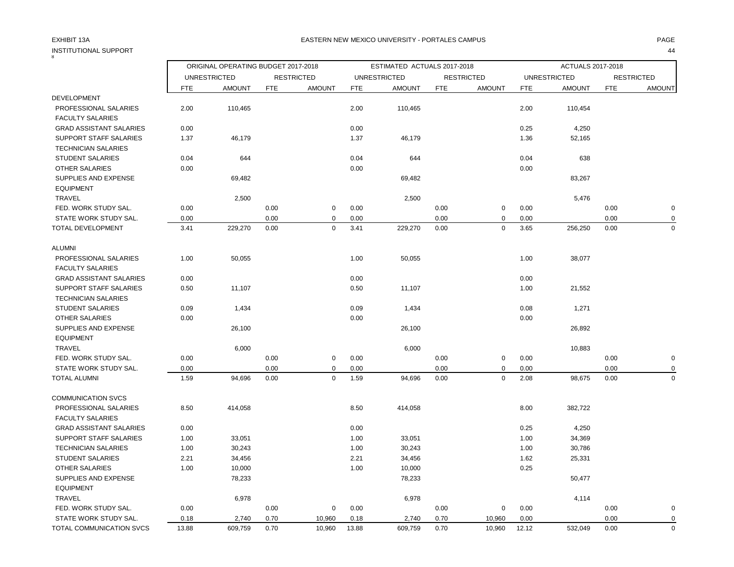EXHIBIT 13A

EASTERN NEW MEXICO UNIVERSITY - PORTALES CAMPUS

INSTITUTIONAL SUPPORT

| | ORIGINAL OPERATING BUDGET 2017-2018 | | | | ESTIMATED ACTUALS 2017-2018 | | | | ACTUALS 2017-2018 | | | |
|---|---|---|---|---|---|---|---|---|---|---|---|---|
| | UNRESTRICTED | | RESTRICTED | | UNRESTRICTED | | RESTRICTED | | UNRESTRICTED | | RESTRICTED | |
| | FTE | AMOUNT | FTE | AMOUNT | FTE | AMOUNT | FTE | AMOUNT | FTE | AMOUNT | FTE | AMOUNT |
| DEVELOPMENT | | | | | | | | | | | | |
| PROFESSIONAL SALARIES | 2.00 | 110,465 | | | 2.00 | 110,465 | | | 2.00 | 110,454 | | |
| FACULTY SALARIES | | | | | | | | | | | | |
| GRAD ASSISTANT SALARIES | 0.00 | | | | 0.00 | | | | 0.25 | 4,250 | | |
| SUPPORT STAFF SALARIES | 1.37 | 46,179 | | | 1.37 | 46,179 | | | 1.36 | 52,165 | | |
| TECHNICIAN SALARIES | | | | | | | | | | | | |
| STUDENT SALARIES | 0.04 | 644 | | | 0.04 | 644 | | | 0.04 | 638 | | |
| OTHER SALARIES | 0.00 | | | | 0.00 | | | | 0.00 | | | |
| SUPPLIES AND EXPENSE | | 69,482 | | | | 69,482 | | | | 83,267 | | |
| EQUIPMENT | | | | | | | | | | | | |
| TRAVEL | | 2,500 | | | | 2,500 | | | | 5,476 | | |
| FED. WORK STUDY SAL. | 0.00 | | 0.00 | 0 | 0.00 | | 0.00 | 0 | 0.00 | | 0.00 | 0 |
| STATE WORK STUDY SAL. | 0.00 | | 0.00 | 0 | 0.00 | | 0.00 | 0 | 0.00 | | 0.00 | 0 |
| TOTAL DEVELOPMENT | 3.41 | 229,270 | 0.00 | 0 | 3.41 | 229,270 | 0.00 | 0 | 3.65 | 256,250 | 0.00 | 0 |
| ALUMNI | | | | | | | | | | | | |
| PROFESSIONAL SALARIES | 1.00 | 50,055 | | | 1.00 | 50,055 | | | 1.00 | 38,077 | | |
| FACULTY SALARIES | | | | | | | | | | | | |
| GRAD ASSISTANT SALARIES | 0.00 | | | | 0.00 | | | | 0.00 | | | |
| SUPPORT STAFF SALARIES | 0.50 | 11,107 | | | 0.50 | 11,107 | | | 1.00 | 21,552 | | |
| TECHNICIAN SALARIES | | | | | | | | | | | | |
| STUDENT SALARIES | 0.09 | 1,434 | | | 0.09 | 1,434 | | | 0.08 | 1,271 | | |
| OTHER SALARIES | 0.00 | | | | 0.00 | | | | 0.00 | | | |
| SUPPLIES AND EXPENSE | | 26,100 | | | | 26,100 | | | | 26,892 | | |
| EQUIPMENT | | | | | | | | | | | | |
| TRAVEL | | 6,000 | | | | 6,000 | | | | 10,883 | | |
| FED. WORK STUDY SAL. | 0.00 | | 0.00 | 0 | 0.00 | | 0.00 | 0 | 0.00 | | 0.00 | 0 |
| STATE WORK STUDY SAL. | 0.00 | | 0.00 | 0 | 0.00 | | 0.00 | 0 | 0.00 | | 0.00 | 0 |
| TOTAL ALUMNI | 1.59 | 94,696 | 0.00 | 0 | 1.59 | 94,696 | 0.00 | 0 | 2.08 | 98,675 | 0.00 | 0 |
| COMMUNICATION SVCS | | | | | | | | | | | | |
| PROFESSIONAL SALARIES | 8.50 | 414,058 | | | 8.50 | 414,058 | | | 8.00 | 382,722 | | |
| FACULTY SALARIES | | | | | | | | | | | | |
| GRAD ASSISTANT SALARIES | 0.00 | | | | 0.00 | | | | 0.25 | 4,250 | | |
| SUPPORT STAFF SALARIES | 1.00 | 33,051 | | | 1.00 | 33,051 | | | 1.00 | 34,369 | | |
| TECHNICIAN SALARIES | 1.00 | 30,243 | | | 1.00 | 30,243 | | | 1.00 | 30,786 | | |
| STUDENT SALARIES | 2.21 | 34,456 | | | 2.21 | 34,456 | | | 1.62 | 25,331 | | |
| OTHER SALARIES | 1.00 | 10,000 | | | 1.00 | 10,000 | | | 0.25 | | | |
| SUPPLIES AND EXPENSE | | 78,233 | | | | 78,233 | | | | 50,477 | | |
| EQUIPMENT | | | | | | | | | | | | |
| TRAVEL | | 6,978 | | | | 6,978 | | | | 4,114 | | |
| FED. WORK STUDY SAL. | 0.00 | | 0.00 | 0 | 0.00 | | 0.00 | 0 | 0.00 | | 0.00 | 0 |
| STATE WORK STUDY SAL. | 0.18 | 2,740 | 0.70 | 10,960 | 0.18 | 2,740 | 0.70 | 10,960 | 0.00 | | 0.00 | 0 |
| TOTAL COMMUNICATION SVCS | 13.88 | 609,759 | 0.70 | 10,960 | 13.88 | 609,759 | 0.70 | 10,960 | 12.12 | 532,049 | 0.00 | 0 |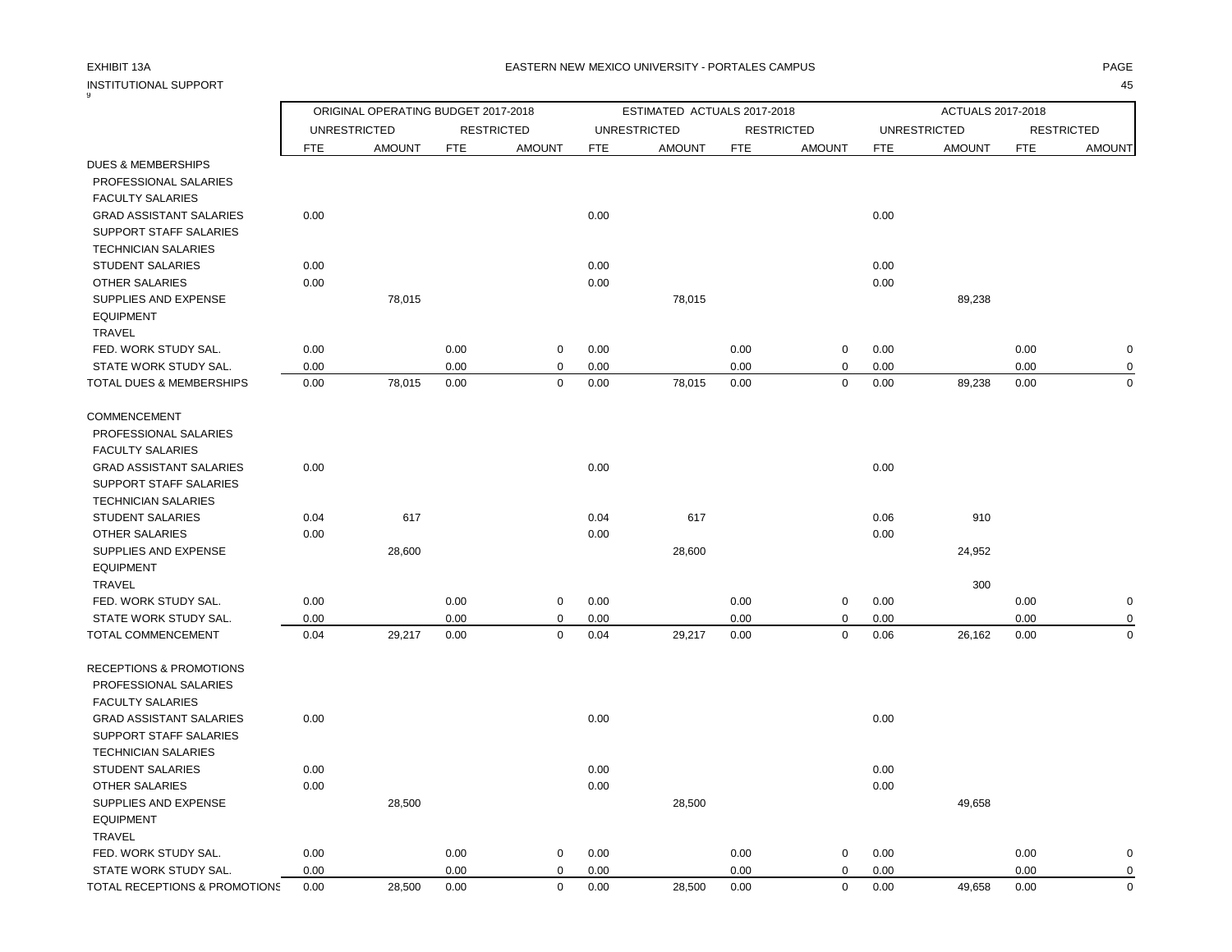EXHIBIT 13A

INSTITUTIONAL SUPPORT

EASTERN NEW MEXICO UNIVERSITY - PORTALES CAMPUS

| | ORIGINAL OPERATING BUDGET 2017-2018 | | | | ESTIMATED ACTUALS 2017-2018 | | | | ACTUALS 2017-2018 | | | |
|---|---|---|---|---|---|---|---|---|---|---|---|---|
| | UNRESTRICTED | | RESTRICTED | | UNRESTRICTED | | RESTRICTED | | UNRESTRICTED | | RESTRICTED | |
| | FTE | AMOUNT | FTE | AMOUNT | FTE | AMOUNT | FTE | AMOUNT | FTE | AMOUNT | FTE | AMOUNT |
| DUES & MEMBERSHIPS | | | | | | | | | | | | |
| PROFESSIONAL SALARIES | | | | | | | | | | | | |
| FACULTY SALARIES | | | | | | | | | | | | |
| GRAD ASSISTANT SALARIES | 0.00 | | | | 0.00 | | | | 0.00 | | | |
| SUPPORT STAFF SALARIES | | | | | | | | | | | | |
| TECHNICIAN SALARIES | | | | | | | | | | | | |
| STUDENT SALARIES | 0.00 | | | | 0.00 | | | | 0.00 | | | |
| OTHER SALARIES | 0.00 | | | | 0.00 | | | | 0.00 | | | |
| SUPPLIES AND EXPENSE | | 78,015 | | | | 78,015 | | | | 89,238 | | |
| EQUIPMENT | | | | | | | | | | | | |
| TRAVEL | | | | | | | | | | | | |
| FED. WORK STUDY SAL. | 0.00 | | 0.00 | 0 | 0.00 | | 0.00 | 0 | 0.00 | | 0.00 | 0 |
| STATE WORK STUDY SAL. | 0.00 | | 0.00 | 0 | 0.00 | | 0.00 | 0 | 0.00 | | 0.00 | 0 |
| TOTAL DUES & MEMBERSHIPS | 0.00 | 78,015 | 0.00 | 0 | 0.00 | 78,015 | 0.00 | 0 | 0.00 | 89,238 | 0.00 | 0 |
| COMMENCEMENT | | | | | | | | | | | | |
| PROFESSIONAL SALARIES | | | | | | | | | | | | |
| FACULTY SALARIES | | | | | | | | | | | | |
| GRAD ASSISTANT SALARIES | 0.00 | | | | 0.00 | | | | 0.00 | | | |
| SUPPORT STAFF SALARIES | | | | | | | | | | | | |
| TECHNICIAN SALARIES | | | | | | | | | | | | |
| STUDENT SALARIES | 0.04 | 617 | | | 0.04 | 617 | | | 0.06 | 910 | | |
| OTHER SALARIES | 0.00 | | | | 0.00 | | | | 0.00 | | | |
| SUPPLIES AND EXPENSE | | 28,600 | | | | 28,600 | | | | 24,952 | | |
| EQUIPMENT | | | | | | | | | | | | |
| TRAVEL | | | | | | | | | | 300 | | |
| FED. WORK STUDY SAL. | 0.00 | | 0.00 | 0 | 0.00 | | 0.00 | 0 | 0.00 | | 0.00 | 0 |
| STATE WORK STUDY SAL. | 0.00 | | 0.00 | 0 | 0.00 | | 0.00 | 0 | 0.00 | | 0.00 | 0 |
| TOTAL COMMENCEMENT | 0.04 | 29,217 | 0.00 | 0 | 0.04 | 29,217 | 0.00 | 0 | 0.06 | 26,162 | 0.00 | 0 |
| RECEPTIONS & PROMOTIONS | | | | | | | | | | | | |
| PROFESSIONAL SALARIES | | | | | | | | | | | | |
| FACULTY SALARIES | | | | | | | | | | | | |
| GRAD ASSISTANT SALARIES | 0.00 | | | | 0.00 | | | | 0.00 | | | |
| SUPPORT STAFF SALARIES | | | | | | | | | | | | |
| TECHNICIAN SALARIES | | | | | | | | | | | | |
| STUDENT SALARIES | 0.00 | | | | 0.00 | | | | 0.00 | | | |
| OTHER SALARIES | 0.00 | | | | 0.00 | | | | 0.00 | | | |
| SUPPLIES AND EXPENSE | | 28,500 | | | | 28,500 | | | | 49,658 | | |
| EQUIPMENT | | | | | | | | | | | | |
| TRAVEL | | | | | | | | | | | | |
| FED. WORK STUDY SAL. | 0.00 | | 0.00 | 0 | 0.00 | | 0.00 | 0 | 0.00 | | 0.00 | 0 |
| STATE WORK STUDY SAL. | 0.00 | | 0.00 | 0 | 0.00 | | 0.00 | 0 | 0.00 | | 0.00 | 0 |
| TOTAL RECEPTIONS & PROMOTIONS | 0.00 | 28,500 | 0.00 | 0 | 0.00 | 28,500 | 0.00 | 0 | 0.00 | 49,658 | 0.00 | 0 |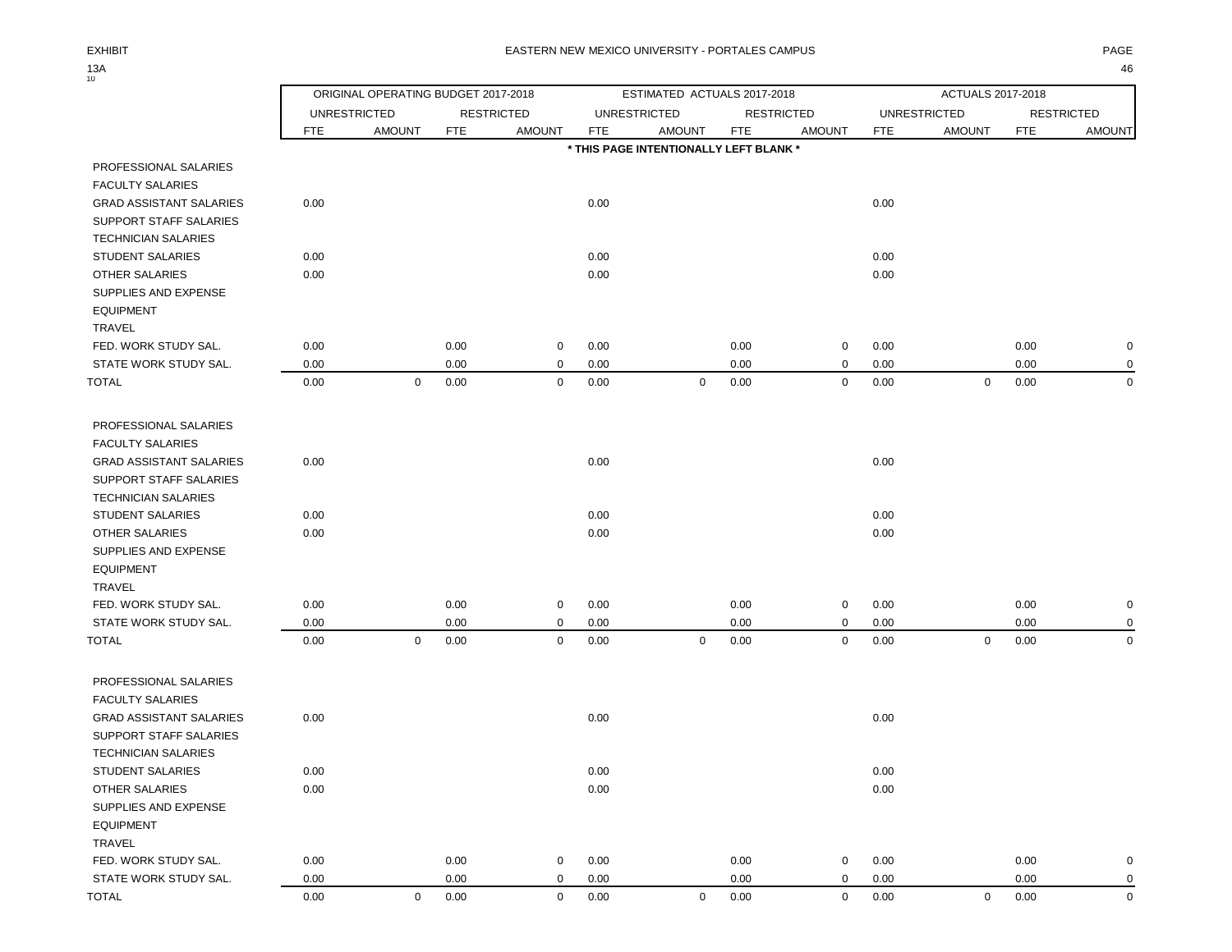EXHIBIT 13A

EASTERN NEW MEXICO UNIVERSITY - PORTALES CAMPUS

| | ORIGINAL OPERATING BUDGET 2017-2018 | | | | ESTIMATED ACTUALS 2017-2018 | | | | ACTUALS 2017-2018 | | | |
|---|---|---|---|---|---|---|---|---|---|---|---|---|
| | UNRESTRICTED | | RESTRICTED | | UNRESTRICTED | | RESTRICTED | | UNRESTRICTED | | RESTRICTED | |
| | FTE | AMOUNT | FTE | AMOUNT | FTE | AMOUNT | FTE | AMOUNT | FTE | AMOUNT | FTE | AMOUNT |

\* THIS PAGE INTENTIONALLY LEFT BLANK \*

| | FTE | AMOUNT | FTE | AMOUNT | FTE | AMOUNT | FTE | AMOUNT | FTE | AMOUNT | FTE | AMOUNT |
|---|---|---|---|---|---|---|---|---|---|---|---|---|
| PROFESSIONAL SALARIES | | | | | | | | | | | | |
| FACULTY SALARIES | | | | | | | | | | | | |
| GRAD ASSISTANT SALARIES | 0.00 | | | | 0.00 | | | | 0.00 | | | |
| SUPPORT STAFF SALARIES | | | | | | | | | | | | |
| TECHNICIAN SALARIES | | | | | | | | | | | | |
| STUDENT SALARIES | 0.00 | | | | 0.00 | | | | 0.00 | | | |
| OTHER SALARIES | 0.00 | | | | 0.00 | | | | 0.00 | | | |
| SUPPLIES AND EXPENSE | | | | | | | | | | | | |
| EQUIPMENT | | | | | | | | | | | | |
| TRAVEL | | | | | | | | | | | | |
| FED. WORK STUDY SAL. | 0.00 | | 0.00 | 0 | 0.00 | | 0.00 | 0 | 0.00 | | 0.00 | 0 |
| STATE WORK STUDY SAL. | 0.00 | | 0.00 | 0 | 0.00 | | 0.00 | 0 | 0.00 | | 0.00 | 0 |
| TOTAL | 0.00 | 0 | 0.00 | 0 | 0.00 | 0 | 0.00 | 0 | 0.00 | 0 | 0.00 | 0 |

| | FTE | AMOUNT | FTE | AMOUNT | FTE | AMOUNT | FTE | AMOUNT | FTE | AMOUNT | FTE | AMOUNT |
|---|---|---|---|---|---|---|---|---|---|---|---|---|
| PROFESSIONAL SALARIES | | | | | | | | | | | | |
| FACULTY SALARIES | | | | | | | | | | | | |
| GRAD ASSISTANT SALARIES | 0.00 | | | | 0.00 | | | | 0.00 | | | |
| SUPPORT STAFF SALARIES | | | | | | | | | | | | |
| TECHNICIAN SALARIES | | | | | | | | | | | | |
| STUDENT SALARIES | 0.00 | | | | 0.00 | | | | 0.00 | | | |
| OTHER SALARIES | 0.00 | | | | 0.00 | | | | 0.00 | | | |
| SUPPLIES AND EXPENSE | | | | | | | | | | | | |
| EQUIPMENT | | | | | | | | | | | | |
| TRAVEL | | | | | | | | | | | | |
| FED. WORK STUDY SAL. | 0.00 | | 0.00 | 0 | 0.00 | | 0.00 | 0 | 0.00 | | 0.00 | 0 |
| STATE WORK STUDY SAL. | 0.00 | | 0.00 | 0 | 0.00 | | 0.00 | 0 | 0.00 | | 0.00 | 0 |
| TOTAL | 0.00 | 0 | 0.00 | 0 | 0.00 | 0 | 0.00 | 0 | 0.00 | 0 | 0.00 | 0 |

| | FTE | AMOUNT | FTE | AMOUNT | FTE | AMOUNT | FTE | AMOUNT | FTE | AMOUNT | FTE | AMOUNT |
|---|---|---|---|---|---|---|---|---|---|---|---|---|
| PROFESSIONAL SALARIES | | | | | | | | | | | | |
| FACULTY SALARIES | | | | | | | | | | | | |
| GRAD ASSISTANT SALARIES | 0.00 | | | | 0.00 | | | | 0.00 | | | |
| SUPPORT STAFF SALARIES | | | | | | | | | | | | |
| TECHNICIAN SALARIES | | | | | | | | | | | | |
| STUDENT SALARIES | 0.00 | | | | 0.00 | | | | 0.00 | | | |
| OTHER SALARIES | 0.00 | | | | 0.00 | | | | 0.00 | | | |
| SUPPLIES AND EXPENSE | | | | | | | | | | | | |
| EQUIPMENT | | | | | | | | | | | | |
| TRAVEL | | | | | | | | | | | | |
| FED. WORK STUDY SAL. | 0.00 | | 0.00 | 0 | 0.00 | | 0.00 | 0 | 0.00 | | 0.00 | 0 |
| STATE WORK STUDY SAL. | 0.00 | | 0.00 | 0 | 0.00 | | 0.00 | 0 | 0.00 | | 0.00 | 0 |
| TOTAL | 0.00 | 0 | 0.00 | 0 | 0.00 | 0 | 0.00 | 0 | 0.00 | 0 | 0.00 | 0 |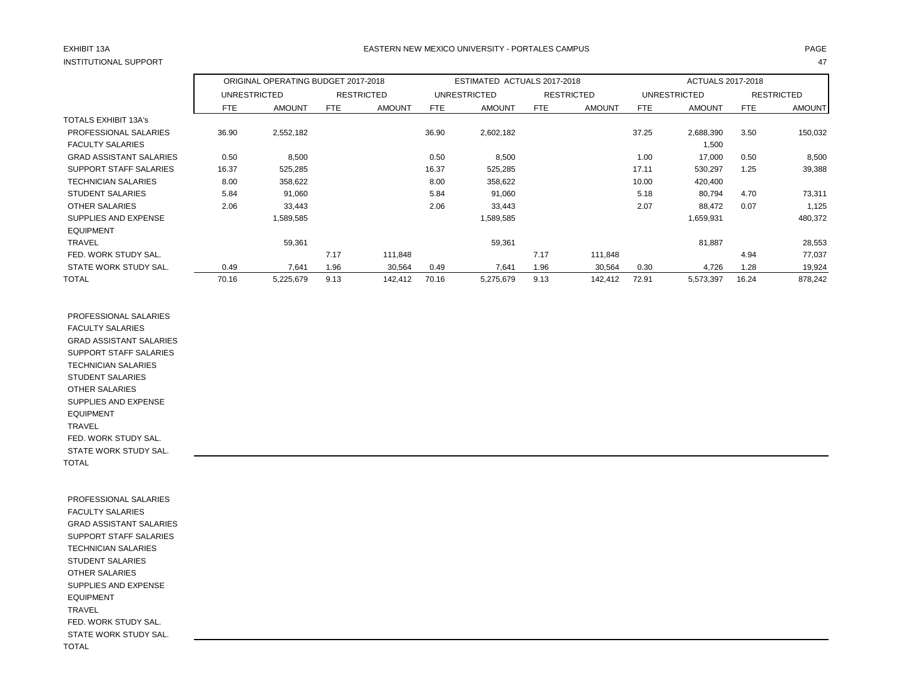EXHIBIT 13A

INSTITUTIONAL SUPPORT

EASTERN NEW MEXICO UNIVERSITY - PORTALES CAMPUS

| | ORIGINAL OPERATING BUDGET 2017-2018 | | | | ESTIMATED ACTUALS 2017-2018 | | | | ACTUALS 2017-2018 | | | |
|---|---|---|---|---|---|---|---|---|---|---|---|---|
| | UNRESTRICTED | | RESTRICTED | | UNRESTRICTED | | RESTRICTED | | UNRESTRICTED | | RESTRICTED | |
| | FTE | AMOUNT | FTE | AMOUNT | FTE | AMOUNT | FTE | AMOUNT | FTE | AMOUNT | FTE | AMOUNT |
| TOTALS EXHIBIT 13A's | | | | | | | | | | | | |
| PROFESSIONAL SALARIES | 36.90 | 2,552,182 | | | 36.90 | 2,602,182 | | | 37.25 | 2,688,390 | 3.50 | 150,032 |
| FACULTY SALARIES | | | | | | | | | | 1,500 | | |
| GRAD ASSISTANT SALARIES | 0.50 | 8,500 | | | 0.50 | 8,500 | | | 1.00 | 17,000 | 0.50 | 8,500 |
| SUPPORT STAFF SALARIES | 16.37 | 525,285 | | | 16.37 | 525,285 | | | 17.11 | 530,297 | 1.25 | 39,388 |
| TECHNICIAN SALARIES | 8.00 | 358,622 | | | 8.00 | 358,622 | | | 10.00 | 420,400 | | |
| STUDENT SALARIES | 5.84 | 91,060 | | | 5.84 | 91,060 | | | 5.18 | 80,794 | 4.70 | 73,311 |
| OTHER SALARIES | 2.06 | 33,443 | | | 2.06 | 33,443 | | | 2.07 | 88,472 | 0.07 | 1,125 |
| SUPPLIES AND EXPENSE | | 1,589,585 | | | | 1,589,585 | | | | 1,659,931 | | 480,372 |
| EQUIPMENT | | | | | | | | | | | | |
| TRAVEL | | 59,361 | | | | 59,361 | | | | 81,887 | | 28,553 |
| FED. WORK STUDY SAL. | | | 7.17 | 111,848 | | | 7.17 | 111,848 | | | 4.94 | 77,037 |
| STATE WORK STUDY SAL. | 0.49 | 7,641 | 1.96 | 30,564 | 0.49 | 7,641 | 1.96 | 30,564 | 0.30 | 4,726 | 1.28 | 19,924 |
| TOTAL | 70.16 | 5,225,679 | 9.13 | 142,412 | 70.16 | 5,275,679 | 9.13 | 142,412 | 72.91 | 5,573,397 | 16.24 | 878,242 |
| | | | | | | | | | | | | |
| PROFESSIONAL SALARIES | | | | | | | | | | | | |
| FACULTY SALARIES | | | | | | | | | | | | |
| GRAD ASSISTANT SALARIES | | | | | | | | | | | | |
| SUPPORT STAFF SALARIES | | | | | | | | | | | | |
| TECHNICIAN SALARIES | | | | | | | | | | | | |
| STUDENT SALARIES | | | | | | | | | | | | |
| OTHER SALARIES | | | | | | | | | | | | |
| SUPPLIES AND EXPENSE | | | | | | | | | | | | |
| EQUIPMENT | | | | | | | | | | | | |
| TRAVEL | | | | | | | | | | | | |
| FED. WORK STUDY SAL. | | | | | | | | | | | | |
| STATE WORK STUDY SAL. | | | | | | | | | | | | |
| TOTAL | | | | | | | | | | | | |
| | | | | | | | | | | | | |
| PROFESSIONAL SALARIES | | | | | | | | | | | | |
| FACULTY SALARIES | | | | | | | | | | | | |
| GRAD ASSISTANT SALARIES | | | | | | | | | | | | |
| SUPPORT STAFF SALARIES | | | | | | | | | | | | |
| TECHNICIAN SALARIES | | | | | | | | | | | | |
| STUDENT SALARIES | | | | | | | | | | | | |
| OTHER SALARIES | | | | | | | | | | | | |
| SUPPLIES AND EXPENSE | | | | | | | | | | | | |
| EQUIPMENT | | | | | | | | | | | | |
| TRAVEL | | | | | | | | | | | | |
| FED. WORK STUDY SAL. | | | | | | | | | | | | |
| STATE WORK STUDY SAL. | | | | | | | | | | | | |
| TOTAL | | | | | | | | | | | | |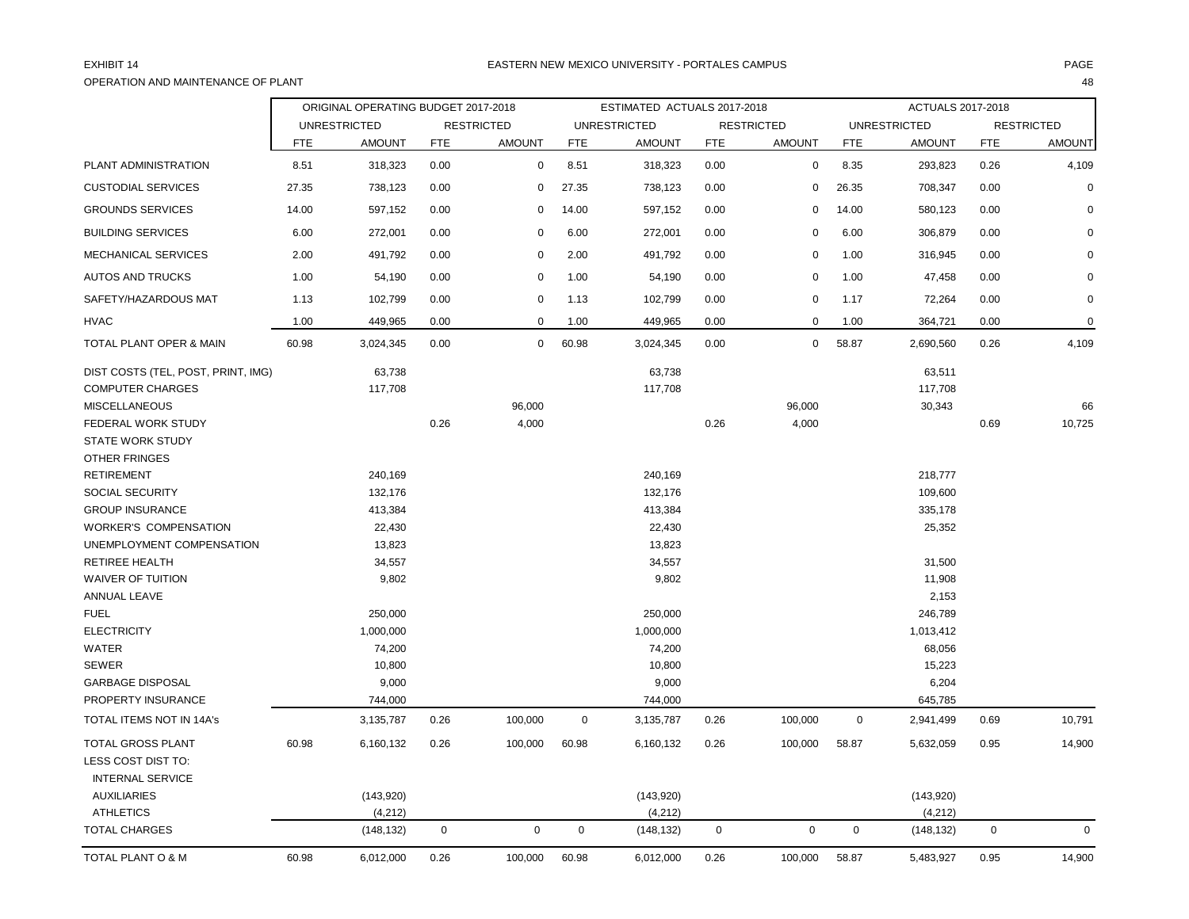EXHIBIT 14 EASTERN NEW MEXICO UNIVERSITY - PORTALES CAMPUS

OPERATION AND MAINTENANCE OF PLANT

| | ORIGINAL OPERATING BUDGET 2017-2018 | | | | ESTIMATED ACTUALS 2017-2018 | | | | ACTUALS 2017-2018 | | | |
|---|---|---|---|---|---|---|---|---|---|---|---|---|
| | UNRESTRICTED | | RESTRICTED | | UNRESTRICTED | | RESTRICTED | | UNRESTRICTED | | RESTRICTED | |
| | FTE | AMOUNT | FTE | AMOUNT | FTE | AMOUNT | FTE | AMOUNT | FTE | AMOUNT | FTE | AMOUNT |
| PLANT ADMINISTRATION | 8.51 | 318,323 | 0.00 | 0 | 8.51 | 318,323 | 0.00 | 0 | 8.35 | 293,823 | 0.26 | 4,109 |
| CUSTODIAL SERVICES | 27.35 | 738,123 | 0.00 | 0 | 27.35 | 738,123 | 0.00 | 0 | 26.35 | 708,347 | 0.00 | 0 |
| GROUNDS SERVICES | 14.00 | 597,152 | 0.00 | 0 | 14.00 | 597,152 | 0.00 | 0 | 14.00 | 580,123 | 0.00 | 0 |
| BUILDING SERVICES | 6.00 | 272,001 | 0.00 | 0 | 6.00 | 272,001 | 0.00 | 0 | 6.00 | 306,879 | 0.00 | 0 |
| MECHANICAL SERVICES | 2.00 | 491,792 | 0.00 | 0 | 2.00 | 491,792 | 0.00 | 0 | 1.00 | 316,945 | 0.00 | 0 |
| AUTOS AND TRUCKS | 1.00 | 54,190 | 0.00 | 0 | 1.00 | 54,190 | 0.00 | 0 | 1.00 | 47,458 | 0.00 | 0 |
| SAFETY/HAZARDOUS MAT | 1.13 | 102,799 | 0.00 | 0 | 1.13 | 102,799 | 0.00 | 0 | 1.17 | 72,264 | 0.00 | 0 |
| HVAC | 1.00 | 449,965 | 0.00 | 0 | 1.00 | 449,965 | 0.00 | 0 | 1.00 | 364,721 | 0.00 | 0 |
| TOTAL PLANT OPER & MAIN | 60.98 | 3,024,345 | 0.00 | 0 | 60.98 | 3,024,345 | 0.00 | 0 | 58.87 | 2,690,560 | 0.26 | 4,109 |
| DIST COSTS (TEL, POST, PRINT, IMG) | | 63,738 | | | | 63,738 | | | | 63,511 | | |
| COMPUTER CHARGES | | 117,708 | | | | 117,708 | | | | 117,708 | | |
| MISCELLANEOUS | | | | 96,000 | | | | 96,000 | | 30,343 | | 66 |
| FEDERAL WORK STUDY | | | 0.26 | 4,000 | | | 0.26 | 4,000 | | | 0.69 | 10,725 |
| STATE WORK STUDY | | | | | | | | | | | | |
| OTHER FRINGES | | | | | | | | | | | | |
| RETIREMENT | | 240,169 | | | | 240,169 | | | | 218,777 | | |
| SOCIAL SECURITY | | 132,176 | | | | 132,176 | | | | 109,600 | | |
| GROUP INSURANCE | | 413,384 | | | | 413,384 | | | | 335,178 | | |
| WORKER'S COMPENSATION | | 22,430 | | | | 22,430 | | | | 25,352 | | |
| UNEMPLOYMENT COMPENSATION | | 13,823 | | | | 13,823 | | | | | | |
| RETIREE HEALTH | | 34,557 | | | | 34,557 | | | | 31,500 | | |
| WAIVER OF TUITION | | 9,802 | | | | 9,802 | | | | 11,908 | | |
| ANNUAL LEAVE | | | | | | | | | | 2,153 | | |
| FUEL | | 250,000 | | | | 250,000 | | | | 246,789 | | |
| ELECTRICITY | | 1,000,000 | | | | 1,000,000 | | | | 1,013,412 | | |
| WATER | | 74,200 | | | | 74,200 | | | | 68,056 | | |
| SEWER | | 10,800 | | | | 10,800 | | | | 15,223 | | |
| GARBAGE DISPOSAL | | 9,000 | | | | 9,000 | | | | 6,204 | | |
| PROPERTY INSURANCE | | 744,000 | | | | 744,000 | | | | 645,785 | | |
| TOTAL ITEMS NOT IN 14A's | | 3,135,787 | 0.26 | 100,000 | 0 | 3,135,787 | 0.26 | 100,000 | 0 | 2,941,499 | 0.69 | 10,791 |
| TOTAL GROSS PLANT | 60.98 | 6,160,132 | 0.26 | 100,000 | 60.98 | 6,160,132 | 0.26 | 100,000 | 58.87 | 5,632,059 | 0.95 | 14,900 |
| LESS COST DIST TO: | | | | | | | | | | | | |
| INTERNAL SERVICE | | | | | | | | | | | | |
| AUXILIARIES | | (143,920) | | | | (143,920) | | | | (143,920) | | |
| ATHLETICS | | (4,212) | | | | (4,212) | | | | (4,212) | | |
| TOTAL CHARGES | | (148,132) | 0 | 0 | 0 | (148,132) | 0 | 0 | 0 | (148,132) | 0 | 0 |
| TOTAL PLANT O & M | 60.98 | 6,012,000 | 0.26 | 100,000 | 60.98 | 6,012,000 | 0.26 | 100,000 | 58.87 | 5,483,927 | 0.95 | 14,900 |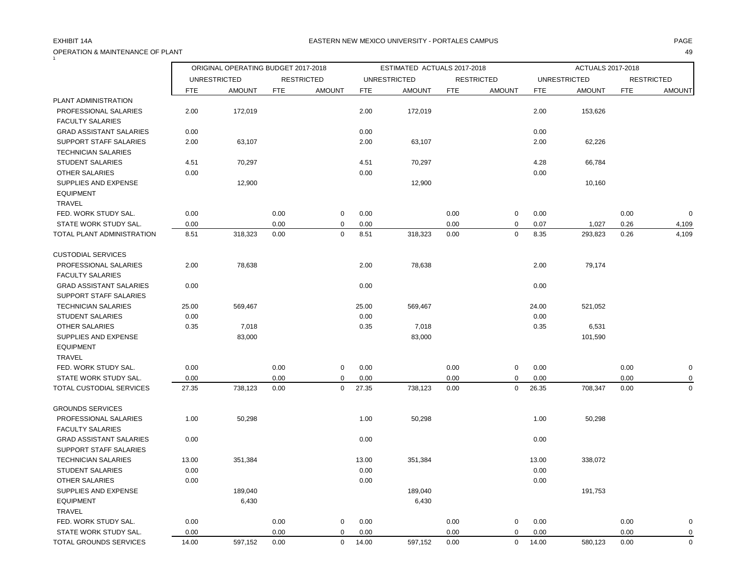EXHIBIT 14A

EASTERN NEW MEXICO UNIVERSITY - PORTALES CAMPUS

OPERATION & MAINTENANCE OF PLANT

| | ORIGINAL OPERATING BUDGET 2017-2018 | | | | ESTIMATED ACTUALS 2017-2018 | | | | ACTUALS 2017-2018 | | | |
|---|---|---|---|---|---|---|---|---|---|---|---|---|
| | UNRESTRICTED | | RESTRICTED | | UNRESTRICTED | | RESTRICTED | | UNRESTRICTED | | RESTRICTED | |
| | FTE | AMOUNT | FTE | AMOUNT | FTE | AMOUNT | FTE | AMOUNT | FTE | AMOUNT | FTE | AMOUNT |
| PLANT ADMINISTRATION | | | | | | | | | | | | |
| PROFESSIONAL SALARIES | 2.00 | 172,019 | | | 2.00 | 172,019 | | | 2.00 | 153,626 | | |
| FACULTY SALARIES | | | | | | | | | | | | |
| GRAD ASSISTANT SALARIES | 0.00 | | | | 0.00 | | | | 0.00 | | | |
| SUPPORT STAFF SALARIES | 2.00 | 63,107 | | | 2.00 | 63,107 | | | 2.00 | 62,226 | | |
| TECHNICIAN SALARIES | | | | | | | | | | | | |
| STUDENT SALARIES | 4.51 | 70,297 | | | 4.51 | 70,297 | | | 4.28 | 66,784 | | |
| OTHER SALARIES | 0.00 | | | | 0.00 | | | | 0.00 | | | |
| SUPPLIES AND EXPENSE | | 12,900 | | | | 12,900 | | | | 10,160 | | |
| EQUIPMENT | | | | | | | | | | | | |
| TRAVEL | | | | | | | | | | | | |
| FED. WORK STUDY SAL. | 0.00 | | 0.00 | 0 | 0.00 | | 0.00 | 0 | 0.00 | | 0.00 | 0 |
| STATE WORK STUDY SAL. | 0.00 | | 0.00 | 0 | 0.00 | | 0.00 | 0 | 0.07 | 1,027 | 0.26 | 4,109 |
| TOTAL PLANT ADMINISTRATION | 8.51 | 318,323 | 0.00 | 0 | 8.51 | 318,323 | 0.00 | 0 | 8.35 | 293,823 | 0.26 | 4,109 |
| CUSTODIAL SERVICES | | | | | | | | | | | | |
| PROFESSIONAL SALARIES | 2.00 | 78,638 | | | 2.00 | 78,638 | | | 2.00 | 79,174 | | |
| FACULTY SALARIES | | | | | | | | | | | | |
| GRAD ASSISTANT SALARIES | 0.00 | | | | 0.00 | | | | 0.00 | | | |
| SUPPORT STAFF SALARIES | | | | | | | | | | | | |
| TECHNICIAN SALARIES | 25.00 | 569,467 | | | 25.00 | 569,467 | | | 24.00 | 521,052 | | |
| STUDENT SALARIES | 0.00 | | | | 0.00 | | | | 0.00 | | | |
| OTHER SALARIES | 0.35 | 7,018 | | | 0.35 | 7,018 | | | 0.35 | 6,531 | | |
| SUPPLIES AND EXPENSE | | 83,000 | | | | 83,000 | | | | 101,590 | | |
| EQUIPMENT | | | | | | | | | | | | |
| TRAVEL | | | | | | | | | | | | |
| FED. WORK STUDY SAL. | 0.00 | | 0.00 | 0 | 0.00 | | 0.00 | 0 | 0.00 | | 0.00 | 0 |
| STATE WORK STUDY SAL. | 0.00 | | 0.00 | 0 | 0.00 | | 0.00 | 0 | 0.00 | | 0.00 | 0 |
| TOTAL CUSTODIAL SERVICES | 27.35 | 738,123 | 0.00 | 0 | 27.35 | 738,123 | 0.00 | 0 | 26.35 | 708,347 | 0.00 | 0 |
| GROUNDS SERVICES | | | | | | | | | | | | |
| PROFESSIONAL SALARIES | 1.00 | 50,298 | | | 1.00 | 50,298 | | | 1.00 | 50,298 | | |
| FACULTY SALARIES | | | | | | | | | | | | |
| GRAD ASSISTANT SALARIES | 0.00 | | | | 0.00 | | | | 0.00 | | | |
| SUPPORT STAFF SALARIES | | | | | | | | | | | | |
| TECHNICIAN SALARIES | 13.00 | 351,384 | | | 13.00 | 351,384 | | | 13.00 | 338,072 | | |
| STUDENT SALARIES | 0.00 | | | | 0.00 | | | | 0.00 | | | |
| OTHER SALARIES | 0.00 | | | | 0.00 | | | | 0.00 | | | |
| SUPPLIES AND EXPENSE | | 189,040 | | | | 189,040 | | | | 191,753 | | |
| EQUIPMENT | | 6,430 | | | | 6,430 | | | | | | |
| TRAVEL | | | | | | | | | | | | |
| FED. WORK STUDY SAL. | 0.00 | | 0.00 | 0 | 0.00 | | 0.00 | 0 | 0.00 | | 0.00 | 0 |
| STATE WORK STUDY SAL. | 0.00 | | 0.00 | 0 | 0.00 | | 0.00 | 0 | 0.00 | | 0.00 | 0 |
| TOTAL GROUNDS SERVICES | 14.00 | 597,152 | 0.00 | 0 | 14.00 | 597,152 | 0.00 | 0 | 14.00 | 580,123 | 0.00 | 0 |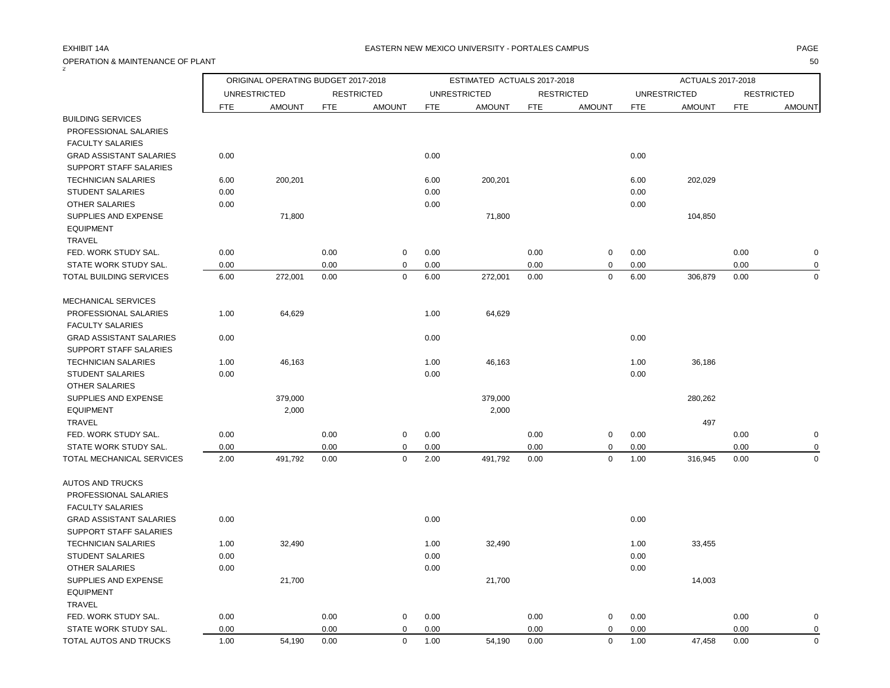EXHIBIT 14A

EASTERN NEW MEXICO UNIVERSITY - PORTALES CAMPUS

OPERATION & MAINTENANCE OF PLANT

| | ORIGINAL OPERATING BUDGET 2017-2018 | | | | ESTIMATED ACTUALS 2017-2018 | | | | ACTUALS 2017-2018 | | | |
|---|---|---|---|---|---|---|---|---|---|---|---|---|
| | UNRESTRICTED | | RESTRICTED | | UNRESTRICTED | | RESTRICTED | | UNRESTRICTED | | RESTRICTED | |
| | FTE | AMOUNT | FTE | AMOUNT | FTE | AMOUNT | FTE | AMOUNT | FTE | AMOUNT | FTE | AMOUNT |
| BUILDING SERVICES | | | | | | | | | | | | |
| PROFESSIONAL SALARIES | | | | | | | | | | | | |
| FACULTY SALARIES | | | | | | | | | | | | |
| GRAD ASSISTANT SALARIES | 0.00 | | | | 0.00 | | | | 0.00 | | | |
| SUPPORT STAFF SALARIES | | | | | | | | | | | | |
| TECHNICIAN SALARIES | 6.00 | 200,201 | | | 6.00 | 200,201 | | | 6.00 | 202,029 | | |
| STUDENT SALARIES | 0.00 | | | | 0.00 | | | | 0.00 | | | |
| OTHER SALARIES | 0.00 | | | | 0.00 | | | | 0.00 | | | |
| SUPPLIES AND EXPENSE | | 71,800 | | | | 71,800 | | | | 104,850 | | |
| EQUIPMENT | | | | | | | | | | | | |
| TRAVEL | | | | | | | | | | | | |
| FED. WORK STUDY SAL. | 0.00 | | 0.00 | 0 | 0.00 | | 0.00 | 0 | 0.00 | | 0.00 | 0 |
| STATE WORK STUDY SAL. | 0.00 | | 0.00 | 0 | 0.00 | | 0.00 | 0 | 0.00 | | 0.00 | 0 |
| TOTAL BUILDING SERVICES | 6.00 | 272,001 | 0.00 | 0 | 6.00 | 272,001 | 0.00 | 0 | 6.00 | 306,879 | 0.00 | 0 |
| MECHANICAL SERVICES | | | | | | | | | | | | |
| PROFESSIONAL SALARIES | 1.00 | 64,629 | | | 1.00 | 64,629 | | | | | | |
| FACULTY SALARIES | | | | | | | | | | | | |
| GRAD ASSISTANT SALARIES | 0.00 | | | | 0.00 | | | | 0.00 | | | |
| SUPPORT STAFF SALARIES | | | | | | | | | | | | |
| TECHNICIAN SALARIES | 1.00 | 46,163 | | | 1.00 | 46,163 | | | 1.00 | 36,186 | | |
| STUDENT SALARIES | 0.00 | | | | 0.00 | | | | 0.00 | | | |
| OTHER SALARIES | | | | | | | | | | | | |
| SUPPLIES AND EXPENSE | | 379,000 | | | | 379,000 | | | | 280,262 | | |
| EQUIPMENT | | 2,000 | | | | 2,000 | | | | | | |
| TRAVEL | | | | | | | | | | 497 | | |
| FED. WORK STUDY SAL. | 0.00 | | 0.00 | 0 | 0.00 | | 0.00 | 0 | 0.00 | | 0.00 | 0 |
| STATE WORK STUDY SAL. | 0.00 | | 0.00 | 0 | 0.00 | | 0.00 | 0 | 0.00 | | 0.00 | 0 |
| TOTAL MECHANICAL SERVICES | 2.00 | 491,792 | 0.00 | 0 | 2.00 | 491,792 | 0.00 | 0 | 1.00 | 316,945 | 0.00 | 0 |
| AUTOS AND TRUCKS | | | | | | | | | | | | |
| PROFESSIONAL SALARIES | | | | | | | | | | | | |
| FACULTY SALARIES | | | | | | | | | | | | |
| GRAD ASSISTANT SALARIES | 0.00 | | | | 0.00 | | | | 0.00 | | | |
| SUPPORT STAFF SALARIES | | | | | | | | | | | | |
| TECHNICIAN SALARIES | 1.00 | 32,490 | | | 1.00 | 32,490 | | | 1.00 | 33,455 | | |
| STUDENT SALARIES | 0.00 | | | | 0.00 | | | | 0.00 | | | |
| OTHER SALARIES | 0.00 | | | | 0.00 | | | | 0.00 | | | |
| SUPPLIES AND EXPENSE | | 21,700 | | | | 21,700 | | | | 14,003 | | |
| EQUIPMENT | | | | | | | | | | | | |
| TRAVEL | | | | | | | | | | | | |
| FED. WORK STUDY SAL. | 0.00 | | 0.00 | 0 | 0.00 | | 0.00 | 0 | 0.00 | | 0.00 | 0 |
| STATE WORK STUDY SAL. | 0.00 | | 0.00 | 0 | 0.00 | | 0.00 | 0 | 0.00 | | 0.00 | 0 |
| TOTAL AUTOS AND TRUCKS | 1.00 | 54,190 | 0.00 | 0 | 1.00 | 54,190 | 0.00 | 0 | 1.00 | 47,458 | 0.00 | 0 |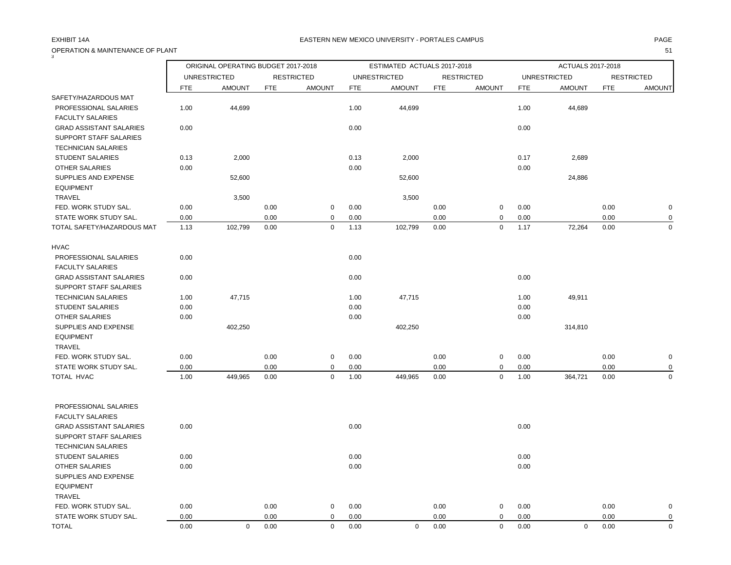EXHIBIT 14A

EASTERN NEW MEXICO UNIVERSITY - PORTALES CAMPUS

OPERATION & MAINTENANCE OF PLANT

| | ORIGINAL OPERATING BUDGET 2017-2018 | | | | ESTIMATED ACTUALS 2017-2018 | | | | ACTUALS 2017-2018 | | | |
|---|---|---|---|---|---|---|---|---|---|---|---|---|
| | UNRESTRICTED | | RESTRICTED | | UNRESTRICTED | | RESTRICTED | | UNRESTRICTED | | RESTRICTED | |
| | FTE | AMOUNT | FTE | AMOUNT | FTE | AMOUNT | FTE | AMOUNT | FTE | AMOUNT | FTE | AMOUNT |
| SAFETY/HAZARDOUS MAT | | | | | | | | | | | | |
| PROFESSIONAL SALARIES | 1.00 | 44,699 | | | 1.00 | 44,699 | | | 1.00 | 44,689 | | |
| FACULTY SALARIES | | | | | | | | | | | | |
| GRAD ASSISTANT SALARIES | 0.00 | | | | 0.00 | | | | 0.00 | | | |
| SUPPORT STAFF SALARIES | | | | | | | | | | | | |
| TECHNICIAN SALARIES | | | | | | | | | | | | |
| STUDENT SALARIES | 0.13 | 2,000 | | | 0.13 | 2,000 | | | 0.17 | 2,689 | | |
| OTHER SALARIES | 0.00 | | | | 0.00 | | | | 0.00 | | | |
| SUPPLIES AND EXPENSE | | 52,600 | | | | 52,600 | | | | 24,886 | | |
| EQUIPMENT | | | | | | | | | | | | |
| TRAVEL | | 3,500 | | | | 3,500 | | | | | | |
| FED. WORK STUDY SAL. | 0.00 | | 0.00 | 0 | 0.00 | | 0.00 | 0 | 0.00 | | 0.00 | 0 |
| STATE WORK STUDY SAL. | 0.00 | | 0.00 | 0 | 0.00 | | 0.00 | 0 | 0.00 | | 0.00 | 0 |
| TOTAL SAFETY/HAZARDOUS MAT | 1.13 | 102,799 | 0.00 | 0 | 1.13 | 102,799 | 0.00 | 0 | 1.17 | 72,264 | 0.00 | 0 |
| HVAC | | | | | | | | | | | | |
| PROFESSIONAL SALARIES | 0.00 | | | | 0.00 | | | | | | | |
| FACULTY SALARIES | | | | | | | | | | | | |
| GRAD ASSISTANT SALARIES | 0.00 | | | | 0.00 | | | | 0.00 | | | |
| SUPPORT STAFF SALARIES | | | | | | | | | | | | |
| TECHNICIAN SALARIES | 1.00 | 47,715 | | | 1.00 | 47,715 | | | 1.00 | 49,911 | | |
| STUDENT SALARIES | 0.00 | | | | 0.00 | | | | 0.00 | | | |
| OTHER SALARIES | 0.00 | | | | 0.00 | | | | 0.00 | | | |
| SUPPLIES AND EXPENSE | | 402,250 | | | | 402,250 | | | | 314,810 | | |
| EQUIPMENT | | | | | | | | | | | | |
| TRAVEL | | | | | | | | | | | | |
| FED. WORK STUDY SAL. | 0.00 | | 0.00 | 0 | 0.00 | | 0.00 | 0 | 0.00 | | 0.00 | 0 |
| STATE WORK STUDY SAL. | 0.00 | | 0.00 | 0 | 0.00 | | 0.00 | 0 | 0.00 | | 0.00 | 0 |
| TOTAL HVAC | 1.00 | 449,965 | 0.00 | 0 | 1.00 | 449,965 | 0.00 | 0 | 1.00 | 364,721 | 0.00 | 0 |
| PROFESSIONAL SALARIES | | | | | | | | | | | | |
| FACULTY SALARIES | | | | | | | | | | | | |
| GRAD ASSISTANT SALARIES | 0.00 | | | | 0.00 | | | | 0.00 | | | |
| SUPPORT STAFF SALARIES | | | | | | | | | | | | |
| TECHNICIAN SALARIES | | | | | | | | | | | | |
| STUDENT SALARIES | 0.00 | | | | 0.00 | | | | 0.00 | | | |
| OTHER SALARIES | 0.00 | | | | 0.00 | | | | 0.00 | | | |
| SUPPLIES AND EXPENSE | | | | | | | | | | | | |
| EQUIPMENT | | | | | | | | | | | | |
| TRAVEL | | | | | | | | | | | | |
| FED. WORK STUDY SAL. | 0.00 | | 0.00 | 0 | 0.00 | | 0.00 | 0 | 0.00 | | 0.00 | 0 |
| STATE WORK STUDY SAL. | 0.00 | | 0.00 | 0 | 0.00 | | 0.00 | 0 | 0.00 | | 0.00 | 0 |
| TOTAL | 0.00 | 0 | 0.00 | 0 | 0.00 | 0 | 0.00 | 0 | 0.00 | 0 | 0.00 | 0 |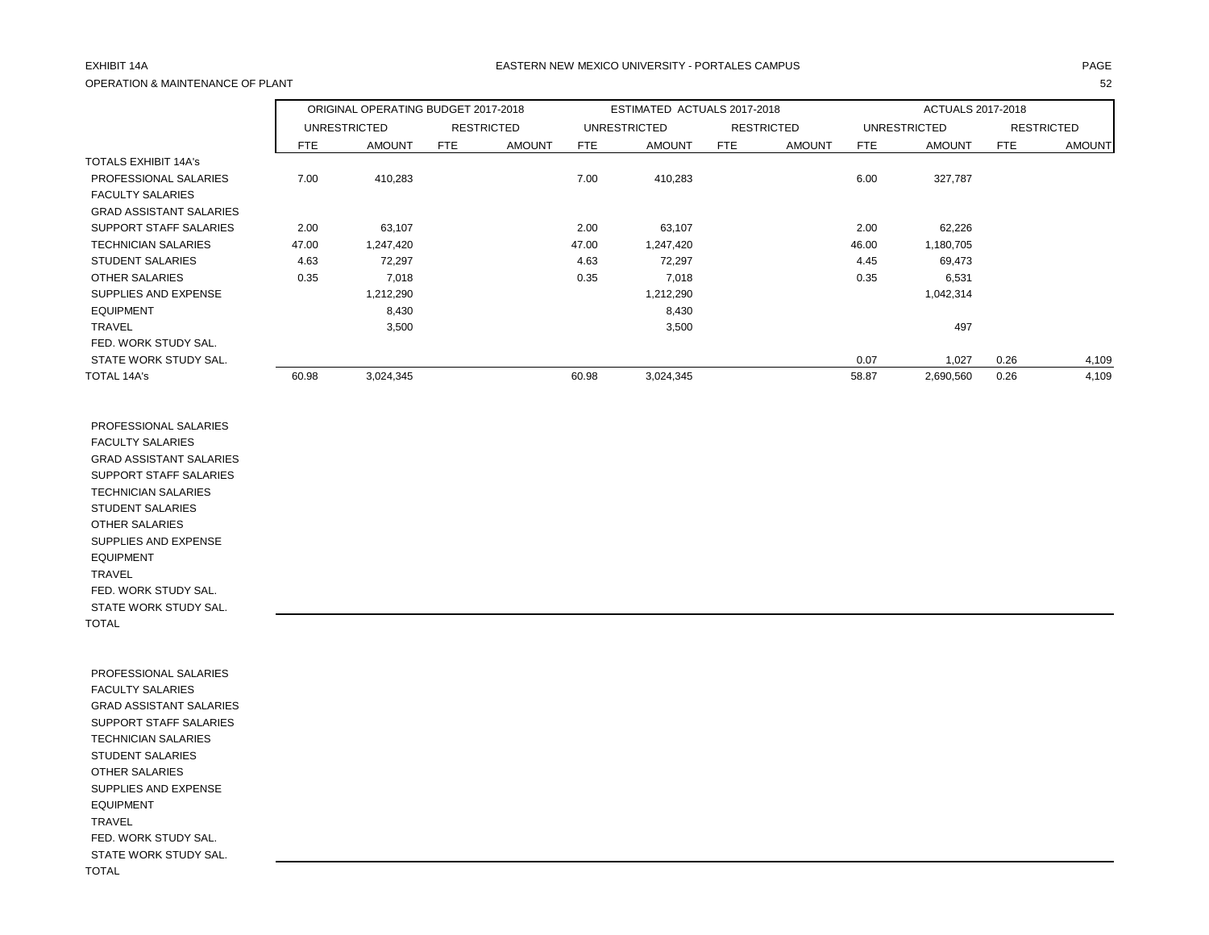EXHIBIT 14A

EASTERN NEW MEXICO UNIVERSITY - PORTALES CAMPUS

OPERATION & MAINTENANCE OF PLANT

| | ORIGINAL OPERATING BUDGET 2017-2018 | | | | ESTIMATED ACTUALS 2017-2018 | | | | ACTUALS 2017-2018 | | | |
|---|---|---|---|---|---|---|---|---|---|---|---|---|
| | UNRESTRICTED | | RESTRICTED | | UNRESTRICTED | | RESTRICTED | | UNRESTRICTED | | RESTRICTED | |
| | FTE | AMOUNT | FTE | AMOUNT | FTE | AMOUNT | FTE | AMOUNT | FTE | AMOUNT | FTE | AMOUNT |
| TOTALS EXHIBIT 14A's | | | | | | | | | | | | |
| PROFESSIONAL SALARIES | 7.00 | 410,283 | | | 7.00 | 410,283 | | | 6.00 | 327,787 | | |
| FACULTY SALARIES | | | | | | | | | | | | |
| GRAD ASSISTANT SALARIES | | | | | | | | | | | | |
| SUPPORT STAFF SALARIES | 2.00 | 63,107 | | | 2.00 | 63,107 | | | 2.00 | 62,226 | | |
| TECHNICIAN SALARIES | 47.00 | 1,247,420 | | | 47.00 | 1,247,420 | | | 46.00 | 1,180,705 | | |
| STUDENT SALARIES | 4.63 | 72,297 | | | 4.63 | 72,297 | | | 4.45 | 69,473 | | |
| OTHER SALARIES | 0.35 | 7,018 | | | 0.35 | 7,018 | | | 0.35 | 6,531 | | |
| SUPPLIES AND EXPENSE | | 1,212,290 | | | | 1,212,290 | | | | 1,042,314 | | |
| EQUIPMENT | | 8,430 | | | | 8,430 | | | | | | |
| TRAVEL | | 3,500 | | | | 3,500 | | | | 497 | | |
| FED. WORK STUDY SAL. | | | | | | | | | | | | |
| STATE WORK STUDY SAL. | | | | | | | | | 0.07 | 1,027 | 0.26 | 4,109 |
| TOTAL 14A's | 60.98 | 3,024,345 | | | 60.98 | 3,024,345 | | | 58.87 | 2,690,560 | 0.26 | 4,109 |

| | |
|---|---|
| PROFESSIONAL SALARIES | |
| FACULTY SALARIES | |
| GRAD ASSISTANT SALARIES | |
| SUPPORT STAFF SALARIES | |
| TECHNICIAN SALARIES | |
| STUDENT SALARIES | |
| OTHER SALARIES | |
| SUPPLIES AND EXPENSE | |
| EQUIPMENT | |
| TRAVEL | |
| FED. WORK STUDY SAL. | |
| STATE WORK STUDY SAL. | |
| TOTAL | |

| | |
|---|---|
| PROFESSIONAL SALARIES | |
| FACULTY SALARIES | |
| GRAD ASSISTANT SALARIES | |
| SUPPORT STAFF SALARIES | |
| TECHNICIAN SALARIES | |
| STUDENT SALARIES | |
| OTHER SALARIES | |
| SUPPLIES AND EXPENSE | |
| EQUIPMENT | |
| TRAVEL | |
| FED. WORK STUDY SAL. | |
| STATE WORK STUDY SAL. | |
| TOTAL | |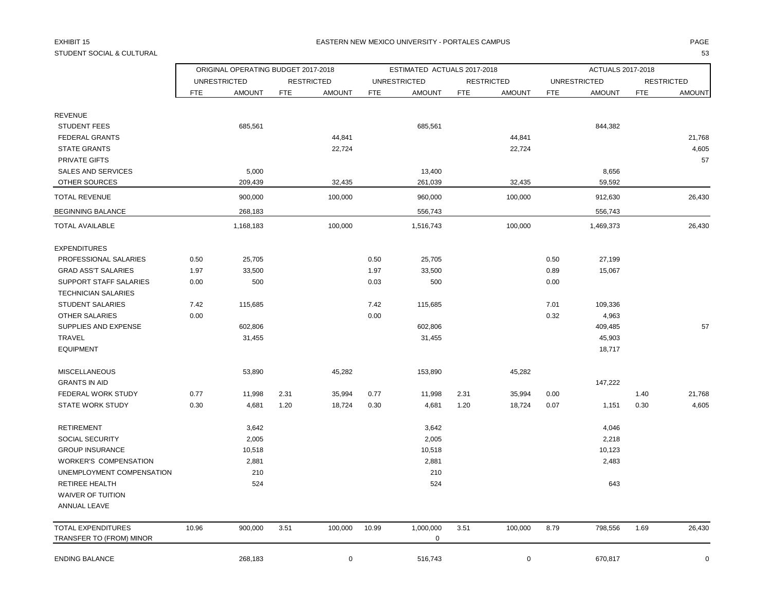EXHIBIT 15

STUDENT SOCIAL & CULTURAL

EASTERN NEW MEXICO UNIVERSITY - PORTALES CAMPUS

| | ORIGINAL OPERATING BUDGET 2017-2018 | | | | ESTIMATED ACTUALS 2017-2018 | | | | ACTUALS 2017-2018 | | | |
|---|---|---|---|---|---|---|---|---|---|---|---|---|
| | UNRESTRICTED | | RESTRICTED | | UNRESTRICTED | | RESTRICTED | | UNRESTRICTED | | RESTRICTED | |
| | FTE | AMOUNT | FTE | AMOUNT | FTE | AMOUNT | FTE | AMOUNT | FTE | AMOUNT | FTE | AMOUNT |
| REVENUE | | | | | | | | | | | | |
| STUDENT FEES | | 685,561 | | | | 685,561 | | | | 844,382 | | |
| FEDERAL GRANTS | | | | 44,841 | | | | 44,841 | | | | 21,768 |
| STATE GRANTS | | | | 22,724 | | | | 22,724 | | | | 4,605 |
| PRIVATE GIFTS | | | | | | | | | | | | 57 |
| SALES AND SERVICES | | 5,000 | | | | 13,400 | | | | 8,656 | | |
| OTHER SOURCES | | 209,439 | | 32,435 | | 261,039 | | 32,435 | | 59,592 | | |
| TOTAL REVENUE | | 900,000 | | 100,000 | | 960,000 | | 100,000 | | 912,630 | | 26,430 |
| BEGINNING BALANCE | | 268,183 | | | | 556,743 | | | | 556,743 | | |
| TOTAL AVAILABLE | | 1,168,183 | | 100,000 | | 1,516,743 | | 100,000 | | 1,469,373 | | 26,430 |
| EXPENDITURES | | | | | | | | | | | | |
| PROFESSIONAL SALARIES | 0.50 | 25,705 | | | 0.50 | 25,705 | | | 0.50 | 27,199 | | |
| GRAD ASS'T SALARIES | 1.97 | 33,500 | | | 1.97 | 33,500 | | | 0.89 | 15,067 | | |
| SUPPORT STAFF SALARIES | 0.00 | 500 | | | 0.03 | 500 | | | 0.00 | | | |
| TECHNICIAN SALARIES | | | | | | | | | | | | |
| STUDENT SALARIES | 7.42 | 115,685 | | | 7.42 | 115,685 | | | 7.01 | 109,336 | | |
| OTHER SALARIES | 0.00 | | | | 0.00 | | | | 0.32 | 4,963 | | |
| SUPPLIES AND EXPENSE | | 602,806 | | | | 602,806 | | | | 409,485 | | 57 |
| TRAVEL | | 31,455 | | | | 31,455 | | | | 45,903 | | |
| EQUIPMENT | | | | | | | | | | 18,717 | | |
| MISCELLANEOUS | | 53,890 | | 45,282 | | 153,890 | | 45,282 | | | | |
| GRANTS IN AID | | | | | | | | | | 147,222 | | |
| FEDERAL WORK STUDY | 0.77 | 11,998 | 2.31 | 35,994 | 0.77 | 11,998 | 2.31 | 35,994 | 0.00 | | 1.40 | 21,768 |
| STATE WORK STUDY | 0.30 | 4,681 | 1.20 | 18,724 | 0.30 | 4,681 | 1.20 | 18,724 | 0.07 | 1,151 | 0.30 | 4,605 |
| RETIREMENT | | 3,642 | | | | 3,642 | | | | 4,046 | | |
| SOCIAL SECURITY | | 2,005 | | | | 2,005 | | | | 2,218 | | |
| GROUP INSURANCE | | 10,518 | | | | 10,518 | | | | 10,123 | | |
| WORKER'S COMPENSATION | | 2,881 | | | | 2,881 | | | | 2,483 | | |
| UNEMPLOYMENT COMPENSATION | | 210 | | | | 210 | | | | | | |
| RETIREE HEALTH | | 524 | | | | 524 | | | | 643 | | |
| WAIVER OF TUITION | | | | | | | | | | | | |
| ANNUAL LEAVE | | | | | | | | | | | | |
| TOTAL EXPENDITURES | 10.96 | 900,000 | 3.51 | 100,000 | 10.99 | 1,000,000 | 3.51 | 100,000 | 8.79 | 798,556 | 1.69 | 26,430 |
| TRANSFER TO (FROM) MINOR | | | | | | 0 | | | | | | |
| ENDING BALANCE | | 268,183 | | 0 | | 516,743 | | 0 | | 670,817 | | 0 |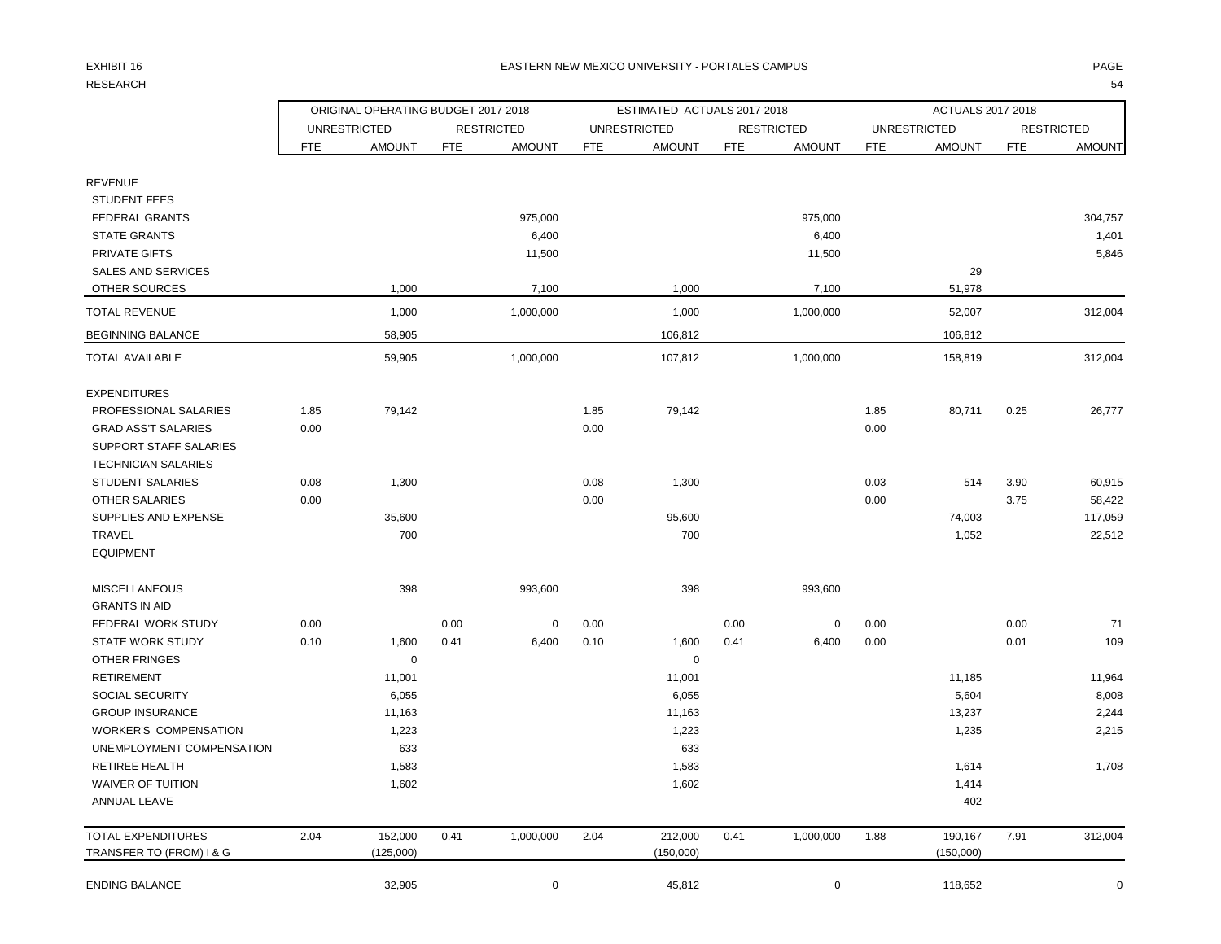EXHIBIT 16
RESEARCH

EASTERN NEW MEXICO UNIVERSITY - PORTALES CAMPUS

| | ORIGINAL OPERATING BUDGET 2017-2018 | | | | ESTIMATED ACTUALS 2017-2018 | | | | ACTUALS 2017-2018 | | | |
|---|---|---|---|---|---|---|---|---|---|---|---|---|
| | UNRESTRICTED | | RESTRICTED | | UNRESTRICTED | | RESTRICTED | | UNRESTRICTED | | RESTRICTED | |
| | FTE | AMOUNT | FTE | AMOUNT | FTE | AMOUNT | FTE | AMOUNT | FTE | AMOUNT | FTE | AMOUNT |
| REVENUE | | | | | | | | | | | | |
| STUDENT FEES | | | | | | | | | | | | |
| FEDERAL GRANTS | | | | 975,000 | | | | 975,000 | | | | 304,757 |
| STATE GRANTS | | | | 6,400 | | | | 6,400 | | | | 1,401 |
| PRIVATE GIFTS | | | | 11,500 | | | | 11,500 | | | | 5,846 |
| SALES AND SERVICES | | | | | | | | | | 29 | | |
| OTHER SOURCES | | 1,000 | | 7,100 | | 1,000 | | 7,100 | | 51,978 | | |
| TOTAL REVENUE | | 1,000 | | 1,000,000 | | 1,000 | | 1,000,000 | | 52,007 | | 312,004 |
| BEGINNING BALANCE | | 58,905 | | | | 106,812 | | | | 106,812 | | |
| TOTAL AVAILABLE | | 59,905 | | 1,000,000 | | 107,812 | | 1,000,000 | | 158,819 | | 312,004 |
| EXPENDITURES | | | | | | | | | | | | |
| PROFESSIONAL SALARIES | 1.85 | 79,142 | | | 1.85 | 79,142 | | | 1.85 | 80,711 | 0.25 | 26,777 |
| GRAD ASS'T SALARIES | 0.00 | | | | 0.00 | | | | 0.00 | | | |
| SUPPORT STAFF SALARIES | | | | | | | | | | | | |
| TECHNICIAN SALARIES | | | | | | | | | | | | |
| STUDENT SALARIES | 0.08 | 1,300 | | | 0.08 | 1,300 | | | 0.03 | 514 | 3.90 | 60,915 |
| OTHER SALARIES | 0.00 | | | | 0.00 | | | | 0.00 | | 3.75 | 58,422 |
| SUPPLIES AND EXPENSE | | 35,600 | | | | 95,600 | | | | 74,003 | | 117,059 |
| TRAVEL | | 700 | | | | 700 | | | | 1,052 | | 22,512 |
| EQUIPMENT | | | | | | | | | | | | |
| MISCELLANEOUS | | 398 | | 993,600 | | 398 | | 993,600 | | | | |
| GRANTS IN AID | | | | | | | | | | | | |
| FEDERAL WORK STUDY | 0.00 | | 0.00 | 0 | 0.00 | | 0.00 | 0 | 0.00 | | 0.00 | 71 |
| STATE WORK STUDY | 0.10 | 1,600 | 0.41 | 6,400 | 0.10 | 1,600 | 0.41 | 6,400 | 0.00 | | 0.01 | 109 |
| OTHER FRINGES | | 0 | | | | 0 | | | | | | |
| RETIREMENT | | 11,001 | | | | 11,001 | | | | 11,185 | | 11,964 |
| SOCIAL SECURITY | | 6,055 | | | | 6,055 | | | | 5,604 | | 8,008 |
| GROUP INSURANCE | | 11,163 | | | | 11,163 | | | | 13,237 | | 2,244 |
| WORKER'S COMPENSATION | | 1,223 | | | | 1,223 | | | | 1,235 | | 2,215 |
| UNEMPLOYMENT COMPENSATION | | 633 | | | | 633 | | | | | | |
| RETIREE HEALTH | | 1,583 | | | | 1,583 | | | | 1,614 | | 1,708 |
| WAIVER OF TUITION | | 1,602 | | | | 1,602 | | | | 1,414 | | |
| ANNUAL LEAVE | | | | | | | | | | -402 | | |
| TOTAL EXPENDITURES | 2.04 | 152,000 | 0.41 | 1,000,000 | 2.04 | 212,000 | 0.41 | 1,000,000 | 1.88 | 190,167 | 7.91 | 312,004 |
| TRANSFER TO (FROM) I & G | | (125,000) | | | | (150,000) | | | | (150,000) | | |
| ENDING BALANCE | | 32,905 | | 0 | | 45,812 | | 0 | | 118,652 | | 0 |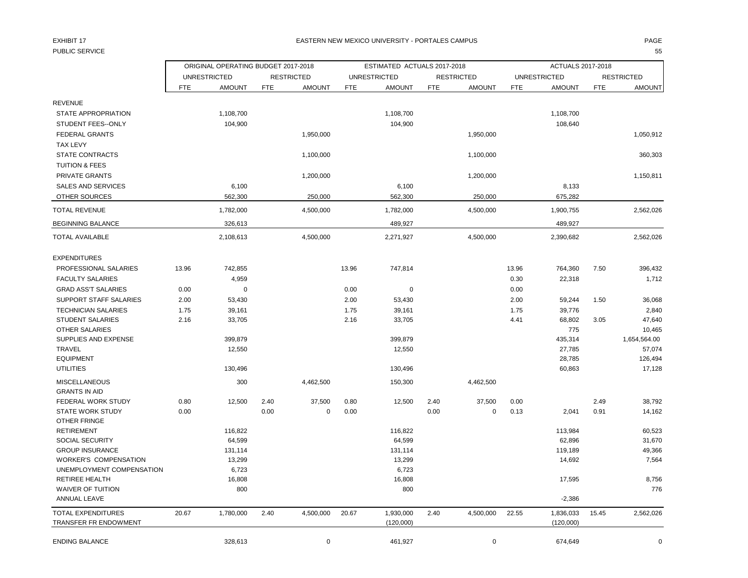EXHIBIT 17

PUBLIC SERVICE

EASTERN NEW MEXICO UNIVERSITY - PORTALES CAMPUS

| | ORIGINAL OPERATING BUDGET 2017-2018 | | | | ESTIMATED ACTUALS 2017-2018 | | | | ACTUALS 2017-2018 | | | |
|---|---|---|---|---|---|---|---|---|---|---|---|---|
| | UNRESTRICTED | | RESTRICTED | | UNRESTRICTED | | RESTRICTED | | UNRESTRICTED | | RESTRICTED | |
| | FTE | AMOUNT | FTE | AMOUNT | FTE | AMOUNT | FTE | AMOUNT | FTE | AMOUNT | FTE | AMOUNT |
| REVENUE | | | | | | | | | | | | |
| STATE APPROPRIATION | | 1,108,700 | | | | 1,108,700 | | | | 1,108,700 | | |
| STUDENT FEES--ONLY | | 104,900 | | | | 104,900 | | | | 108,640 | | |
| FEDERAL GRANTS | | | | 1,950,000 | | | | 1,950,000 | | | | 1,050,912 |
| TAX LEVY | | | | | | | | | | | | |
| STATE CONTRACTS | | | | 1,100,000 | | | | 1,100,000 | | | | 360,303 |
| TUITION & FEES | | | | | | | | | | | | |
| PRIVATE GRANTS | | | | 1,200,000 | | | | 1,200,000 | | | | 1,150,811 |
| SALES AND SERVICES | | 6,100 | | | | 6,100 | | | | 8,133 | | |
| OTHER SOURCES | | 562,300 | | 250,000 | | 562,300 | | 250,000 | | 675,282 | | |
| TOTAL REVENUE | | 1,782,000 | | 4,500,000 | | 1,782,000 | | 4,500,000 | | 1,900,755 | | 2,562,026 |
| BEGINNING BALANCE | | 326,613 | | | | 489,927 | | | | 489,927 | | |
| TOTAL AVAILABLE | | 2,108,613 | | 4,500,000 | | 2,271,927 | | 4,500,000 | | 2,390,682 | | 2,562,026 |
| EXPENDITURES | | | | | | | | | | | | |
| PROFESSIONAL SALARIES | 13.96 | 742,855 | | | 13.96 | 747,814 | | | 13.96 | 764,360 | 7.50 | 396,432 |
| FACULTY SALARIES | | 4,959 | | | | | | | 0.30 | 22,318 | | 1,712 |
| GRAD ASS'T SALARIES | 0.00 | 0 | | | 0.00 | 0 | | | 0.00 | | | |
| SUPPORT STAFF SALARIES | 2.00 | 53,430 | | | 2.00 | 53,430 | | | 2.00 | 59,244 | 1.50 | 36,068 |
| TECHNICIAN SALARIES | 1.75 | 39,161 | | | 1.75 | 39,161 | | | 1.75 | 39,776 | | 2,840 |
| STUDENT SALARIES | 2.16 | 33,705 | | | 2.16 | 33,705 | | | 4.41 | 68,802 | 3.05 | 47,640 |
| OTHER SALARIES | | | | | | | | | | 775 | | 10,465 |
| SUPPLIES AND EXPENSE | | 399,879 | | | | 399,879 | | | | 435,314 | | 1,654,564.00 |
| TRAVEL | | 12,550 | | | | 12,550 | | | | 27,785 | | 57,074 |
| EQUIPMENT | | | | | | | | | | 28,785 | | 126,494 |
| UTILITIES | | 130,496 | | | | 130,496 | | | | 60,863 | | 17,128 |
| MISCELLANEOUS | | 300 | | 4,462,500 | | 150,300 | | 4,462,500 | | | | |
| GRANTS IN AID | | | | | | | | | | | | |
| FEDERAL WORK STUDY | 0.80 | 12,500 | 2.40 | 37,500 | 0.80 | 12,500 | 2.40 | 37,500 | 0.00 | | 2.49 | 38,792 |
| STATE WORK STUDY | 0.00 | | 0.00 | 0 | 0.00 | | 0.00 | 0 | 0.13 | 2,041 | 0.91 | 14,162 |
| OTHER FRINGE | | | | | | | | | | | | |
| RETIREMENT | | 116,822 | | | | 116,822 | | | | 113,984 | | 60,523 |
| SOCIAL SECURITY | | 64,599 | | | | 64,599 | | | | 62,896 | | 31,670 |
| GROUP INSURANCE | | 131,114 | | | | 131,114 | | | | 119,189 | | 49,366 |
| WORKER'S COMPENSATION | | 13,299 | | | | 13,299 | | | | 14,692 | | 7,564 |
| UNEMPLOYMENT COMPENSATION | | 6,723 | | | | 6,723 | | | | | | |
| RETIREE HEALTH | | 16,808 | | | | 16,808 | | | | 17,595 | | 8,756 |
| WAIVER OF TUITION | | 800 | | | | 800 | | | | | | 776 |
| ANNUAL LEAVE | | | | | | | | | | -2,386 | | |
| TOTAL EXPENDITURES | 20.67 | 1,780,000 | 2.40 | 4,500,000 | 20.67 | 1,930,000 | 2.40 | 4,500,000 | 22.55 | 1,836,033 | 15.45 | 2,562,026 |
| TRANSFER FR ENDOWMENT | | | | | | (120,000) | | | | (120,000) | | |
| ENDING BALANCE | | 328,613 | | 0 | | 461,927 | | 0 | | 674,649 | | 0 |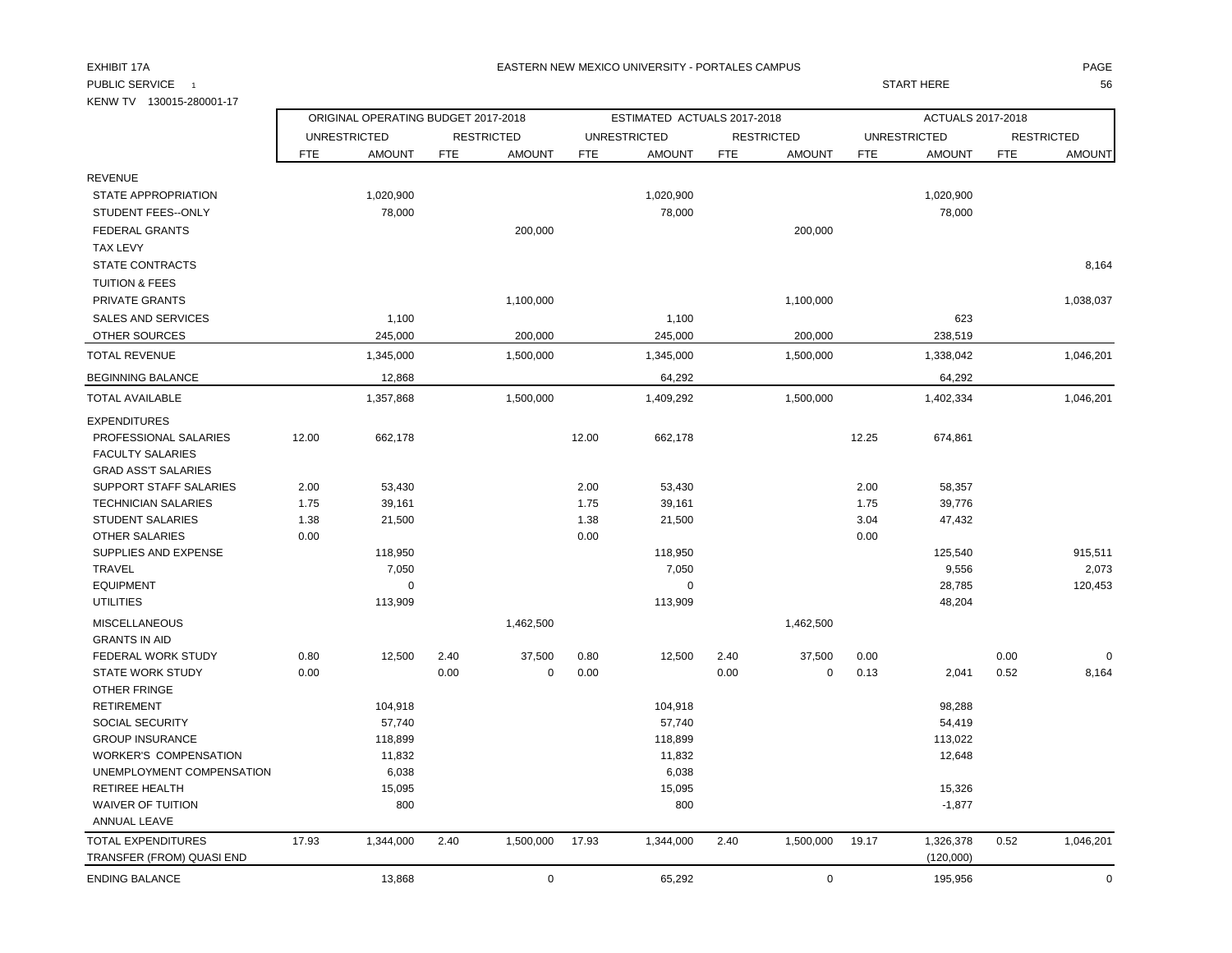EXHIBIT 17A

EASTERN NEW MEXICO UNIVERSITY - PORTALES CAMPUS

PUBLIC SERVICE 1

START HERE

KENW TV 130015-280001-17

| | ORIGINAL OPERATING BUDGET 2017-2018 | | | | ESTIMATED ACTUALS 2017-2018 | | | | ACTUALS 2017-2018 | | | |
|---|---|---|---|---|---|---|---|---|---|---|---|---|
| | UNRESTRICTED | | RESTRICTED | | UNRESTRICTED | | RESTRICTED | | UNRESTRICTED | | RESTRICTED | |
| | FTE | AMOUNT | FTE | AMOUNT | FTE | AMOUNT | FTE | AMOUNT | FTE | AMOUNT | FTE | AMOUNT |
| REVENUE | | | | | | | | | | | | |
| STATE APPROPRIATION | | 1,020,900 | | | | 1,020,900 | | | | 1,020,900 | | |
| STUDENT FEES--ONLY | | 78,000 | | | | 78,000 | | | | 78,000 | | |
| FEDERAL GRANTS | | | | 200,000 | | | | 200,000 | | | | |
| TAX LEVY | | | | | | | | | | | | |
| STATE CONTRACTS | | | | | | | | | | | | 8,164 |
| TUITION & FEES | | | | | | | | | | | | |
| PRIVATE GRANTS | | | | 1,100,000 | | | | 1,100,000 | | | | 1,038,037 |
| SALES AND SERVICES | | 1,100 | | | | 1,100 | | | | 623 | | |
| OTHER SOURCES | | 245,000 | | 200,000 | | 245,000 | | 200,000 | | 238,519 | | |
| TOTAL REVENUE | | 1,345,000 | | 1,500,000 | | 1,345,000 | | 1,500,000 | | 1,338,042 | | 1,046,201 |
| BEGINNING BALANCE | | 12,868 | | | | 64,292 | | | | 64,292 | | |
| TOTAL AVAILABLE | | 1,357,868 | | 1,500,000 | | 1,409,292 | | 1,500,000 | | 1,402,334 | | 1,046,201 |
| EXPENDITURES | | | | | | | | | | | | |
| PROFESSIONAL SALARIES | 12.00 | 662,178 | | | 12.00 | 662,178 | | | 12.25 | 674,861 | | |
| FACULTY SALARIES | | | | | | | | | | | | |
| GRAD ASS'T SALARIES | | | | | | | | | | | | |
| SUPPORT STAFF SALARIES | 2.00 | 53,430 | | | 2.00 | 53,430 | | | 2.00 | 58,357 | | |
| TECHNICIAN SALARIES | 1.75 | 39,161 | | | 1.75 | 39,161 | | | 1.75 | 39,776 | | |
| STUDENT SALARIES | 1.38 | 21,500 | | | 1.38 | 21,500 | | | 3.04 | 47,432 | | |
| OTHER SALARIES | 0.00 | | | | 0.00 | | | | 0.00 | | | |
| SUPPLIES AND EXPENSE | | 118,950 | | | | 118,950 | | | | 125,540 | | 915,511 |
| TRAVEL | | 7,050 | | | | 7,050 | | | | 9,556 | | 2,073 |
| EQUIPMENT | | 0 | | | | 0 | | | | 28,785 | | 120,453 |
| UTILITIES | | 113,909 | | | | 113,909 | | | | 48,204 | | |
| MISCELLANEOUS | | | | 1,462,500 | | | | 1,462,500 | | | | |
| GRANTS IN AID | | | | | | | | | | | | |
| FEDERAL WORK STUDY | 0.80 | 12,500 | 2.40 | 37,500 | 0.80 | 12,500 | 2.40 | 37,500 | 0.00 | | 0.00 | 0 |
| STATE WORK STUDY | 0.00 | | 0.00 | 0 | 0.00 | | 0.00 | 0 | 0.13 | 2,041 | 0.52 | 8,164 |
| OTHER FRINGE | | | | | | | | | | | | |
| RETIREMENT | | 104,918 | | | | 104,918 | | | | 98,288 | | |
| SOCIAL SECURITY | | 57,740 | | | | 57,740 | | | | 54,419 | | |
| GROUP INSURANCE | | 118,899 | | | | 118,899 | | | | 113,022 | | |
| WORKER'S COMPENSATION | | 11,832 | | | | 11,832 | | | | 12,648 | | |
| UNEMPLOYMENT COMPENSATION | | 6,038 | | | | 6,038 | | | | | | |
| RETIREE HEALTH | | 15,095 | | | | 15,095 | | | | 15,326 | | |
| WAIVER OF TUITION | | 800 | | | | 800 | | | | -1,877 | | |
| ANNUAL LEAVE | | | | | | | | | | | | |
| TOTAL EXPENDITURES | 17.93 | 1,344,000 | 2.40 | 1,500,000 | 17.93 | 1,344,000 | 2.40 | 1,500,000 | 19.17 | 1,326,378 | 0.52 | 1,046,201 |
| TRANSFER (FROM) QUASI END | | | | | | | | | | (120,000) | | |
| ENDING BALANCE | | 13,868 | | 0 | | 65,292 | | 0 | | 195,956 | | 0 |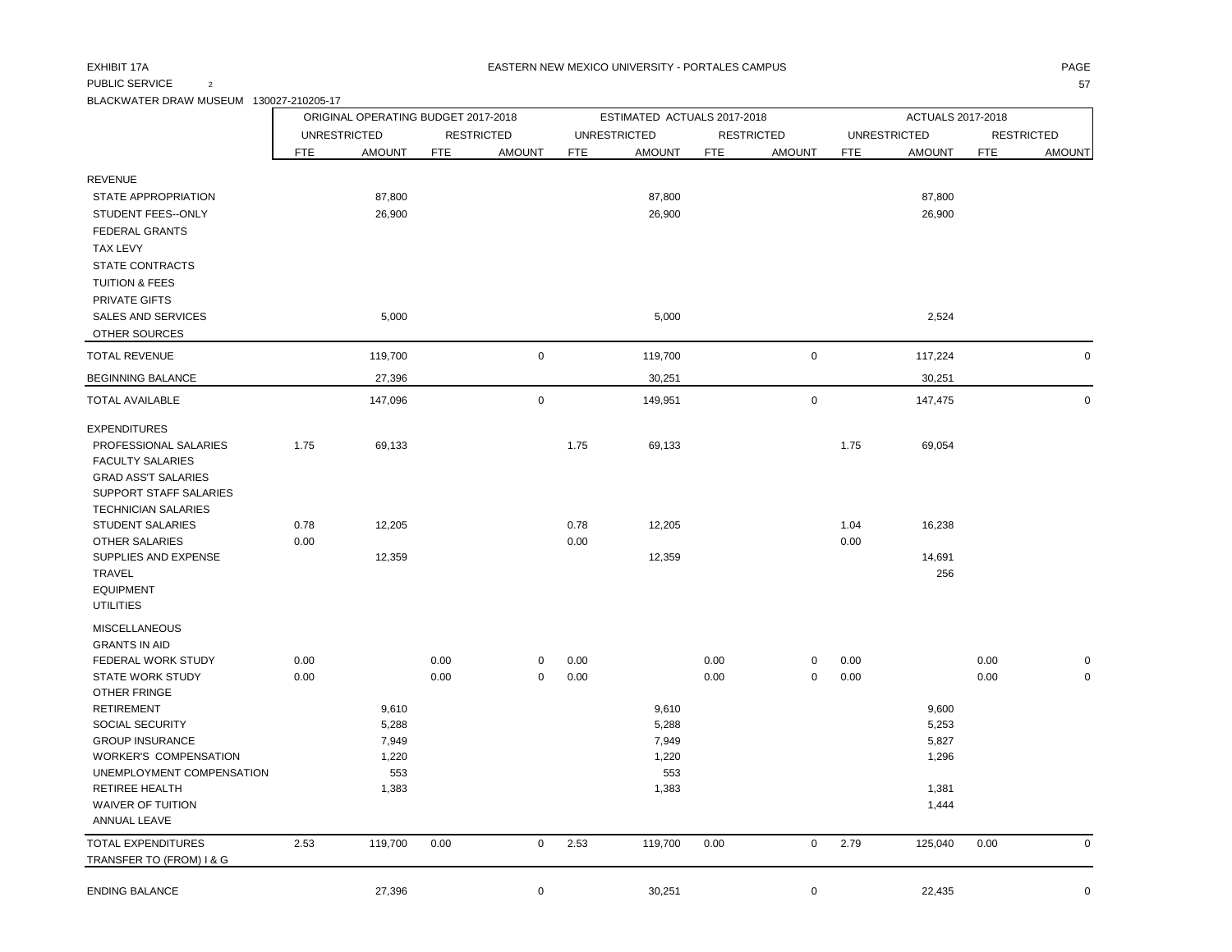EXHIBIT 17A

EASTERN NEW MEXICO UNIVERSITY - PORTALES CAMPUS

PUBLIC SERVICE 2

BLACKWATER DRAW MUSEUM 130027-210205-17

| | ORIGINAL OPERATING BUDGET 2017-2018 | | | | ESTIMATED ACTUALS 2017-2018 | | | | ACTUALS 2017-2018 | | | |
|---|---|---|---|---|---|---|---|---|---|---|---|---|
| | UNRESTRICTED | | RESTRICTED | | UNRESTRICTED | | RESTRICTED | | UNRESTRICTED | | RESTRICTED | |
| | FTE | AMOUNT | FTE | AMOUNT | FTE | AMOUNT | FTE | AMOUNT | FTE | AMOUNT | FTE | AMOUNT |
| REVENUE | | | | | | | | | | | | |
| STATE APPROPRIATION | | 87,800 | | | | 87,800 | | | | 87,800 | | |
| STUDENT FEES--ONLY | | 26,900 | | | | 26,900 | | | | 26,900 | | |
| FEDERAL GRANTS | | | | | | | | | | | | |
| TAX LEVY | | | | | | | | | | | | |
| STATE CONTRACTS | | | | | | | | | | | | |
| TUITION & FEES | | | | | | | | | | | | |
| PRIVATE GIFTS | | | | | | | | | | | | |
| SALES AND SERVICES | | 5,000 | | | | 5,000 | | | | 2,524 | | |
| OTHER SOURCES | | | | | | | | | | | | |
| TOTAL REVENUE | | 119,700 | | 0 | | 119,700 | | 0 | | 117,224 | | 0 |
| BEGINNING BALANCE | | 27,396 | | | | 30,251 | | | | 30,251 | | |
| TOTAL AVAILABLE | | 147,096 | | 0 | | 149,951 | | 0 | | 147,475 | | 0 |
| EXPENDITURES | | | | | | | | | | | | |
| PROFESSIONAL SALARIES | 1.75 | 69,133 | | | 1.75 | 69,133 | | | 1.75 | 69,054 | | |
| FACULTY SALARIES | | | | | | | | | | | | |
| GRAD ASS'T SALARIES | | | | | | | | | | | | |
| SUPPORT STAFF SALARIES | | | | | | | | | | | | |
| TECHNICIAN SALARIES | | | | | | | | | | | | |
| STUDENT SALARIES | 0.78 | 12,205 | | | 0.78 | 12,205 | | | 1.04 | 16,238 | | |
| OTHER SALARIES | 0.00 | | | | 0.00 | | | | 0.00 | | | |
| SUPPLIES AND EXPENSE | | 12,359 | | | | 12,359 | | | | 14,691 | | |
| TRAVEL | | | | | | | | | | 256 | | |
| EQUIPMENT | | | | | | | | | | | | |
| UTILITIES | | | | | | | | | | | | |
| MISCELLANEOUS | | | | | | | | | | | | |
| GRANTS IN AID | | | | | | | | | | | | |
| FEDERAL WORK STUDY | 0.00 | | 0.00 | 0 | 0.00 | | 0.00 | 0 | 0.00 | | 0.00 | 0 |
| STATE WORK STUDY | 0.00 | | 0.00 | 0 | 0.00 | | 0.00 | 0 | 0.00 | | 0.00 | 0 |
| OTHER FRINGE | | | | | | | | | | | | |
| RETIREMENT | | 9,610 | | | | 9,610 | | | | 9,600 | | |
| SOCIAL SECURITY | | 5,288 | | | | 5,288 | | | | 5,253 | | |
| GROUP INSURANCE | | 7,949 | | | | 7,949 | | | | 5,827 | | |
| WORKER'S COMPENSATION | | 1,220 | | | | 1,220 | | | | 1,296 | | |
| UNEMPLOYMENT COMPENSATION | | 553 | | | | 553 | | | | | | |
| RETIREE HEALTH | | 1,383 | | | | 1,383 | | | | 1,381 | | |
| WAIVER OF TUITION | | | | | | | | | | 1,444 | | |
| ANNUAL LEAVE | | | | | | | | | | | | |
| TOTAL EXPENDITURES | 2.53 | 119,700 | 0.00 | 0 | 2.53 | 119,700 | 0.00 | 0 | 2.79 | 125,040 | 0.00 | 0 |
| TRANSFER TO (FROM) I & G | | | | | | | | | | | | |
| ENDING BALANCE | | 27,396 | | 0 | | 30,251 | | 0 | | 22,435 | | 0 |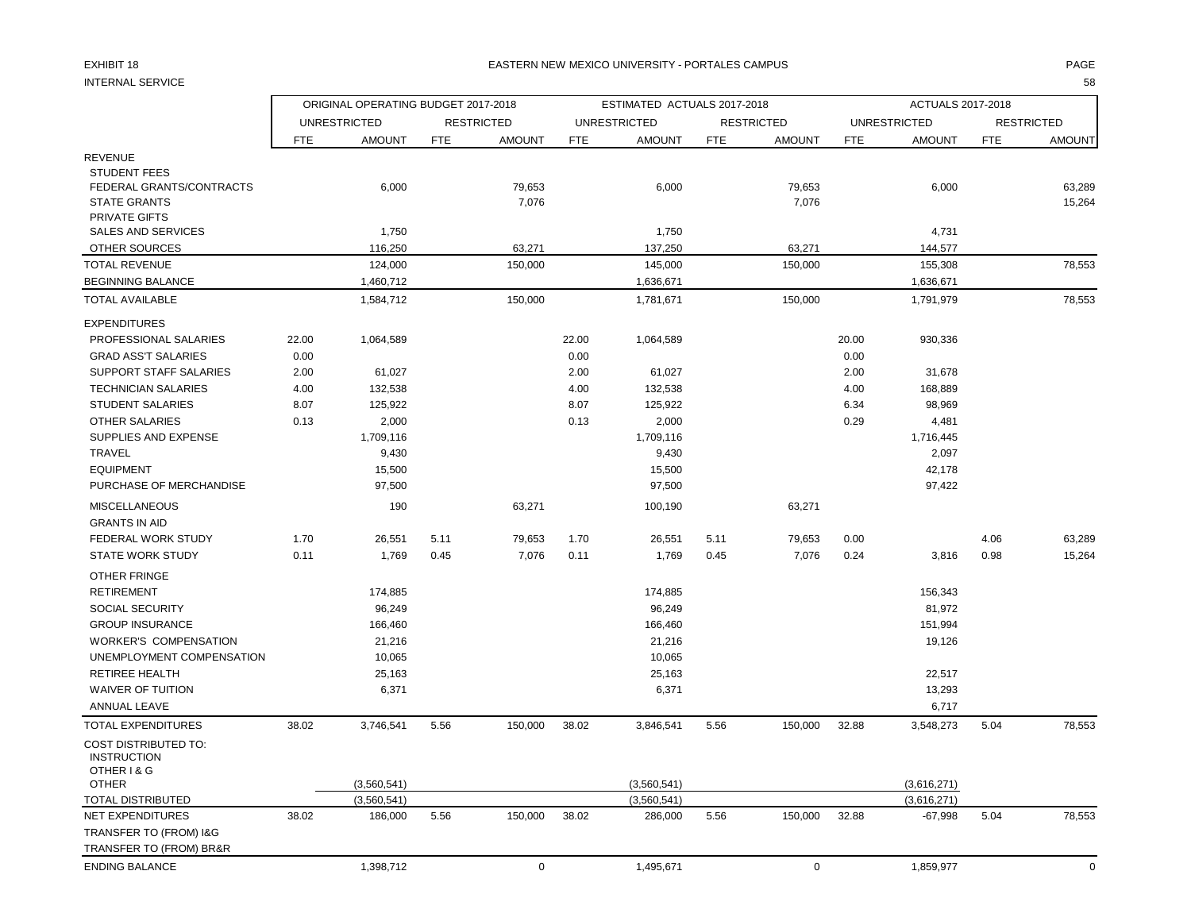EXHIBIT 18

INTERNAL SERVICE

# EASTERN NEW MEXICO UNIVERSITY - PORTALES CAMPUS

| | ORIGINAL OPERATING BUDGET 2017-2018 | | | | ESTIMATED ACTUALS 2017-2018 | | | | ACTUALS 2017-2018 | | | |
|---|---|---|---|---|---|---|---|---|---|---|---|---|
| | UNRESTRICTED | | RESTRICTED | | UNRESTRICTED | | RESTRICTED | | UNRESTRICTED | | RESTRICTED | |
| | FTE | AMOUNT | FTE | AMOUNT | FTE | AMOUNT | FTE | AMOUNT | FTE | AMOUNT | FTE | AMOUNT |
| REVENUE | | | | | | | | | | | | |
| STUDENT FEES | | | | | | | | | | | | |
| FEDERAL GRANTS/CONTRACTS | | 6,000 | | 79,653 | | 6,000 | | 79,653 | | 6,000 | | 63,289 |
| STATE GRANTS | | | | 7,076 | | | | 7,076 | | | | 15,264 |
| PRIVATE GIFTS | | | | | | | | | | | | |
| SALES AND SERVICES | | 1,750 | | | | 1,750 | | | | 4,731 | | |
| OTHER SOURCES | | 116,250 | | 63,271 | | 137,250 | | 63,271 | | 144,577 | | |
| TOTAL REVENUE | | 124,000 | | 150,000 | | 145,000 | | 150,000 | | 155,308 | | 78,553 |
| BEGINNING BALANCE | | 1,460,712 | | | | 1,636,671 | | | | 1,636,671 | | |
| TOTAL AVAILABLE | | 1,584,712 | | 150,000 | | 1,781,671 | | 150,000 | | 1,791,979 | | 78,553 |
| EXPENDITURES | | | | | | | | | | | | |
| PROFESSIONAL SALARIES | 22.00 | 1,064,589 | | | 22.00 | 1,064,589 | | | 20.00 | 930,336 | | |
| GRAD ASS'T SALARIES | 0.00 | | | | 0.00 | | | | 0.00 | | | |
| SUPPORT STAFF SALARIES | 2.00 | 61,027 | | | 2.00 | 61,027 | | | 2.00 | 31,678 | | |
| TECHNICIAN SALARIES | 4.00 | 132,538 | | | 4.00 | 132,538 | | | 4.00 | 168,889 | | |
| STUDENT SALARIES | 8.07 | 125,922 | | | 8.07 | 125,922 | | | 6.34 | 98,969 | | |
| OTHER SALARIES | 0.13 | 2,000 | | | 0.13 | 2,000 | | | 0.29 | 4,481 | | |
| SUPPLIES AND EXPENSE | | 1,709,116 | | | | 1,709,116 | | | | 1,716,445 | | |
| TRAVEL | | 9,430 | | | | 9,430 | | | | 2,097 | | |
| EQUIPMENT | | 15,500 | | | | 15,500 | | | | 42,178 | | |
| PURCHASE OF MERCHANDISE | | 97,500 | | | | 97,500 | | | | 97,422 | | |
| MISCELLANEOUS | | 190 | | 63,271 | | 100,190 | | 63,271 | | | | |
| GRANTS IN AID | | | | | | | | | | | | |
| FEDERAL WORK STUDY | 1.70 | 26,551 | 5.11 | 79,653 | 1.70 | 26,551 | 5.11 | 79,653 | 0.00 | | 4.06 | 63,289 |
| STATE WORK STUDY | 0.11 | 1,769 | 0.45 | 7,076 | 0.11 | 1,769 | 0.45 | 7,076 | 0.24 | 3,816 | 0.98 | 15,264 |
| OTHER FRINGE | | | | | | | | | | | | |
| RETIREMENT | | 174,885 | | | | 174,885 | | | | 156,343 | | |
| SOCIAL SECURITY | | 96,249 | | | | 96,249 | | | | 81,972 | | |
| GROUP INSURANCE | | 166,460 | | | | 166,460 | | | | 151,994 | | |
| WORKER'S COMPENSATION | | 21,216 | | | | 21,216 | | | | 19,126 | | |
| UNEMPLOYMENT COMPENSATION | | 10,065 | | | | 10,065 | | | | | | |
| RETIREE HEALTH | | 25,163 | | | | 25,163 | | | | 22,517 | | |
| WAIVER OF TUITION | | 6,371 | | | | 6,371 | | | | 13,293 | | |
| ANNUAL LEAVE | | | | | | | | | | 6,717 | | |
| TOTAL EXPENDITURES | 38.02 | 3,746,541 | 5.56 | 150,000 | 38.02 | 3,846,541 | 5.56 | 150,000 | 32.88 | 3,548,273 | 5.04 | 78,553 |
| COST DISTRIBUTED TO: | | | | | | | | | | | | |
| INSTRUCTION | | | | | | | | | | | | |
| OTHER I & G | | | | | | | | | | | | |
| OTHER | | (3,560,541) | | | | (3,560,541) | | | | (3,616,271) | | |
| TOTAL DISTRIBUTED | | (3,560,541) | | | | (3,560,541) | | | | (3,616,271) | | |
| NET EXPENDITURES | 38.02 | 186,000 | 5.56 | 150,000 | 38.02 | 286,000 | 5.56 | 150,000 | 32.88 | -67,998 | 5.04 | 78,553 |
| TRANSFER TO (FROM) I&G | | | | | | | | | | | | |
| TRANSFER TO (FROM) BR&R | | | | | | | | | | | | |
| ENDING BALANCE | | 1,398,712 | | 0 | | 1,495,671 | | 0 | | 1,859,977 | | 0 |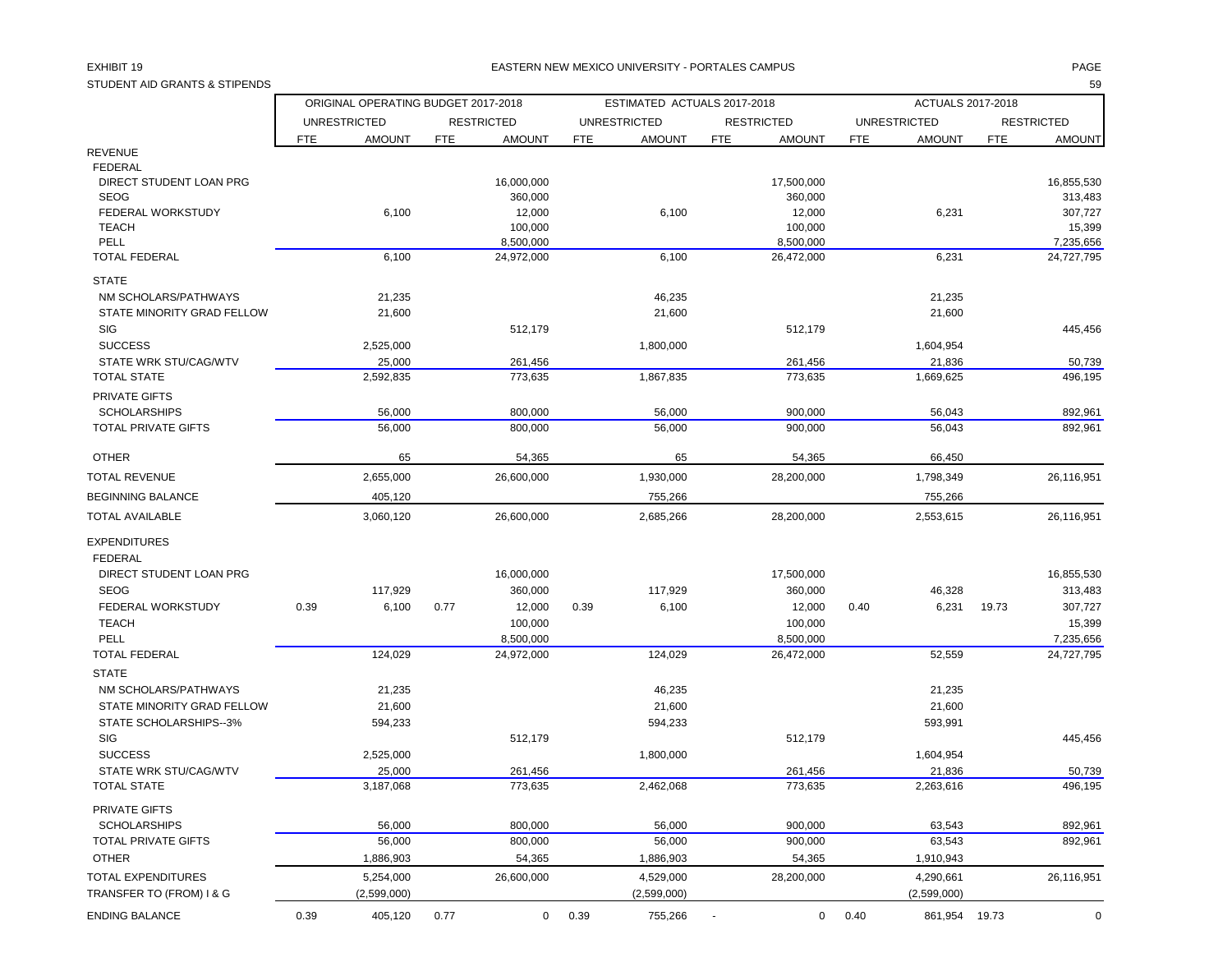EXHIBIT 19

EASTERN NEW MEXICO UNIVERSITY - PORTALES CAMPUS

STUDENT AID GRANTS & STIPENDS

| | ORIGINAL OPERATING BUDGET 2017-2018 | | | | ESTIMATED ACTUALS 2017-2018 | | | | ACTUALS 2017-2018 | | | |
|---|---|---|---|---|---|---|---|---|---|---|---|---|
| | UNRESTRICTED | | RESTRICTED | | UNRESTRICTED | | RESTRICTED | | UNRESTRICTED | | RESTRICTED | |
| | FTE | AMOUNT | FTE | AMOUNT | FTE | AMOUNT | FTE | AMOUNT | FTE | AMOUNT | FTE | AMOUNT |
| REVENUE | | | | | | | | | | | | |
| FEDERAL | | | | | | | | | | | | |
| DIRECT STUDENT LOAN PRG | | | | 16,000,000 | | | | 17,500,000 | | | | 16,855,530 |
| SEOG | | | | 360,000 | | | | 360,000 | | | | 313,483 |
| FEDERAL WORKSTUDY | | 6,100 | | 12,000 | | 6,100 | | 12,000 | | 6,231 | | 307,727 |
| TEACH | | | | 100,000 | | | | 100,000 | | | | 15,399 |
| PELL | | | | 8,500,000 | | | | 8,500,000 | | | | 7,235,656 |
| TOTAL FEDERAL | | 6,100 | | 24,972,000 | | 6,100 | | 26,472,000 | | 6,231 | | 24,727,795 |
| STATE | | | | | | | | | | | | |
| NM SCHOLARS/PATHWAYS | | 21,235 | | | | 46,235 | | | | 21,235 | | |
| STATE MINORITY GRAD FELLOW | | 21,600 | | | | 21,600 | | | | 21,600 | | |
| SIG | | | | 512,179 | | | | 512,179 | | | | 445,456 |
| SUCCESS | | 2,525,000 | | | | 1,800,000 | | | | 1,604,954 | | |
| STATE WRK STU/CAG/WTV | | 25,000 | | 261,456 | | | | 261,456 | | 21,836 | | 50,739 |
| TOTAL STATE | | 2,592,835 | | 773,635 | | 1,867,835 | | 773,635 | | 1,669,625 | | 496,195 |
| PRIVATE GIFTS | | | | | | | | | | | | |
| SCHOLARSHIPS | | 56,000 | | 800,000 | | 56,000 | | 900,000 | | 56,043 | | 892,961 |
| TOTAL PRIVATE GIFTS | | 56,000 | | 800,000 | | 56,000 | | 900,000 | | 56,043 | | 892,961 |
| OTHER | | 65 | | 54,365 | | 65 | | 54,365 | | 66,450 | | |
| TOTAL REVENUE | | 2,655,000 | | 26,600,000 | | 1,930,000 | | 28,200,000 | | 1,798,349 | | 26,116,951 |
| BEGINNING BALANCE | | 405,120 | | | | 755,266 | | | | 755,266 | | |
| TOTAL AVAILABLE | | 3,060,120 | | 26,600,000 | | 2,685,266 | | 28,200,000 | | 2,553,615 | | 26,116,951 |
| EXPENDITURES | | | | | | | | | | | | |
| FEDERAL | | | | | | | | | | | | |
| DIRECT STUDENT LOAN PRG | | | | 16,000,000 | | | | 17,500,000 | | | | 16,855,530 |
| SEOG | | 117,929 | | 360,000 | | 117,929 | | 360,000 | | 46,328 | | 313,483 |
| FEDERAL WORKSTUDY | 0.39 | 6,100 | 0.77 | 12,000 | 0.39 | 6,100 | | 12,000 | 0.40 | 6,231 | 19.73 | 307,727 |
| TEACH | | | | 100,000 | | | | 100,000 | | | | 15,399 |
| PELL | | | | 8,500,000 | | | | 8,500,000 | | | | 7,235,656 |
| TOTAL FEDERAL | | 124,029 | | 24,972,000 | | 124,029 | | 26,472,000 | | 52,559 | | 24,727,795 |
| STATE | | | | | | | | | | | | |
| NM SCHOLARS/PATHWAYS | | 21,235 | | | | 46,235 | | | | 21,235 | | |
| STATE MINORITY GRAD FELLOW | | 21,600 | | | | 21,600 | | | | 21,600 | | |
| STATE SCHOLARSHIPS--3% | | 594,233 | | | | 594,233 | | | | 593,991 | | |
| SIG | | | | 512,179 | | | | 512,179 | | | | 445,456 |
| SUCCESS | | 2,525,000 | | | | 1,800,000 | | | | 1,604,954 | | |
| STATE WRK STU/CAG/WTV | | 25,000 | | 261,456 | | | | 261,456 | | 21,836 | | 50,739 |
| TOTAL STATE | | 3,187,068 | | 773,635 | | 2,462,068 | | 773,635 | | 2,263,616 | | 496,195 |
| PRIVATE GIFTS | | | | | | | | | | | | |
| SCHOLARSHIPS | | 56,000 | | 800,000 | | 56,000 | | 900,000 | | 63,543 | | 892,961 |
| TOTAL PRIVATE GIFTS | | 56,000 | | 800,000 | | 56,000 | | 900,000 | | 63,543 | | 892,961 |
| OTHER | | 1,886,903 | | 54,365 | | 1,886,903 | | 54,365 | | 1,910,943 | | |
| TOTAL EXPENDITURES | | 5,254,000 | | 26,600,000 | | 4,529,000 | | 28,200,000 | | 4,290,661 | | 26,116,951 |
| TRANSFER TO (FROM) I & G | | (2,599,000) | | | | (2,599,000) | | | | (2,599,000) | | |
| ENDING BALANCE | 0.39 | 405,120 | 0.77 | 0 | 0.39 | 755,266 | - | 0 | 0.40 | 861,954 | 19.73 | 0 |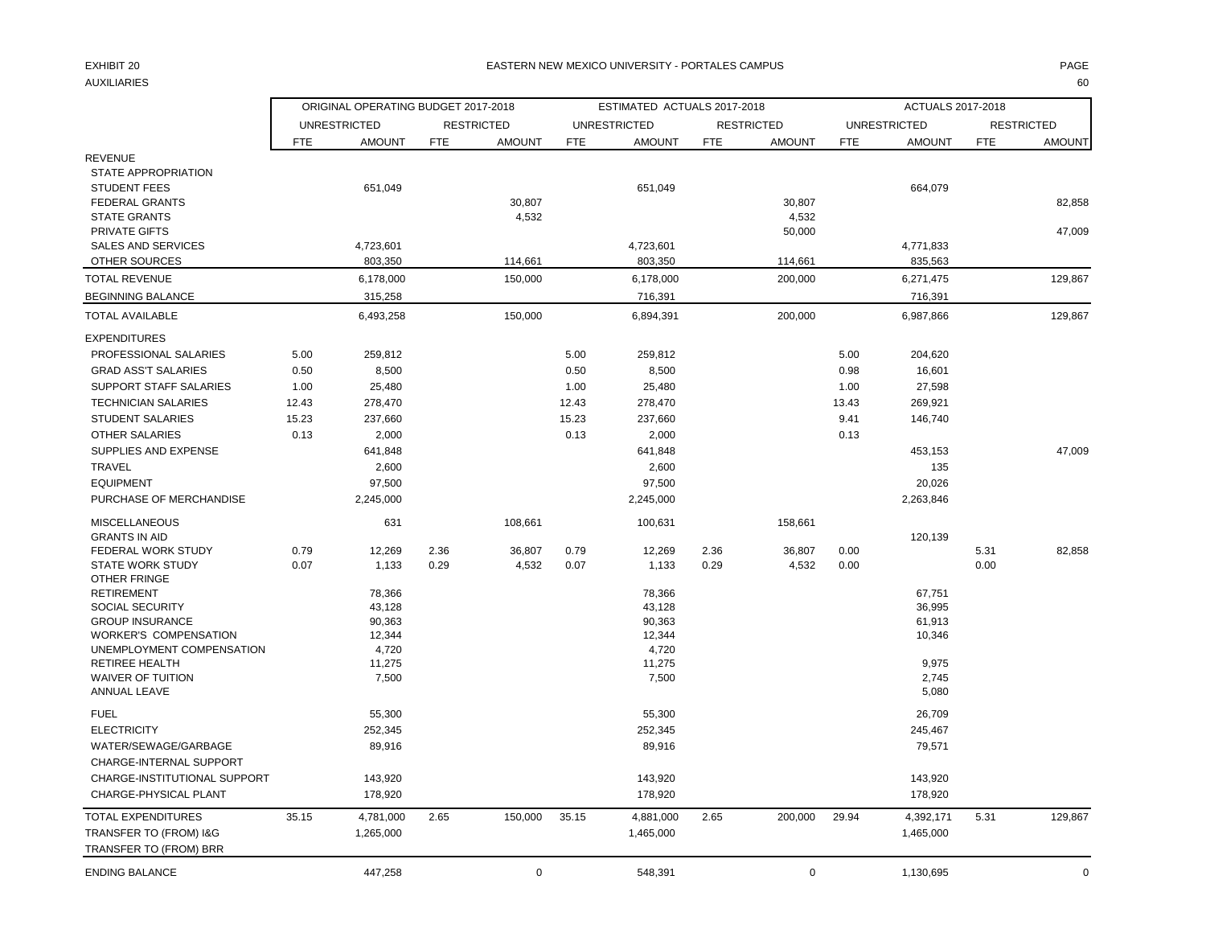EXHIBIT 20

AUXILIARIES

# EASTERN NEW MEXICO UNIVERSITY - PORTALES CAMPUS

| | ORIGINAL OPERATING BUDGET 2017-2018 | | | | ESTIMATED ACTUALS 2017-2018 | | | | ACTUALS 2017-2018 | | | |
|---|---|---|---|---|---|---|---|---|---|---|---|---|
| | UNRESTRICTED | | RESTRICTED | | UNRESTRICTED | | RESTRICTED | | UNRESTRICTED | | RESTRICTED | |
| | FTE | AMOUNT | FTE | AMOUNT | FTE | AMOUNT | FTE | AMOUNT | FTE | AMOUNT | FTE | AMOUNT |
| REVENUE | | | | | | | | | | | | |
| STATE APPROPRIATION | | | | | | | | | | | | |
| STUDENT FEES | | 651,049 | | | | 651,049 | | | | 664,079 | | |
| FEDERAL GRANTS | | | | 30,807 | | | | 30,807 | | | | 82,858 |
| STATE GRANTS | | | | 4,532 | | | | 4,532 | | | | |
| PRIVATE GIFTS | | | | | | | | 50,000 | | | | 47,009 |
| SALES AND SERVICES | | 4,723,601 | | | | 4,723,601 | | | | 4,771,833 | | |
| OTHER SOURCES | | 803,350 | | 114,661 | | 803,350 | | 114,661 | | 835,563 | | |
| TOTAL REVENUE | | 6,178,000 | | 150,000 | | 6,178,000 | | 200,000 | | 6,271,475 | | 129,867 |
| BEGINNING BALANCE | | 315,258 | | | | 716,391 | | | | 716,391 | | |
| TOTAL AVAILABLE | | 6,493,258 | | 150,000 | | 6,894,391 | | 200,000 | | 6,987,866 | | 129,867 |
| EXPENDITURES | | | | | | | | | | | | |
| PROFESSIONAL SALARIES | 5.00 | 259,812 | | | 5.00 | 259,812 | | | 5.00 | 204,620 | | |
| GRAD ASS'T SALARIES | 0.50 | 8,500 | | | 0.50 | 8,500 | | | 0.98 | 16,601 | | |
| SUPPORT STAFF SALARIES | 1.00 | 25,480 | | | 1.00 | 25,480 | | | 1.00 | 27,598 | | |
| TECHNICIAN SALARIES | 12.43 | 278,470 | | | 12.43 | 278,470 | | | 13.43 | 269,921 | | |
| STUDENT SALARIES | 15.23 | 237,660 | | | 15.23 | 237,660 | | | 9.41 | 146,740 | | |
| OTHER SALARIES | 0.13 | 2,000 | | | 0.13 | 2,000 | | | 0.13 | | | |
| SUPPLIES AND EXPENSE | | 641,848 | | | | 641,848 | | | | 453,153 | | 47,009 |
| TRAVEL | | 2,600 | | | | 2,600 | | | | 135 | | |
| EQUIPMENT | | 97,500 | | | | 97,500 | | | | 20,026 | | |
| PURCHASE OF MERCHANDISE | | 2,245,000 | | | | 2,245,000 | | | | 2,263,846 | | |
| MISCELLANEOUS | | 631 | | 108,661 | | 100,631 | | 158,661 | | | | |
| GRANTS IN AID | | | | | | | | | | 120,139 | | |
| FEDERAL WORK STUDY | 0.79 | 12,269 | 2.36 | 36,807 | 0.79 | 12,269 | 2.36 | 36,807 | 0.00 | | 5.31 | 82,858 |
| STATE WORK STUDY | 0.07 | 1,133 | 0.29 | 4,532 | 0.07 | 1,133 | 0.29 | 4,532 | 0.00 | | 0.00 | |
| OTHER FRINGE | | | | | | | | | | | | |
| RETIREMENT | | 78,366 | | | | 78,366 | | | | 67,751 | | |
| SOCIAL SECURITY | | 43,128 | | | | 43,128 | | | | 36,995 | | |
| GROUP INSURANCE | | 90,363 | | | | 90,363 | | | | 61,913 | | |
| WORKER'S COMPENSATION | | 12,344 | | | | 12,344 | | | | 10,346 | | |
| UNEMPLOYMENT COMPENSATION | | 4,720 | | | | 4,720 | | | | | | |
| RETIREE HEALTH | | 11,275 | | | | 11,275 | | | | 9,975 | | |
| WAIVER OF TUITION | | 7,500 | | | | 7,500 | | | | 2,745 | | |
| ANNUAL LEAVE | | | | | | | | | | 5,080 | | |
| FUEL | | 55,300 | | | | 55,300 | | | | 26,709 | | |
| ELECTRICITY | | 252,345 | | | | 252,345 | | | | 245,467 | | |
| WATER/SEWAGE/GARBAGE | | 89,916 | | | | 89,916 | | | | 79,571 | | |
| CHARGE-INTERNAL SUPPORT | | | | | | | | | | | | |
| CHARGE-INSTITUTIONAL SUPPORT | | 143,920 | | | | 143,920 | | | | 143,920 | | |
| CHARGE-PHYSICAL PLANT | | 178,920 | | | | 178,920 | | | | 178,920 | | |
| TOTAL EXPENDITURES | 35.15 | 4,781,000 | 2.65 | 150,000 | 35.15 | 4,881,000 | 2.65 | 200,000 | 29.94 | 4,392,171 | 5.31 | 129,867 |
| TRANSFER TO (FROM) I&G | | 1,265,000 | | | | 1,465,000 | | | | 1,465,000 | | |
| TRANSFER TO (FROM) BRR | | | | | | | | | | | | |
| ENDING BALANCE | | 447,258 | | 0 | | 548,391 | | 0 | | 1,130,695 | | 0 |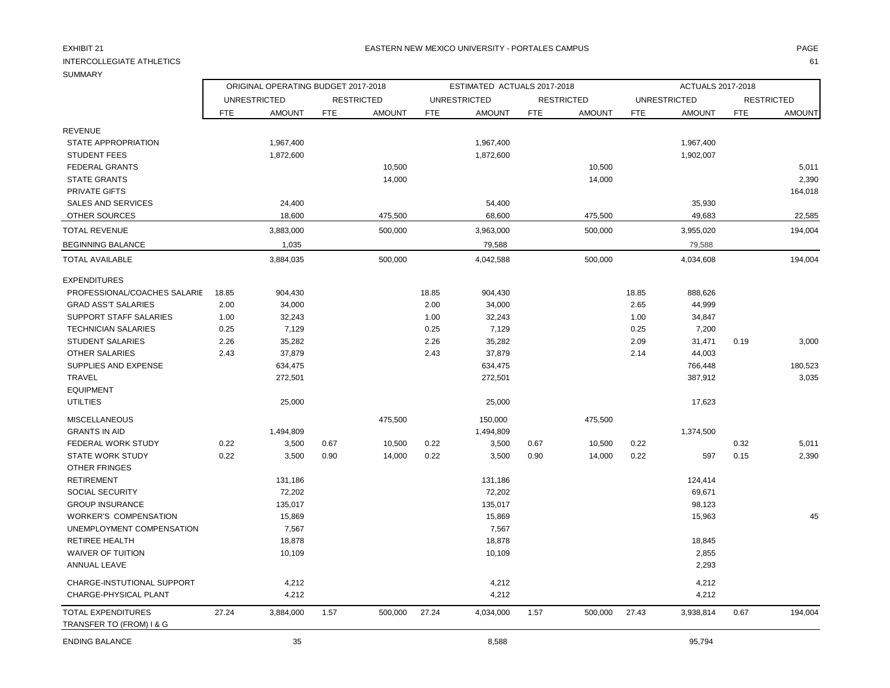EXHIBIT 21

EASTERN NEW MEXICO UNIVERSITY - PORTALES CAMPUS

INTERCOLLEGIATE ATHLETICS

SUMMARY

| | ORIGINAL OPERATING BUDGET 2017-2018 | | | | ESTIMATED ACTUALS 2017-2018 | | | | ACTUALS 2017-2018 | | | |
|---|---|---|---|---|---|---|---|---|---|---|---|---|
| | UNRESTRICTED | | RESTRICTED | | UNRESTRICTED | | RESTRICTED | | UNRESTRICTED | | RESTRICTED | |
| | FTE | AMOUNT | FTE | AMOUNT | FTE | AMOUNT | FTE | AMOUNT | FTE | AMOUNT | FTE | AMOUNT |
| REVENUE | | | | | | | | | | | | |
| STATE APPROPRIATION | | 1,967,400 | | | | 1,967,400 | | | | 1,967,400 | | |
| STUDENT FEES | | 1,872,600 | | | | 1,872,600 | | | | 1,902,007 | | |
| FEDERAL GRANTS | | | | 10,500 | | | | 10,500 | | | | 5,011 |
| STATE GRANTS | | | | 14,000 | | | | 14,000 | | | | 2,390 |
| PRIVATE GIFTS | | | | | | | | | | | | 164,018 |
| SALES AND SERVICES | | 24,400 | | | | 54,400 | | | | 35,930 | | |
| OTHER SOURCES | | 18,600 | | 475,500 | | 68,600 | | 475,500 | | 49,683 | | 22,585 |
| TOTAL REVENUE | | 3,883,000 | | 500,000 | | 3,963,000 | | 500,000 | | 3,955,020 | | 194,004 |
| BEGINNING BALANCE | | 1,035 | | | | 79,588 | | | | 79,588 | | |
| TOTAL AVAILABLE | | 3,884,035 | | 500,000 | | 4,042,588 | | 500,000 | | 4,034,608 | | 194,004 |
| EXPENDITURES | | | | | | | | | | | | |
| PROFESSIONAL/COACHES SALARIE | 18.85 | 904,430 | | | 18.85 | 904,430 | | | 18.85 | 888,626 | | |
| GRAD ASS'T SALARIES | 2.00 | 34,000 | | | 2.00 | 34,000 | | | 2.65 | 44,999 | | |
| SUPPORT STAFF SALARIES | 1.00 | 32,243 | | | 1.00 | 32,243 | | | 1.00 | 34,847 | | |
| TECHNICIAN SALARIES | 0.25 | 7,129 | | | 0.25 | 7,129 | | | 0.25 | 7,200 | | |
| STUDENT SALARIES | 2.26 | 35,282 | | | 2.26 | 35,282 | | | 2.09 | 31,471 | 0.19 | 3,000 |
| OTHER SALARIES | 2.43 | 37,879 | | | 2.43 | 37,879 | | | 2.14 | 44,003 | | |
| SUPPLIES AND EXPENSE | | 634,475 | | | | 634,475 | | | | 766,448 | | 180,523 |
| TRAVEL | | 272,501 | | | | 272,501 | | | | 387,912 | | 3,035 |
| EQUIPMENT | | | | | | | | | | | | |
| UTILTIES | | 25,000 | | | | 25,000 | | | | 17,623 | | |
| MISCELLANEOUS | | | | 475,500 | | 150,000 | | 475,500 | | | | |
| GRANTS IN AID | | 1,494,809 | | | | 1,494,809 | | | | 1,374,500 | | |
| FEDERAL WORK STUDY | 0.22 | 3,500 | 0.67 | 10,500 | 0.22 | 3,500 | 0.67 | 10,500 | 0.22 | | 0.32 | 5,011 |
| STATE WORK STUDY | 0.22 | 3,500 | 0.90 | 14,000 | 0.22 | 3,500 | 0.90 | 14,000 | 0.22 | 597 | 0.15 | 2,390 |
| OTHER FRINGES | | | | | | | | | | | | |
| RETIREMENT | | 131,186 | | | | 131,186 | | | | 124,414 | | |
| SOCIAL SECURITY | | 72,202 | | | | 72,202 | | | | 69,671 | | |
| GROUP INSURANCE | | 135,017 | | | | 135,017 | | | | 98,123 | | |
| WORKER'S COMPENSATION | | 15,869 | | | | 15,869 | | | | 15,963 | | 45 |
| UNEMPLOYMENT COMPENSATION | | 7,567 | | | | 7,567 | | | | | | |
| RETIREE HEALTH | | 18,878 | | | | 18,878 | | | | 18,845 | | |
| WAIVER OF TUITION | | 10,109 | | | | 10,109 | | | | 2,855 | | |
| ANNUAL LEAVE | | | | | | | | | | 2,293 | | |
| CHARGE-INSTUTIONAL SUPPORT | | 4,212 | | | | 4,212 | | | | 4,212 | | |
| CHARGE-PHYSICAL PLANT | | 4,212 | | | | 4,212 | | | | 4,212 | | |
| TOTAL EXPENDITURES | 27.24 | 3,884,000 | 1.57 | 500,000 | 27.24 | 4,034,000 | 1.57 | 500,000 | 27.43 | 3,938,814 | 0.67 | 194,004 |
| TRANSFER TO (FROM) I & G | | | | | | | | | | | | |
| ENDING BALANCE | | 35 | | | | 8,588 | | | | 95,794 | | |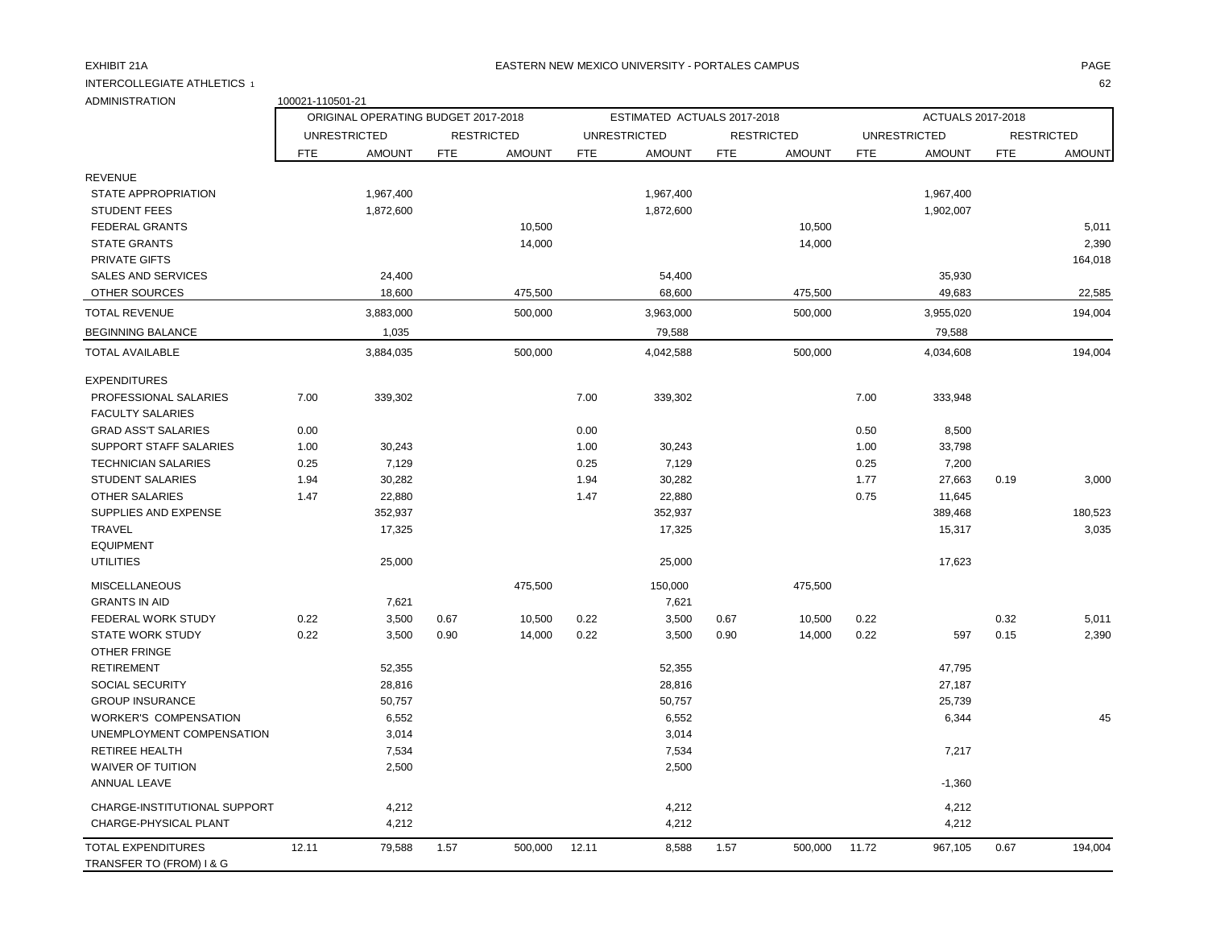EXHIBIT 21A

EASTERN NEW MEXICO UNIVERSITY - PORTALES CAMPUS

INTERCOLLEGIATE ATHLETICS 1

ADMINISTRATION 100021-110501-21

| | ORIGINAL OPERATING BUDGET 2017-2018 | | | | ESTIMATED ACTUALS 2017-2018 | | | | ACTUALS 2017-2018 | | | |
|---|---|---|---|---|---|---|---|---|---|---|---|---|
| | UNRESTRICTED | | RESTRICTED | | UNRESTRICTED | | RESTRICTED | | UNRESTRICTED | | RESTRICTED | |
| | FTE | AMOUNT | FTE | AMOUNT | FTE | AMOUNT | FTE | AMOUNT | FTE | AMOUNT | FTE | AMOUNT |
| REVENUE | | | | | | | | | | | | |
| STATE APPROPRIATION | | 1,967,400 | | | | 1,967,400 | | | | 1,967,400 | | |
| STUDENT FEES | | 1,872,600 | | | | 1,872,600 | | | | 1,902,007 | | |
| FEDERAL GRANTS | | | | 10,500 | | | | 10,500 | | | | 5,011 |
| STATE GRANTS | | | | 14,000 | | | | 14,000 | | | | 2,390 |
| PRIVATE GIFTS | | | | | | | | | | | | 164,018 |
| SALES AND SERVICES | | 24,400 | | | | 54,400 | | | | 35,930 | | |
| OTHER SOURCES | | 18,600 | | 475,500 | | 68,600 | | 475,500 | | 49,683 | | 22,585 |
| TOTAL REVENUE | | 3,883,000 | | 500,000 | | 3,963,000 | | 500,000 | | 3,955,020 | | 194,004 |
| BEGINNING BALANCE | | 1,035 | | | | 79,588 | | | | 79,588 | | |
| TOTAL AVAILABLE | | 3,884,035 | | 500,000 | | 4,042,588 | | 500,000 | | 4,034,608 | | 194,004 |
| EXPENDITURES | | | | | | | | | | | | |
| PROFESSIONAL SALARIES | 7.00 | 339,302 | | | 7.00 | 339,302 | | | 7.00 | 333,948 | | |
| FACULTY SALARIES | | | | | | | | | | | | |
| GRAD ASS'T SALARIES | 0.00 | | | | 0.00 | | | | 0.50 | 8,500 | | |
| SUPPORT STAFF SALARIES | 1.00 | 30,243 | | | 1.00 | 30,243 | | | 1.00 | 33,798 | | |
| TECHNICIAN SALARIES | 0.25 | 7,129 | | | 0.25 | 7,129 | | | 0.25 | 7,200 | | |
| STUDENT SALARIES | 1.94 | 30,282 | | | 1.94 | 30,282 | | | 1.77 | 27,663 | 0.19 | 3,000 |
| OTHER SALARIES | 1.47 | 22,880 | | | 1.47 | 22,880 | | | 0.75 | 11,645 | | |
| SUPPLIES AND EXPENSE | | 352,937 | | | | 352,937 | | | | 389,468 | | 180,523 |
| TRAVEL | | 17,325 | | | | 17,325 | | | | 15,317 | | 3,035 |
| EQUIPMENT | | | | | | | | | | | | |
| UTILITIES | | 25,000 | | | | 25,000 | | | | 17,623 | | |
| MISCELLANEOUS | | | | 475,500 | | 150,000 | | 475,500 | | | | |
| GRANTS IN AID | | 7,621 | | | | 7,621 | | | | | | |
| FEDERAL WORK STUDY | 0.22 | 3,500 | 0.67 | 10,500 | 0.22 | 3,500 | 0.67 | 10,500 | 0.22 | | 0.32 | 5,011 |
| STATE WORK STUDY | 0.22 | 3,500 | 0.90 | 14,000 | 0.22 | 3,500 | 0.90 | 14,000 | 0.22 | 597 | 0.15 | 2,390 |
| OTHER FRINGE | | | | | | | | | | | | |
| RETIREMENT | | 52,355 | | | | 52,355 | | | | 47,795 | | |
| SOCIAL SECURITY | | 28,816 | | | | 28,816 | | | | 27,187 | | |
| GROUP INSURANCE | | 50,757 | | | | 50,757 | | | | 25,739 | | |
| WORKER'S COMPENSATION | | 6,552 | | | | 6,552 | | | | 6,344 | | 45 |
| UNEMPLOYMENT COMPENSATION | | 3,014 | | | | 3,014 | | | | | | |
| RETIREE HEALTH | | 7,534 | | | | 7,534 | | | | 7,217 | | |
| WAIVER OF TUITION | | 2,500 | | | | 2,500 | | | | | | |
| ANNUAL LEAVE | | | | | | | | | | -1,360 | | |
| CHARGE-INSTITUTIONAL SUPPORT | | 4,212 | | | | 4,212 | | | | 4,212 | | |
| CHARGE-PHYSICAL PLANT | | 4,212 | | | | 4,212 | | | | 4,212 | | |
| TOTAL EXPENDITURES | 12.11 | 79,588 | 1.57 | 500,000 | 12.11 | 8,588 | 1.57 | 500,000 | 11.72 | 967,105 | 0.67 | 194,004 |
| TRANSFER TO (FROM) I & G | | | | | | | | | | | | |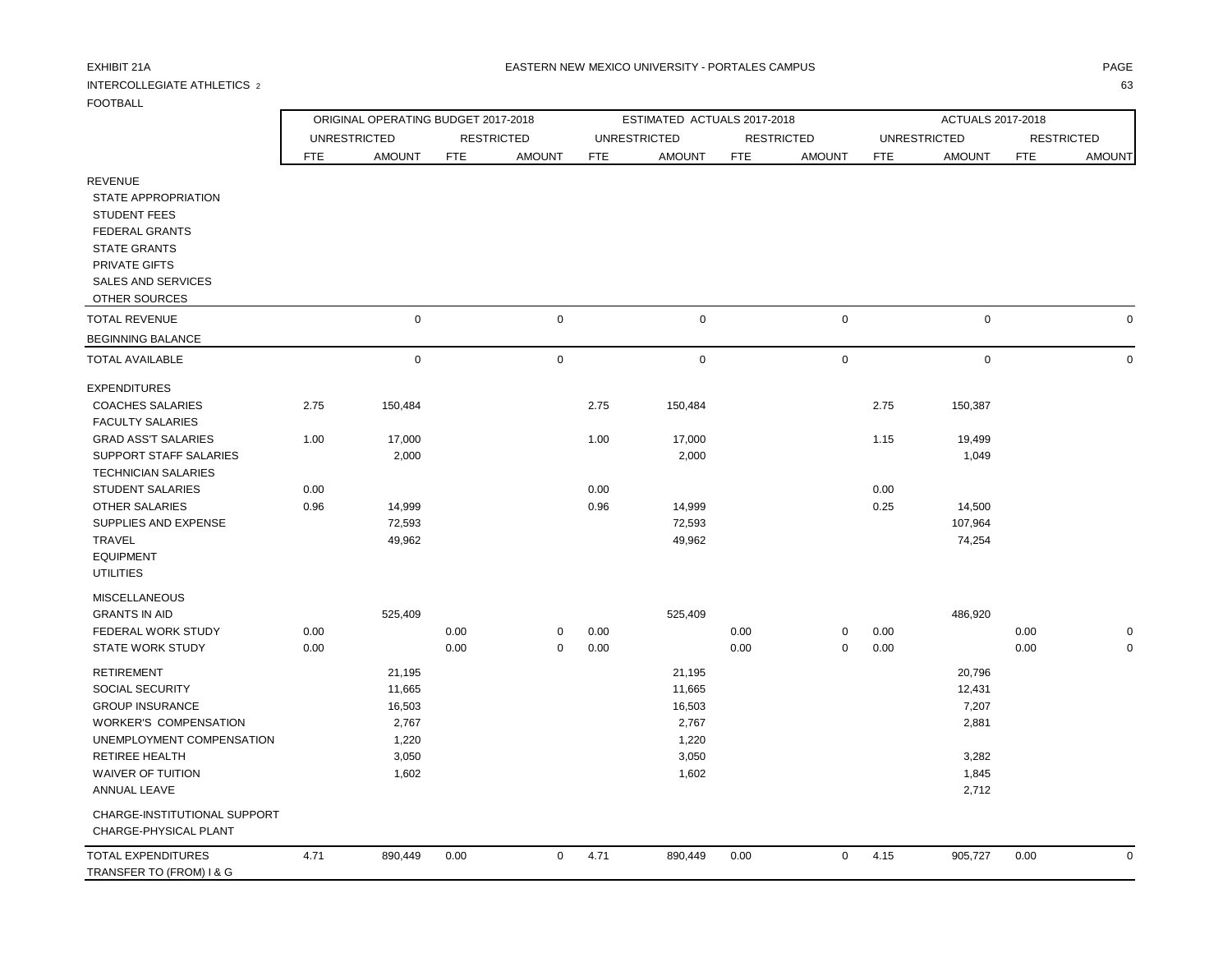EXHIBIT 21A

EASTERN NEW MEXICO UNIVERSITY - PORTALES CAMPUS

INTERCOLLEGIATE ATHLETICS 2

FOOTBALL

| | ORIGINAL OPERATING BUDGET 2017-2018 | | | | ESTIMATED ACTUALS 2017-2018 | | | | ACTUALS 2017-2018 | | | |
|---|---|---|---|---|---|---|---|---|---|---|---|---|
| | UNRESTRICTED | | RESTRICTED | | UNRESTRICTED | | RESTRICTED | | UNRESTRICTED | | RESTRICTED | |
| | FTE | AMOUNT | FTE | AMOUNT | FTE | AMOUNT | FTE | AMOUNT | FTE | AMOUNT | FTE | AMOUNT |
| REVENUE | | | | | | | | | | | | |
| STATE APPROPRIATION | | | | | | | | | | | | |
| STUDENT FEES | | | | | | | | | | | | |
| FEDERAL GRANTS | | | | | | | | | | | | |
| STATE GRANTS | | | | | | | | | | | | |
| PRIVATE GIFTS | | | | | | | | | | | | |
| SALES AND SERVICES | | | | | | | | | | | | |
| OTHER SOURCES | | | | | | | | | | | | |
| TOTAL REVENUE | | 0 | | 0 | | 0 | | 0 | | 0 | | 0 |
| BEGINNING BALANCE | | | | | | | | | | | | |
| TOTAL AVAILABLE | | 0 | | 0 | | 0 | | 0 | | 0 | | 0 |
| EXPENDITURES | | | | | | | | | | | | |
| COACHES SALARIES | 2.75 | 150,484 | | | 2.75 | 150,484 | | | 2.75 | 150,387 | | |
| FACULTY SALARIES | | | | | | | | | | | | |
| GRAD ASS'T SALARIES | 1.00 | 17,000 | | | 1.00 | 17,000 | | | 1.15 | 19,499 | | |
| SUPPORT STAFF SALARIES | | 2,000 | | | | 2,000 | | | | 1,049 | | |
| TECHNICIAN SALARIES | | | | | | | | | | | | |
| STUDENT SALARIES | 0.00 | | | | 0.00 | | | | 0.00 | | | |
| OTHER SALARIES | 0.96 | 14,999 | | | 0.96 | 14,999 | | | 0.25 | 14,500 | | |
| SUPPLIES AND EXPENSE | | 72,593 | | | | 72,593 | | | | 107,964 | | |
| TRAVEL | | 49,962 | | | | 49,962 | | | | 74,254 | | |
| EQUIPMENT | | | | | | | | | | | | |
| UTILITIES | | | | | | | | | | | | |
| MISCELLANEOUS | | | | | | | | | | | | |
| GRANTS IN AID | | 525,409 | | | | 525,409 | | | | 486,920 | | |
| FEDERAL WORK STUDY | 0.00 | | 0.00 | 0 | 0.00 | | 0.00 | 0 | 0.00 | | 0.00 | 0 |
| STATE WORK STUDY | 0.00 | | 0.00 | 0 | 0.00 | | 0.00 | 0 | 0.00 | | 0.00 | 0 |
| RETIREMENT | | 21,195 | | | | 21,195 | | | | 20,796 | | |
| SOCIAL SECURITY | | 11,665 | | | | 11,665 | | | | 12,431 | | |
| GROUP INSURANCE | | 16,503 | | | | 16,503 | | | | 7,207 | | |
| WORKER'S COMPENSATION | | 2,767 | | | | 2,767 | | | | 2,881 | | |
| UNEMPLOYMENT COMPENSATION | | 1,220 | | | | 1,220 | | | | | | |
| RETIREE HEALTH | | 3,050 | | | | 3,050 | | | | 3,282 | | |
| WAIVER OF TUITION | | 1,602 | | | | 1,602 | | | | 1,845 | | |
| ANNUAL LEAVE | | | | | | | | | | 2,712 | | |
| CHARGE-INSTITUTIONAL SUPPORT | | | | | | | | | | | | |
| CHARGE-PHYSICAL PLANT | | | | | | | | | | | | |
| TOTAL EXPENDITURES | 4.71 | 890,449 | 0.00 | 0 | 4.71 | 890,449 | 0.00 | 0 | 4.15 | 905,727 | 0.00 | 0 |
| TRANSFER TO (FROM) I & G | | | | | | | | | | | | |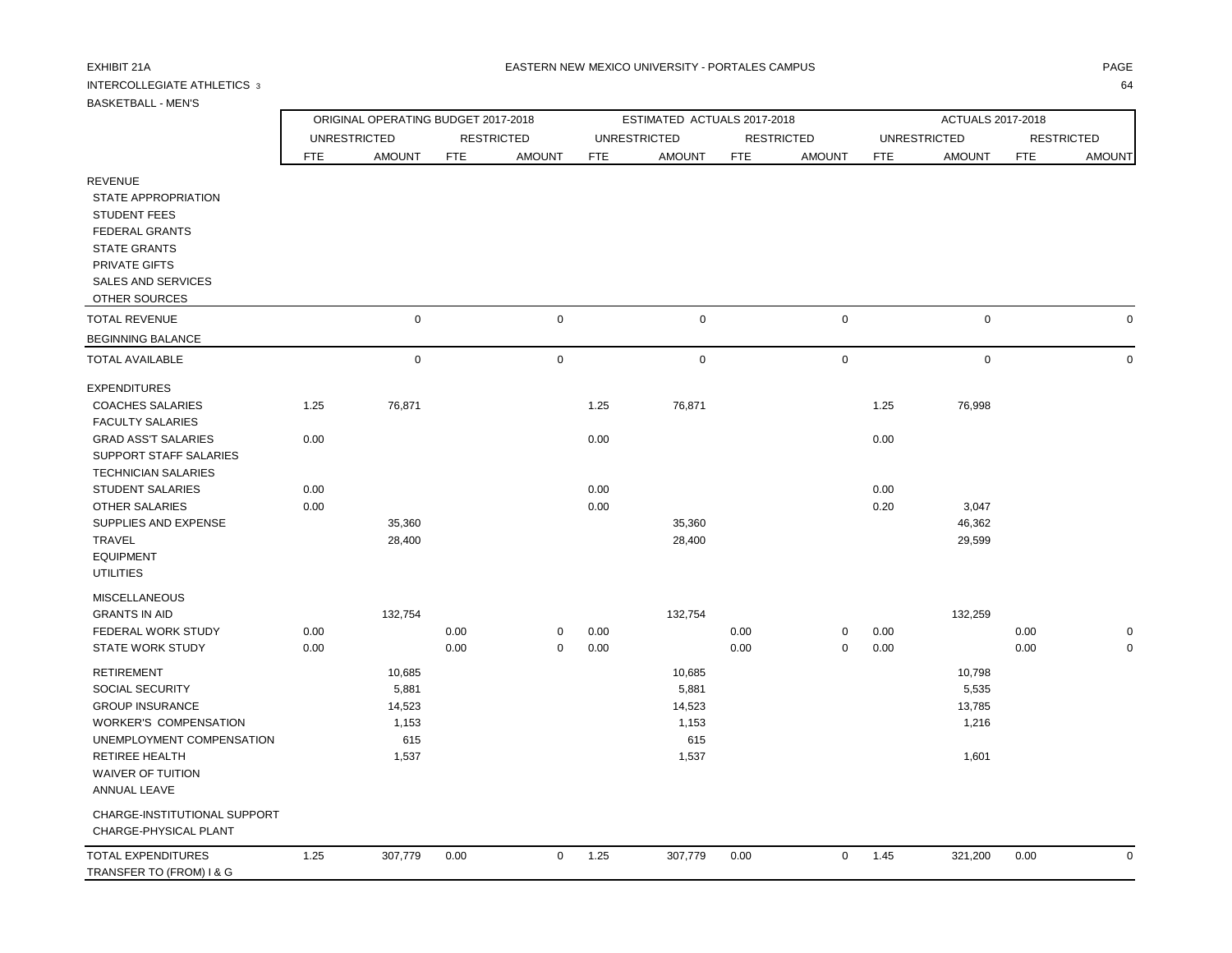EXHIBIT 21A

EASTERN NEW MEXICO UNIVERSITY - PORTALES CAMPUS

INTERCOLLEGIATE ATHLETICS 3

BASKETBALL - MEN'S

| | ORIGINAL OPERATING BUDGET 2017-2018 | | | | ESTIMATED ACTUALS 2017-2018 | | | | ACTUALS 2017-2018 | | | |
|---|---|---|---|---|---|---|---|---|---|---|---|---|
| | UNRESTRICTED | | RESTRICTED | | UNRESTRICTED | | RESTRICTED | | UNRESTRICTED | | RESTRICTED | |
| | FTE | AMOUNT | FTE | AMOUNT | FTE | AMOUNT | FTE | AMOUNT | FTE | AMOUNT | FTE | AMOUNT |
| REVENUE | | | | | | | | | | | | |
| STATE APPROPRIATION | | | | | | | | | | | | |
| STUDENT FEES | | | | | | | | | | | | |
| FEDERAL GRANTS | | | | | | | | | | | | |
| STATE GRANTS | | | | | | | | | | | | |
| PRIVATE GIFTS | | | | | | | | | | | | |
| SALES AND SERVICES | | | | | | | | | | | | |
| OTHER SOURCES | | | | | | | | | | | | |
| TOTAL REVENUE | | 0 | | 0 | | 0 | | 0 | | 0 | | 0 |
| BEGINNING BALANCE | | | | | | | | | | | | |
| TOTAL AVAILABLE | | 0 | | 0 | | 0 | | 0 | | 0 | | 0 |
| EXPENDITURES | | | | | | | | | | | | |
| COACHES SALARIES | 1.25 | 76,871 | | | 1.25 | 76,871 | | | 1.25 | 76,998 | | |
| FACULTY SALARIES | | | | | | | | | | | | |
| GRAD ASS'T SALARIES | 0.00 | | | | 0.00 | | | | 0.00 | | | |
| SUPPORT STAFF SALARIES | | | | | | | | | | | | |
| TECHNICIAN SALARIES | | | | | | | | | | | | |
| STUDENT SALARIES | 0.00 | | | | 0.00 | | | | 0.00 | | | |
| OTHER SALARIES | 0.00 | | | | 0.00 | | | | 0.20 | 3,047 | | |
| SUPPLIES AND EXPENSE | | 35,360 | | | | 35,360 | | | | 46,362 | | |
| TRAVEL | | 28,400 | | | | 28,400 | | | | 29,599 | | |
| EQUIPMENT | | | | | | | | | | | | |
| UTILITIES | | | | | | | | | | | | |
| MISCELLANEOUS | | | | | | | | | | | | |
| GRANTS IN AID | | 132,754 | | | | 132,754 | | | | 132,259 | | |
| FEDERAL WORK STUDY | 0.00 | | 0.00 | 0 | 0.00 | | 0.00 | 0 | 0.00 | | 0.00 | 0 |
| STATE WORK STUDY | 0.00 | | 0.00 | 0 | 0.00 | | 0.00 | 0 | 0.00 | | 0.00 | 0 |
| RETIREMENT | | 10,685 | | | | 10,685 | | | | 10,798 | | |
| SOCIAL SECURITY | | 5,881 | | | | 5,881 | | | | 5,535 | | |
| GROUP INSURANCE | | 14,523 | | | | 14,523 | | | | 13,785 | | |
| WORKER'S COMPENSATION | | 1,153 | | | | 1,153 | | | | 1,216 | | |
| UNEMPLOYMENT COMPENSATION | | 615 | | | | 615 | | | | | | |
| RETIREE HEALTH | | 1,537 | | | | 1,537 | | | | 1,601 | | |
| WAIVER OF TUITION | | | | | | | | | | | | |
| ANNUAL LEAVE | | | | | | | | | | | | |
| CHARGE-INSTITUTIONAL SUPPORT | | | | | | | | | | | | |
| CHARGE-PHYSICAL PLANT | | | | | | | | | | | | |
| TOTAL EXPENDITURES | 1.25 | 307,779 | 0.00 | 0 | 1.25 | 307,779 | 0.00 | 0 | 1.45 | 321,200 | 0.00 | 0 |
| TRANSFER TO (FROM) I & G | | | | | | | | | | | | |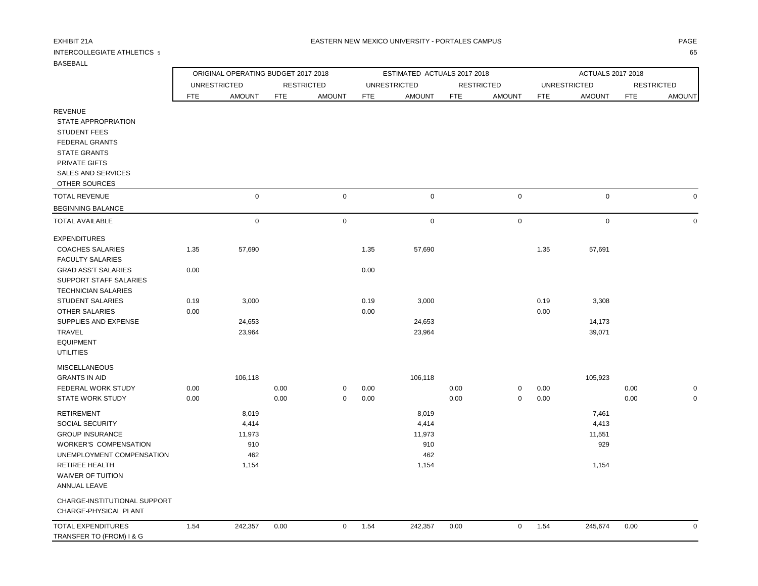EXHIBIT 21A

EASTERN NEW MEXICO UNIVERSITY - PORTALES CAMPUS

INTERCOLLEGIATE ATHLETICS 5

BASEBALL

| | ORIGINAL OPERATING BUDGET 2017-2018 | | | | ESTIMATED ACTUALS 2017-2018 | | | | ACTUALS 2017-2018 | | | |
|---|---|---|---|---|---|---|---|---|---|---|---|---|
| | UNRESTRICTED | | RESTRICTED | | UNRESTRICTED | | RESTRICTED | | UNRESTRICTED | | RESTRICTED | |
| | FTE | AMOUNT | FTE | AMOUNT | FTE | AMOUNT | FTE | AMOUNT | FTE | AMOUNT | FTE | AMOUNT |
| REVENUE | | | | | | | | | | | | |
| STATE APPROPRIATION | | | | | | | | | | | | |
| STUDENT FEES | | | | | | | | | | | | |
| FEDERAL GRANTS | | | | | | | | | | | | |
| STATE GRANTS | | | | | | | | | | | | |
| PRIVATE GIFTS | | | | | | | | | | | | |
| SALES AND SERVICES | | | | | | | | | | | | |
| OTHER SOURCES | | | | | | | | | | | | |
| TOTAL REVENUE | | 0 | | 0 | | 0 | | 0 | | 0 | | 0 |
| BEGINNING BALANCE | | | | | | | | | | | | |
| TOTAL AVAILABLE | | 0 | | 0 | | 0 | | 0 | | 0 | | 0 |
| EXPENDITURES | | | | | | | | | | | | |
| COACHES SALARIES | 1.35 | 57,690 | | | 1.35 | 57,690 | | | 1.35 | 57,691 | | |
| FACULTY SALARIES | | | | | | | | | | | | |
| GRAD ASS'T SALARIES | 0.00 | | | | 0.00 | | | | | | | |
| SUPPORT STAFF SALARIES | | | | | | | | | | | | |
| TECHNICIAN SALARIES | | | | | | | | | | | | |
| STUDENT SALARIES | 0.19 | 3,000 | | | 0.19 | 3,000 | | | 0.19 | 3,308 | | |
| OTHER SALARIES | 0.00 | | | | 0.00 | | | | 0.00 | | | |
| SUPPLIES AND EXPENSE | | 24,653 | | | | 24,653 | | | | 14,173 | | |
| TRAVEL | | 23,964 | | | | 23,964 | | | | 39,071 | | |
| EQUIPMENT | | | | | | | | | | | | |
| UTILITIES | | | | | | | | | | | | |
| MISCELLANEOUS | | | | | | | | | | | | |
| GRANTS IN AID | | 106,118 | | | | 106,118 | | | | 105,923 | | |
| FEDERAL WORK STUDY | 0.00 | | 0.00 | 0 | 0.00 | | 0.00 | 0 | 0.00 | | 0.00 | 0 |
| STATE WORK STUDY | 0.00 | | 0.00 | 0 | 0.00 | | 0.00 | 0 | 0.00 | | 0.00 | 0 |
| RETIREMENT | | 8,019 | | | | 8,019 | | | | 7,461 | | |
| SOCIAL SECURITY | | 4,414 | | | | 4,414 | | | | 4,413 | | |
| GROUP INSURANCE | | 11,973 | | | | 11,973 | | | | 11,551 | | |
| WORKER'S COMPENSATION | | 910 | | | | 910 | | | | 929 | | |
| UNEMPLOYMENT COMPENSATION | | 462 | | | | 462 | | | | | | |
| RETIREE HEALTH | | 1,154 | | | | 1,154 | | | | 1,154 | | |
| WAIVER OF TUITION | | | | | | | | | | | | |
| ANNUAL LEAVE | | | | | | | | | | | | |
| CHARGE-INSTITUTIONAL SUPPORT | | | | | | | | | | | | |
| CHARGE-PHYSICAL PLANT | | | | | | | | | | | | |
| TOTAL EXPENDITURES | 1.54 | 242,357 | 0.00 | 0 | 1.54 | 242,357 | 0.00 | 0 | 1.54 | 245,674 | 0.00 | 0 |
| TRANSFER TO (FROM) I & G | | | | | | | | | | | | |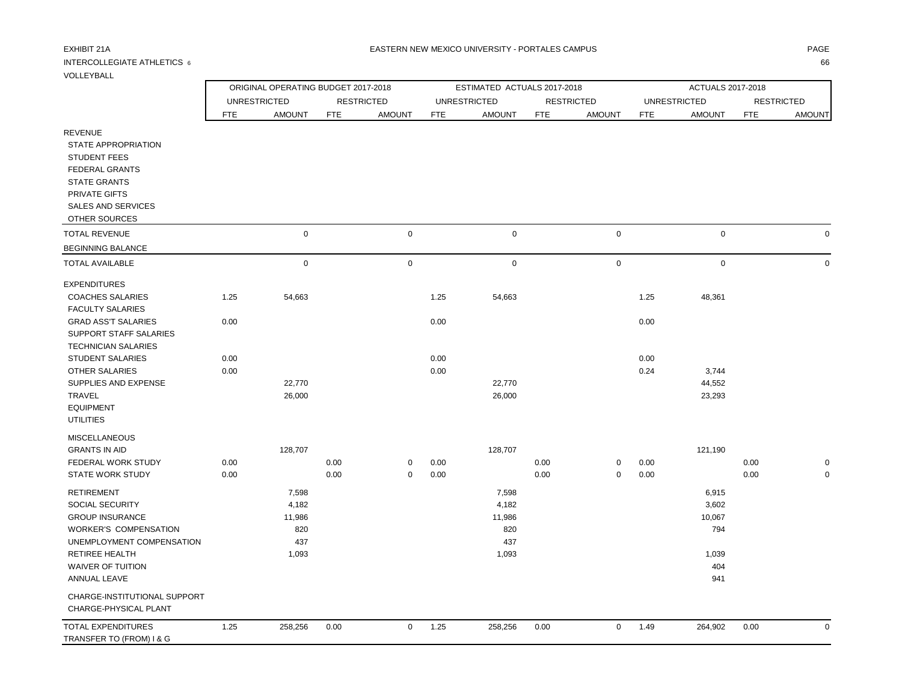EXHIBIT 21A

EASTERN NEW MEXICO UNIVERSITY - PORTALES CAMPUS

INTERCOLLEGIATE ATHLETICS 6

VOLLEYBALL

| | ORIGINAL OPERATING BUDGET 2017-2018 | | | | ESTIMATED ACTUALS 2017-2018 | | | | ACTUALS 2017-2018 | | | |
|---|---|---|---|---|---|---|---|---|---|---|---|---|
| | UNRESTRICTED | | RESTRICTED | | UNRESTRICTED | | RESTRICTED | | UNRESTRICTED | | RESTRICTED | |
| | FTE | AMOUNT | FTE | AMOUNT | FTE | AMOUNT | FTE | AMOUNT | FTE | AMOUNT | FTE | AMOUNT |
| REVENUE | | | | | | | | | | | | |
| STATE APPROPRIATION | | | | | | | | | | | | |
| STUDENT FEES | | | | | | | | | | | | |
| FEDERAL GRANTS | | | | | | | | | | | | |
| STATE GRANTS | | | | | | | | | | | | |
| PRIVATE GIFTS | | | | | | | | | | | | |
| SALES AND SERVICES | | | | | | | | | | | | |
| OTHER SOURCES | | | | | | | | | | | | |
| TOTAL REVENUE | | 0 | | 0 | | 0 | | 0 | | 0 | | 0 |
| BEGINNING BALANCE | | | | | | | | | | | | |
| TOTAL AVAILABLE | | 0 | | 0 | | 0 | | 0 | | 0 | | 0 |
| EXPENDITURES | | | | | | | | | | | | |
| COACHES SALARIES | 1.25 | 54,663 | | | 1.25 | 54,663 | | | 1.25 | 48,361 | | |
| FACULTY SALARIES | | | | | | | | | | | | |
| GRAD ASS'T SALARIES | 0.00 | | | | 0.00 | | | | 0.00 | | | |
| SUPPORT STAFF SALARIES | | | | | | | | | | | | |
| TECHNICIAN SALARIES | | | | | | | | | | | | |
| STUDENT SALARIES | 0.00 | | | | 0.00 | | | | 0.00 | | | |
| OTHER SALARIES | 0.00 | | | | 0.00 | | | | 0.24 | 3,744 | | |
| SUPPLIES AND EXPENSE | | 22,770 | | | | 22,770 | | | | 44,552 | | |
| TRAVEL | | 26,000 | | | | 26,000 | | | | 23,293 | | |
| EQUIPMENT | | | | | | | | | | | | |
| UTILITIES | | | | | | | | | | | | |
| MISCELLANEOUS | | | | | | | | | | | | |
| GRANTS IN AID | | 128,707 | | | | 128,707 | | | | 121,190 | | |
| FEDERAL WORK STUDY | 0.00 | | 0.00 | 0 | 0.00 | | 0.00 | 0 | 0.00 | | 0.00 | 0 |
| STATE WORK STUDY | 0.00 | | 0.00 | 0 | 0.00 | | 0.00 | 0 | 0.00 | | 0.00 | 0 |
| RETIREMENT | | 7,598 | | | | 7,598 | | | | 6,915 | | |
| SOCIAL SECURITY | | 4,182 | | | | 4,182 | | | | 3,602 | | |
| GROUP INSURANCE | | 11,986 | | | | 11,986 | | | | 10,067 | | |
| WORKER'S COMPENSATION | | 820 | | | | 820 | | | | 794 | | |
| UNEMPLOYMENT COMPENSATION | | 437 | | | | 437 | | | | | | |
| RETIREE HEALTH | | 1,093 | | | | 1,093 | | | | 1,039 | | |
| WAIVER OF TUITION | | | | | | | | | | 404 | | |
| ANNUAL LEAVE | | | | | | | | | | 941 | | |
| CHARGE-INSTITUTIONAL SUPPORT | | | | | | | | | | | | |
| CHARGE-PHYSICAL PLANT | | | | | | | | | | | | |
| TOTAL EXPENDITURES | 1.25 | 258,256 | 0.00 | 0 | 1.25 | 258,256 | 0.00 | 0 | 1.49 | 264,902 | 0.00 | 0 |
| TRANSFER TO (FROM) I & G | | | | | | | | | | | | |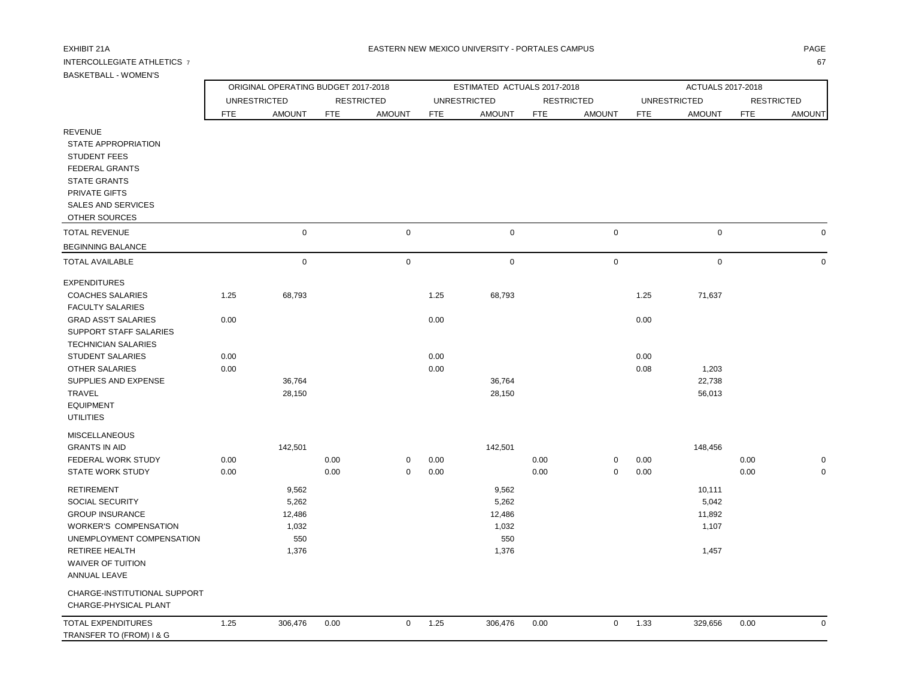EXHIBIT 21A

EASTERN NEW MEXICO UNIVERSITY - PORTALES CAMPUS

INTERCOLLEGIATE ATHLETICS 7

BASKETBALL - WOMEN'S

| | ORIGINAL OPERATING BUDGET 2017-2018 | | | | ESTIMATED ACTUALS 2017-2018 | | | | ACTUALS 2017-2018 | | | |
|---|---|---|---|---|---|---|---|---|---|---|---|---|
| | UNRESTRICTED | | RESTRICTED | | UNRESTRICTED | | RESTRICTED | | UNRESTRICTED | | RESTRICTED | |
| | FTE | AMOUNT | FTE | AMOUNT | FTE | AMOUNT | FTE | AMOUNT | FTE | AMOUNT | FTE | AMOUNT |
| REVENUE | | | | | | | | | | | | |
| STATE APPROPRIATION | | | | | | | | | | | | |
| STUDENT FEES | | | | | | | | | | | | |
| FEDERAL GRANTS | | | | | | | | | | | | |
| STATE GRANTS | | | | | | | | | | | | |
| PRIVATE GIFTS | | | | | | | | | | | | |
| SALES AND SERVICES | | | | | | | | | | | | |
| OTHER SOURCES | | | | | | | | | | | | |
| TOTAL REVENUE | | 0 | | 0 | | 0 | | 0 | | 0 | | 0 |
| BEGINNING BALANCE | | | | | | | | | | | | |
| TOTAL AVAILABLE | | 0 | | 0 | | 0 | | 0 | | 0 | | 0 |
| EXPENDITURES | | | | | | | | | | | | |
| COACHES SALARIES | 1.25 | 68,793 | | | 1.25 | 68,793 | | | 1.25 | 71,637 | | |
| FACULTY SALARIES | | | | | | | | | | | | |
| GRAD ASS'T SALARIES | 0.00 | | | | 0.00 | | | | 0.00 | | | |
| SUPPORT STAFF SALARIES | | | | | | | | | | | | |
| TECHNICIAN SALARIES | | | | | | | | | | | | |
| STUDENT SALARIES | 0.00 | | | | 0.00 | | | | 0.00 | | | |
| OTHER SALARIES | 0.00 | | | | 0.00 | | | | 0.08 | 1,203 | | |
| SUPPLIES AND EXPENSE | | 36,764 | | | | 36,764 | | | | 22,738 | | |
| TRAVEL | | 28,150 | | | | 28,150 | | | | 56,013 | | |
| EQUIPMENT | | | | | | | | | | | | |
| UTILITIES | | | | | | | | | | | | |
| MISCELLANEOUS | | | | | | | | | | | | |
| GRANTS IN AID | | 142,501 | | | | 142,501 | | | | 148,456 | | |
| FEDERAL WORK STUDY | 0.00 | | 0.00 | 0 | 0.00 | | 0.00 | 0 | 0.00 | | 0.00 | 0 |
| STATE WORK STUDY | 0.00 | | 0.00 | 0 | 0.00 | | 0.00 | 0 | 0.00 | | 0.00 | 0 |
| RETIREMENT | | 9,562 | | | | 9,562 | | | | 10,111 | | |
| SOCIAL SECURITY | | 5,262 | | | | 5,262 | | | | 5,042 | | |
| GROUP INSURANCE | | 12,486 | | | | 12,486 | | | | 11,892 | | |
| WORKER'S COMPENSATION | | 1,032 | | | | 1,032 | | | | 1,107 | | |
| UNEMPLOYMENT COMPENSATION | | 550 | | | | 550 | | | | | | |
| RETIREE HEALTH | | 1,376 | | | | 1,376 | | | | 1,457 | | |
| WAIVER OF TUITION | | | | | | | | | | | | |
| ANNUAL LEAVE | | | | | | | | | | | | |
| CHARGE-INSTITUTIONAL SUPPORT | | | | | | | | | | | | |
| CHARGE-PHYSICAL PLANT | | | | | | | | | | | | |
| TOTAL EXPENDITURES | 1.25 | 306,476 | 0.00 | 0 | 1.25 | 306,476 | 0.00 | 0 | 1.33 | 329,656 | 0.00 | 0 |
| TRANSFER TO (FROM) I & G | | | | | | | | | | | | |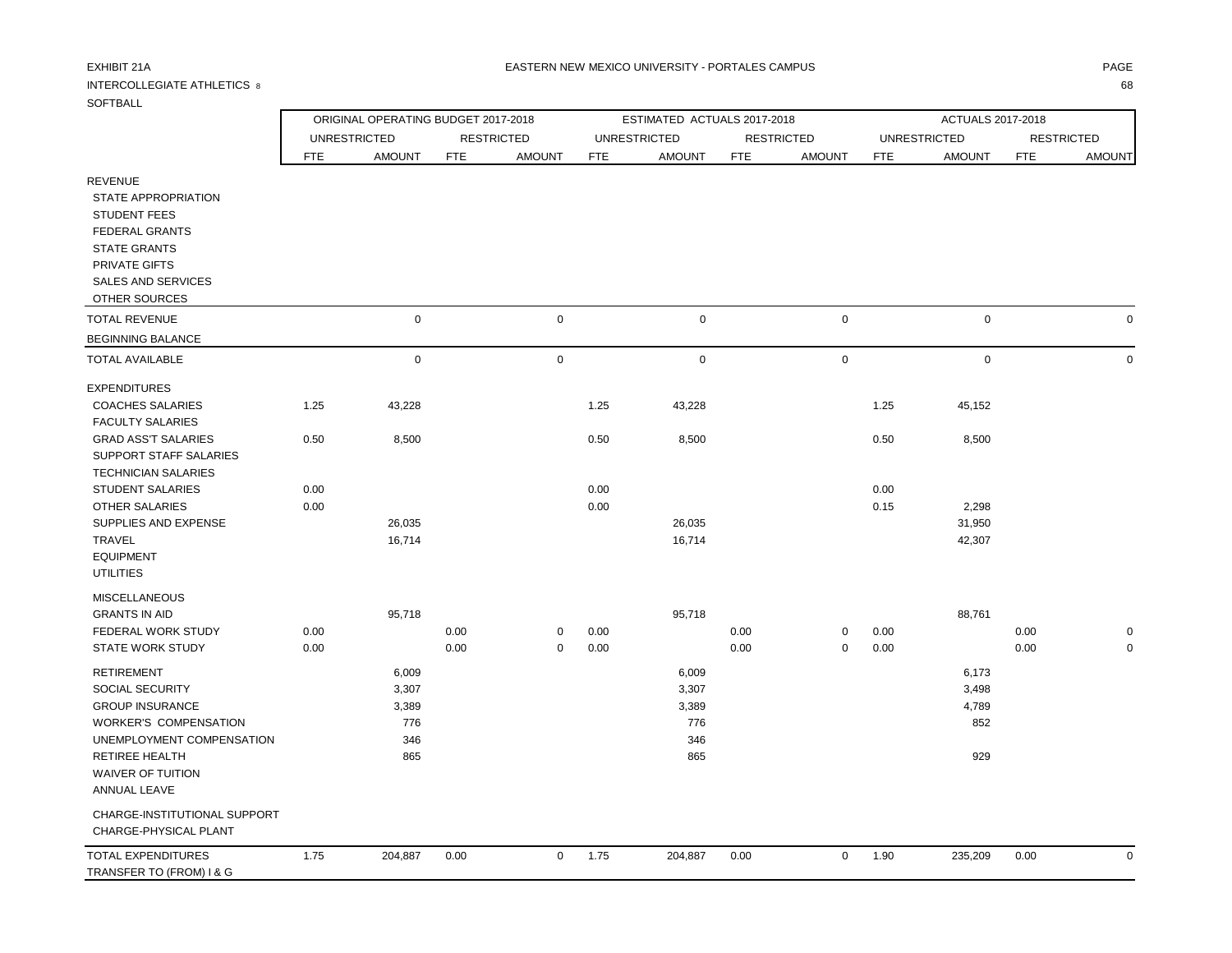EXHIBIT 21A

INTERCOLLEGIATE ATHLETICS 8

SOFTBALL

EASTERN NEW MEXICO UNIVERSITY - PORTALES CAMPUS

| | ORIGINAL OPERATING BUDGET 2017-2018 | | | | ESTIMATED ACTUALS 2017-2018 | | | | ACTUALS 2017-2018 | | | |
|---|---|---|---|---|---|---|---|---|---|---|---|---|
| | UNRESTRICTED | | RESTRICTED | | UNRESTRICTED | | RESTRICTED | | UNRESTRICTED | | RESTRICTED | |
| | FTE | AMOUNT | FTE | AMOUNT | FTE | AMOUNT | FTE | AMOUNT | FTE | AMOUNT | FTE | AMOUNT |
| REVENUE | | | | | | | | | | | | |
| STATE APPROPRIATION | | | | | | | | | | | | |
| STUDENT FEES | | | | | | | | | | | | |
| FEDERAL GRANTS | | | | | | | | | | | | |
| STATE GRANTS | | | | | | | | | | | | |
| PRIVATE GIFTS | | | | | | | | | | | | |
| SALES AND SERVICES | | | | | | | | | | | | |
| OTHER SOURCES | | | | | | | | | | | | |
| TOTAL REVENUE | | 0 | | 0 | | 0 | | 0 | | 0 | | 0 |
| BEGINNING BALANCE | | | | | | | | | | | | |
| TOTAL AVAILABLE | | 0 | | 0 | | 0 | | 0 | | 0 | | 0 |
| EXPENDITURES | | | | | | | | | | | | |
| COACHES SALARIES | 1.25 | 43,228 | | | 1.25 | 43,228 | | | 1.25 | 45,152 | | |
| FACULTY SALARIES | | | | | | | | | | | | |
| GRAD ASS'T SALARIES | 0.50 | 8,500 | | | 0.50 | 8,500 | | | 0.50 | 8,500 | | |
| SUPPORT STAFF SALARIES | | | | | | | | | | | | |
| TECHNICIAN SALARIES | | | | | | | | | | | | |
| STUDENT SALARIES | 0.00 | | | | 0.00 | | | | 0.00 | | | |
| OTHER SALARIES | 0.00 | | | | 0.00 | | | | 0.15 | 2,298 | | |
| SUPPLIES AND EXPENSE | | 26,035 | | | | 26,035 | | | | 31,950 | | |
| TRAVEL | | 16,714 | | | | 16,714 | | | | 42,307 | | |
| EQUIPMENT | | | | | | | | | | | | |
| UTILITIES | | | | | | | | | | | | |
| MISCELLANEOUS | | | | | | | | | | | | |
| GRANTS IN AID | | 95,718 | | | | 95,718 | | | | 88,761 | | |
| FEDERAL WORK STUDY | 0.00 | | 0.00 | 0 | 0.00 | | 0.00 | 0 | 0.00 | | 0.00 | 0 |
| STATE WORK STUDY | 0.00 | | 0.00 | 0 | 0.00 | | 0.00 | 0 | 0.00 | | 0.00 | 0 |
| RETIREMENT | | 6,009 | | | | 6,009 | | | | 6,173 | | |
| SOCIAL SECURITY | | 3,307 | | | | 3,307 | | | | 3,498 | | |
| GROUP INSURANCE | | 3,389 | | | | 3,389 | | | | 4,789 | | |
| WORKER'S COMPENSATION | | 776 | | | | 776 | | | | 852 | | |
| UNEMPLOYMENT COMPENSATION | | 346 | | | | 346 | | | | | | |
| RETIREE HEALTH | | 865 | | | | 865 | | | | 929 | | |
| WAIVER OF TUITION | | | | | | | | | | | | |
| ANNUAL LEAVE | | | | | | | | | | | | |
| CHARGE-INSTITUTIONAL SUPPORT | | | | | | | | | | | | |
| CHARGE-PHYSICAL PLANT | | | | | | | | | | | | |
| TOTAL EXPENDITURES | 1.75 | 204,887 | 0.00 | 0 | 1.75 | 204,887 | 0.00 | 0 | 1.90 | 235,209 | 0.00 | 0 |
| TRANSFER TO (FROM) I & G | | | | | | | | | | | | |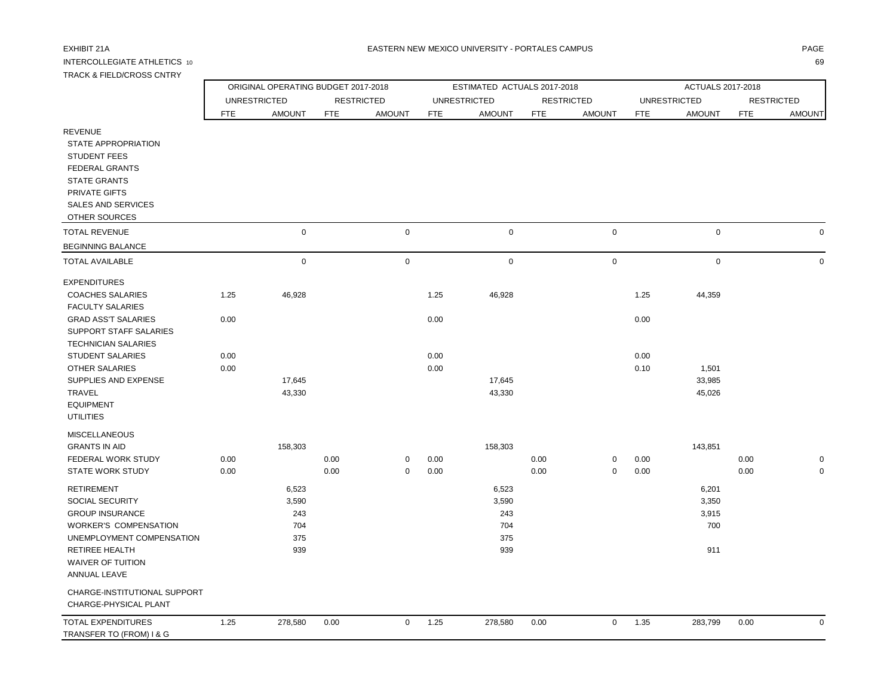EXHIBIT 21A

EASTERN NEW MEXICO UNIVERSITY - PORTALES CAMPUS

INTERCOLLEGIATE ATHLETICS 10

TRACK & FIELD/CROSS CNTRY

| | ORIGINAL OPERATING BUDGET 2017-2018 | | | | ESTIMATED ACTUALS 2017-2018 | | | | ACTUALS 2017-2018 | | | |
|---|---|---|---|---|---|---|---|---|---|---|---|---|
| | UNRESTRICTED | | RESTRICTED | | UNRESTRICTED | | RESTRICTED | | UNRESTRICTED | | RESTRICTED | |
| | FTE | AMOUNT | FTE | AMOUNT | FTE | AMOUNT | FTE | AMOUNT | FTE | AMOUNT | FTE | AMOUNT |
| REVENUE | | | | | | | | | | | | |
| STATE APPROPRIATION | | | | | | | | | | | | |
| STUDENT FEES | | | | | | | | | | | | |
| FEDERAL GRANTS | | | | | | | | | | | | |
| STATE GRANTS | | | | | | | | | | | | |
| PRIVATE GIFTS | | | | | | | | | | | | |
| SALES AND SERVICES | | | | | | | | | | | | |
| OTHER SOURCES | | | | | | | | | | | | |
| TOTAL REVENUE | | 0 | | 0 | | 0 | | 0 | | 0 | | 0 |
| BEGINNING BALANCE | | | | | | | | | | | | |
| TOTAL AVAILABLE | | 0 | | 0 | | 0 | | 0 | | 0 | | 0 |
| EXPENDITURES | | | | | | | | | | | | |
| COACHES SALARIES | 1.25 | 46,928 | | | 1.25 | 46,928 | | | 1.25 | 44,359 | | |
| FACULTY SALARIES | | | | | | | | | | | | |
| GRAD ASS'T SALARIES | 0.00 | | | | 0.00 | | | | 0.00 | | | |
| SUPPORT STAFF SALARIES | | | | | | | | | | | | |
| TECHNICIAN SALARIES | | | | | | | | | | | | |
| STUDENT SALARIES | 0.00 | | | | 0.00 | | | | 0.00 | | | |
| OTHER SALARIES | 0.00 | | | | 0.00 | | | | 0.10 | 1,501 | | |
| SUPPLIES AND EXPENSE | | 17,645 | | | | 17,645 | | | | 33,985 | | |
| TRAVEL | | 43,330 | | | | 43,330 | | | | 45,026 | | |
| EQUIPMENT | | | | | | | | | | | | |
| UTILITIES | | | | | | | | | | | | |
| MISCELLANEOUS | | | | | | | | | | | | |
| GRANTS IN AID | | 158,303 | | | | 158,303 | | | | 143,851 | | |
| FEDERAL WORK STUDY | 0.00 | | 0.00 | 0 | 0.00 | | 0.00 | 0 | 0.00 | | 0.00 | 0 |
| STATE WORK STUDY | 0.00 | | 0.00 | 0 | 0.00 | | 0.00 | 0 | 0.00 | | 0.00 | 0 |
| RETIREMENT | | 6,523 | | | | 6,523 | | | | 6,201 | | |
| SOCIAL SECURITY | | 3,590 | | | | 3,590 | | | | 3,350 | | |
| GROUP INSURANCE | | 243 | | | | 243 | | | | 3,915 | | |
| WORKER'S COMPENSATION | | 704 | | | | 704 | | | | 700 | | |
| UNEMPLOYMENT COMPENSATION | | 375 | | | | 375 | | | | | | |
| RETIREE HEALTH | | 939 | | | | 939 | | | | 911 | | |
| WAIVER OF TUITION | | | | | | | | | | | | |
| ANNUAL LEAVE | | | | | | | | | | | | |
| CHARGE-INSTITUTIONAL SUPPORT | | | | | | | | | | | | |
| CHARGE-PHYSICAL PLANT | | | | | | | | | | | | |
| TOTAL EXPENDITURES | 1.25 | 278,580 | 0.00 | 0 | 1.25 | 278,580 | 0.00 | 0 | 1.35 | 283,799 | 0.00 | 0 |
| TRANSFER TO (FROM) I & G | | | | | | | | | | | | |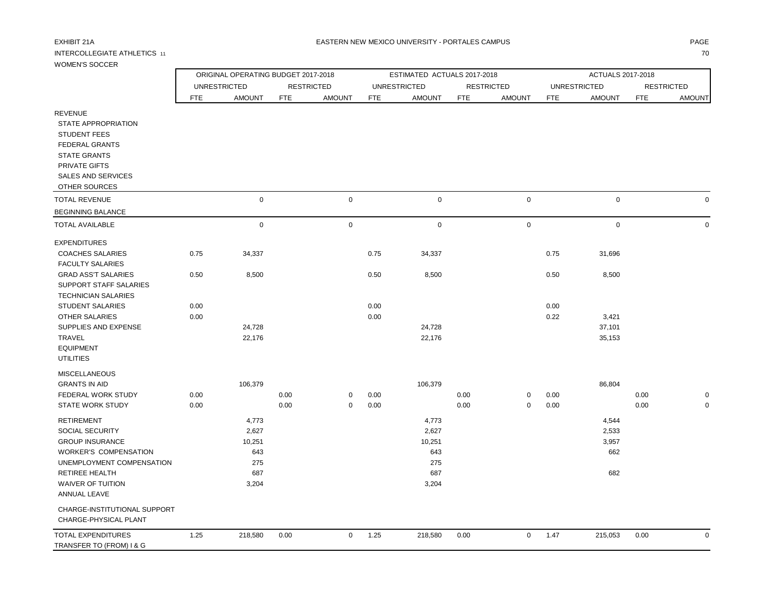EXHIBIT 21A

EASTERN NEW MEXICO UNIVERSITY - PORTALES CAMPUS

INTERCOLLEGIATE ATHLETICS 11

WOMEN'S SOCCER

| | ORIGINAL OPERATING BUDGET 2017-2018 | | | | ESTIMATED ACTUALS 2017-2018 | | | | ACTUALS 2017-2018 | | | |
|---|---|---|---|---|---|---|---|---|---|---|---|---|
| | UNRESTRICTED | | RESTRICTED | | UNRESTRICTED | | RESTRICTED | | UNRESTRICTED | | RESTRICTED | |
| | FTE | AMOUNT | FTE | AMOUNT | FTE | AMOUNT | FTE | AMOUNT | FTE | AMOUNT | FTE | AMOUNT |
| REVENUE | | | | | | | | | | | | |
| STATE APPROPRIATION | | | | | | | | | | | | |
| STUDENT FEES | | | | | | | | | | | | |
| FEDERAL GRANTS | | | | | | | | | | | | |
| STATE GRANTS | | | | | | | | | | | | |
| PRIVATE GIFTS | | | | | | | | | | | | |
| SALES AND SERVICES | | | | | | | | | | | | |
| OTHER SOURCES | | | | | | | | | | | | |
| TOTAL REVENUE | | 0 | | 0 | | 0 | | 0 | | 0 | | 0 |
| BEGINNING BALANCE | | | | | | | | | | | | |
| TOTAL AVAILABLE | | 0 | | 0 | | 0 | | 0 | | 0 | | 0 |
| EXPENDITURES | | | | | | | | | | | | |
| COACHES SALARIES | 0.75 | 34,337 | | | 0.75 | 34,337 | | | 0.75 | 31,696 | | |
| FACULTY SALARIES | | | | | | | | | | | | |
| GRAD ASS'T SALARIES | 0.50 | 8,500 | | | 0.50 | 8,500 | | | 0.50 | 8,500 | | |
| SUPPORT STAFF SALARIES | | | | | | | | | | | | |
| TECHNICIAN SALARIES | | | | | | | | | | | | |
| STUDENT SALARIES | 0.00 | | | | 0.00 | | | | 0.00 | | | |
| OTHER SALARIES | 0.00 | | | | 0.00 | | | | 0.22 | 3,421 | | |
| SUPPLIES AND EXPENSE | | 24,728 | | | | 24,728 | | | | 37,101 | | |
| TRAVEL | | 22,176 | | | | 22,176 | | | | 35,153 | | |
| EQUIPMENT | | | | | | | | | | | | |
| UTILITIES | | | | | | | | | | | | |
| MISCELLANEOUS | | | | | | | | | | | | |
| GRANTS IN AID | | 106,379 | | | | 106,379 | | | | 86,804 | | |
| FEDERAL WORK STUDY | 0.00 | | 0.00 | 0 | 0.00 | | 0.00 | 0 | 0.00 | | 0.00 | 0 |
| STATE WORK STUDY | 0.00 | | 0.00 | 0 | 0.00 | | 0.00 | 0 | 0.00 | | 0.00 | 0 |
| RETIREMENT | | 4,773 | | | | 4,773 | | | | 4,544 | | |
| SOCIAL SECURITY | | 2,627 | | | | 2,627 | | | | 2,533 | | |
| GROUP INSURANCE | | 10,251 | | | | 10,251 | | | | 3,957 | | |
| WORKER'S COMPENSATION | | 643 | | | | 643 | | | | 662 | | |
| UNEMPLOYMENT COMPENSATION | | 275 | | | | 275 | | | | | | |
| RETIREE HEALTH | | 687 | | | | 687 | | | | 682 | | |
| WAIVER OF TUITION | | 3,204 | | | | 3,204 | | | | | | |
| ANNUAL LEAVE | | | | | | | | | | | | |
| CHARGE-INSTITUTIONAL SUPPORT | | | | | | | | | | | | |
| CHARGE-PHYSICAL PLANT | | | | | | | | | | | | |
| TOTAL EXPENDITURES | 1.25 | 218,580 | 0.00 | 0 | 1.25 | 218,580 | 0.00 | 0 | 1.47 | 215,053 | 0.00 | 0 |
| TRANSFER TO (FROM) I & G | | | | | | | | | | | | |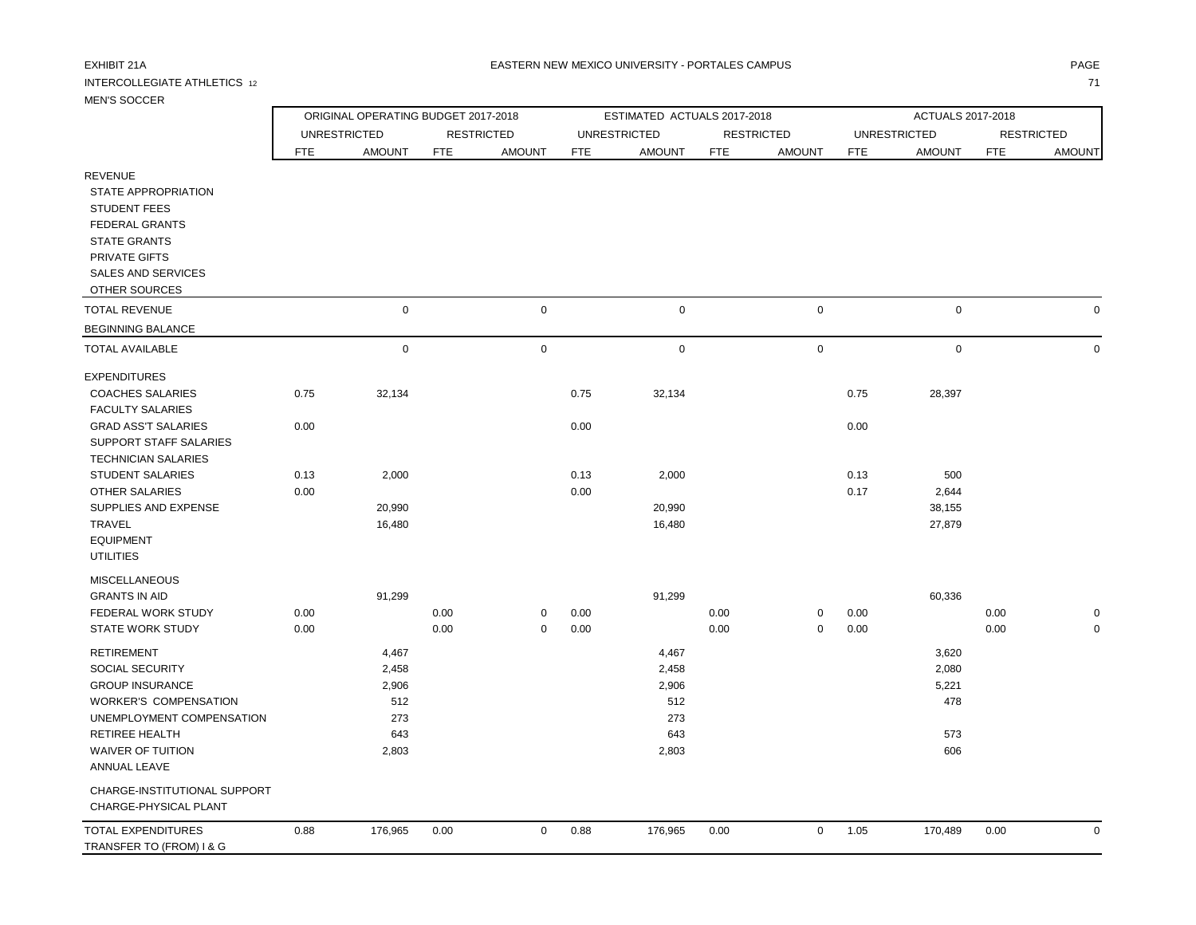EXHIBIT 21A

EASTERN NEW MEXICO UNIVERSITY - PORTALES CAMPUS

INTERCOLLEGIATE ATHLETICS 12

MEN'S SOCCER

| | ORIGINAL OPERATING BUDGET 2017-2018 | | | | ESTIMATED ACTUALS 2017-2018 | | | | ACTUALS 2017-2018 | | | |
|---|---|---|---|---|---|---|---|---|---|---|---|---|
| | UNRESTRICTED | | RESTRICTED | | UNRESTRICTED | | RESTRICTED | | UNRESTRICTED | | RESTRICTED | |
| | FTE | AMOUNT | FTE | AMOUNT | FTE | AMOUNT | FTE | AMOUNT | FTE | AMOUNT | FTE | AMOUNT |
| REVENUE | | | | | | | | | | | | |
| STATE APPROPRIATION | | | | | | | | | | | | |
| STUDENT FEES | | | | | | | | | | | | |
| FEDERAL GRANTS | | | | | | | | | | | | |
| STATE GRANTS | | | | | | | | | | | | |
| PRIVATE GIFTS | | | | | | | | | | | | |
| SALES AND SERVICES | | | | | | | | | | | | |
| OTHER SOURCES | | | | | | | | | | | | |
| TOTAL REVENUE | | 0 | | 0 | | 0 | | 0 | | 0 | | 0 |
| BEGINNING BALANCE | | | | | | | | | | | | |
| TOTAL AVAILABLE | | 0 | | 0 | | 0 | | 0 | | 0 | | 0 |
| EXPENDITURES | | | | | | | | | | | | |
| COACHES SALARIES | 0.75 | 32,134 | | | 0.75 | 32,134 | | | 0.75 | 28,397 | | |
| FACULTY SALARIES | | | | | | | | | | | | |
| GRAD ASS'T SALARIES | 0.00 | | | | 0.00 | | | | 0.00 | | | |
| SUPPORT STAFF SALARIES | | | | | | | | | | | | |
| TECHNICIAN SALARIES | | | | | | | | | | | | |
| STUDENT SALARIES | 0.13 | 2,000 | | | 0.13 | 2,000 | | | 0.13 | 500 | | |
| OTHER SALARIES | 0.00 | | | | 0.00 | | | | 0.17 | 2,644 | | |
| SUPPLIES AND EXPENSE | | 20,990 | | | | 20,990 | | | | 38,155 | | |
| TRAVEL | | 16,480 | | | | 16,480 | | | | 27,879 | | |
| EQUIPMENT | | | | | | | | | | | | |
| UTILITIES | | | | | | | | | | | | |
| MISCELLANEOUS | | | | | | | | | | | | |
| GRANTS IN AID | | 91,299 | | | | 91,299 | | | | 60,336 | | |
| FEDERAL WORK STUDY | 0.00 | | 0.00 | 0 | 0.00 | | 0.00 | 0 | 0.00 | | 0.00 | 0 |
| STATE WORK STUDY | 0.00 | | 0.00 | 0 | 0.00 | | 0.00 | 0 | 0.00 | | 0.00 | 0 |
| RETIREMENT | | 4,467 | | | | 4,467 | | | | 3,620 | | |
| SOCIAL SECURITY | | 2,458 | | | | 2,458 | | | | 2,080 | | |
| GROUP INSURANCE | | 2,906 | | | | 2,906 | | | | 5,221 | | |
| WORKER'S COMPENSATION | | 512 | | | | 512 | | | | 478 | | |
| UNEMPLOYMENT COMPENSATION | | 273 | | | | 273 | | | | | | |
| RETIREE HEALTH | | 643 | | | | 643 | | | | 573 | | |
| WAIVER OF TUITION | | 2,803 | | | | 2,803 | | | | 606 | | |
| ANNUAL LEAVE | | | | | | | | | | | | |
| CHARGE-INSTITUTIONAL SUPPORT | | | | | | | | | | | | |
| CHARGE-PHYSICAL PLANT | | | | | | | | | | | | |
| TOTAL EXPENDITURES | 0.88 | 176,965 | 0.00 | 0 | 0.88 | 176,965 | 0.00 | 0 | 1.05 | 170,489 | 0.00 | 0 |
| TRANSFER TO (FROM) I & G | | | | | | | | | | | | |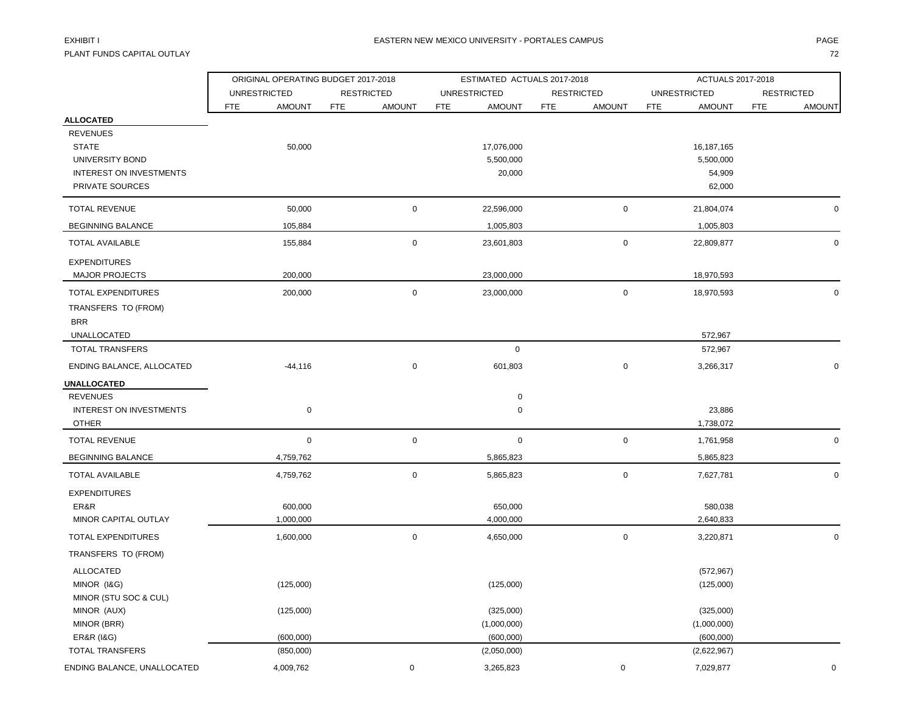EXHIBIT I

PLANT FUNDS CAPITAL OUTLAY

EASTERN NEW MEXICO UNIVERSITY - PORTALES CAMPUS

| | ORIGINAL OPERATING BUDGET 2017-2018 | | | | ESTIMATED ACTUALS 2017-2018 | | | | ACTUALS 2017-2018 | | | |
|---|---|---|---|---|---|---|---|---|---|---|---|---|
| | UNRESTRICTED | | RESTRICTED | | UNRESTRICTED | | RESTRICTED | | UNRESTRICTED | | RESTRICTED | |
| | FTE | AMOUNT | FTE | AMOUNT | FTE | AMOUNT | FTE | AMOUNT | FTE | AMOUNT | FTE | AMOUNT |
| **ALLOCATED** | | | | | | | | | | | | |
| REVENUES | | | | | | | | | | | | |
| STATE | | 50,000 | | | | 17,076,000 | | | | 16,187,165 | | |
| UNIVERSITY BOND | | | | | | 5,500,000 | | | | 5,500,000 | | |
| INTEREST ON INVESTMENTS | | | | | | 20,000 | | | | 54,909 | | |
| PRIVATE SOURCES | | | | | | | | | | 62,000 | | |
| TOTAL REVENUE | | 50,000 | | 0 | | 22,596,000 | | 0 | | 21,804,074 | | 0 |
| BEGINNING BALANCE | | 105,884 | | | | 1,005,803 | | | | 1,005,803 | | |
| TOTAL AVAILABLE | | 155,884 | | 0 | | 23,601,803 | | 0 | | 22,809,877 | | 0 |
| EXPENDITURES | | | | | | | | | | | | |
| MAJOR PROJECTS | | 200,000 | | | | 23,000,000 | | | | 18,970,593 | | |
| TOTAL EXPENDITURES | | 200,000 | | 0 | | 23,000,000 | | 0 | | 18,970,593 | | 0 |
| TRANSFERS TO (FROM) | | | | | | | | | | | | |
| BRR | | | | | | | | | | | | |
| UNALLOCATED | | | | | | | | | | 572,967 | | |
| TOTAL TRANSFERS | | | | | | 0 | | | | 572,967 | | |
| ENDING BALANCE, ALLOCATED | | -44,116 | | 0 | | 601,803 | | 0 | | 3,266,317 | | 0 |
| **UNALLOCATED** | | | | | | | | | | | | |
| REVENUES | | | | | | 0 | | | | | | |
| INTEREST ON INVESTMENTS | | 0 | | | | 0 | | | | 23,886 | | |
| OTHER | | | | | | | | | | 1,738,072 | | |
| TOTAL REVENUE | | 0 | | 0 | | 0 | | 0 | | 1,761,958 | | 0 |
| BEGINNING BALANCE | | 4,759,762 | | | | 5,865,823 | | | | 5,865,823 | | |
| TOTAL AVAILABLE | | 4,759,762 | | 0 | | 5,865,823 | | 0 | | 7,627,781 | | 0 |
| EXPENDITURES | | | | | | | | | | | | |
| ER&R | | 600,000 | | | | 650,000 | | | | 580,038 | | |
| MINOR CAPITAL OUTLAY | | 1,000,000 | | | | 4,000,000 | | | | 2,640,833 | | |
| TOTAL EXPENDITURES | | 1,600,000 | | 0 | | 4,650,000 | | 0 | | 3,220,871 | | 0 |
| TRANSFERS TO (FROM) | | | | | | | | | | | | |
| ALLOCATED | | | | | | | | | | (572,967) | | |
| MINOR (I&G) | | (125,000) | | | | (125,000) | | | | (125,000) | | |
| MINOR (STU SOC & CUL) | | | | | | | | | | | | |
| MINOR (AUX) | | (125,000) | | | | (325,000) | | | | (325,000) | | |
| MINOR (BRR) | | | | | | (1,000,000) | | | | (1,000,000) | | |
| ER&R (I&G) | | (600,000) | | | | (600,000) | | | | (600,000) | | |
| TOTAL TRANSFERS | | (850,000) | | | | (2,050,000) | | | | (2,622,967) | | |
| ENDING BALANCE, UNALLOCATED | | 4,009,762 | | 0 | | 3,265,823 | | 0 | | 7,029,877 | | 0 |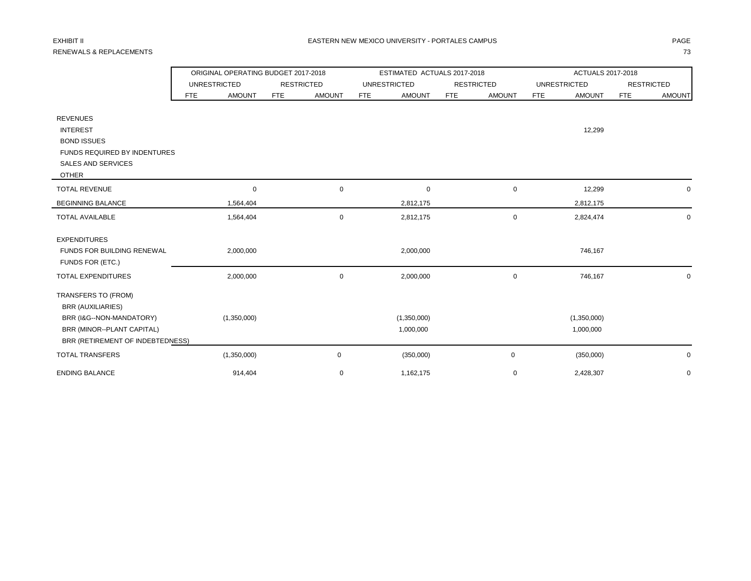EXHIBIT II

RENEWALS & REPLACEMENTS

EASTERN NEW MEXICO UNIVERSITY - PORTALES CAMPUS

| | ORIGINAL OPERATING BUDGET 2017-2018 | | | | ESTIMATED ACTUALS 2017-2018 | | | | ACTUALS 2017-2018 | | | |
|---|---|---|---|---|---|---|---|---|---|---|---|---|
| | UNRESTRICTED | | RESTRICTED | | UNRESTRICTED | | RESTRICTED | | UNRESTRICTED | | RESTRICTED | |
| | FTE | AMOUNT | FTE | AMOUNT | FTE | AMOUNT | FTE | AMOUNT | FTE | AMOUNT | FTE | AMOUNT |
| REVENUES | | | | | | | | | | | | |
| INTEREST | | | | | | | | | | 12,299 | | |
| BOND ISSUES | | | | | | | | | | | | |
| FUNDS REQUIRED BY INDENTURES | | | | | | | | | | | | |
| SALES AND SERVICES | | | | | | | | | | | | |
| OTHER | | | | | | | | | | | | |
| TOTAL REVENUE | | 0 | | 0 | | 0 | | 0 | | 12,299 | | 0 |
| BEGINNING BALANCE | | 1,564,404 | | | | 2,812,175 | | | | 2,812,175 | | |
| TOTAL AVAILABLE | | 1,564,404 | | 0 | | 2,812,175 | | 0 | | 2,824,474 | | 0 |
| EXPENDITURES | | | | | | | | | | | | |
| FUNDS FOR BUILDING RENEWAL | | 2,000,000 | | | | 2,000,000 | | | | 746,167 | | |
| FUNDS FOR (ETC.) | | | | | | | | | | | | |
| TOTAL EXPENDITURES | | 2,000,000 | | 0 | | 2,000,000 | | 0 | | 746,167 | | 0 |
| TRANSFERS TO (FROM) | | | | | | | | | | | | |
| BRR (AUXILIARIES) | | | | | | | | | | | | |
| BRR (I&G--NON-MANDATORY) | | (1,350,000) | | | | (1,350,000) | | | | (1,350,000) | | |
| BRR (MINOR--PLANT CAPITAL) | | | | | | 1,000,000 | | | | 1,000,000 | | |
| BRR (RETIREMENT OF INDEBTEDNESS) | | | | | | | | | | | | |
| TOTAL TRANSFERS | | (1,350,000) | | 0 | | (350,000) | | 0 | | (350,000) | | 0 |
| ENDING BALANCE | | 914,404 | | 0 | | 1,162,175 | | 0 | | 2,428,307 | | 0 |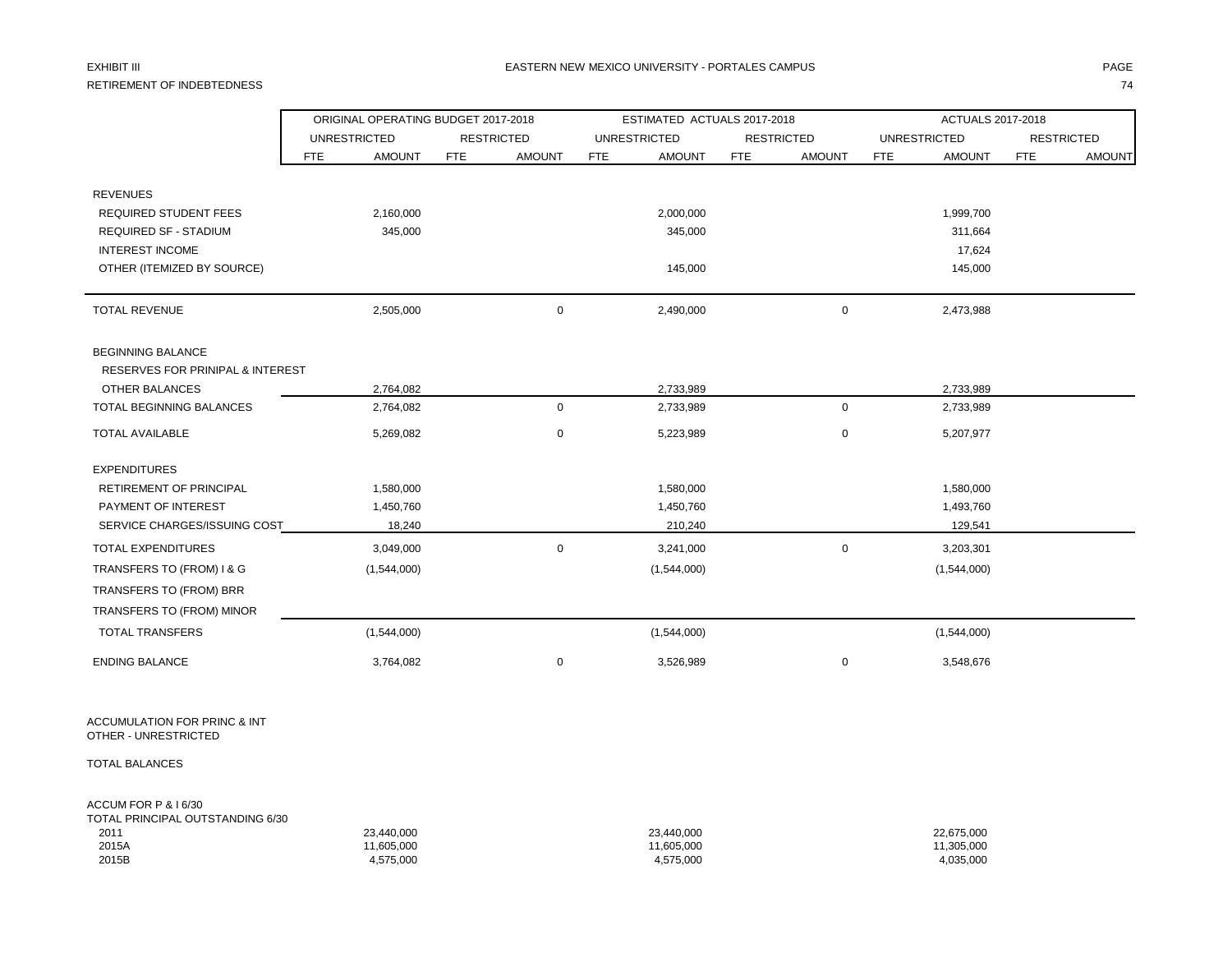EXHIBIT III

RETIREMENT OF INDEBTEDNESS

EASTERN NEW MEXICO UNIVERSITY - PORTALES CAMPUS

| | ORIGINAL OPERATING BUDGET 2017-2018 | | | | ESTIMATED ACTUALS 2017-2018 | | | | ACTUALS 2017-2018 | | | |
|---|---|---|---|---|---|---|---|---|---|---|---|---|
| | UNRESTRICTED | | RESTRICTED | | UNRESTRICTED | | RESTRICTED | | UNRESTRICTED | | RESTRICTED | |
| | FTE | AMOUNT | FTE | AMOUNT | FTE | AMOUNT | FTE | AMOUNT | FTE | AMOUNT | FTE | AMOUNT |
| REVENUES | | | | | | | | | | | | |
| REQUIRED STUDENT FEES | | 2,160,000 | | | | 2,000,000 | | | | 1,999,700 | | |
| REQUIRED SF - STADIUM | | 345,000 | | | | 345,000 | | | | 311,664 | | |
| INTEREST INCOME | | | | | | | | | | 17,624 | | |
| OTHER (ITEMIZED BY SOURCE) | | | | | | 145,000 | | | | 145,000 | | |
| TOTAL REVENUE | | 2,505,000 | | 0 | | 2,490,000 | | 0 | | 2,473,988 | | |
| BEGINNING BALANCE | | | | | | | | | | | | |
| RESERVES FOR PRINIPAL & INTEREST | | | | | | | | | | | | |
| OTHER BALANCES | | 2,764,082 | | | | 2,733,989 | | | | 2,733,989 | | |
| TOTAL BEGINNING BALANCES | | 2,764,082 | | 0 | | 2,733,989 | | 0 | | 2,733,989 | | |
| TOTAL AVAILABLE | | 5,269,082 | | 0 | | 5,223,989 | | 0 | | 5,207,977 | | |
| EXPENDITURES | | | | | | | | | | | | |
| RETIREMENT OF PRINCIPAL | | 1,580,000 | | | | 1,580,000 | | | | 1,580,000 | | |
| PAYMENT OF INTEREST | | 1,450,760 | | | | 1,450,760 | | | | 1,493,760 | | |
| SERVICE CHARGES/ISSUING COST | | 18,240 | | | | 210,240 | | | | 129,541 | | |
| TOTAL EXPENDITURES | | 3,049,000 | | 0 | | 3,241,000 | | 0 | | 3,203,301 | | |
| TRANSFERS TO (FROM) I & G | | (1,544,000) | | | | (1,544,000) | | | | (1,544,000) | | |
| TRANSFERS TO (FROM) BRR | | | | | | | | | | | | |
| TRANSFERS TO (FROM) MINOR | | | | | | | | | | | | |
| TOTAL TRANSFERS | | (1,544,000) | | | | (1,544,000) | | | | (1,544,000) | | |
| ENDING BALANCE | | 3,764,082 | | 0 | | 3,526,989 | | 0 | | 3,548,676 | | |
| ACCUMULATION FOR PRINC & INT | | | | | | | | | | | | |
| OTHER - UNRESTRICTED | | | | | | | | | | | | |
| TOTAL BALANCES | | | | | | | | | | | | |
| ACCUM FOR P & I 6/30 | | | | | | | | | | | | |
| TOTAL PRINCIPAL OUTSTANDING 6/30 | | | | | | | | | | | | |
| 2011 | | 23,440,000 | | | | 23,440,000 | | | | 22,675,000 | | |
| 2015A | | 11,605,000 | | | | 11,605,000 | | | | 11,305,000 | | |
| 2015B | | 4,575,000 | | | | 4,575,000 | | | | 4,035,000 | | |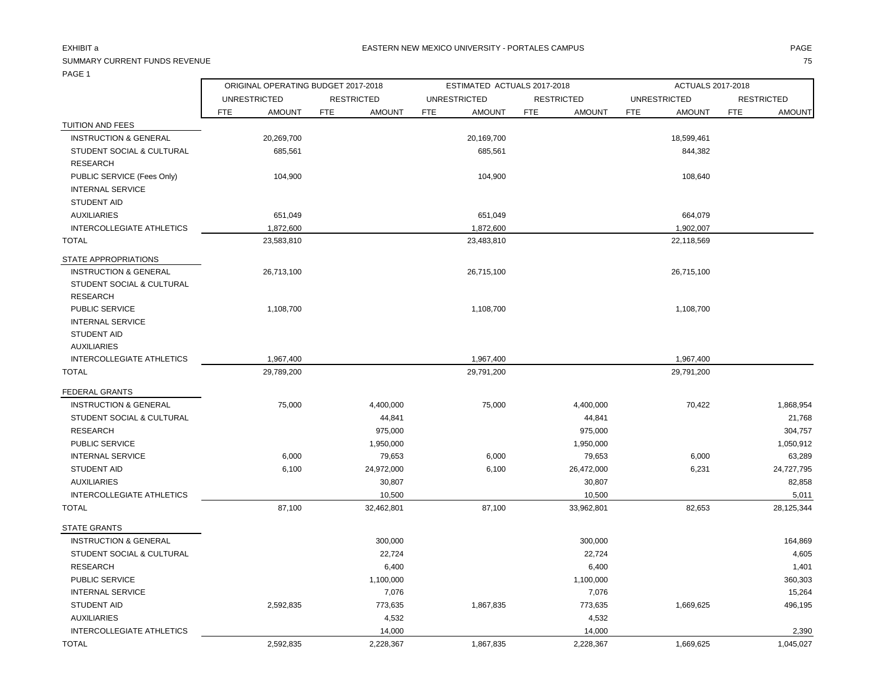EXHIBIT a

SUMMARY CURRENT FUNDS REVENUE

PAGE 1

EASTERN NEW MEXICO UNIVERSITY - PORTALES CAMPUS

| | ORIGINAL OPERATING BUDGET 2017-2018 | | | | ESTIMATED ACTUALS 2017-2018 | | | | ACTUALS 2017-2018 | | | |
|---|---|---|---|---|---|---|---|---|---|---|---|---|
| | UNRESTRICTED | | RESTRICTED | | UNRESTRICTED | | RESTRICTED | | UNRESTRICTED | | RESTRICTED | |
| | FTE | AMOUNT | FTE | AMOUNT | FTE | AMOUNT | FTE | AMOUNT | FTE | AMOUNT | FTE | AMOUNT |
| TUITION AND FEES | | | | | | | | | | | | |
| INSTRUCTION & GENERAL | | 20,269,700 | | | | 20,169,700 | | | | 18,599,461 | | |
| STUDENT SOCIAL & CULTURAL | | 685,561 | | | | 685,561 | | | | 844,382 | | |
| RESEARCH | | | | | | | | | | | | |
| PUBLIC SERVICE (Fees Only) | | 104,900 | | | | 104,900 | | | | 108,640 | | |
| INTERNAL SERVICE | | | | | | | | | | | | |
| STUDENT AID | | | | | | | | | | | | |
| AUXILIARIES | | 651,049 | | | | 651,049 | | | | 664,079 | | |
| INTERCOLLEGIATE ATHLETICS | | 1,872,600 | | | | 1,872,600 | | | | 1,902,007 | | |
| TOTAL | | 23,583,810 | | | | 23,483,810 | | | | 22,118,569 | | |
| STATE APPROPRIATIONS | | | | | | | | | | | | |
| INSTRUCTION & GENERAL | | 26,713,100 | | | | 26,715,100 | | | | 26,715,100 | | |
| STUDENT SOCIAL & CULTURAL | | | | | | | | | | | | |
| RESEARCH | | | | | | | | | | | | |
| PUBLIC SERVICE | | 1,108,700 | | | | 1,108,700 | | | | 1,108,700 | | |
| INTERNAL SERVICE | | | | | | | | | | | | |
| STUDENT AID | | | | | | | | | | | | |
| AUXILIARIES | | | | | | | | | | | | |
| INTERCOLLEGIATE ATHLETICS | | 1,967,400 | | | | 1,967,400 | | | | 1,967,400 | | |
| TOTAL | | 29,789,200 | | | | 29,791,200 | | | | 29,791,200 | | |
| FEDERAL GRANTS | | | | | | | | | | | | |
| INSTRUCTION & GENERAL | | 75,000 | | 4,400,000 | | 75,000 | | 4,400,000 | | 70,422 | | 1,868,954 |
| STUDENT SOCIAL & CULTURAL | | | | 44,841 | | | | 44,841 | | | | 21,768 |
| RESEARCH | | | | 975,000 | | | | 975,000 | | | | 304,757 |
| PUBLIC SERVICE | | | | 1,950,000 | | | | 1,950,000 | | | | 1,050,912 |
| INTERNAL SERVICE | | 6,000 | | 79,653 | | 6,000 | | 79,653 | | 6,000 | | 63,289 |
| STUDENT AID | | 6,100 | | 24,972,000 | | 6,100 | | 26,472,000 | | 6,231 | | 24,727,795 |
| AUXILIARIES | | | | 30,807 | | | | 30,807 | | | | 82,858 |
| INTERCOLLEGIATE ATHLETICS | | | | 10,500 | | | | 10,500 | | | | 5,011 |
| TOTAL | | 87,100 | | 32,462,801 | | 87,100 | | 33,962,801 | | 82,653 | | 28,125,344 |
| STATE GRANTS | | | | | | | | | | | | |
| INSTRUCTION & GENERAL | | | | 300,000 | | | | 300,000 | | | | 164,869 |
| STUDENT SOCIAL & CULTURAL | | | | 22,724 | | | | 22,724 | | | | 4,605 |
| RESEARCH | | | | 6,400 | | | | 6,400 | | | | 1,401 |
| PUBLIC SERVICE | | | | 1,100,000 | | | | 1,100,000 | | | | 360,303 |
| INTERNAL SERVICE | | | | 7,076 | | | | 7,076 | | | | 15,264 |
| STUDENT AID | | 2,592,835 | | 773,635 | | 1,867,835 | | 773,635 | | 1,669,625 | | 496,195 |
| AUXILIARIES | | | | 4,532 | | | | 4,532 | | | | |
| INTERCOLLEGIATE ATHLETICS | | | | 14,000 | | | | 14,000 | | | | 2,390 |
| TOTAL | | 2,592,835 | | 2,228,367 | | 1,867,835 | | 2,228,367 | | 1,669,625 | | 1,045,027 |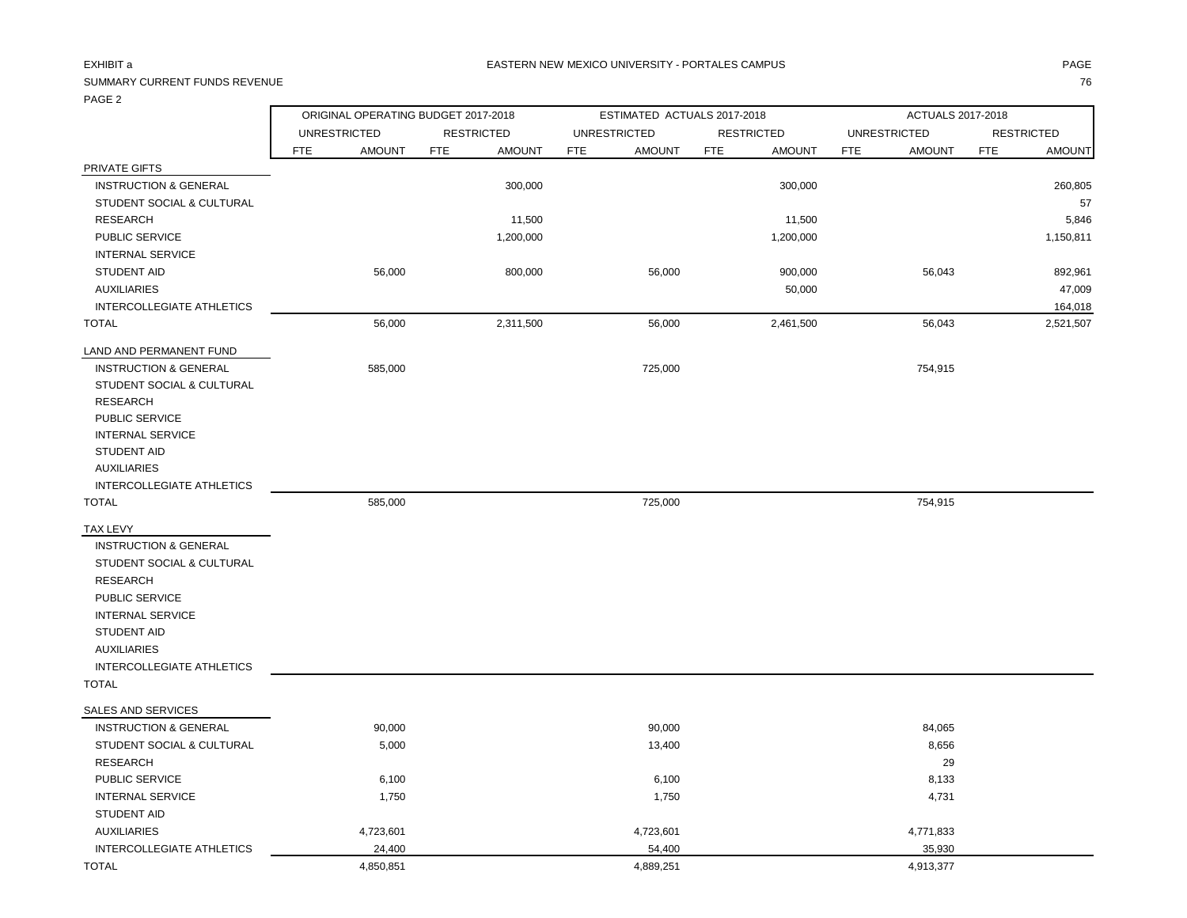EXHIBIT a

EASTERN NEW MEXICO UNIVERSITY - PORTALES CAMPUS

SUMMARY CURRENT FUNDS REVENUE

PAGE 2

| | ORIGINAL OPERATING BUDGET 2017-2018 | | | | ESTIMATED ACTUALS 2017-2018 | | | | ACTUALS 2017-2018 | | | |
|---|---|---|---|---|---|---|---|---|---|---|---|---|
| | UNRESTRICTED | | RESTRICTED | | UNRESTRICTED | | RESTRICTED | | UNRESTRICTED | | RESTRICTED | |
| | FTE | AMOUNT | FTE | AMOUNT | FTE | AMOUNT | FTE | AMOUNT | FTE | AMOUNT | FTE | AMOUNT |
| PRIVATE GIFTS | | | | | | | | | | | | |
| INSTRUCTION & GENERAL | | | | 300,000 | | | | 300,000 | | | | 260,805 |
| STUDENT SOCIAL & CULTURAL | | | | | | | | | | | | 57 |
| RESEARCH | | | | 11,500 | | | | 11,500 | | | | 5,846 |
| PUBLIC SERVICE | | | | 1,200,000 | | | | 1,200,000 | | | | 1,150,811 |
| INTERNAL SERVICE | | | | | | | | | | | | |
| STUDENT AID | | 56,000 | | 800,000 | | 56,000 | | 900,000 | | 56,043 | | 892,961 |
| AUXILIARIES | | | | | | | | 50,000 | | | | 47,009 |
| INTERCOLLEGIATE ATHLETICS | | | | | | | | | | | | 164,018 |
| TOTAL | | 56,000 | | 2,311,500 | | 56,000 | | 2,461,500 | | 56,043 | | 2,521,507 |
| LAND AND PERMANENT FUND | | | | | | | | | | | | |
| INSTRUCTION & GENERAL | | 585,000 | | | | 725,000 | | | | 754,915 | | |
| STUDENT SOCIAL & CULTURAL | | | | | | | | | | | | |
| RESEARCH | | | | | | | | | | | | |
| PUBLIC SERVICE | | | | | | | | | | | | |
| INTERNAL SERVICE | | | | | | | | | | | | |
| STUDENT AID | | | | | | | | | | | | |
| AUXILIARIES | | | | | | | | | | | | |
| INTERCOLLEGIATE ATHLETICS | | | | | | | | | | | | |
| TOTAL | | 585,000 | | | | 725,000 | | | | 754,915 | | |
| TAX LEVY | | | | | | | | | | | | |
| INSTRUCTION & GENERAL | | | | | | | | | | | | |
| STUDENT SOCIAL & CULTURAL | | | | | | | | | | | | |
| RESEARCH | | | | | | | | | | | | |
| PUBLIC SERVICE | | | | | | | | | | | | |
| INTERNAL SERVICE | | | | | | | | | | | | |
| STUDENT AID | | | | | | | | | | | | |
| AUXILIARIES | | | | | | | | | | | | |
| INTERCOLLEGIATE ATHLETICS | | | | | | | | | | | | |
| TOTAL | | | | | | | | | | | | |
| SALES AND SERVICES | | | | | | | | | | | | |
| INSTRUCTION & GENERAL | | 90,000 | | | | 90,000 | | | | 84,065 | | |
| STUDENT SOCIAL & CULTURAL | | 5,000 | | | | 13,400 | | | | 8,656 | | |
| RESEARCH | | | | | | | | | | 29 | | |
| PUBLIC SERVICE | | 6,100 | | | | 6,100 | | | | 8,133 | | |
| INTERNAL SERVICE | | 1,750 | | | | 1,750 | | | | 4,731 | | |
| STUDENT AID | | | | | | | | | | | | |
| AUXILIARIES | | 4,723,601 | | | | 4,723,601 | | | | 4,771,833 | | |
| INTERCOLLEGIATE ATHLETICS | | 24,400 | | | | 54,400 | | | | 35,930 | | |
| TOTAL | | 4,850,851 | | | | 4,889,251 | | | | 4,913,377 | | |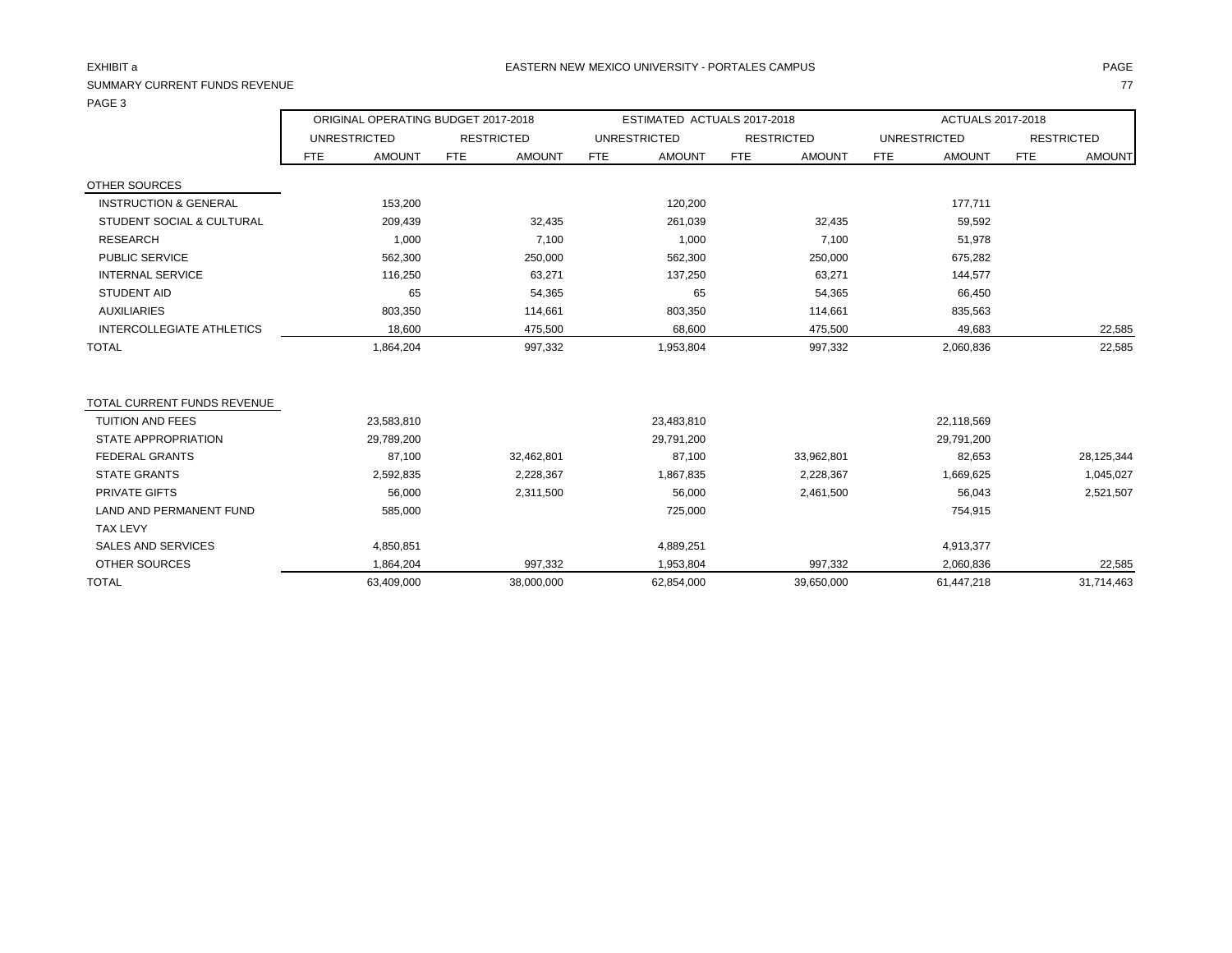EXHIBIT a

EASTERN NEW MEXICO UNIVERSITY - PORTALES CAMPUS

SUMMARY CURRENT FUNDS REVENUE

PAGE 3

| | ORIGINAL OPERATING BUDGET 2017-2018 | | | | ESTIMATED ACTUALS 2017-2018 | | | | ACTUALS 2017-2018 | | | |
|---|---|---|---|---|---|---|---|---|---|---|---|---|
| | UNRESTRICTED | | RESTRICTED | | UNRESTRICTED | | RESTRICTED | | UNRESTRICTED | | RESTRICTED | |
| | FTE | AMOUNT | FTE | AMOUNT | FTE | AMOUNT | FTE | AMOUNT | FTE | AMOUNT | FTE | AMOUNT |
| OTHER SOURCES | | | | | | | | | | | | |
| INSTRUCTION & GENERAL | | 153,200 | | | | 120,200 | | | | 177,711 | | |
| STUDENT SOCIAL & CULTURAL | | 209,439 | | 32,435 | | 261,039 | | 32,435 | | 59,592 | | |
| RESEARCH | | 1,000 | | 7,100 | | 1,000 | | 7,100 | | 51,978 | | |
| PUBLIC SERVICE | | 562,300 | | 250,000 | | 562,300 | | 250,000 | | 675,282 | | |
| INTERNAL SERVICE | | 116,250 | | 63,271 | | 137,250 | | 63,271 | | 144,577 | | |
| STUDENT AID | | 65 | | 54,365 | | 65 | | 54,365 | | 66,450 | | |
| AUXILIARIES | | 803,350 | | 114,661 | | 803,350 | | 114,661 | | 835,563 | | |
| INTERCOLLEGIATE ATHLETICS | | 18,600 | | 475,500 | | 68,600 | | 475,500 | | 49,683 | | 22,585 |
| TOTAL | | 1,864,204 | | 997,332 | | 1,953,804 | | 997,332 | | 2,060,836 | | 22,585 |
| | | | | | | | | | | | | |
| TOTAL CURRENT FUNDS REVENUE | | | | | | | | | | | | |
| TUITION AND FEES | | 23,583,810 | | | | 23,483,810 | | | | 22,118,569 | | |
| STATE APPROPRIATION | | 29,789,200 | | | | 29,791,200 | | | | 29,791,200 | | |
| FEDERAL GRANTS | | 87,100 | | 32,462,801 | | 87,100 | | 33,962,801 | | 82,653 | | 28,125,344 |
| STATE GRANTS | | 2,592,835 | | 2,228,367 | | 1,867,835 | | 2,228,367 | | 1,669,625 | | 1,045,027 |
| PRIVATE GIFTS | | 56,000 | | 2,311,500 | | 56,000 | | 2,461,500 | | 56,043 | | 2,521,507 |
| LAND AND PERMANENT FUND | | 585,000 | | | | 725,000 | | | | 754,915 | | |
| TAX LEVY | | | | | | | | | | | | |
| SALES AND SERVICES | | 4,850,851 | | | | 4,889,251 | | | | 4,913,377 | | |
| OTHER SOURCES | | 1,864,204 | | 997,332 | | 1,953,804 | | 997,332 | | 2,060,836 | | 22,585 |
| TOTAL | | 63,409,000 | | 38,000,000 | | 62,854,000 | | 39,650,000 | | 61,447,218 | | 31,714,463 |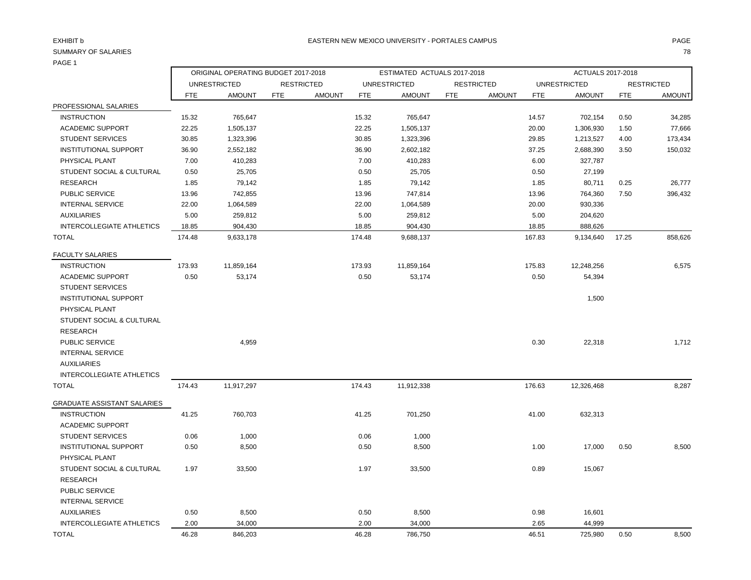EXHIBIT b

EASTERN NEW MEXICO UNIVERSITY - PORTALES CAMPUS

SUMMARY OF SALARIES

PAGE 1

| | ORIGINAL OPERATING BUDGET 2017-2018 | | | | ESTIMATED ACTUALS 2017-2018 | | | | ACTUALS 2017-2018 | | | |
|---|---|---|---|---|---|---|---|---|---|---|---|---|
| | UNRESTRICTED | | RESTRICTED | | UNRESTRICTED | | RESTRICTED | | UNRESTRICTED | | RESTRICTED | |
| | FTE | AMOUNT | FTE | AMOUNT | FTE | AMOUNT | FTE | AMOUNT | FTE | AMOUNT | FTE | AMOUNT |
| PROFESSIONAL SALARIES | | | | | | | | | | | | |
| INSTRUCTION | 15.32 | 765,647 | | | 15.32 | 765,647 | | | 14.57 | 702,154 | 0.50 | 34,285 |
| ACADEMIC SUPPORT | 22.25 | 1,505,137 | | | 22.25 | 1,505,137 | | | 20.00 | 1,306,930 | 1.50 | 77,666 |
| STUDENT SERVICES | 30.85 | 1,323,396 | | | 30.85 | 1,323,396 | | | 29.85 | 1,213,527 | 4.00 | 173,434 |
| INSTITUTIONAL SUPPORT | 36.90 | 2,552,182 | | | 36.90 | 2,602,182 | | | 37.25 | 2,688,390 | 3.50 | 150,032 |
| PHYSICAL PLANT | 7.00 | 410,283 | | | 7.00 | 410,283 | | | 6.00 | 327,787 | | |
| STUDENT SOCIAL & CULTURAL | 0.50 | 25,705 | | | 0.50 | 25,705 | | | 0.50 | 27,199 | | |
| RESEARCH | 1.85 | 79,142 | | | 1.85 | 79,142 | | | 1.85 | 80,711 | 0.25 | 26,777 |
| PUBLIC SERVICE | 13.96 | 742,855 | | | 13.96 | 747,814 | | | 13.96 | 764,360 | 7.50 | 396,432 |
| INTERNAL SERVICE | 22.00 | 1,064,589 | | | 22.00 | 1,064,589 | | | 20.00 | 930,336 | | |
| AUXILIARIES | 5.00 | 259,812 | | | 5.00 | 259,812 | | | 5.00 | 204,620 | | |
| INTERCOLLEGIATE ATHLETICS | 18.85 | 904,430 | | | 18.85 | 904,430 | | | 18.85 | 888,626 | | |
| TOTAL | 174.48 | 9,633,178 | | | 174.48 | 9,688,137 | | | 167.83 | 9,134,640 | 17.25 | 858,626 |
| FACULTY SALARIES | | | | | | | | | | | | |
| INSTRUCTION | 173.93 | 11,859,164 | | | 173.93 | 11,859,164 | | | 175.83 | 12,248,256 | | 6,575 |
| ACADEMIC SUPPORT | 0.50 | 53,174 | | | 0.50 | 53,174 | | | 0.50 | 54,394 | | |
| STUDENT SERVICES | | | | | | | | | | | | |
| INSTITUTIONAL SUPPORT | | | | | | | | | | 1,500 | | |
| PHYSICAL PLANT | | | | | | | | | | | | |
| STUDENT SOCIAL & CULTURAL | | | | | | | | | | | | |
| RESEARCH | | | | | | | | | | | | |
| PUBLIC SERVICE | | 4,959 | | | | | | | 0.30 | 22,318 | | 1,712 |
| INTERNAL SERVICE | | | | | | | | | | | | |
| AUXILIARIES | | | | | | | | | | | | |
| INTERCOLLEGIATE ATHLETICS | | | | | | | | | | | | |
| TOTAL | 174.43 | 11,917,297 | | | 174.43 | 11,912,338 | | | 176.63 | 12,326,468 | | 8,287 |
| GRADUATE ASSISTANT SALARIES | | | | | | | | | | | | |
| INSTRUCTION | 41.25 | 760,703 | | | 41.25 | 701,250 | | | 41.00 | 632,313 | | |
| ACADEMIC SUPPORT | | | | | | | | | | | | |
| STUDENT SERVICES | 0.06 | 1,000 | | | 0.06 | 1,000 | | | | | | |
| INSTITUTIONAL SUPPORT | 0.50 | 8,500 | | | 0.50 | 8,500 | | | 1.00 | 17,000 | 0.50 | 8,500 |
| PHYSICAL PLANT | | | | | | | | | | | | |
| STUDENT SOCIAL & CULTURAL | 1.97 | 33,500 | | | 1.97 | 33,500 | | | 0.89 | 15,067 | | |
| RESEARCH | | | | | | | | | | | | |
| PUBLIC SERVICE | | | | | | | | | | | | |
| INTERNAL SERVICE | | | | | | | | | | | | |
| AUXILIARIES | 0.50 | 8,500 | | | 0.50 | 8,500 | | | 0.98 | 16,601 | | |
| INTERCOLLEGIATE ATHLETICS | 2.00 | 34,000 | | | 2.00 | 34,000 | | | 2.65 | 44,999 | | |
| TOTAL | 46.28 | 846,203 | | | 46.28 | 786,750 | | | 46.51 | 725,980 | 0.50 | 8,500 |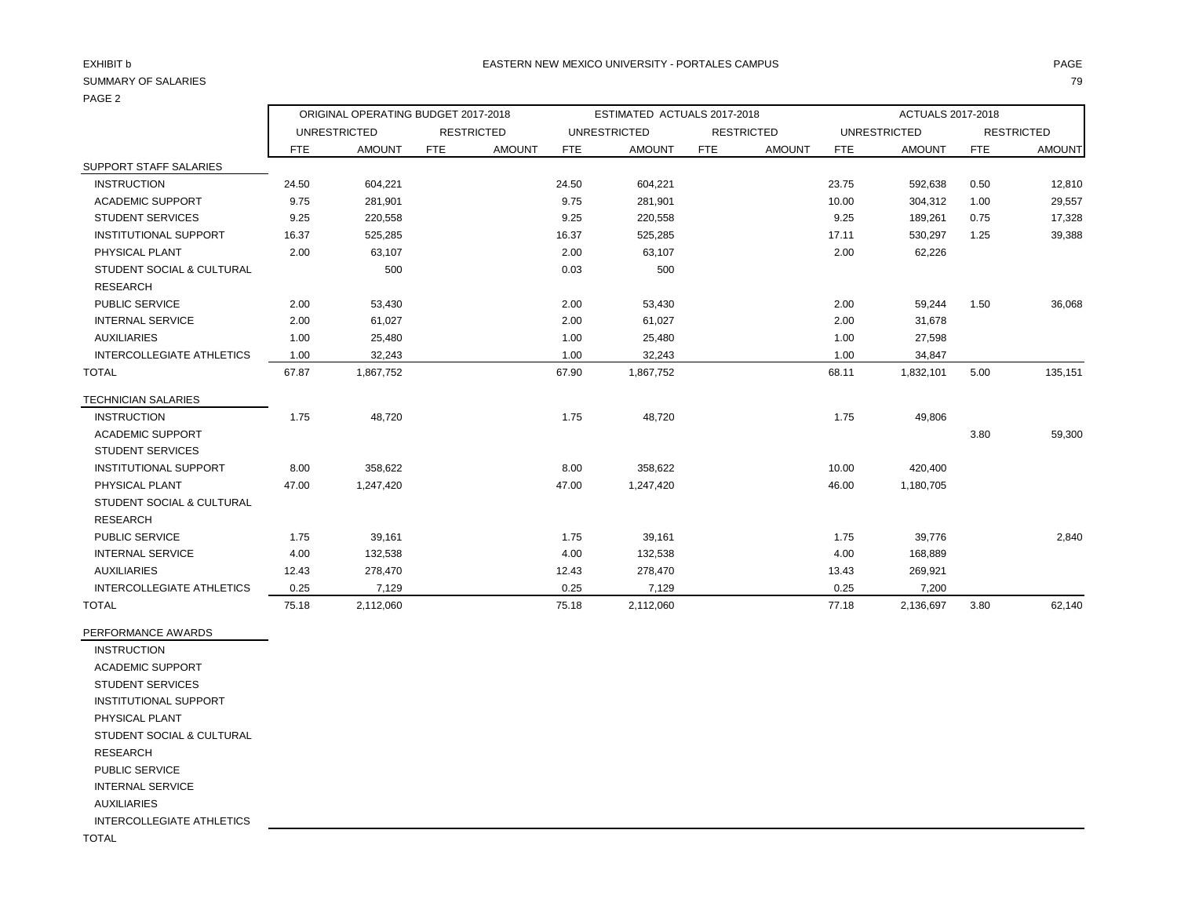EXHIBIT b

SUMMARY OF SALARIES

PAGE 2

EASTERN NEW MEXICO UNIVERSITY - PORTALES CAMPUS

| | ORIGINAL OPERATING BUDGET 2017-2018 | | | | ESTIMATED ACTUALS 2017-2018 | | | | ACTUALS 2017-2018 | | | |
|---|---|---|---|---|---|---|---|---|---|---|---|---|
| | UNRESTRICTED | | RESTRICTED | | UNRESTRICTED | | RESTRICTED | | UNRESTRICTED | | RESTRICTED | |
| | FTE | AMOUNT | FTE | AMOUNT | FTE | AMOUNT | FTE | AMOUNT | FTE | AMOUNT | FTE | AMOUNT |
| SUPPORT STAFF SALARIES | | | | | | | | | | | | |
| INSTRUCTION | 24.50 | 604,221 | | | 24.50 | 604,221 | | | 23.75 | 592,638 | 0.50 | 12,810 |
| ACADEMIC SUPPORT | 9.75 | 281,901 | | | 9.75 | 281,901 | | | 10.00 | 304,312 | 1.00 | 29,557 |
| STUDENT SERVICES | 9.25 | 220,558 | | | 9.25 | 220,558 | | | 9.25 | 189,261 | 0.75 | 17,328 |
| INSTITUTIONAL SUPPORT | 16.37 | 525,285 | | | 16.37 | 525,285 | | | 17.11 | 530,297 | 1.25 | 39,388 |
| PHYSICAL PLANT | 2.00 | 63,107 | | | 2.00 | 63,107 | | | 2.00 | 62,226 | | |
| STUDENT SOCIAL & CULTURAL | | 500 | | | 0.03 | 500 | | | | | | |
| RESEARCH | | | | | | | | | | | | |
| PUBLIC SERVICE | 2.00 | 53,430 | | | 2.00 | 53,430 | | | 2.00 | 59,244 | 1.50 | 36,068 |
| INTERNAL SERVICE | 2.00 | 61,027 | | | 2.00 | 61,027 | | | 2.00 | 31,678 | | |
| AUXILIARIES | 1.00 | 25,480 | | | 1.00 | 25,480 | | | 1.00 | 27,598 | | |
| INTERCOLLEGIATE ATHLETICS | 1.00 | 32,243 | | | 1.00 | 32,243 | | | 1.00 | 34,847 | | |
| TOTAL | 67.87 | 1,867,752 | | | 67.90 | 1,867,752 | | | 68.11 | 1,832,101 | 5.00 | 135,151 |
| TECHNICIAN SALARIES | | | | | | | | | | | | |
| INSTRUCTION | 1.75 | 48,720 | | | 1.75 | 48,720 | | | 1.75 | 49,806 | | |
| ACADEMIC SUPPORT | | | | | | | | | | | 3.80 | 59,300 |
| STUDENT SERVICES | | | | | | | | | | | | |
| INSTITUTIONAL SUPPORT | 8.00 | 358,622 | | | 8.00 | 358,622 | | | 10.00 | 420,400 | | |
| PHYSICAL PLANT | 47.00 | 1,247,420 | | | 47.00 | 1,247,420 | | | 46.00 | 1,180,705 | | |
| STUDENT SOCIAL & CULTURAL | | | | | | | | | | | | |
| RESEARCH | | | | | | | | | | | | |
| PUBLIC SERVICE | 1.75 | 39,161 | | | 1.75 | 39,161 | | | 1.75 | 39,776 | | 2,840 |
| INTERNAL SERVICE | 4.00 | 132,538 | | | 4.00 | 132,538 | | | 4.00 | 168,889 | | |
| AUXILIARIES | 12.43 | 278,470 | | | 12.43 | 278,470 | | | 13.43 | 269,921 | | |
| INTERCOLLEGIATE ATHLETICS | 0.25 | 7,129 | | | 0.25 | 7,129 | | | 0.25 | 7,200 | | |
| TOTAL | 75.18 | 2,112,060 | | | 75.18 | 2,112,060 | | | 77.18 | 2,136,697 | 3.80 | 62,140 |
| PERFORMANCE AWARDS | | | | | | | | | | | | |
| INSTRUCTION | | | | | | | | | | | | |
| ACADEMIC SUPPORT | | | | | | | | | | | | |
| STUDENT SERVICES | | | | | | | | | | | | |
| INSTITUTIONAL SUPPORT | | | | | | | | | | | | |
| PHYSICAL PLANT | | | | | | | | | | | | |
| STUDENT SOCIAL & CULTURAL | | | | | | | | | | | | |
| RESEARCH | | | | | | | | | | | | |
| PUBLIC SERVICE | | | | | | | | | | | | |
| INTERNAL SERVICE | | | | | | | | | | | | |
| AUXILIARIES | | | | | | | | | | | | |
| INTERCOLLEGIATE ATHLETICS | | | | | | | | | | | | |
| TOTAL | | | | | | | | | | | | |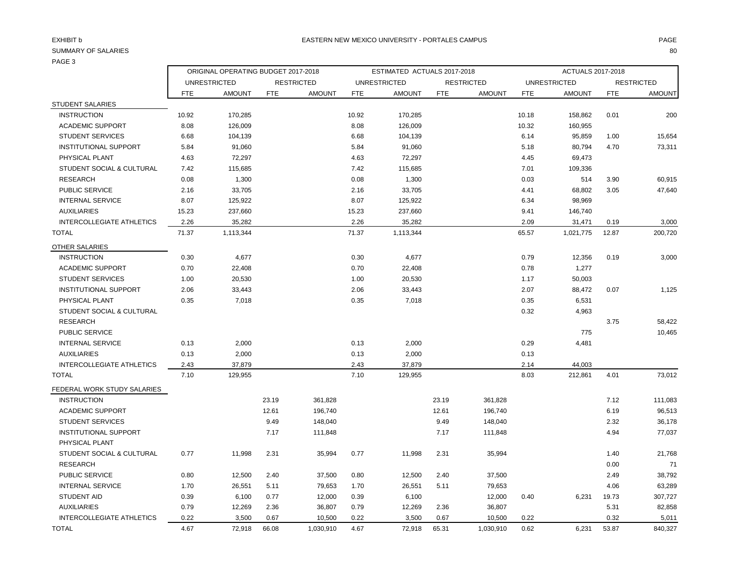EXHIBIT b

SUMMARY OF SALARIES

PAGE 3

EASTERN NEW MEXICO UNIVERSITY - PORTALES CAMPUS

| | ORIGINAL OPERATING BUDGET 2017-2018 | | | | ESTIMATED ACTUALS 2017-2018 | | | | ACTUALS 2017-2018 | | | |
|---|---|---|---|---|---|---|---|---|---|---|---|---|
| | UNRESTRICTED | | RESTRICTED | | UNRESTRICTED | | RESTRICTED | | UNRESTRICTED | | RESTRICTED | |
| | FTE | AMOUNT | FTE | AMOUNT | FTE | AMOUNT | FTE | AMOUNT | FTE | AMOUNT | FTE | AMOUNT |
| STUDENT SALARIES | | | | | | | | | | | | |
| INSTRUCTION | 10.92 | 170,285 | | | 10.92 | 170,285 | | | 10.18 | 158,862 | 0.01 | 200 |
| ACADEMIC SUPPORT | 8.08 | 126,009 | | | 8.08 | 126,009 | | | 10.32 | 160,955 | | |
| STUDENT SERVICES | 6.68 | 104,139 | | | 6.68 | 104,139 | | | 6.14 | 95,859 | 1.00 | 15,654 |
| INSTITUTIONAL SUPPORT | 5.84 | 91,060 | | | 5.84 | 91,060 | | | 5.18 | 80,794 | 4.70 | 73,311 |
| PHYSICAL PLANT | 4.63 | 72,297 | | | 4.63 | 72,297 | | | 4.45 | 69,473 | | |
| STUDENT SOCIAL & CULTURAL | 7.42 | 115,685 | | | 7.42 | 115,685 | | | 7.01 | 109,336 | | |
| RESEARCH | 0.08 | 1,300 | | | 0.08 | 1,300 | | | 0.03 | 514 | 3.90 | 60,915 |
| PUBLIC SERVICE | 2.16 | 33,705 | | | 2.16 | 33,705 | | | 4.41 | 68,802 | 3.05 | 47,640 |
| INTERNAL SERVICE | 8.07 | 125,922 | | | 8.07 | 125,922 | | | 6.34 | 98,969 | | |
| AUXILIARIES | 15.23 | 237,660 | | | 15.23 | 237,660 | | | 9.41 | 146,740 | | |
| INTERCOLLEGIATE ATHLETICS | 2.26 | 35,282 | | | 2.26 | 35,282 | | | 2.09 | 31,471 | 0.19 | 3,000 |
| TOTAL | 71.37 | 1,113,344 | | | 71.37 | 1,113,344 | | | 65.57 | 1,021,775 | 12.87 | 200,720 |
| OTHER SALARIES | | | | | | | | | | | | |
| INSTRUCTION | 0.30 | 4,677 | | | 0.30 | 4,677 | | | 0.79 | 12,356 | 0.19 | 3,000 |
| ACADEMIC SUPPORT | 0.70 | 22,408 | | | 0.70 | 22,408 | | | 0.78 | 1,277 | | |
| STUDENT SERVICES | 1.00 | 20,530 | | | 1.00 | 20,530 | | | 1.17 | 50,003 | | |
| INSTITUTIONAL SUPPORT | 2.06 | 33,443 | | | 2.06 | 33,443 | | | 2.07 | 88,472 | 0.07 | 1,125 |
| PHYSICAL PLANT | 0.35 | 7,018 | | | 0.35 | 7,018 | | | 0.35 | 6,531 | | |
| STUDENT SOCIAL & CULTURAL | | | | | | | | | 0.32 | 4,963 | | |
| RESEARCH | | | | | | | | | | | 3.75 | 58,422 |
| PUBLIC SERVICE | | | | | | | | | | 775 | | 10,465 |
| INTERNAL SERVICE | 0.13 | 2,000 | | | 0.13 | 2,000 | | | 0.29 | 4,481 | | |
| AUXILIARIES | 0.13 | 2,000 | | | 0.13 | 2,000 | | | 0.13 | | | |
| INTERCOLLEGIATE ATHLETICS | 2.43 | 37,879 | | | 2.43 | 37,879 | | | 2.14 | 44,003 | | |
| TOTAL | 7.10 | 129,955 | | | 7.10 | 129,955 | | | 8.03 | 212,861 | 4.01 | 73,012 |
| FEDERAL WORK STUDY SALARIES | | | | | | | | | | | | |
| INSTRUCTION | | | 23.19 | 361,828 | | | 23.19 | 361,828 | | | 7.12 | 111,083 |
| ACADEMIC SUPPORT | | | 12.61 | 196,740 | | | 12.61 | 196,740 | | | 6.19 | 96,513 |
| STUDENT SERVICES | | | 9.49 | 148,040 | | | 9.49 | 148,040 | | | 2.32 | 36,178 |
| INSTITUTIONAL SUPPORT | | | 7.17 | 111,848 | | | 7.17 | 111,848 | | | 4.94 | 77,037 |
| PHYSICAL PLANT | | | | | | | | | | | | |
| STUDENT SOCIAL & CULTURAL | 0.77 | 11,998 | 2.31 | 35,994 | 0.77 | 11,998 | 2.31 | 35,994 | | | 1.40 | 21,768 |
| RESEARCH | | | | | | | | | | | 0.00 | 71 |
| PUBLIC SERVICE | 0.80 | 12,500 | 2.40 | 37,500 | 0.80 | 12,500 | 2.40 | 37,500 | | | 2.49 | 38,792 |
| INTERNAL SERVICE | 1.70 | 26,551 | 5.11 | 79,653 | 1.70 | 26,551 | 5.11 | 79,653 | | | 4.06 | 63,289 |
| STUDENT AID | 0.39 | 6,100 | 0.77 | 12,000 | 0.39 | 6,100 | | 12,000 | 0.40 | 6,231 | 19.73 | 307,727 |
| AUXILIARIES | 0.79 | 12,269 | 2.36 | 36,807 | 0.79 | 12,269 | 2.36 | 36,807 | | | 5.31 | 82,858 |
| INTERCOLLEGIATE ATHLETICS | 0.22 | 3,500 | 0.67 | 10,500 | 0.22 | 3,500 | 0.67 | 10,500 | 0.22 | | 0.32 | 5,011 |
| TOTAL | 4.67 | 72,918 | 66.08 | 1,030,910 | 4.67 | 72,918 | 65.31 | 1,030,910 | 0.62 | 6,231 | 53.87 | 840,327 |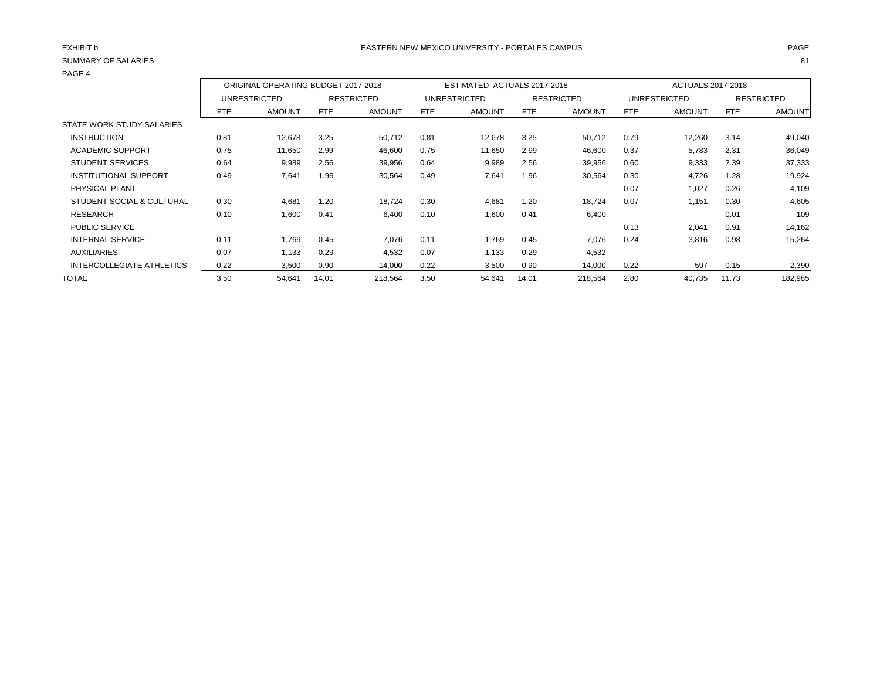EXHIBIT b

EASTERN NEW MEXICO UNIVERSITY - PORTALES CAMPUS

SUMMARY OF SALARIES

PAGE 4

| | ORIGINAL OPERATING BUDGET 2017-2018 | | | | ESTIMATED ACTUALS 2017-2018 | | | | ACTUALS 2017-2018 | | | |
|---|---|---|---|---|---|---|---|---|---|---|---|---|
| | UNRESTRICTED | | RESTRICTED | | UNRESTRICTED | | RESTRICTED | | UNRESTRICTED | | RESTRICTED | |
| | FTE | AMOUNT | FTE | AMOUNT | FTE | AMOUNT | FTE | AMOUNT | FTE | AMOUNT | FTE | AMOUNT |
| STATE WORK STUDY SALARIES | | | | | | | | | | | | |
| INSTRUCTION | 0.81 | 12,678 | 3.25 | 50,712 | 0.81 | 12,678 | 3.25 | 50,712 | 0.79 | 12,260 | 3.14 | 49,040 |
| ACADEMIC SUPPORT | 0.75 | 11,650 | 2.99 | 46,600 | 0.75 | 11,650 | 2.99 | 46,600 | 0.37 | 5,783 | 2.31 | 36,049 |
| STUDENT SERVICES | 0.64 | 9,989 | 2.56 | 39,956 | 0.64 | 9,989 | 2.56 | 39,956 | 0.60 | 9,333 | 2.39 | 37,333 |
| INSTITUTIONAL SUPPORT | 0.49 | 7,641 | 1.96 | 30,564 | 0.49 | 7,641 | 1.96 | 30,564 | 0.30 | 4,726 | 1.28 | 19,924 |
| PHYSICAL PLANT | | | | | | | | | 0.07 | 1,027 | 0.26 | 4,109 |
| STUDENT SOCIAL & CULTURAL | 0.30 | 4,681 | 1.20 | 18,724 | 0.30 | 4,681 | 1.20 | 18,724 | 0.07 | 1,151 | 0.30 | 4,605 |
| RESEARCH | 0.10 | 1,600 | 0.41 | 6,400 | 0.10 | 1,600 | 0.41 | 6,400 | | | 0.01 | 109 |
| PUBLIC SERVICE | | | | | | | | | 0.13 | 2,041 | 0.91 | 14,162 |
| INTERNAL SERVICE | 0.11 | 1,769 | 0.45 | 7,076 | 0.11 | 1,769 | 0.45 | 7,076 | 0.24 | 3,816 | 0.98 | 15,264 |
| AUXILIARIES | 0.07 | 1,133 | 0.29 | 4,532 | 0.07 | 1,133 | 0.29 | 4,532 | | | | |
| INTERCOLLEGIATE ATHLETICS | 0.22 | 3,500 | 0.90 | 14,000 | 0.22 | 3,500 | 0.90 | 14,000 | 0.22 | 597 | 0.15 | 2,390 |
| TOTAL | 3.50 | 54,641 | 14.01 | 218,564 | 3.50 | 54,641 | 14.01 | 218,564 | 2.80 | 40,735 | 11.73 | 182,985 |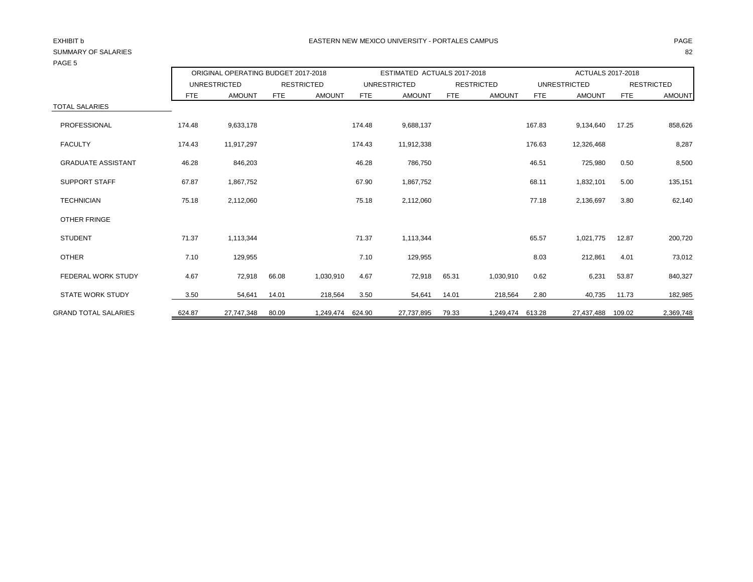EXHIBIT b

EASTERN NEW MEXICO UNIVERSITY - PORTALES CAMPUS

SUMMARY OF SALARIES

PAGE 5

| | ORIGINAL OPERATING BUDGET 2017-2018 | | | | ESTIMATED ACTUALS 2017-2018 | | | | ACTUALS 2017-2018 | | | |
|---|---|---|---|---|---|---|---|---|---|---|---|---|
| | UNRESTRICTED | | RESTRICTED | | UNRESTRICTED | | RESTRICTED | | UNRESTRICTED | | RESTRICTED | |
| | FTE | AMOUNT | FTE | AMOUNT | FTE | AMOUNT | FTE | AMOUNT | FTE | AMOUNT | FTE | AMOUNT |
| TOTAL SALARIES | | | | | | | | | | | | |
| PROFESSIONAL | 174.48 | 9,633,178 | | | 174.48 | 9,688,137 | | | 167.83 | 9,134,640 | 17.25 | 858,626 |
| FACULTY | 174.43 | 11,917,297 | | | 174.43 | 11,912,338 | | | 176.63 | 12,326,468 | | 8,287 |
| GRADUATE ASSISTANT | 46.28 | 846,203 | | | 46.28 | 786,750 | | | 46.51 | 725,980 | 0.50 | 8,500 |
| SUPPORT STAFF | 67.87 | 1,867,752 | | | 67.90 | 1,867,752 | | | 68.11 | 1,832,101 | 5.00 | 135,151 |
| TECHNICIAN | 75.18 | 2,112,060 | | | 75.18 | 2,112,060 | | | 77.18 | 2,136,697 | 3.80 | 62,140 |
| OTHER FRINGE | | | | | | | | | | | | |
| STUDENT | 71.37 | 1,113,344 | | | 71.37 | 1,113,344 | | | 65.57 | 1,021,775 | 12.87 | 200,720 |
| OTHER | 7.10 | 129,955 | | | 7.10 | 129,955 | | | 8.03 | 212,861 | 4.01 | 73,012 |
| FEDERAL WORK STUDY | 4.67 | 72,918 | 66.08 | 1,030,910 | 4.67 | 72,918 | 65.31 | 1,030,910 | 0.62 | 6,231 | 53.87 | 840,327 |
| STATE WORK STUDY | 3.50 | 54,641 | 14.01 | 218,564 | 3.50 | 54,641 | 14.01 | 218,564 | 2.80 | 40,735 | 11.73 | 182,985 |
| GRAND TOTAL SALARIES | 624.87 | 27,747,348 | 80.09 | 1,249,474 | 624.90 | 27,737,895 | 79.33 | 1,249,474 | 613.28 | 27,437,488 | 109.02 | 2,369,748 |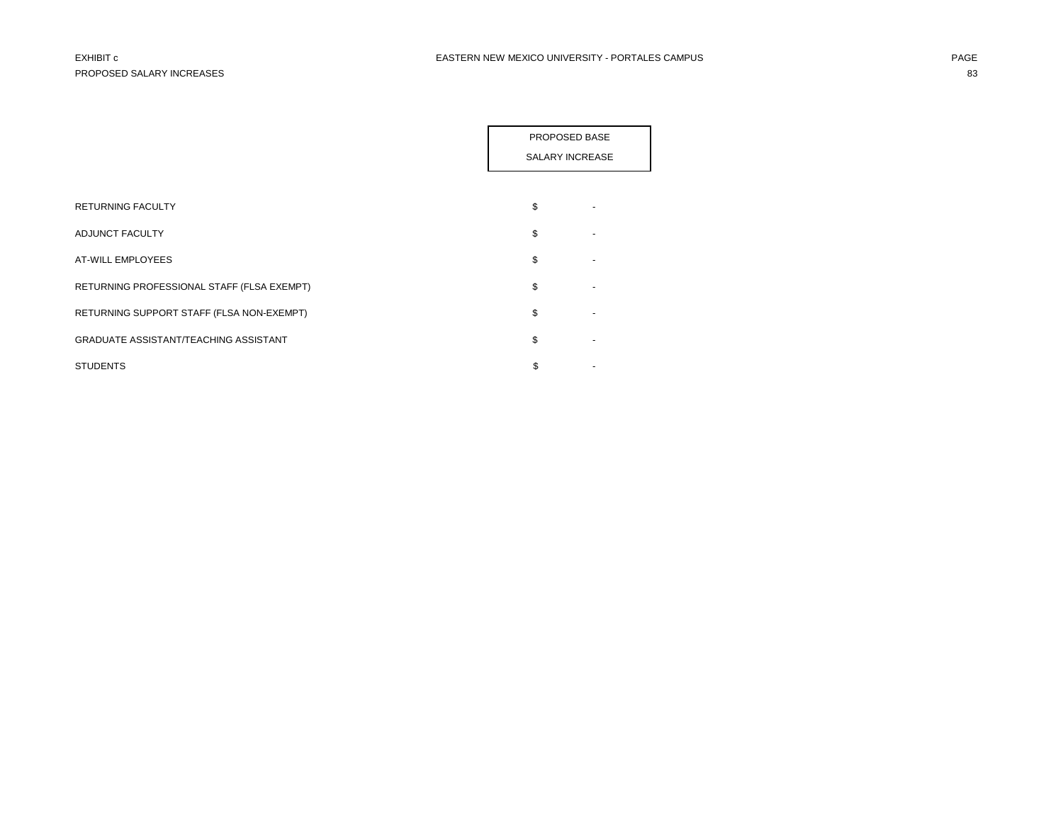EXHIBIT c

EASTERN NEW MEXICO UNIVERSITY - PORTALES CAMPUS

PROPOSED SALARY INCREASES

| | PROPOSED BASE SALARY INCREASE |
|---|---|
| RETURNING FACULTY | $ - |
| ADJUNCT FACULTY | $ - |
| AT-WILL EMPLOYEES | $ - |
| RETURNING PROFESSIONAL STAFF (FLSA EXEMPT) | $ - |
| RETURNING SUPPORT STAFF (FLSA NON-EXEMPT) | $ - |
| GRADUATE ASSISTANT/TEACHING ASSISTANT | $ - |
| STUDENTS | $ - |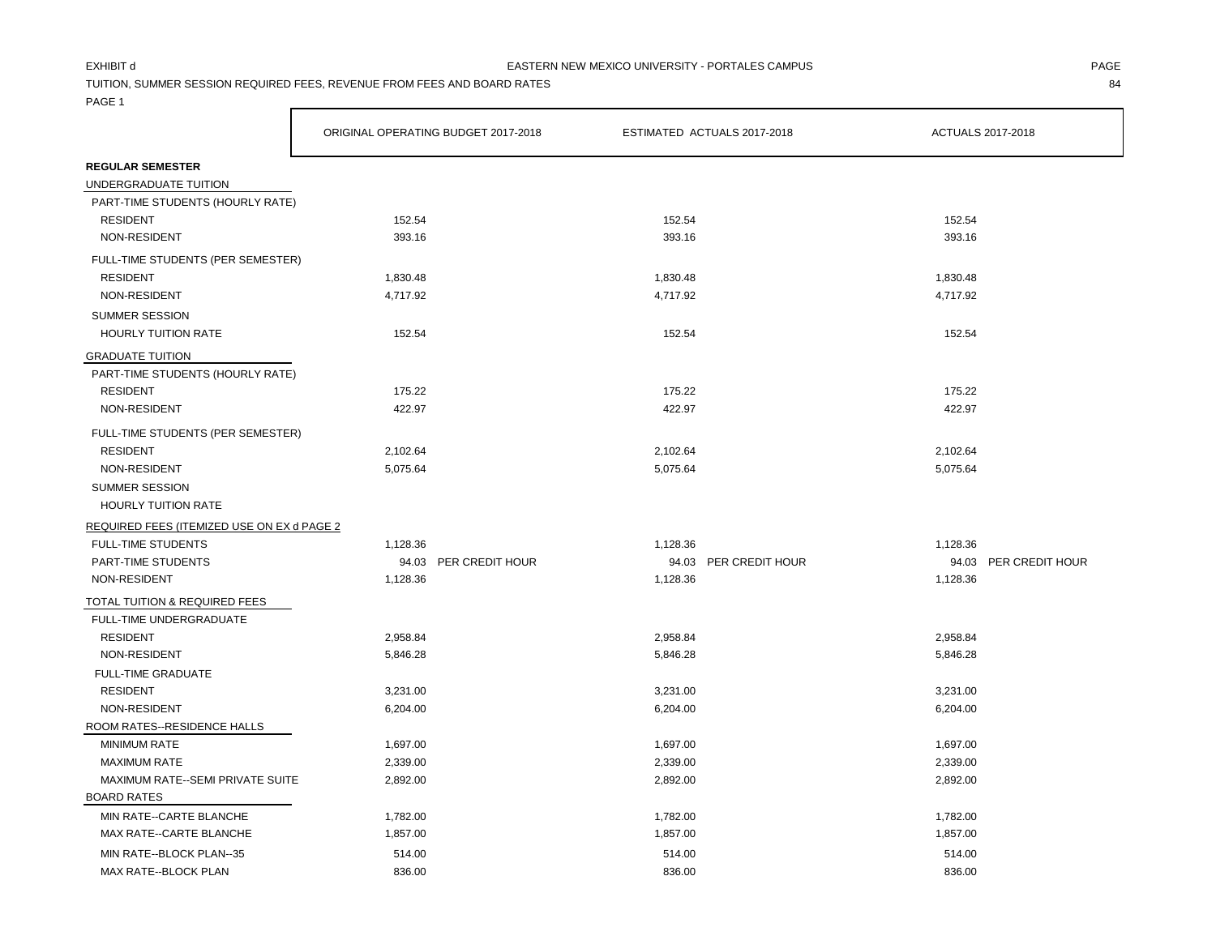EXHIBIT d

EASTERN NEW MEXICO UNIVERSITY - PORTALES CAMPUS

TUITION, SUMMER SESSION REQUIRED FEES, REVENUE FROM FEES AND BOARD RATES

PAGE 1

| | ORIGINAL OPERATING BUDGET 2017-2018 | ESTIMATED ACTUALS 2017-2018 | ACTUALS 2017-2018 |
|---|---|---|---|
| **REGULAR SEMESTER** | | | |
| UNDERGRADUATE TUITION | | | |
| PART-TIME STUDENTS (HOURLY RATE) | | | |
| RESIDENT | 152.54 | 152.54 | 152.54 |
| NON-RESIDENT | 393.16 | 393.16 | 393.16 |
| FULL-TIME STUDENTS (PER SEMESTER) | | | |
| RESIDENT | 1,830.48 | 1,830.48 | 1,830.48 |
| NON-RESIDENT | 4,717.92 | 4,717.92 | 4,717.92 |
| SUMMER SESSION | | | |
| HOURLY TUITION RATE | 152.54 | 152.54 | 152.54 |
| GRADUATE TUITION | | | |
| PART-TIME STUDENTS (HOURLY RATE) | | | |
| RESIDENT | 175.22 | 175.22 | 175.22 |
| NON-RESIDENT | 422.97 | 422.97 | 422.97 |
| FULL-TIME STUDENTS (PER SEMESTER) | | | |
| RESIDENT | 2,102.64 | 2,102.64 | 2,102.64 |
| NON-RESIDENT | 5,075.64 | 5,075.64 | 5,075.64 |
| SUMMER SESSION | | | |
| HOURLY TUITION RATE | | | |
| REQUIRED FEES (ITEMIZED USE ON EX d PAGE 2 | | | |
| FULL-TIME STUDENTS | 1,128.36 | 1,128.36 | 1,128.36 |
| PART-TIME STUDENTS | 94.03 PER CREDIT HOUR | 94.03 PER CREDIT HOUR | 94.03 PER CREDIT HOUR |
| NON-RESIDENT | 1,128.36 | 1,128.36 | 1,128.36 |
| TOTAL TUITION & REQUIRED FEES | | | |
| FULL-TIME UNDERGRADUATE | | | |
| RESIDENT | 2,958.84 | 2,958.84 | 2,958.84 |
| NON-RESIDENT | 5,846.28 | 5,846.28 | 5,846.28 |
| FULL-TIME GRADUATE | | | |
| RESIDENT | 3,231.00 | 3,231.00 | 3,231.00 |
| NON-RESIDENT | 6,204.00 | 6,204.00 | 6,204.00 |
| ROOM RATES--RESIDENCE HALLS | | | |
| MINIMUM RATE | 1,697.00 | 1,697.00 | 1,697.00 |
| MAXIMUM RATE | 2,339.00 | 2,339.00 | 2,339.00 |
| MAXIMUM RATE--SEMI PRIVATE SUITE | 2,892.00 | 2,892.00 | 2,892.00 |
| BOARD RATES | | | |
| MIN RATE--CARTE BLANCHE | 1,782.00 | 1,782.00 | 1,782.00 |
| MAX RATE--CARTE BLANCHE | 1,857.00 | 1,857.00 | 1,857.00 |
| MIN RATE--BLOCK PLAN--35 | 514.00 | 514.00 | 514.00 |
| MAX RATE--BLOCK PLAN | 836.00 | 836.00 | 836.00 |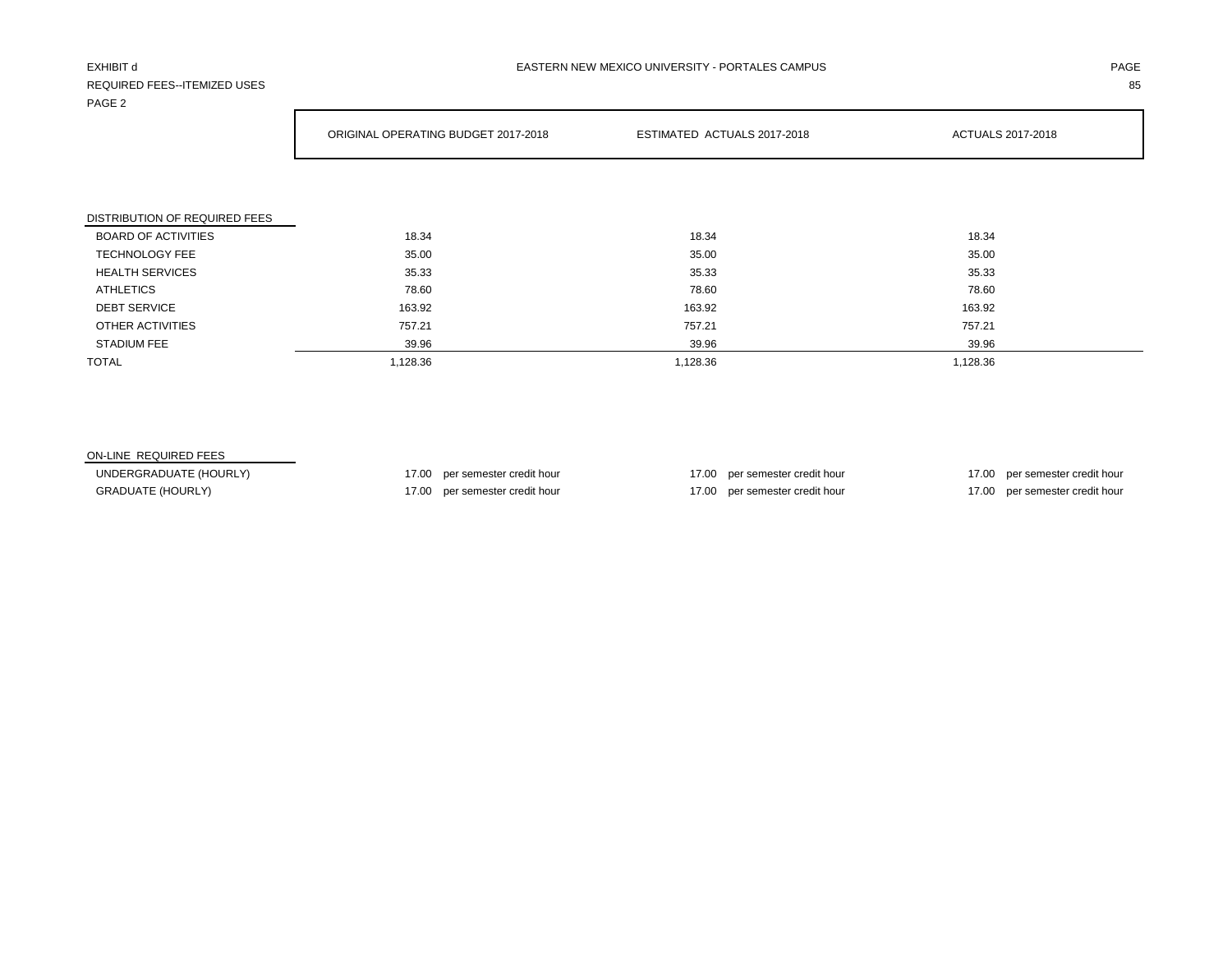EXHIBIT d

REQUIRED FEES--ITEMIZED USES

PAGE 2

EASTERN NEW MEXICO UNIVERSITY - PORTALES CAMPUS

| | ORIGINAL OPERATING BUDGET 2017-2018 | ESTIMATED ACTUALS 2017-2018 | ACTUALS 2017-2018 |
|---|---|---|---|
| **DISTRIBUTION OF REQUIRED FEES** | | | |
| BOARD OF ACTIVITIES | 18.34 | 18.34 | 18.34 |
| TECHNOLOGY FEE | 35.00 | 35.00 | 35.00 |
| HEALTH SERVICES | 35.33 | 35.33 | 35.33 |
| ATHLETICS | 78.60 | 78.60 | 78.60 |
| DEBT SERVICE | 163.92 | 163.92 | 163.92 |
| OTHER ACTIVITIES | 757.21 | 757.21 | 757.21 |
| STADIUM FEE | 39.96 | 39.96 | 39.96 |
| TOTAL | 1,128.36 | 1,128.36 | 1,128.36 |
| **ON-LINE REQUIRED FEES** | | | |
| UNDERGRADUATE (HOURLY) | 17.00 per semester credit hour | 17.00 per semester credit hour | 17.00 per semester credit hour |
| GRADUATE (HOURLY) | 17.00 per semester credit hour | 17.00 per semester credit hour | 17.00 per semester credit hour |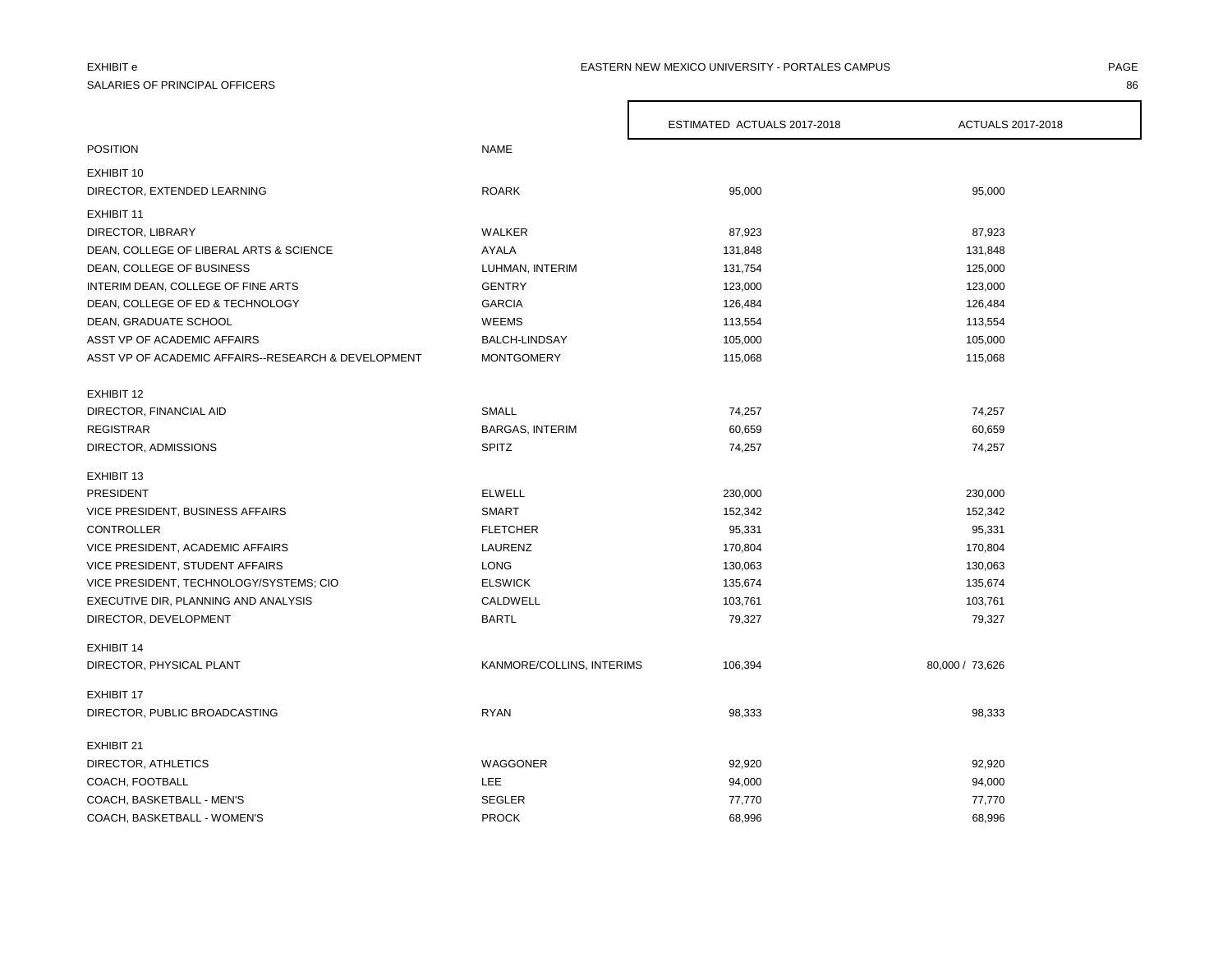EXHIBIT e

SALARIES OF PRINCIPAL OFFICERS

EASTERN NEW MEXICO UNIVERSITY - PORTALES CAMPUS

| POSITION | NAME | ESTIMATED ACTUALS 2017-2018 | ACTUALS 2017-2018 |
|---|---|---|---|
| EXHIBIT 10 | | | |
| DIRECTOR, EXTENDED LEARNING | ROARK | 95,000 | 95,000 |
| EXHIBIT 11 | | | |
| DIRECTOR, LIBRARY | WALKER | 87,923 | 87,923 |
| DEAN, COLLEGE OF LIBERAL ARTS & SCIENCE | AYALA | 131,848 | 131,848 |
| DEAN, COLLEGE OF BUSINESS | LUHMAN, INTERIM | 131,754 | 125,000 |
| INTERIM DEAN, COLLEGE OF FINE ARTS | GENTRY | 123,000 | 123,000 |
| DEAN, COLLEGE OF ED & TECHNOLOGY | GARCIA | 126,484 | 126,484 |
| DEAN, GRADUATE SCHOOL | WEEMS | 113,554 | 113,554 |
| ASST VP OF ACADEMIC AFFAIRS | BALCH-LINDSAY | 105,000 | 105,000 |
| ASST VP OF ACADEMIC AFFAIRS--RESEARCH & DEVELOPMENT | MONTGOMERY | 115,068 | 115,068 |
| EXHIBIT 12 | | | |
| DIRECTOR, FINANCIAL AID | SMALL | 74,257 | 74,257 |
| REGISTRAR | BARGAS, INTERIM | 60,659 | 60,659 |
| DIRECTOR, ADMISSIONS | SPITZ | 74,257 | 74,257 |
| EXHIBIT 13 | | | |
| PRESIDENT | ELWELL | 230,000 | 230,000 |
| VICE PRESIDENT, BUSINESS AFFAIRS | SMART | 152,342 | 152,342 |
| CONTROLLER | FLETCHER | 95,331 | 95,331 |
| VICE PRESIDENT, ACADEMIC AFFAIRS | LAURENZ | 170,804 | 170,804 |
| VICE PRESIDENT, STUDENT AFFAIRS | LONG | 130,063 | 130,063 |
| VICE PRESIDENT, TECHNOLOGY/SYSTEMS; CIO | ELSWICK | 135,674 | 135,674 |
| EXECUTIVE DIR, PLANNING AND ANALYSIS | CALDWELL | 103,761 | 103,761 |
| DIRECTOR, DEVELOPMENT | BARTL | 79,327 | 79,327 |
| EXHIBIT 14 | | | |
| DIRECTOR, PHYSICAL PLANT | KANMORE/COLLINS, INTERIMS | 106,394 | 80,000 / 73,626 |
| EXHIBIT 17 | | | |
| DIRECTOR, PUBLIC BROADCASTING | RYAN | 98,333 | 98,333 |
| EXHIBIT 21 | | | |
| DIRECTOR, ATHLETICS | WAGGONER | 92,920 | 92,920 |
| COACH, FOOTBALL | LEE | 94,000 | 94,000 |
| COACH, BASKETBALL - MEN'S | SEGLER | 77,770 | 77,770 |
| COACH, BASKETBALL - WOMEN'S | PROCK | 68,996 | 68,996 |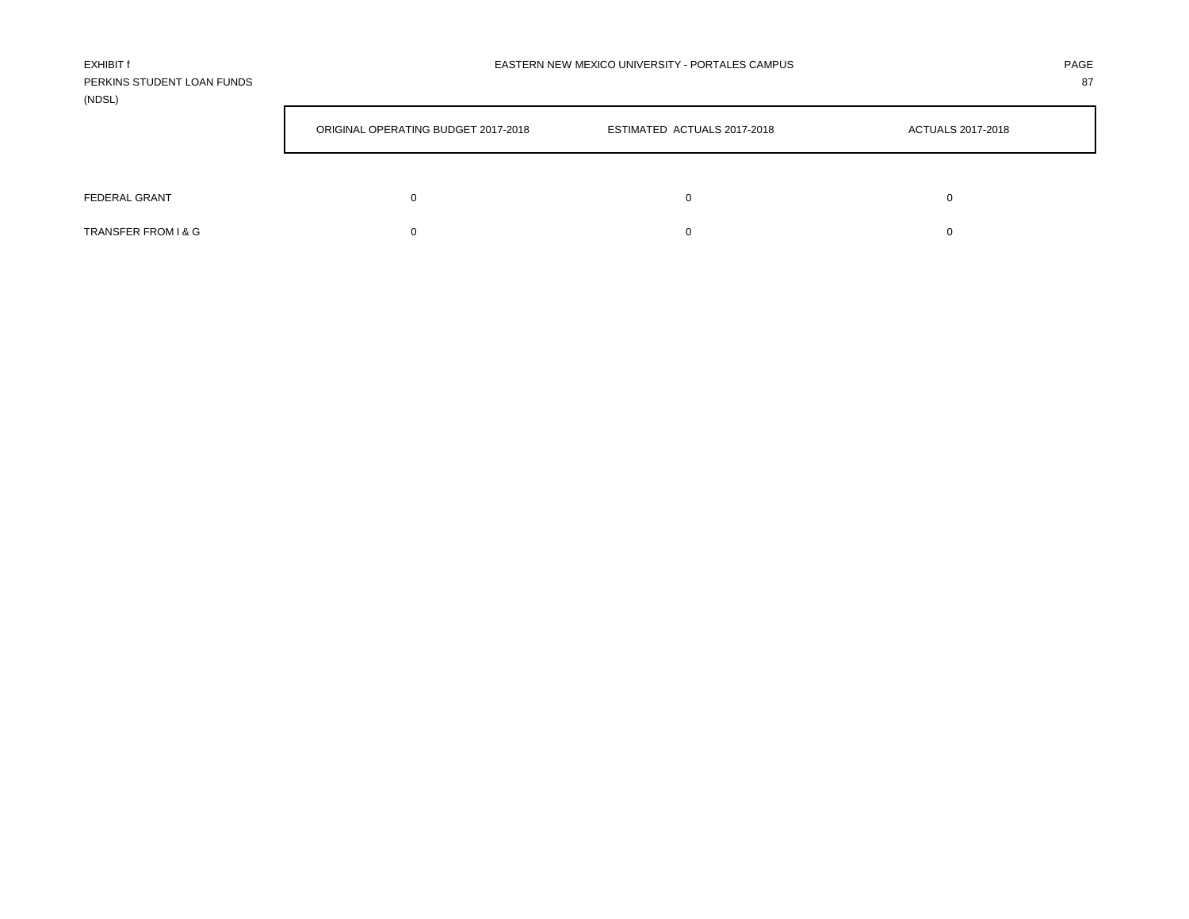EXHIBIT f
PERKINS STUDENT LOAN FUNDS
(NDSL)

EASTERN NEW MEXICO UNIVERSITY - PORTALES CAMPUS

| | ORIGINAL OPERATING BUDGET 2017-2018 | ESTIMATED ACTUALS 2017-2018 | ACTUALS 2017-2018 |
|---|---|---|---|
| FEDERAL GRANT | 0 | 0 | 0 |
| TRANSFER FROM I & G | 0 | 0 | 0 |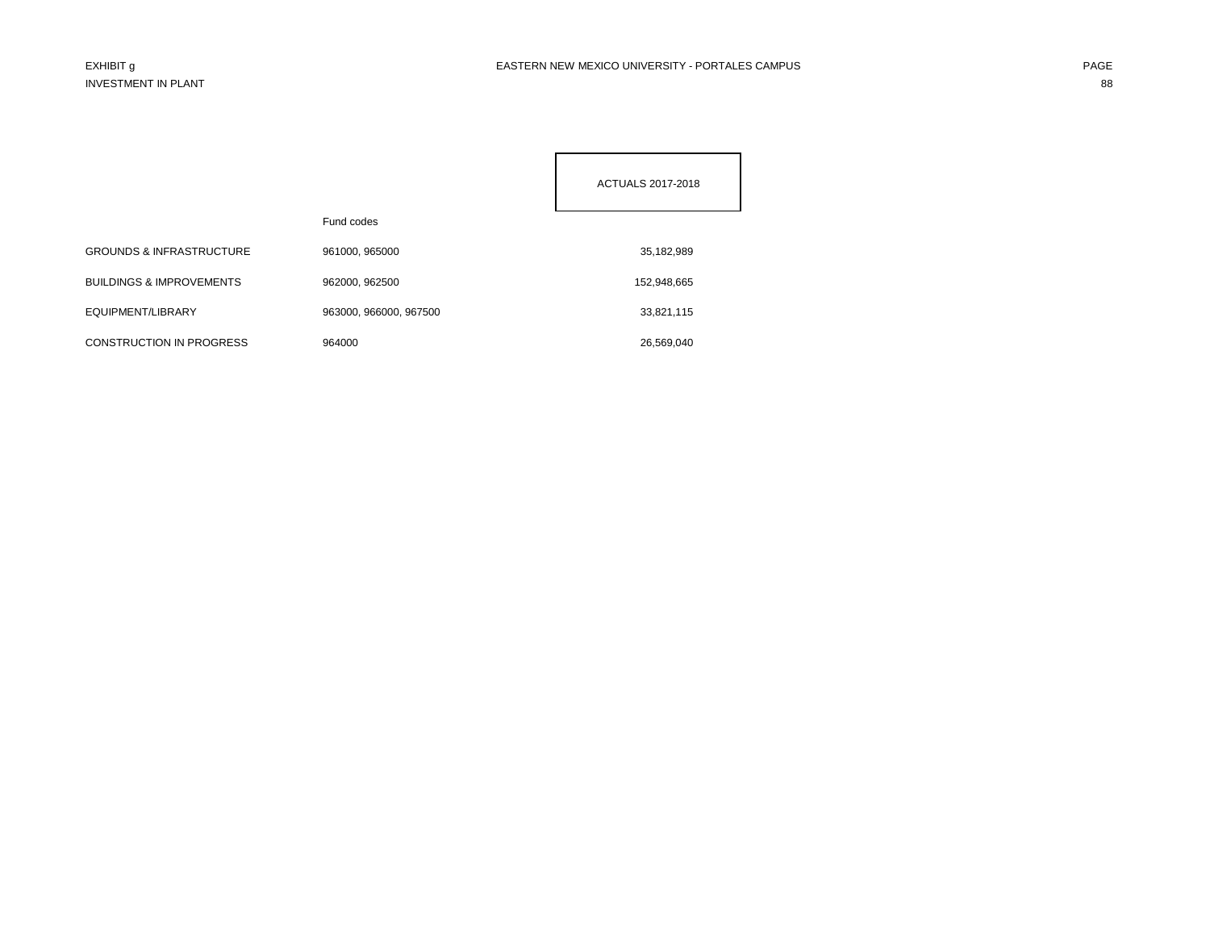EXHIBIT g
INVESTMENT IN PLANT

EASTERN NEW MEXICO UNIVERSITY - PORTALES CAMPUS

| | Fund codes | ACTUALS 2017-2018 |
|---|---|---|
| GROUNDS & INFRASTRUCTURE | 961000, 965000 | 35,182,989 |
| BUILDINGS & IMPROVEMENTS | 962000, 962500 | 152,948,665 |
| EQUIPMENT/LIBRARY | 963000, 966000, 967500 | 33,821,115 |
| CONSTRUCTION IN PROGRESS | 964000 | 26,569,040 |